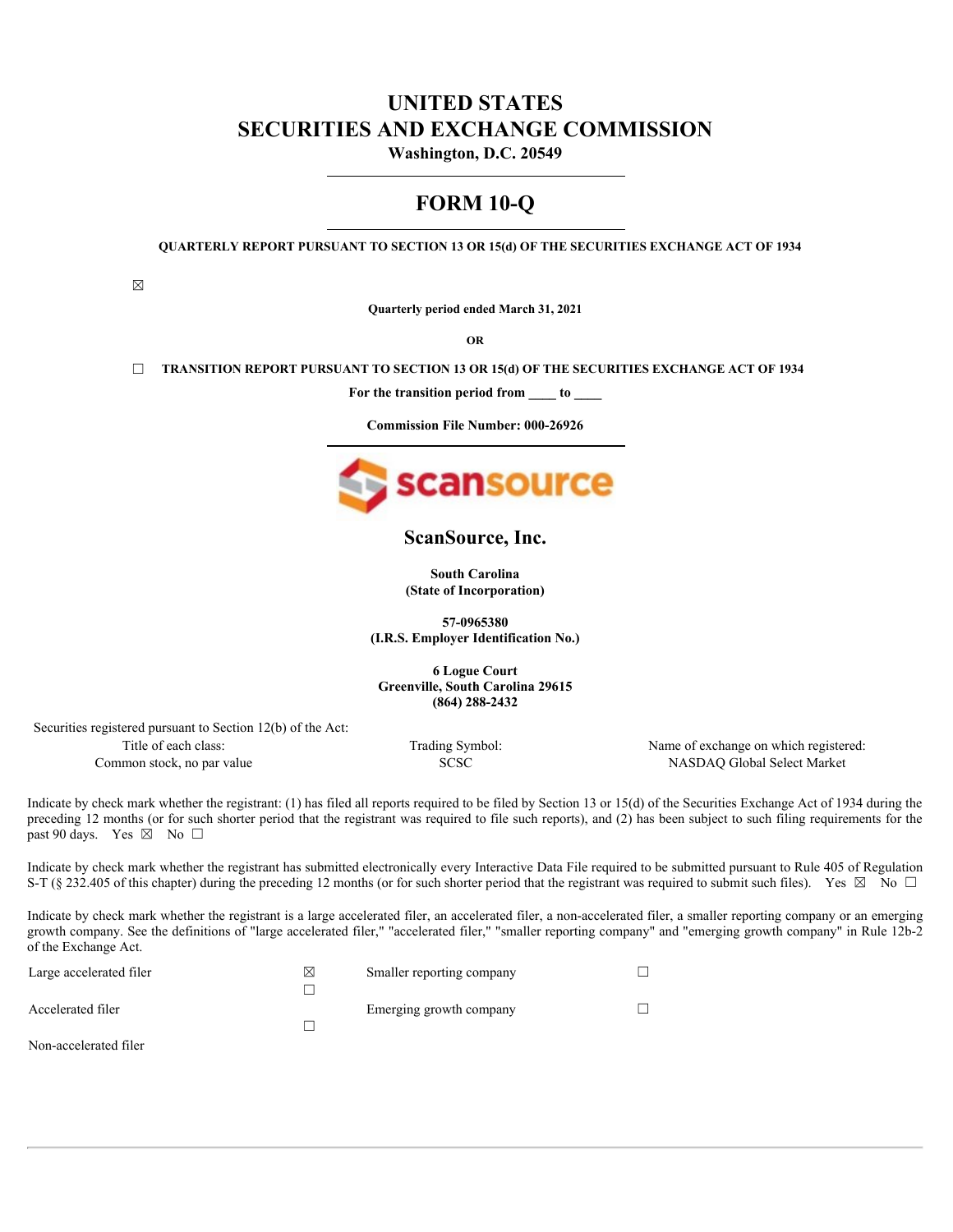# UNITED STATES
# SECURITIES AND EXCHANGE COMMISSION

**Washington, D.C. 20549**

---

## FORM 10-Q

---

**QUARTERLY REPORT PURSUANT TO SECTION 13 OR 15(d) OF THE SECURITIES EXCHANGE ACT OF 1934**

☒

**Quarterly period ended March 31, 2021**

**OR**

☐ **TRANSITION REPORT PURSUANT TO SECTION 13 OR 15(d) OF THE SECURITIES EXCHANGE ACT OF 1934**

**For the transition period from ____ to ____**

**Commission File Number: 000-26926**

---

scansource

## ScanSource, Inc.

**South Carolina**
**(State of Incorporation)**

**57-0965380**
**(I.R.S. Employer Identification No.)**

**6 Logue Court**
**Greenville, South Carolina 29615**
**(864) 288-2432**

Securities registered pursuant to Section 12(b) of the Act:

| Title of each class: | Trading Symbol: | Name of exchange on which registered: |
|---|---|---|
| Common stock, no par value | SCSC | NASDAQ Global Select Market |

Indicate by check mark whether the registrant: (1) has filed all reports required to be filed by Section 13 or 15(d) of the Securities Exchange Act of 1934 during the preceding 12 months (or for such shorter period that the registrant was required to file such reports), and (2) has been subject to such filing requirements for the past 90 days. Yes ☒ No ☐

Indicate by check mark whether the registrant has submitted electronically every Interactive Data File required to be submitted pursuant to Rule 405 of Regulation S-T (§ 232.405 of this chapter) during the preceding 12 months (or for such shorter period that the registrant was required to submit such files). Yes ☒ No ☐

Indicate by check mark whether the registrant is a large accelerated filer, an accelerated filer, a non-accelerated filer, a smaller reporting company or an emerging growth company. See the definitions of "large accelerated filer," "accelerated filer," "smaller reporting company" and "emerging growth company" in Rule 12b-2 of the Exchange Act.

| | | | |
|---|---|---|---|
| Large accelerated filer | ☒ | Smaller reporting company | ☐ |
| Accelerated filer | ☐ | Emerging growth company | ☐ |
| Non-accelerated filer | ☐ | | |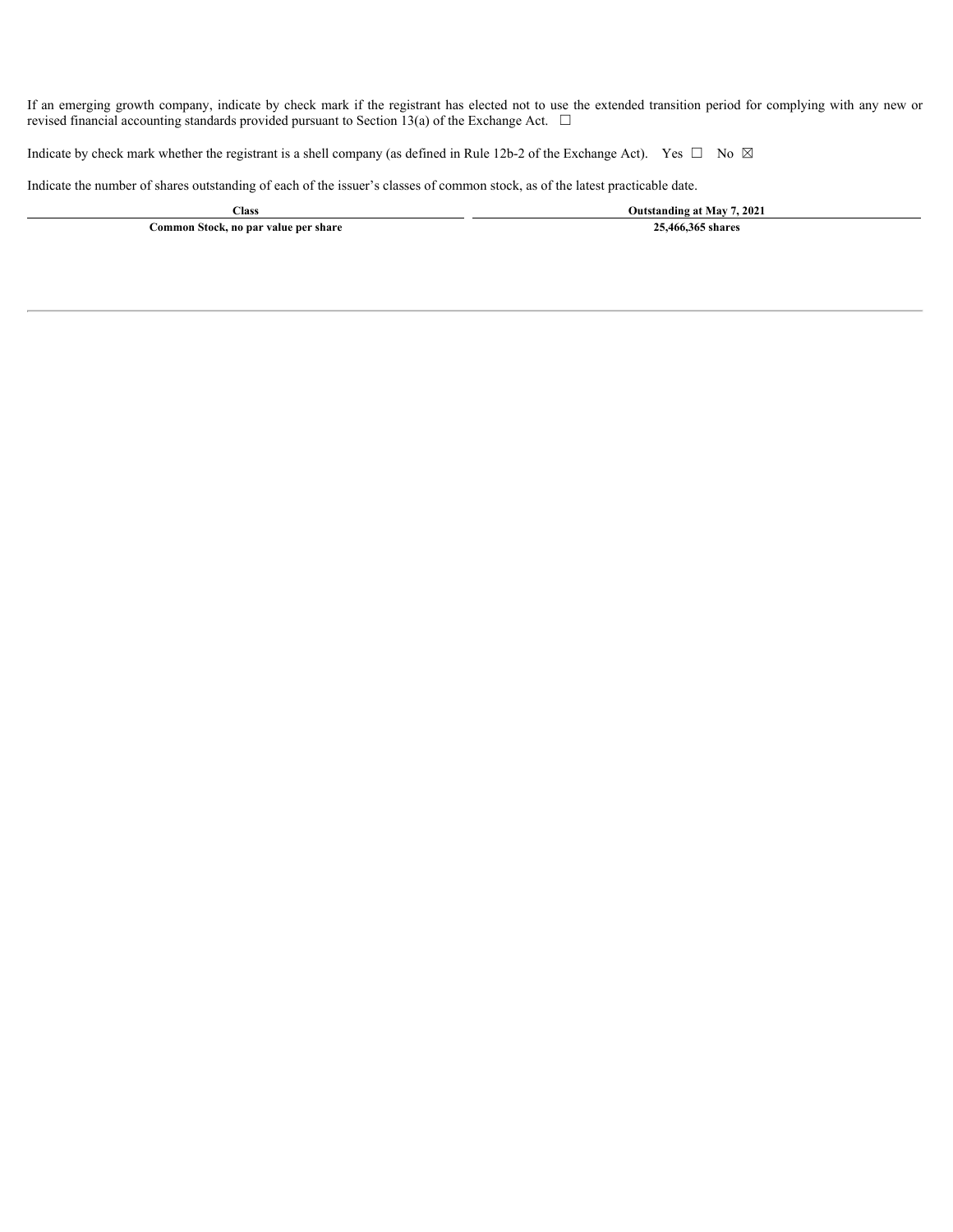If an emerging growth company, indicate by check mark if the registrant has elected not to use the extended transition period for complying with any new or revised financial accounting standards provided pursuant to Section 13(a) of the Exchange Act. ☐

Indicate by check mark whether the registrant is a shell company (as defined in Rule 12b-2 of the Exchange Act). Yes ☐ No ☒

Indicate the number of shares outstanding of each of the issuer's classes of common stock, as of the latest practicable date.

| Class | Outstanding at May 7, 2021 |
| --- | --- |
| **Common Stock, no par value per share** | **25,466,365 shares** |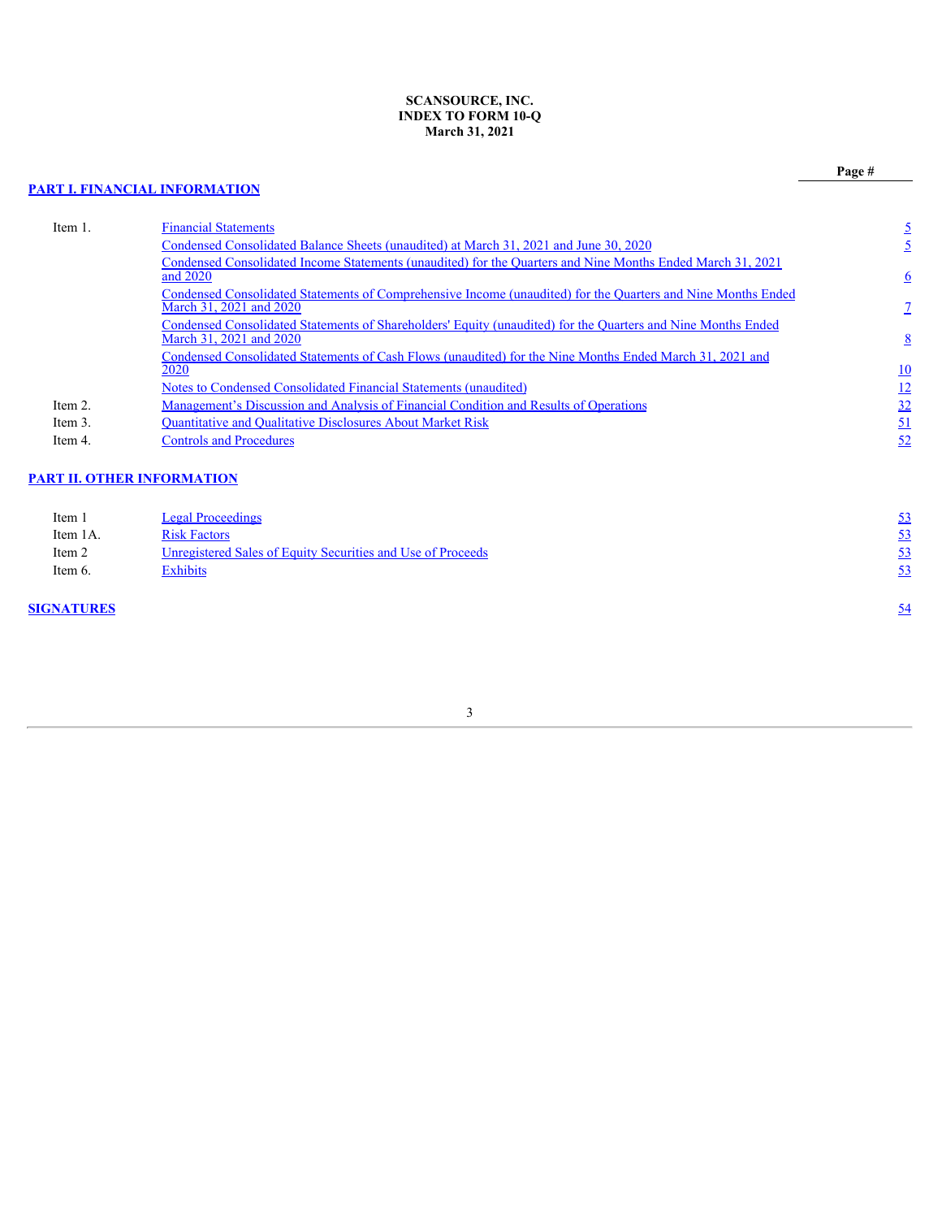**SCANSOURCE, INC.**
**INDEX TO FORM 10-Q**
**March 31, 2021**

| | | Page # |
|---|---|---|
| **PART I. FINANCIAL INFORMATION** | | |
| Item 1. | Financial Statements | 5 |
| | Condensed Consolidated Balance Sheets (unaudited) at March 31, 2021 and June 30, 2020 | 5 |
| | Condensed Consolidated Income Statements (unaudited) for the Quarters and Nine Months Ended March 31, 2021 and 2020 | 6 |
| | Condensed Consolidated Statements of Comprehensive Income (unaudited) for the Quarters and Nine Months Ended March 31, 2021 and 2020 | 7 |
| | Condensed Consolidated Statements of Shareholders' Equity (unaudited) for the Quarters and Nine Months Ended March 31, 2021 and 2020 | 8 |
| | Condensed Consolidated Statements of Cash Flows (unaudited) for the Nine Months Ended March 31, 2021 and 2020 | 10 |
| | Notes to Condensed Consolidated Financial Statements (unaudited) | 12 |
| Item 2. | Management's Discussion and Analysis of Financial Condition and Results of Operations | 32 |
| Item 3. | Quantitative and Qualitative Disclosures About Market Risk | 51 |
| Item 4. | Controls and Procedures | 52 |
| **PART II. OTHER INFORMATION** | | |
| Item 1 | Legal Proceedings | 53 |
| Item 1A. | Risk Factors | 53 |
| Item 2 | Unregistered Sales of Equity Securities and Use of Proceeds | 53 |
| Item 6. | Exhibits | 53 |
| **SIGNATURES** | | 54 |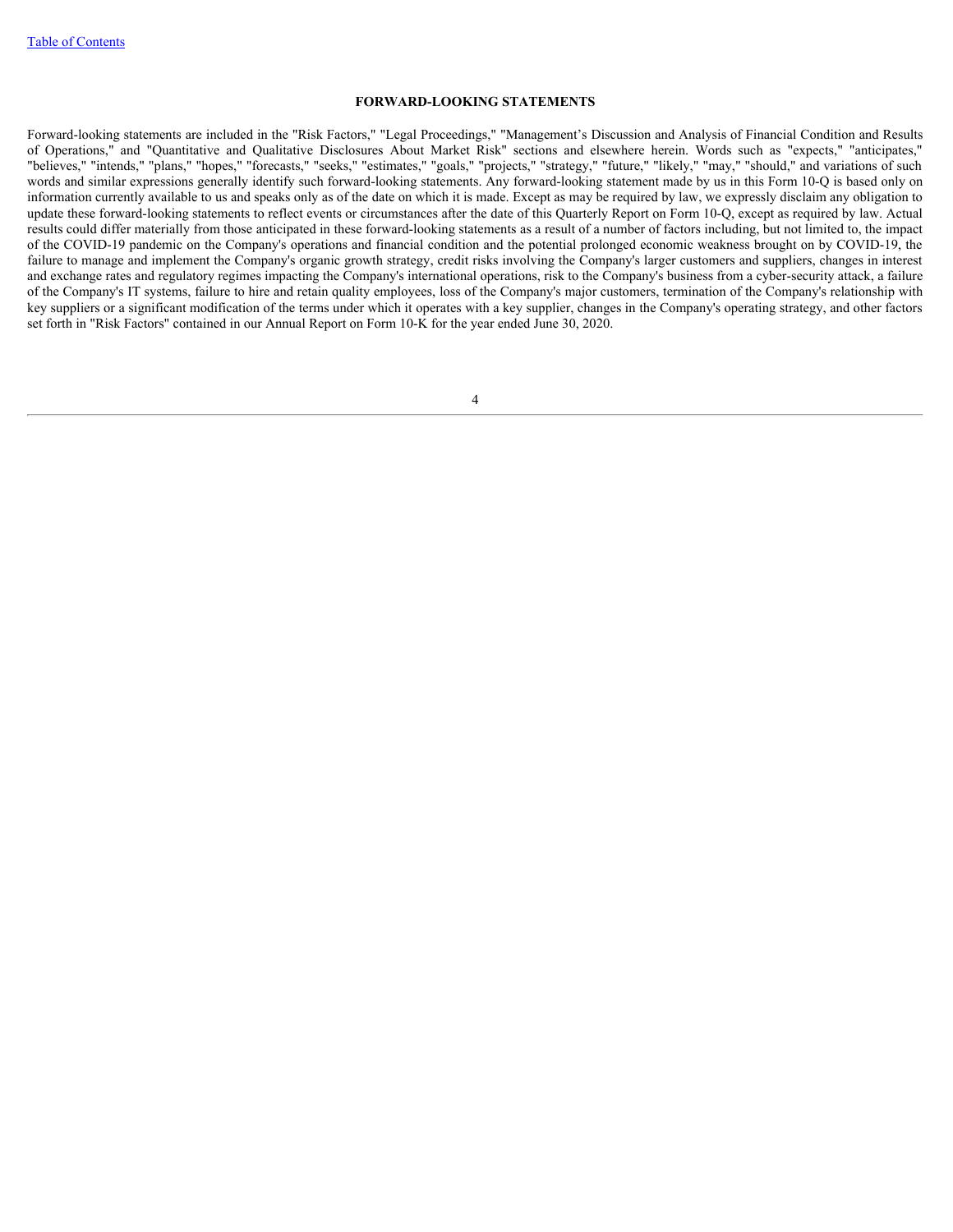**FORWARD-LOOKING STATEMENTS**

Forward-looking statements are included in the "Risk Factors," "Legal Proceedings," "Management's Discussion and Analysis of Financial Condition and Results of Operations," and "Quantitative and Qualitative Disclosures About Market Risk" sections and elsewhere herein. Words such as "expects," "anticipates," "believes," "intends," "plans," "hopes," "forecasts," "seeks," "estimates," "goals," "projects," "strategy," "future," "likely," "may," "should," and variations of such words and similar expressions generally identify such forward-looking statements. Any forward-looking statement made by us in this Form 10-Q is based only on information currently available to us and speaks only as of the date on which it is made. Except as may be required by law, we expressly disclaim any obligation to update these forward-looking statements to reflect events or circumstances after the date of this Quarterly Report on Form 10-Q, except as required by law. Actual results could differ materially from those anticipated in these forward-looking statements as a result of a number of factors including, but not limited to, the impact of the COVID-19 pandemic on the Company's operations and financial condition and the potential prolonged economic weakness brought on by COVID-19, the failure to manage and implement the Company's organic growth strategy, credit risks involving the Company's larger customers and suppliers, changes in interest and exchange rates and regulatory regimes impacting the Company's international operations, risk to the Company's business from a cyber-security attack, a failure of the Company's IT systems, failure to hire and retain quality employees, loss of the Company's major customers, termination of the Company's relationship with key suppliers or a significant modification of the terms under which it operates with a key supplier, changes in the Company's operating strategy, and other factors set forth in "Risk Factors" contained in our Annual Report on Form 10-K for the year ended June 30, 2020.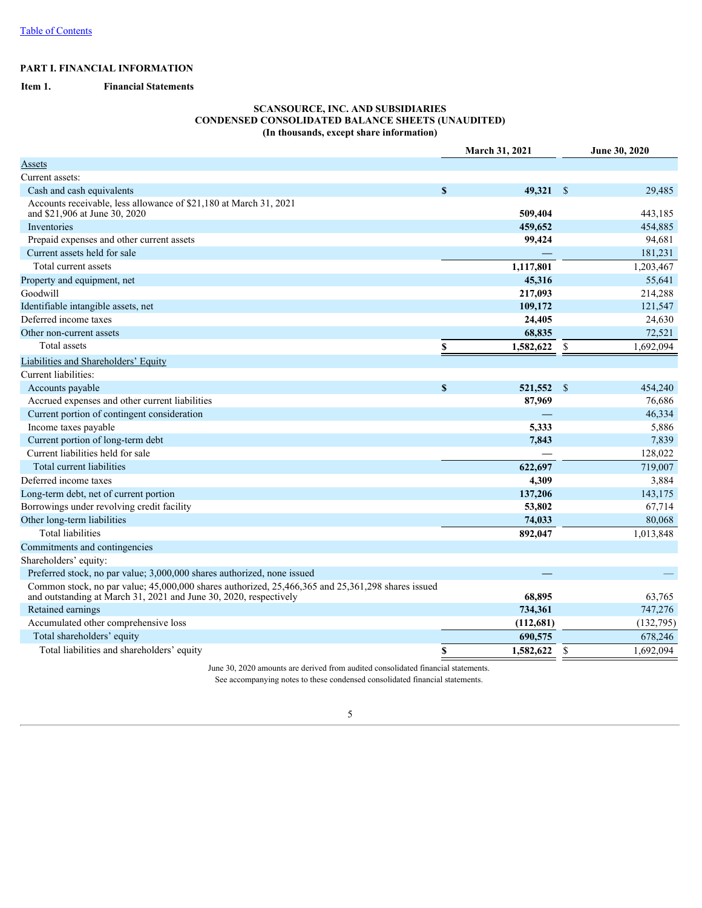[Table of Contents](#)

**PART I. FINANCIAL INFORMATION**

**Item 1. Financial Statements**

**SCANSOURCE, INC. AND SUBSIDIARIES**
**CONDENSED CONSOLIDATED BALANCE SHEETS (UNAUDITED)**
**(In thousands, except share information)**

| | March 31, 2021 | June 30, 2020 |
|---|---|---|
| Assets | | |
| Current assets: | | |
| Cash and cash equivalents | **$ 49,321** | $ 29,485 |
| Accounts receivable, less allowance of $21,180 at March 31, 2021 and $21,906 at June 30, 2020 | **509,404** | 443,185 |
| Inventories | **459,652** | 454,885 |
| Prepaid expenses and other current assets | **99,424** | 94,681 |
| Current assets held for sale | **—** | 181,231 |
| Total current assets | **1,117,801** | 1,203,467 |
| Property and equipment, net | **45,316** | 55,641 |
| Goodwill | **217,093** | 214,288 |
| Identifiable intangible assets, net | **109,172** | 121,547 |
| Deferred income taxes | **24,405** | 24,630 |
| Other non-current assets | **68,835** | 72,521 |
| Total assets | **$ 1,582,622** | $ 1,692,094 |
| Liabilities and Shareholders' Equity | | |
| Current liabilities: | | |
| Accounts payable | **$ 521,552** | $ 454,240 |
| Accrued expenses and other current liabilities | **87,969** | 76,686 |
| Current portion of contingent consideration | **—** | 46,334 |
| Income taxes payable | **5,333** | 5,886 |
| Current portion of long-term debt | **7,843** | 7,839 |
| Current liabilities held for sale | **—** | 128,022 |
| Total current liabilities | **622,697** | 719,007 |
| Deferred income taxes | **4,309** | 3,884 |
| Long-term debt, net of current portion | **137,206** | 143,175 |
| Borrowings under revolving credit facility | **53,802** | 67,714 |
| Other long-term liabilities | **74,033** | 80,068 |
| Total liabilities | **892,047** | 1,013,848 |
| Commitments and contingencies | | |
| Shareholders' equity: | | |
| Preferred stock, no par value; 3,000,000 shares authorized, none issued | **—** | — |
| Common stock, no par value; 45,000,000 shares authorized, 25,466,365 and 25,361,298 shares issued and outstanding at March 31, 2021 and June 30, 2020, respectively | **68,895** | 63,765 |
| Retained earnings | **734,361** | 747,276 |
| Accumulated other comprehensive loss | **(112,681)** | (132,795) |
| Total shareholders' equity | **690,575** | 678,246 |
| Total liabilities and shareholders' equity | **$ 1,582,622** | $ 1,692,094 |

June 30, 2020 amounts are derived from audited consolidated financial statements.

See accompanying notes to these condensed consolidated financial statements.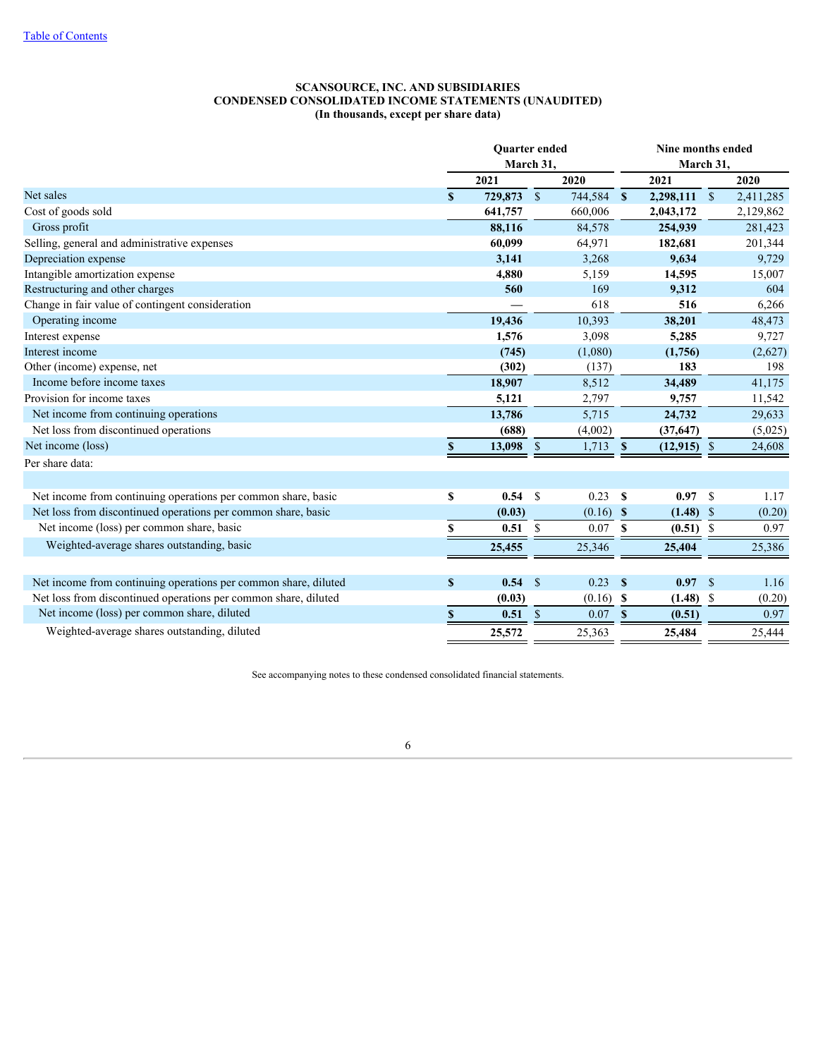# SCANSOURCE, INC. AND SUBSIDIARIES
## CONDENSED CONSOLIDATED INCOME STATEMENTS (UNAUDITED)
### (In thousands, except per share data)

| | Quarter ended March 31, | | Nine months ended March 31, | |
|---|---|---|---|---|
| | 2021 | 2020 | 2021 | 2020 |
| Net sales | $ 729,873 | $ 744,584 | $ 2,298,111 | $ 2,411,285 |
| Cost of goods sold | 641,757 | 660,006 | 2,043,172 | 2,129,862 |
| Gross profit | 88,116 | 84,578 | 254,939 | 281,423 |
| Selling, general and administrative expenses | 60,099 | 64,971 | 182,681 | 201,344 |
| Depreciation expense | 3,141 | 3,268 | 9,634 | 9,729 |
| Intangible amortization expense | 4,880 | 5,159 | 14,595 | 15,007 |
| Restructuring and other charges | 560 | 169 | 9,312 | 604 |
| Change in fair value of contingent consideration | — | 618 | 516 | 6,266 |
| Operating income | 19,436 | 10,393 | 38,201 | 48,473 |
| Interest expense | 1,576 | 3,098 | 5,285 | 9,727 |
| Interest income | (745) | (1,080) | (1,756) | (2,627) |
| Other (income) expense, net | (302) | (137) | 183 | 198 |
| Income before income taxes | 18,907 | 8,512 | 34,489 | 41,175 |
| Provision for income taxes | 5,121 | 2,797 | 9,757 | 11,542 |
| Net income from continuing operations | 13,786 | 5,715 | 24,732 | 29,633 |
| Net loss from discontinued operations | (688) | (4,002) | (37,647) | (5,025) |
| Net income (loss) | $ 13,098 | $ 1,713 | $ (12,915) | $ 24,608 |
| Per share data: | | | | |
| Net income from continuing operations per common share, basic | $ 0.54 | $ 0.23 | $ 0.97 | $ 1.17 |
| Net loss from discontinued operations per common share, basic | (0.03) | (0.16) | $ (1.48) | $ (0.20) |
| Net income (loss) per common share, basic | $ 0.51 | $ 0.07 | $ (0.51) | $ 0.97 |
| Weighted-average shares outstanding, basic | 25,455 | 25,346 | 25,404 | 25,386 |
| | | | | |
| Net income from continuing operations per common share, diluted | $ 0.54 | $ 0.23 | $ 0.97 | $ 1.16 |
| Net loss from discontinued operations per common share, diluted | (0.03) | (0.16) | $ (1.48) | $ (0.20) |
| Net income (loss) per common share, diluted | $ 0.51 | $ 0.07 | $ (0.51) | 0.97 |
| Weighted-average shares outstanding, diluted | 25,572 | 25,363 | 25,484 | 25,444 |

See accompanying notes to these condensed consolidated financial statements.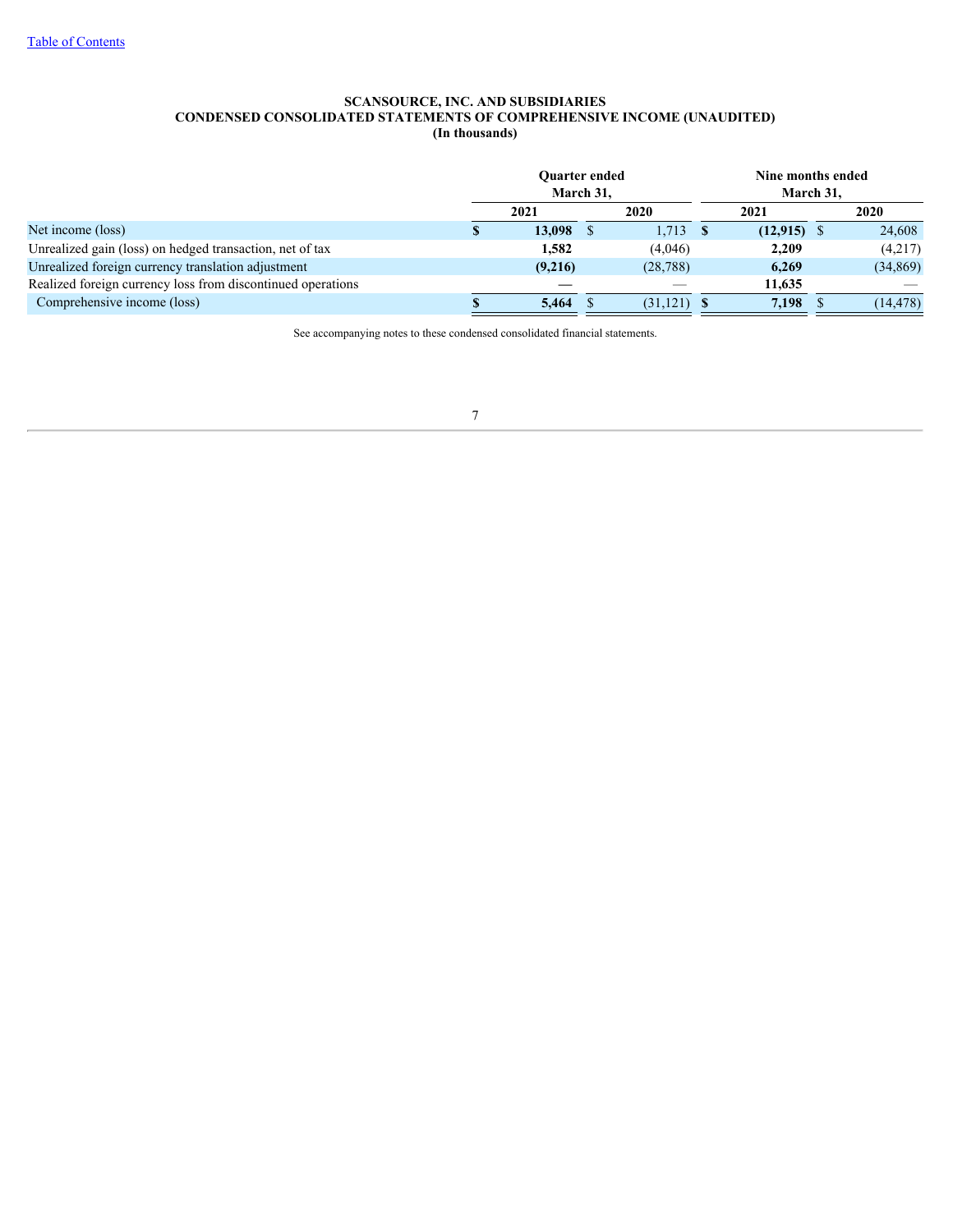[Table of Contents](#)

**SCANSOURCE, INC. AND SUBSIDIARIES**
**CONDENSED CONSOLIDATED STATEMENTS OF COMPREHENSIVE INCOME (UNAUDITED)**
**(In thousands)**

| | Quarter ended March 31, | | Nine months ended March 31, | |
|---|---|---|---|---|
| | **2021** | **2020** | **2021** | **2020** |
| Net income (loss) | **$ 13,098** | $ 1,713 | **$ (12,915)** | $ 24,608 |
| Unrealized gain (loss) on hedged transaction, net of tax | **1,582** | (4,046) | **2,209** | (4,217) |
| Unrealized foreign currency translation adjustment | **(9,216)** | (28,788) | **6,269** | (34,869) |
| Realized foreign currency loss from discontinued operations | **—** | — | **11,635** | — |
| Comprehensive income (loss) | **$ 5,464** | $ (31,121) | **$ 7,198** | $ (14,478) |

See accompanying notes to these condensed consolidated financial statements.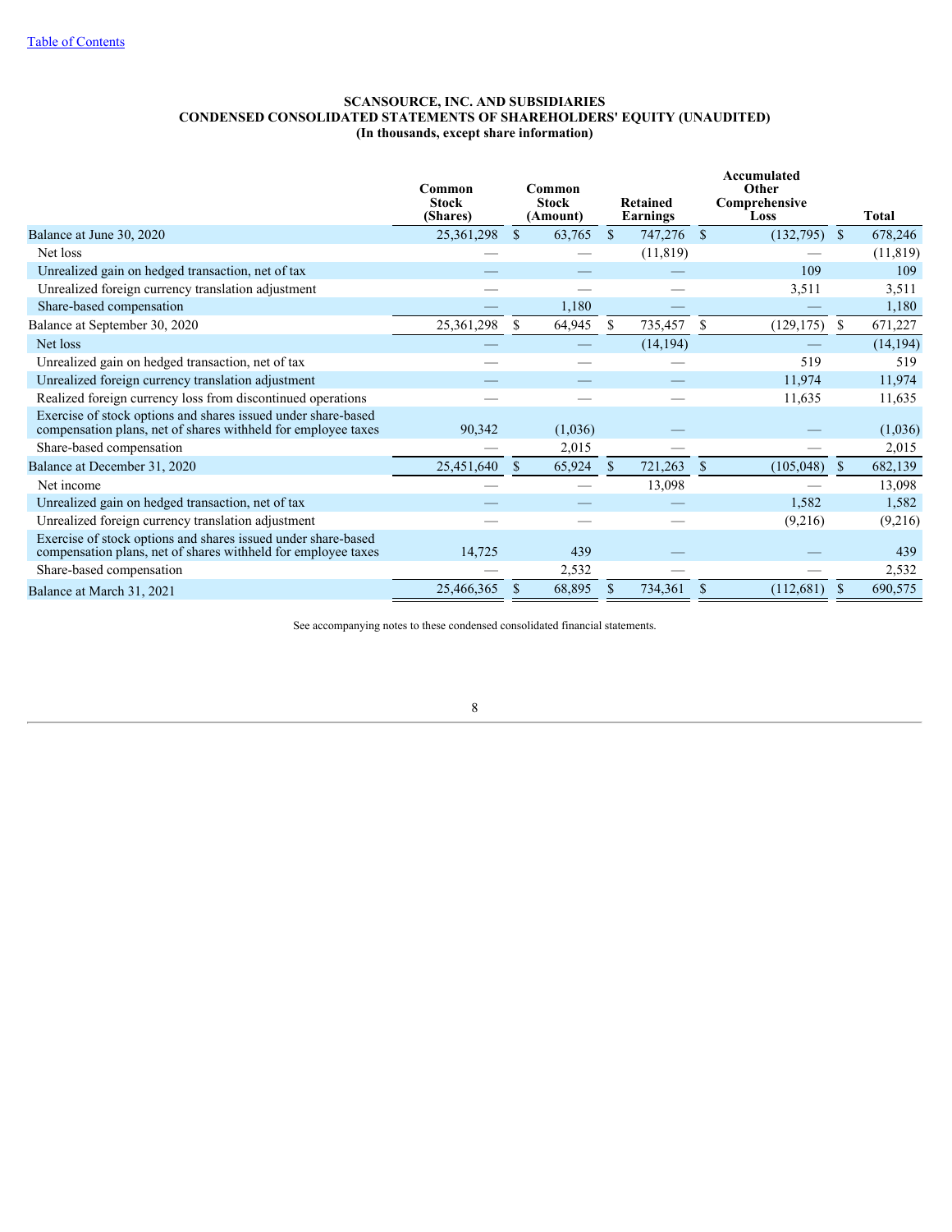[Table of Contents](#)

**SCANSOURCE, INC. AND SUBSIDIARIES**
**CONDENSED CONSOLIDATED STATEMENTS OF SHAREHOLDERS' EQUITY (UNAUDITED)**
**(In thousands, except share information)**

| | Common Stock (Shares) | Common Stock (Amount) | Retained Earnings | Accumulated Other Comprehensive Loss | Total |
|---|---|---|---|---|---|
| Balance at June 30, 2020 | 25,361,298 | $ 63,765 | $ 747,276 | $ (132,795) | $ 678,246 |
| Net loss | — | — | (11,819) | — | (11,819) |
| Unrealized gain on hedged transaction, net of tax | — | — | — | 109 | 109 |
| Unrealized foreign currency translation adjustment | — | — | — | 3,511 | 3,511 |
| Share-based compensation | — | 1,180 | — | — | 1,180 |
| Balance at September 30, 2020 | 25,361,298 | $ 64,945 | $ 735,457 | $ (129,175) | $ 671,227 |
| Net loss | — | — | (14,194) | — | (14,194) |
| Unrealized gain on hedged transaction, net of tax | — | — | — | 519 | 519 |
| Unrealized foreign currency translation adjustment | — | — | — | 11,974 | 11,974 |
| Realized foreign currency loss from discontinued operations | — | — | — | 11,635 | 11,635 |
| Exercise of stock options and shares issued under share-based compensation plans, net of shares withheld for employee taxes | 90,342 | (1,036) | — | — | (1,036) |
| Share-based compensation | — | 2,015 | — | — | 2,015 |
| Balance at December 31, 2020 | 25,451,640 | $ 65,924 | $ 721,263 | $ (105,048) | $ 682,139 |
| Net income | — | — | 13,098 | — | 13,098 |
| Unrealized gain on hedged transaction, net of tax | — | — | — | 1,582 | 1,582 |
| Unrealized foreign currency translation adjustment | — | — | — | (9,216) | (9,216) |
| Exercise of stock options and shares issued under share-based compensation plans, net of shares withheld for employee taxes | 14,725 | 439 | — | — | 439 |
| Share-based compensation | — | 2,532 | — | — | 2,532 |
| Balance at March 31, 2021 | 25,466,365 | $ 68,895 | $ 734,361 | $ (112,681) | $ 690,575 |

See accompanying notes to these condensed consolidated financial statements.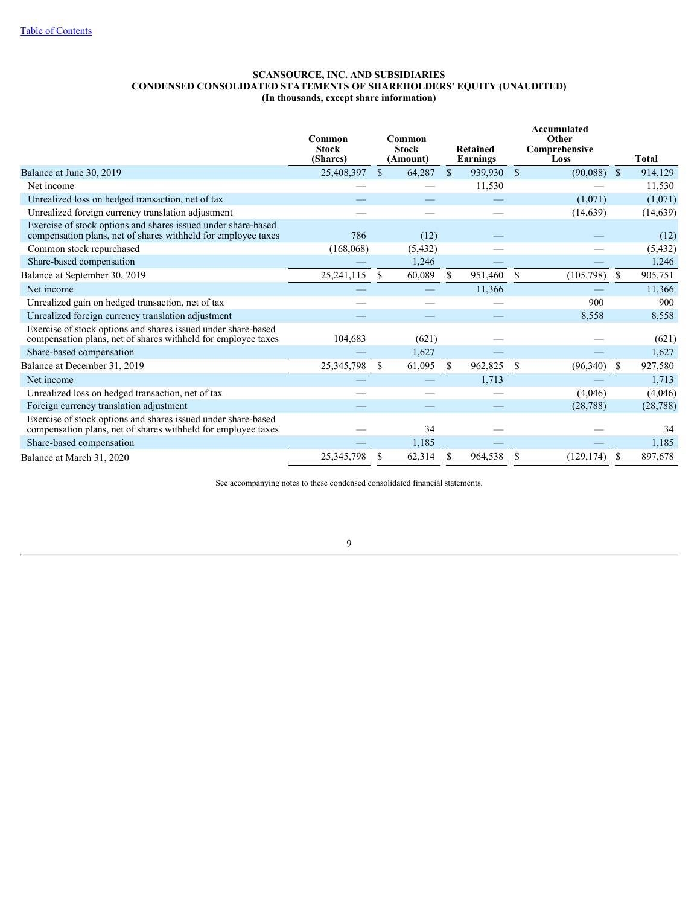[Table of Contents](#)

**SCANSOURCE, INC. AND SUBSIDIARIES**
**CONDENSED CONSOLIDATED STATEMENTS OF SHAREHOLDERS' EQUITY (UNAUDITED)**
**(In thousands, except share information)**

| | Common Stock (Shares) | Common Stock (Amount) | Retained Earnings | Accumulated Other Comprehensive Loss | Total |
|---|---|---|---|---|---|
| Balance at June 30, 2019 | 25,408,397 | $ 64,287 | $ 939,930 | $ (90,088) | $ 914,129 |
| Net income | — | — | 11,530 | — | 11,530 |
| Unrealized loss on hedged transaction, net of tax | — | — | — | (1,071) | (1,071) |
| Unrealized foreign currency translation adjustment | — | — | — | (14,639) | (14,639) |
| Exercise of stock options and shares issued under share-based compensation plans, net of shares withheld for employee taxes | 786 | (12) | — | — | (12) |
| Common stock repurchased | (168,068) | (5,432) | — | — | (5,432) |
| Share-based compensation | — | 1,246 | — | — | 1,246 |
| Balance at September 30, 2019 | 25,241,115 | $ 60,089 | $ 951,460 | $ (105,798) | $ 905,751 |
| Net income | — | — | 11,366 | — | 11,366 |
| Unrealized gain on hedged transaction, net of tax | — | — | — | 900 | 900 |
| Unrealized foreign currency translation adjustment | — | — | — | 8,558 | 8,558 |
| Exercise of stock options and shares issued under share-based compensation plans, net of shares withheld for employee taxes | 104,683 | (621) | — | — | (621) |
| Share-based compensation | — | 1,627 | — | — | 1,627 |
| Balance at December 31, 2019 | 25,345,798 | $ 61,095 | $ 962,825 | $ (96,340) | $ 927,580 |
| Net income | — | — | 1,713 | — | 1,713 |
| Unrealized loss on hedged transaction, net of tax | — | — | — | (4,046) | (4,046) |
| Foreign currency translation adjustment | — | — | — | (28,788) | (28,788) |
| Exercise of stock options and shares issued under share-based compensation plans, net of shares withheld for employee taxes | — | 34 | — | — | 34 |
| Share-based compensation | — | 1,185 | — | — | 1,185 |
| Balance at March 31, 2020 | 25,345,798 | $ 62,314 | $ 964,538 | $ (129,174) | $ 897,678 |

See accompanying notes to these condensed consolidated financial statements.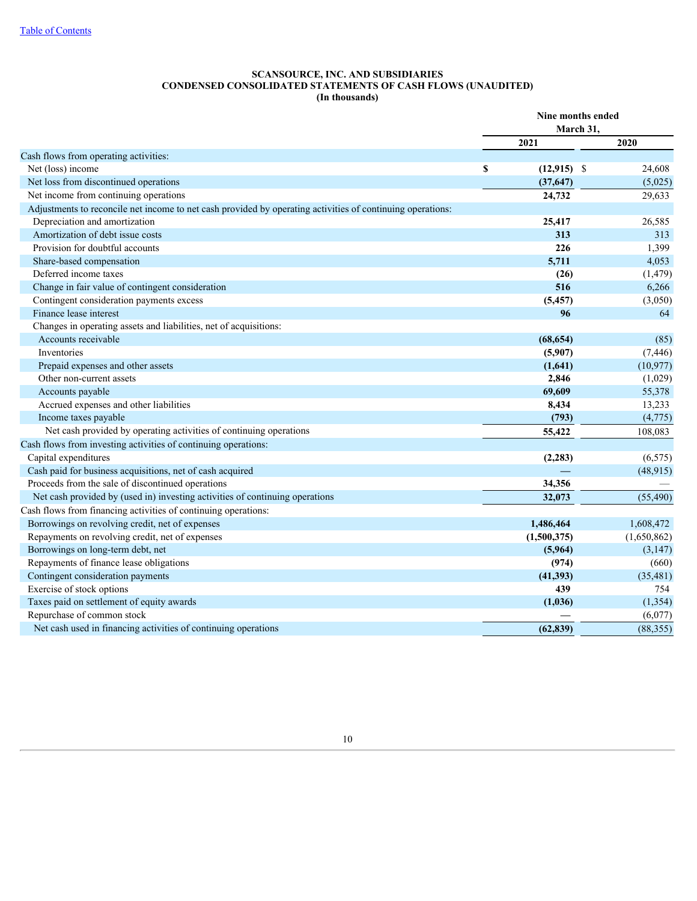**SCANSOURCE, INC. AND SUBSIDIARIES**
**CONDENSED CONSOLIDATED STATEMENTS OF CASH FLOWS (UNAUDITED)**
**(In thousands)**

| | Nine months ended March 31, | |
|---|---|---|
| | **2021** | **2020** |
| Cash flows from operating activities: | | |
| Net (loss) income | **$ (12,915)** | $ 24,608 |
| Net loss from discontinued operations | **(37,647)** | (5,025) |
| Net income from continuing operations | **24,732** | 29,633 |
| Adjustments to reconcile net income to net cash provided by operating activities of continuing operations: | | |
| Depreciation and amortization | **25,417** | 26,585 |
| Amortization of debt issue costs | **313** | 313 |
| Provision for doubtful accounts | **226** | 1,399 |
| Share-based compensation | **5,711** | 4,053 |
| Deferred income taxes | **(26)** | (1,479) |
| Change in fair value of contingent consideration | **516** | 6,266 |
| Contingent consideration payments excess | **(5,457)** | (3,050) |
| Finance lease interest | **96** | 64 |
| Changes in operating assets and liabilities, net of acquisitions: | | |
| Accounts receivable | **(68,654)** | (85) |
| Inventories | **(5,907)** | (7,446) |
| Prepaid expenses and other assets | **(1,641)** | (10,977) |
| Other non-current assets | **2,846** | (1,029) |
| Accounts payable | **69,609** | 55,378 |
| Accrued expenses and other liabilities | **8,434** | 13,233 |
| Income taxes payable | **(793)** | (4,775) |
| Net cash provided by operating activities of continuing operations | **55,422** | 108,083 |
| Cash flows from investing activities of continuing operations: | | |
| Capital expenditures | **(2,283)** | (6,575) |
| Cash paid for business acquisitions, net of cash acquired | **—** | (48,915) |
| Proceeds from the sale of discontinued operations | **34,356** | — |
| Net cash provided by (used in) investing activities of continuing operations | **32,073** | (55,490) |
| Cash flows from financing activities of continuing operations: | | |
| Borrowings on revolving credit, net of expenses | **1,486,464** | 1,608,472 |
| Repayments on revolving credit, net of expenses | **(1,500,375)** | (1,650,862) |
| Borrowings on long-term debt, net | **(5,964)** | (3,147) |
| Repayments of finance lease obligations | **(974)** | (660) |
| Contingent consideration payments | **(41,393)** | (35,481) |
| Exercise of stock options | **439** | 754 |
| Taxes paid on settlement of equity awards | **(1,036)** | (1,354) |
| Repurchase of common stock | **—** | (6,077) |
| Net cash used in financing activities of continuing operations | **(62,839)** | (88,355) |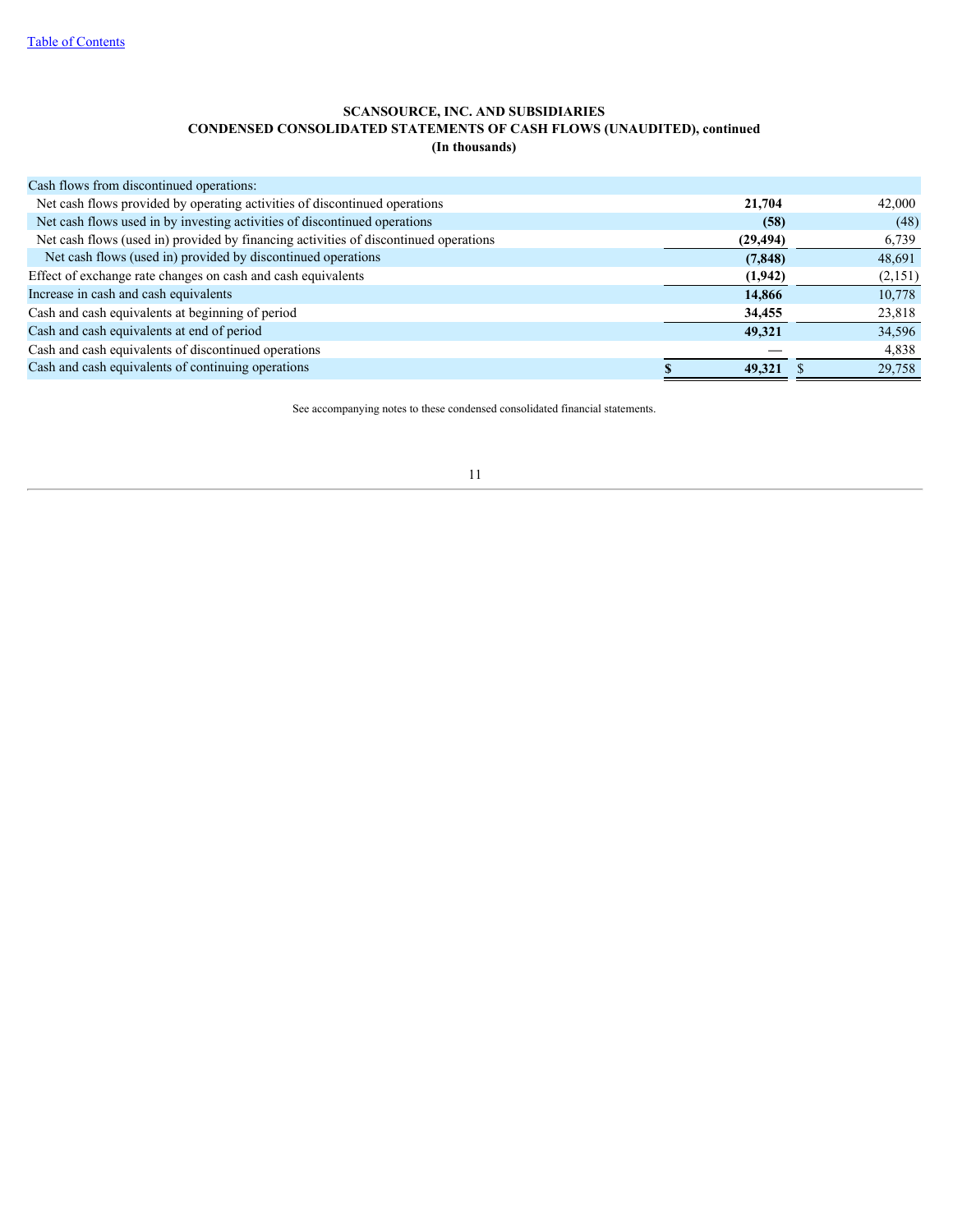**SCANSOURCE, INC. AND SUBSIDIARIES**
**CONDENSED CONSOLIDATED STATEMENTS OF CASH FLOWS (UNAUDITED), continued**
**(In thousands)**

| | | |
|---|---|---|
| Cash flows from discontinued operations: | | |
| Net cash flows provided by operating activities of discontinued operations | **21,704** | 42,000 |
| Net cash flows used in by investing activities of discontinued operations | **(58)** | (48) |
| Net cash flows (used in) provided by financing activities of discontinued operations | **(29,494)** | 6,739 |
| Net cash flows (used in) provided by discontinued operations | **(7,848)** | 48,691 |
| Effect of exchange rate changes on cash and cash equivalents | **(1,942)** | (2,151) |
| Increase in cash and cash equivalents | **14,866** | 10,778 |
| Cash and cash equivalents at beginning of period | **34,455** | 23,818 |
| Cash and cash equivalents at end of period | **49,321** | 34,596 |
| Cash and cash equivalents of discontinued operations | **—** | 4,838 |
| Cash and cash equivalents of continuing operations | **$ 49,321** | $ 29,758 |

See accompanying notes to these condensed consolidated financial statements.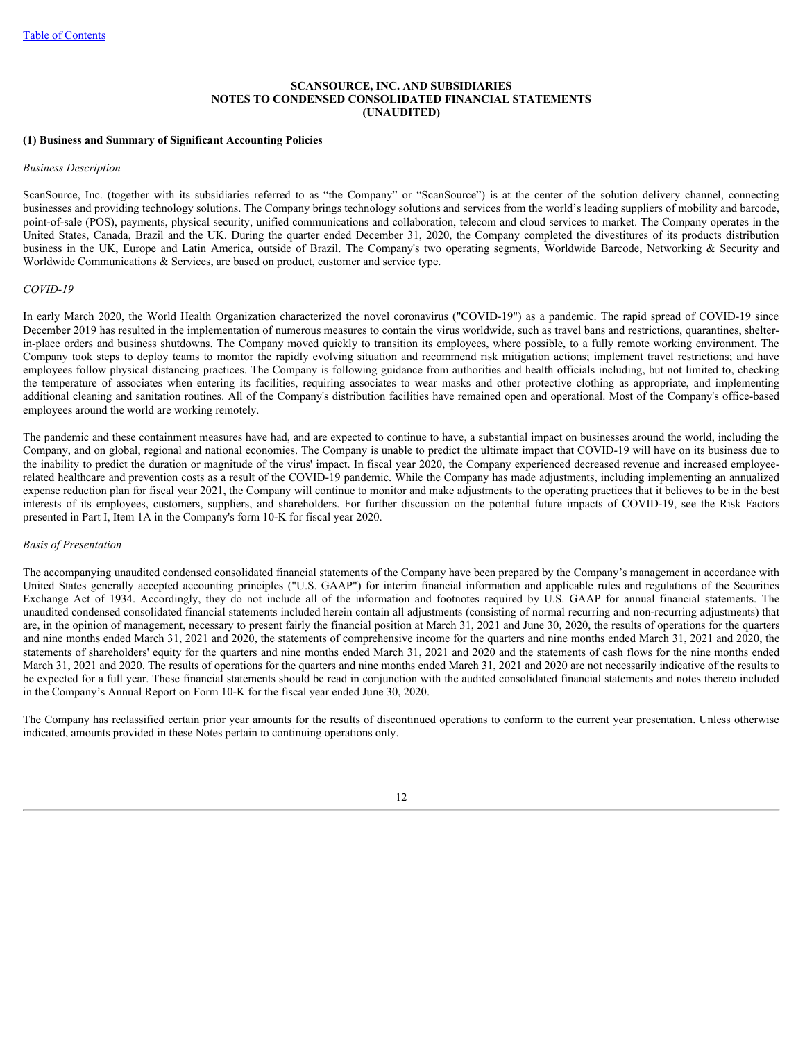**SCANSOURCE, INC. AND SUBSIDIARIES**
**NOTES TO CONDENSED CONSOLIDATED FINANCIAL STATEMENTS**
**(UNAUDITED)**

## (1) Business and Summary of Significant Accounting Policies

*Business Description*

ScanSource, Inc. (together with its subsidiaries referred to as "the Company" or "ScanSource") is at the center of the solution delivery channel, connecting businesses and providing technology solutions. The Company brings technology solutions and services from the world's leading suppliers of mobility and barcode, point-of-sale (POS), payments, physical security, unified communications and collaboration, telecom and cloud services to market. The Company operates in the United States, Canada, Brazil and the UK. During the quarter ended December 31, 2020, the Company completed the divestitures of its products distribution business in the UK, Europe and Latin America, outside of Brazil. The Company's two operating segments, Worldwide Barcode, Networking & Security and Worldwide Communications & Services, are based on product, customer and service type.

*COVID-19*

In early March 2020, the World Health Organization characterized the novel coronavirus ("COVID-19") as a pandemic. The rapid spread of COVID-19 since December 2019 has resulted in the implementation of numerous measures to contain the virus worldwide, such as travel bans and restrictions, quarantines, shelter-in-place orders and business shutdowns. The Company moved quickly to transition its employees, where possible, to a fully remote working environment. The Company took steps to deploy teams to monitor the rapidly evolving situation and recommend risk mitigation actions; implement travel restrictions; and have employees follow physical distancing practices. The Company is following guidance from authorities and health officials including, but not limited to, checking the temperature of associates when entering its facilities, requiring associates to wear masks and other protective clothing as appropriate, and implementing additional cleaning and sanitation routines. All of the Company's distribution facilities have remained open and operational. Most of the Company's office-based employees around the world are working remotely.

The pandemic and these containment measures have had, and are expected to continue to have, a substantial impact on businesses around the world, including the Company, and on global, regional and national economies. The Company is unable to predict the ultimate impact that COVID-19 will have on its business due to the inability to predict the duration or magnitude of the virus' impact. In fiscal year 2020, the Company experienced decreased revenue and increased employee-related healthcare and prevention costs as a result of the COVID-19 pandemic. While the Company has made adjustments, including implementing an annualized expense reduction plan for fiscal year 2021, the Company will continue to monitor and make adjustments to the operating practices that it believes to be in the best interests of its employees, customers, suppliers, and shareholders. For further discussion on the potential future impacts of COVID-19, see the Risk Factors presented in Part I, Item 1A in the Company's form 10-K for fiscal year 2020.

*Basis of Presentation*

The accompanying unaudited condensed consolidated financial statements of the Company have been prepared by the Company's management in accordance with United States generally accepted accounting principles ("U.S. GAAP") for interim financial information and applicable rules and regulations of the Securities Exchange Act of 1934. Accordingly, they do not include all of the information and footnotes required by U.S. GAAP for annual financial statements. The unaudited condensed consolidated financial statements included herein contain all adjustments (consisting of normal recurring and non-recurring adjustments) that are, in the opinion of management, necessary to present fairly the financial position at March 31, 2021 and June 30, 2020, the results of operations for the quarters and nine months ended March 31, 2021 and 2020, the statements of comprehensive income for the quarters and nine months ended March 31, 2021 and 2020, the statements of shareholders' equity for the quarters and nine months ended March 31, 2021 and 2020 and the statements of cash flows for the nine months ended March 31, 2021 and 2020. The results of operations for the quarters and nine months ended March 31, 2021 and 2020 are not necessarily indicative of the results to be expected for a full year. These financial statements should be read in conjunction with the audited consolidated financial statements and notes thereto included in the Company's Annual Report on Form 10-K for the fiscal year ended June 30, 2020.

The Company has reclassified certain prior year amounts for the results of discontinued operations to conform to the current year presentation. Unless otherwise indicated, amounts provided in these Notes pertain to continuing operations only.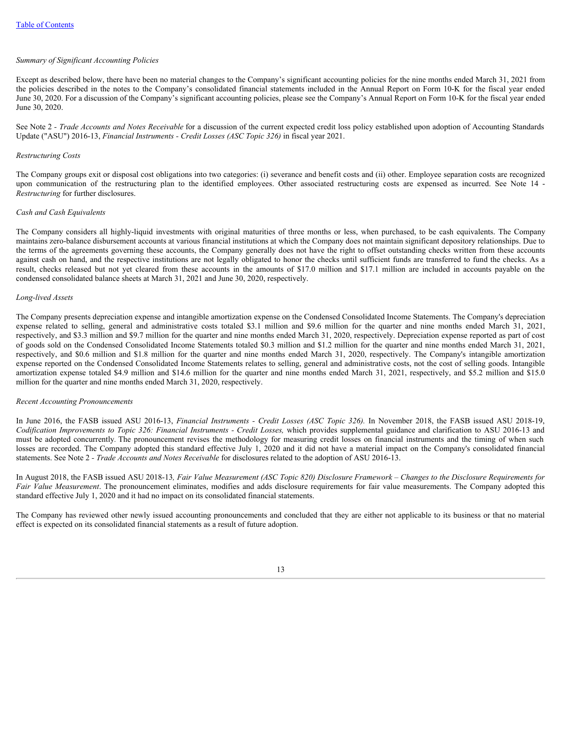*Summary of Significant Accounting Policies*

Except as described below, there have been no material changes to the Company's significant accounting policies for the nine months ended March 31, 2021 from the policies described in the notes to the Company's consolidated financial statements included in the Annual Report on Form 10-K for the fiscal year ended June 30, 2020. For a discussion of the Company's significant accounting policies, please see the Company's Annual Report on Form 10-K for the fiscal year ended June 30, 2020.

See Note 2 - *Trade Accounts and Notes Receivable* for a discussion of the current expected credit loss policy established upon adoption of Accounting Standards Update ("ASU") 2016-13, *Financial Instruments - Credit Losses (ASC Topic 326)* in fiscal year 2021.

*Restructuring Costs*

The Company groups exit or disposal cost obligations into two categories: (i) severance and benefit costs and (ii) other. Employee separation costs are recognized upon communication of the restructuring plan to the identified employees. Other associated restructuring costs are expensed as incurred. See Note 14 - *Restructuring* for further disclosures.

*Cash and Cash Equivalents*

The Company considers all highly-liquid investments with original maturities of three months or less, when purchased, to be cash equivalents. The Company maintains zero-balance disbursement accounts at various financial institutions at which the Company does not maintain significant depository relationships. Due to the terms of the agreements governing these accounts, the Company generally does not have the right to offset outstanding checks written from these accounts against cash on hand, and the respective institutions are not legally obligated to honor the checks until sufficient funds are transferred to fund the checks. As a result, checks released but not yet cleared from these accounts in the amounts of $17.0 million and $17.1 million are included in accounts payable on the condensed consolidated balance sheets at March 31, 2021 and June 30, 2020, respectively.

*Long-lived Assets*

The Company presents depreciation expense and intangible amortization expense on the Condensed Consolidated Income Statements. The Company's depreciation expense related to selling, general and administrative costs totaled $3.1 million and $9.6 million for the quarter and nine months ended March 31, 2021, respectively, and $3.3 million and $9.7 million for the quarter and nine months ended March 31, 2020, respectively. Depreciation expense reported as part of cost of goods sold on the Condensed Consolidated Income Statements totaled $0.3 million and $1.2 million for the quarter and nine months ended March 31, 2021, respectively, and $0.6 million and $1.8 million for the quarter and nine months ended March 31, 2020, respectively. The Company's intangible amortization expense reported on the Condensed Consolidated Income Statements relates to selling, general and administrative costs, not the cost of selling goods. Intangible amortization expense totaled $4.9 million and $14.6 million for the quarter and nine months ended March 31, 2021, respectively, and $5.2 million and $15.0 million for the quarter and nine months ended March 31, 2020, respectively.

*Recent Accounting Pronouncements*

In June 2016, the FASB issued ASU 2016-13, *Financial Instruments - Credit Losses (ASC Topic 326).* In November 2018, the FASB issued ASU 2018-19, *Codification Improvements to Topic 326: Financial Instruments - Credit Losses,* which provides supplemental guidance and clarification to ASU 2016-13 and must be adopted concurrently. The pronouncement revises the methodology for measuring credit losses on financial instruments and the timing of when such losses are recorded. The Company adopted this standard effective July 1, 2020 and it did not have a material impact on the Company's consolidated financial statements. See Note 2 - *Trade Accounts and Notes Receivable* for disclosures related to the adoption of ASU 2016-13.

In August 2018, the FASB issued ASU 2018-13*, Fair Value Measurement (ASC Topic 820) Disclosure Framework – Changes to the Disclosure Requirements for Fair Value Measurement*. The pronouncement eliminates, modifies and adds disclosure requirements for fair value measurements. The Company adopted this standard effective July 1, 2020 and it had no impact on its consolidated financial statements.

The Company has reviewed other newly issued accounting pronouncements and concluded that they are either not applicable to its business or that no material effect is expected on its consolidated financial statements as a result of future adoption.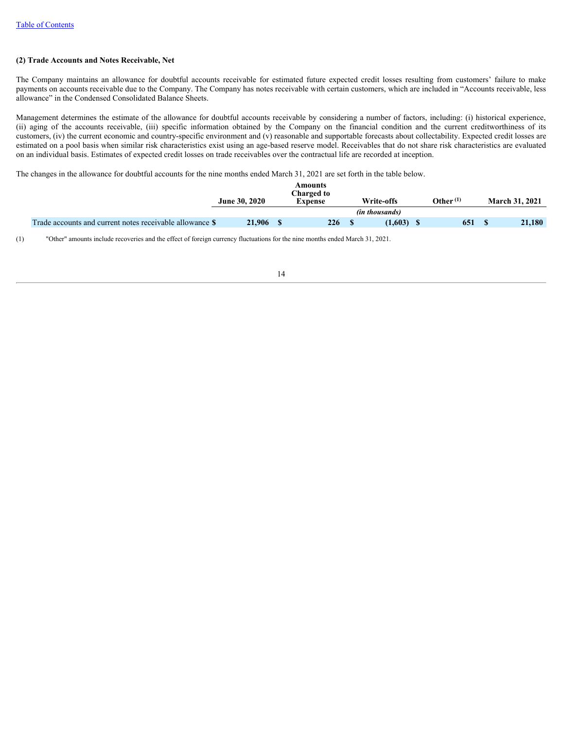[Table of Contents](#)

### (2) Trade Accounts and Notes Receivable, Net

The Company maintains an allowance for doubtful accounts receivable for estimated future expected credit losses resulting from customers' failure to make payments on accounts receivable due to the Company. The Company has notes receivable with certain customers, which are included in "Accounts receivable, less allowance" in the Condensed Consolidated Balance Sheets.

Management determines the estimate of the allowance for doubtful accounts receivable by considering a number of factors, including: (i) historical experience, (ii) aging of the accounts receivable, (iii) specific information obtained by the Company on the financial condition and the current creditworthiness of its customers, (iv) the current economic and country-specific environment and (v) reasonable and supportable forecasts about collectability. Expected credit losses are estimated on a pool basis when similar risk characteristics exist using an age-based reserve model. Receivables that do not share risk characteristics are evaluated on an individual basis. Estimates of expected credit losses on trade receivables over the contractual life are recorded at inception.

The changes in the allowance for doubtful accounts for the nine months ended March 31, 2021 are set forth in the table below.

| | June 30, 2020 | Amounts Charged to Expense | Write-offs | Other (1) | March 31, 2021 |
|---|---|---|---|---|---|
| | | | *(in thousands)* | | |
| Trade accounts and current notes receivable allowance | $ 21,906 | $ 226 | $ (1,603) | $ 651 | $ 21,180 |

(1) "Other" amounts include recoveries and the effect of foreign currency fluctuations for the nine months ended March 31, 2021.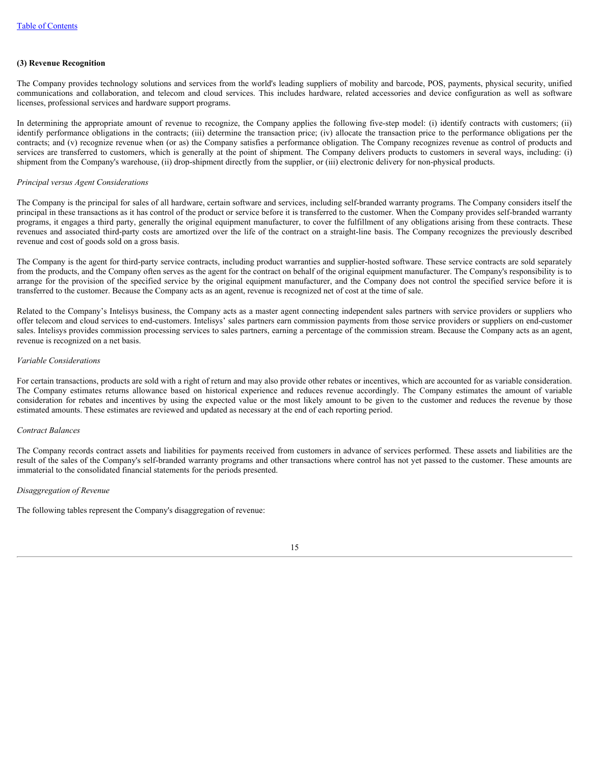### (3) Revenue Recognition

The Company provides technology solutions and services from the world's leading suppliers of mobility and barcode, POS, payments, physical security, unified communications and collaboration, and telecom and cloud services. This includes hardware, related accessories and device configuration as well as software licenses, professional services and hardware support programs.

In determining the appropriate amount of revenue to recognize, the Company applies the following five-step model: (i) identify contracts with customers; (ii) identify performance obligations in the contracts; (iii) determine the transaction price; (iv) allocate the transaction price to the performance obligations per the contracts; and (v) recognize revenue when (or as) the Company satisfies a performance obligation. The Company recognizes revenue as control of products and services are transferred to customers, which is generally at the point of shipment. The Company delivers products to customers in several ways, including: (i) shipment from the Company's warehouse, (ii) drop-shipment directly from the supplier, or (iii) electronic delivery for non-physical products.

*Principal versus Agent Considerations*

The Company is the principal for sales of all hardware, certain software and services, including self-branded warranty programs. The Company considers itself the principal in these transactions as it has control of the product or service before it is transferred to the customer. When the Company provides self-branded warranty programs, it engages a third party, generally the original equipment manufacturer, to cover the fulfillment of any obligations arising from these contracts. These revenues and associated third-party costs are amortized over the life of the contract on a straight-line basis. The Company recognizes the previously described revenue and cost of goods sold on a gross basis.

The Company is the agent for third-party service contracts, including product warranties and supplier-hosted software. These service contracts are sold separately from the products, and the Company often serves as the agent for the contract on behalf of the original equipment manufacturer. The Company's responsibility is to arrange for the provision of the specified service by the original equipment manufacturer, and the Company does not control the specified service before it is transferred to the customer. Because the Company acts as an agent, revenue is recognized net of cost at the time of sale.

Related to the Company's Intelisys business, the Company acts as a master agent connecting independent sales partners with service providers or suppliers who offer telecom and cloud services to end-customers. Intelisys' sales partners earn commission payments from those service providers or suppliers on end-customer sales. Intelisys provides commission processing services to sales partners, earning a percentage of the commission stream. Because the Company acts as an agent, revenue is recognized on a net basis.

*Variable Considerations*

For certain transactions, products are sold with a right of return and may also provide other rebates or incentives, which are accounted for as variable consideration. The Company estimates returns allowance based on historical experience and reduces revenue accordingly. The Company estimates the amount of variable consideration for rebates and incentives by using the expected value or the most likely amount to be given to the customer and reduces the revenue by those estimated amounts. These estimates are reviewed and updated as necessary at the end of each reporting period.

*Contract Balances*

The Company records contract assets and liabilities for payments received from customers in advance of services performed. These assets and liabilities are the result of the sales of the Company's self-branded warranty programs and other transactions where control has not yet passed to the customer. These amounts are immaterial to the consolidated financial statements for the periods presented.

*Disaggregation of Revenue*

The following tables represent the Company's disaggregation of revenue: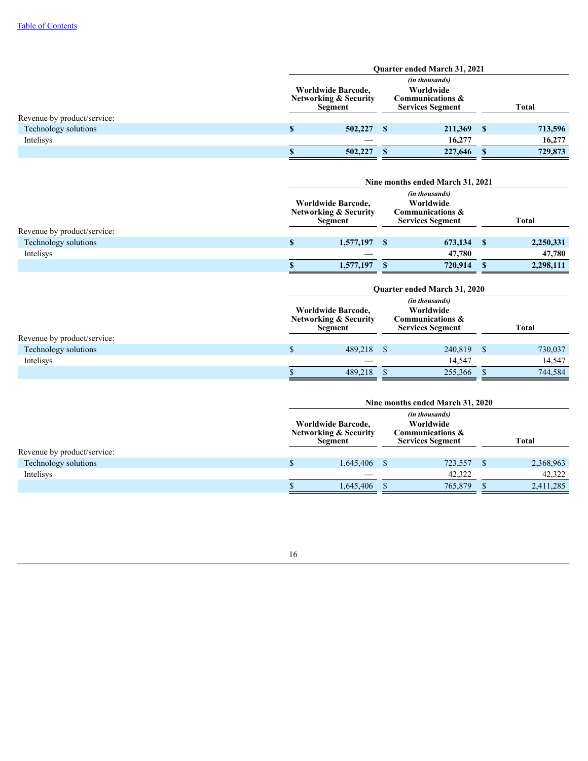| | Quarter ended March 31, 2021 | | |
|---|---|---|---|
| | *(in thousands)* | | |
| | **Worldwide Barcode, Networking & Security Segment** | **Worldwide Communications & Services Segment** | **Total** |
| Revenue by product/service: | | | |
| Technology solutions | **$ 502,227** | **$ 211,369** | **$ 713,596** |
| Intelisys | **—** | **16,277** | **16,277** |
| | **$ 502,227** | **$ 227,646** | **$ 729,873** |

| | Nine months ended March 31, 2021 | | |
|---|---|---|---|
| | *(in thousands)* | | |
| | **Worldwide Barcode, Networking & Security Segment** | **Worldwide Communications & Services Segment** | **Total** |
| Revenue by product/service: | | | |
| Technology solutions | **$ 1,577,197** | **$ 673,134** | **$ 2,250,331** |
| Intelisys | **—** | **47,780** | **47,780** |
| | **$ 1,577,197** | **$ 720,914** | **$ 2,298,111** |

| | Quarter ended March 31, 2020 | | |
|---|---|---|---|
| | *(in thousands)* | | |
| | **Worldwide Barcode, Networking & Security Segment** | **Worldwide Communications & Services Segment** | **Total** |
| Revenue by product/service: | | | |
| Technology solutions | $ 489,218 | $ 240,819 | $ 730,037 |
| Intelisys | — | 14,547 | 14,547 |
| | $ 489,218 | $ 255,366 | $ 744,584 |

| | Nine months ended March 31, 2020 | | |
|---|---|---|---|
| | *(in thousands)* | | |
| | **Worldwide Barcode, Networking & Security Segment** | **Worldwide Communications & Services Segment** | **Total** |
| Revenue by product/service: | | | |
| Technology solutions | $ 1,645,406 | $ 723,557 | $ 2,368,963 |
| Intelisys | — | 42,322 | 42,322 |
| | $ 1,645,406 | $ 765,879 | $ 2,411,285 |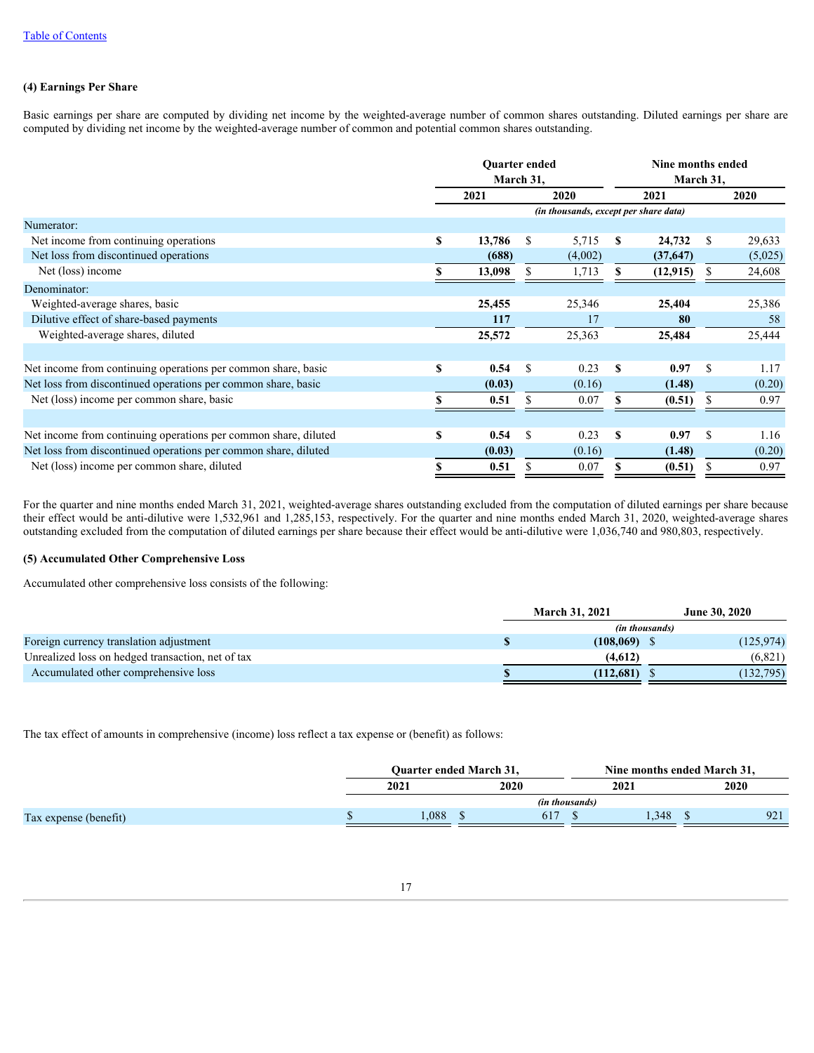### (4) Earnings Per Share

Basic earnings per share are computed by dividing net income by the weighted-average number of common shares outstanding. Diluted earnings per share are computed by dividing net income by the weighted-average number of common and potential common shares outstanding.

| | Quarter ended March 31, | | Nine months ended March 31, | |
|---|---|---|---|---|
| | 2021 | 2020 | 2021 | 2020 |
| | *(in thousands, except per share data)* | | | |
| Numerator: | | | | |
| Net income from continuing operations | **$ 13,786** | $ 5,715 | **$ 24,732** | $ 29,633 |
| Net loss from discontinued operations | **(688)** | (4,002) | **(37,647)** | (5,025) |
| Net (loss) income | **$ 13,098** | $ 1,713 | **$ (12,915)** | $ 24,608 |
| Denominator: | | | | |
| Weighted-average shares, basic | **25,455** | 25,346 | **25,404** | 25,386 |
| Dilutive effect of share-based payments | **117** | 17 | **80** | 58 |
| Weighted-average shares, diluted | **25,572** | 25,363 | **25,484** | 25,444 |
| | | | | |
| Net income from continuing operations per common share, basic | **$ 0.54** | $ 0.23 | **$ 0.97** | $ 1.17 |
| Net loss from discontinued operations per common share, basic | **(0.03)** | (0.16) | **(1.48)** | (0.20) |
| Net (loss) income per common share, basic | **$ 0.51** | $ 0.07 | **$ (0.51)** | $ 0.97 |
| | | | | |
| Net income from continuing operations per common share, diluted | **$ 0.54** | $ 0.23 | **$ 0.97** | $ 1.16 |
| Net loss from discontinued operations per common share, diluted | **(0.03)** | (0.16) | **(1.48)** | (0.20) |
| Net (loss) income per common share, diluted | **$ 0.51** | $ 0.07 | **$ (0.51)** | $ 0.97 |

For the quarter and nine months ended March 31, 2021, weighted-average shares outstanding excluded from the computation of diluted earnings per share because their effect would be anti-dilutive were 1,532,961 and 1,285,153, respectively. For the quarter and nine months ended March 31, 2020, weighted-average shares outstanding excluded from the computation of diluted earnings per share because their effect would be anti-dilutive were 1,036,740 and 980,803, respectively.

### (5) Accumulated Other Comprehensive Loss

Accumulated other comprehensive loss consists of the following:

| | March 31, 2021 | June 30, 2020 |
|---|---|---|
| | *(in thousands)* | |
| Foreign currency translation adjustment | **$ (108,069)** | $ (125,974) |
| Unrealized loss on hedged transaction, net of tax | **(4,612)** | (6,821) |
| Accumulated other comprehensive loss | **$ (112,681)** | $ (132,795) |

The tax effect of amounts in comprehensive (income) loss reflect a tax expense or (benefit) as follows:

| | Quarter ended March 31, | | Nine months ended March 31, | |
|---|---|---|---|---|
| | 2021 | 2020 | 2021 | 2020 |
| | *(in thousands)* | | | |
| Tax expense (benefit) | $ 1,088 | $ 617 | $ 1,348 | $ 921 |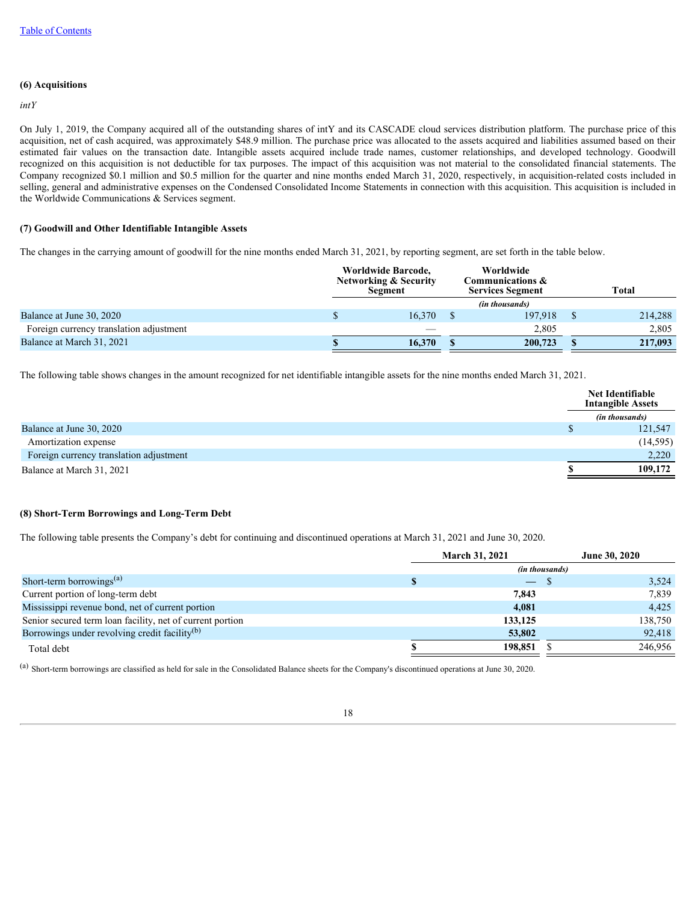### (6) Acquisitions

*intY*

On July 1, 2019, the Company acquired all of the outstanding shares of intY and its CASCADE cloud services distribution platform. The purchase price of this acquisition, net of cash acquired, was approximately $48.9 million. The purchase price was allocated to the assets acquired and liabilities assumed based on their estimated fair values on the transaction date. Intangible assets acquired include trade names, customer relationships, and developed technology. Goodwill recognized on this acquisition is not deductible for tax purposes. The impact of this acquisition was not material to the consolidated financial statements. The Company recognized $0.1 million and $0.5 million for the quarter and nine months ended March 31, 2020, respectively, in acquisition-related costs included in selling, general and administrative expenses on the Condensed Consolidated Income Statements in connection with this acquisition. This acquisition is included in the Worldwide Communications & Services segment.

### (7) Goodwill and Other Identifiable Intangible Assets

The changes in the carrying amount of goodwill for the nine months ended March 31, 2021, by reporting segment, are set forth in the table below.

| | Worldwide Barcode, Networking & Security Segment | Worldwide Communications & Services Segment | Total |
|---|---|---|---|
| | | *(in thousands)* | |
| Balance at June 30, 2020 | $ 16,370 | $ 197,918 | $ 214,288 |
| Foreign currency translation adjustment | — | 2,805 | 2,805 |
| Balance at March 31, 2021 | **$ 16,370** | **$ 200,723** | **$ 217,093** |

The following table shows changes in the amount recognized for net identifiable intangible assets for the nine months ended March 31, 2021.

| | Net Identifiable Intangible Assets |
|---|---|
| | *(in thousands)* |
| Balance at June 30, 2020 | $ 121,547 |
| Amortization expense | (14,595) |
| Foreign currency translation adjustment | 2,220 |
| Balance at March 31, 2021 | **$ 109,172** |

### (8) Short-Term Borrowings and Long-Term Debt

The following table presents the Company's debt for continuing and discontinued operations at March 31, 2021 and June 30, 2020.

| | March 31, 2021 | June 30, 2020 |
|---|---|---|
| | *(in thousands)* | |
| Short-term borrowings[(a)] | **$ —** | $ 3,524 |
| Current portion of long-term debt | **7,843** | 7,839 |
| Mississippi revenue bond, net of current portion | **4,081** | 4,425 |
| Senior secured term loan facility, net of current portion | **133,125** | 138,750 |
| Borrowings under revolving credit facility[(b)] | **53,802** | 92,418 |
| Total debt | **$ 198,851** | $ 246,956 |

[(a)] Short-term borrowings are classified as held for sale in the Consolidated Balance sheets for the Company's discontinued operations at June 30, 2020.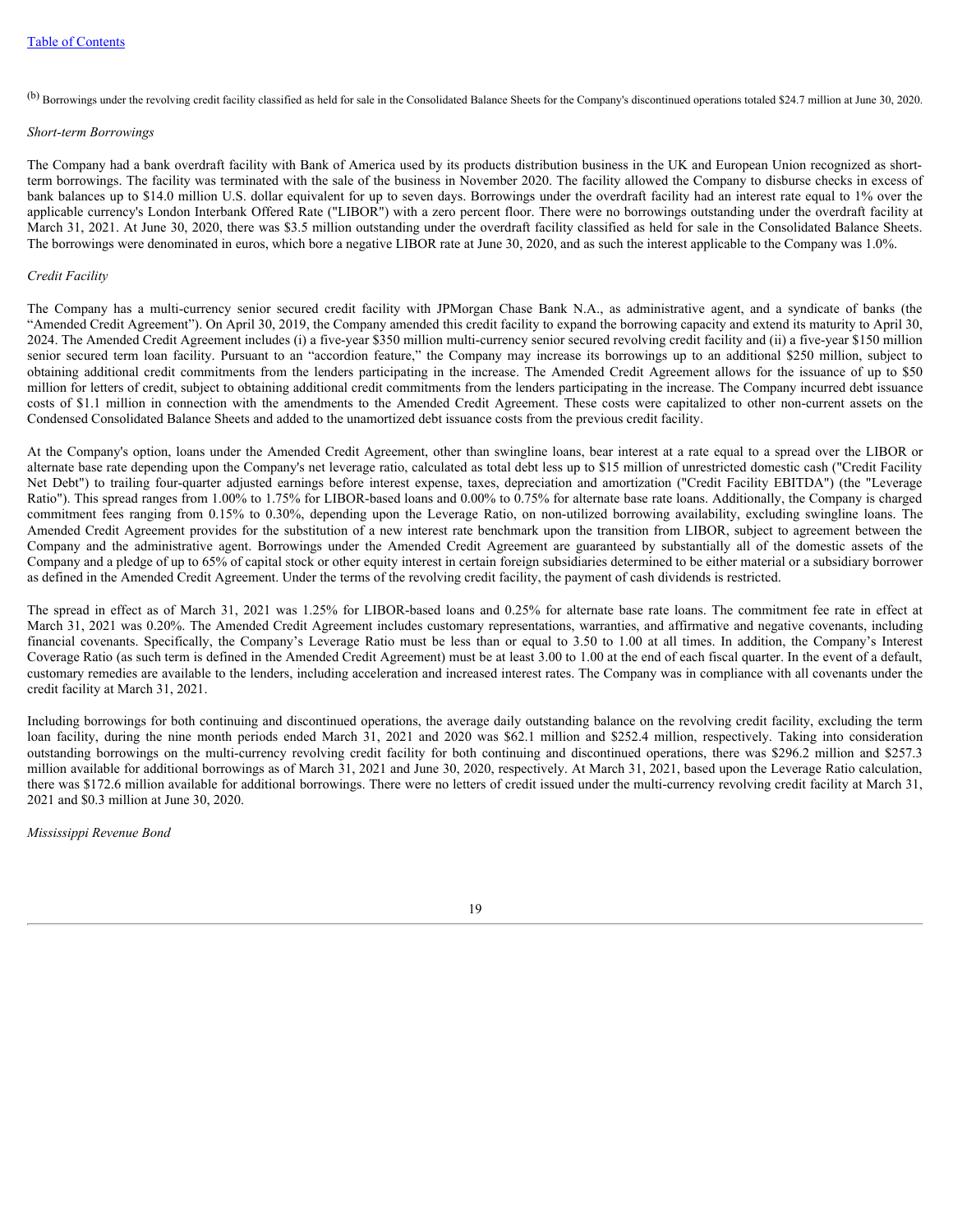(b) Borrowings under the revolving credit facility classified as held for sale in the Consolidated Balance Sheets for the Company's discontinued operations totaled $24.7 million at June 30, 2020.

*Short-term Borrowings*

The Company had a bank overdraft facility with Bank of America used by its products distribution business in the UK and European Union recognized as short-term borrowings. The facility was terminated with the sale of the business in November 2020. The facility allowed the Company to disburse checks in excess of bank balances up to $14.0 million U.S. dollar equivalent for up to seven days. Borrowings under the overdraft facility had an interest rate equal to 1% over the applicable currency's London Interbank Offered Rate ("LIBOR") with a zero percent floor. There were no borrowings outstanding under the overdraft facility at March 31, 2021. At June 30, 2020, there was $3.5 million outstanding under the overdraft facility classified as held for sale in the Consolidated Balance Sheets. The borrowings were denominated in euros, which bore a negative LIBOR rate at June 30, 2020, and as such the interest applicable to the Company was 1.0%.

*Credit Facility*

The Company has a multi-currency senior secured credit facility with JPMorgan Chase Bank N.A., as administrative agent, and a syndicate of banks (the "Amended Credit Agreement"). On April 30, 2019, the Company amended this credit facility to expand the borrowing capacity and extend its maturity to April 30, 2024. The Amended Credit Agreement includes (i) a five-year $350 million multi-currency senior secured revolving credit facility and (ii) a five-year $150 million senior secured term loan facility. Pursuant to an "accordion feature," the Company may increase its borrowings up to an additional $250 million, subject to obtaining additional credit commitments from the lenders participating in the increase. The Amended Credit Agreement allows for the issuance of up to $50 million for letters of credit, subject to obtaining additional credit commitments from the lenders participating in the increase. The Company incurred debt issuance costs of $1.1 million in connection with the amendments to the Amended Credit Agreement. These costs were capitalized to other non-current assets on the Condensed Consolidated Balance Sheets and added to the unamortized debt issuance costs from the previous credit facility.

At the Company's option, loans under the Amended Credit Agreement, other than swingline loans, bear interest at a rate equal to a spread over the LIBOR or alternate base rate depending upon the Company's net leverage ratio, calculated as total debt less up to $15 million of unrestricted domestic cash ("Credit Facility Net Debt") to trailing four-quarter adjusted earnings before interest expense, taxes, depreciation and amortization ("Credit Facility EBITDA") (the "Leverage Ratio"). This spread ranges from 1.00% to 1.75% for LIBOR-based loans and 0.00% to 0.75% for alternate base rate loans. Additionally, the Company is charged commitment fees ranging from 0.15% to 0.30%, depending upon the Leverage Ratio, on non-utilized borrowing availability, excluding swingline loans. The Amended Credit Agreement provides for the substitution of a new interest rate benchmark upon the transition from LIBOR, subject to agreement between the Company and the administrative agent. Borrowings under the Amended Credit Agreement are guaranteed by substantially all of the domestic assets of the Company and a pledge of up to 65% of capital stock or other equity interest in certain foreign subsidiaries determined to be either material or a subsidiary borrower as defined in the Amended Credit Agreement. Under the terms of the revolving credit facility, the payment of cash dividends is restricted.

The spread in effect as of March 31, 2021 was 1.25% for LIBOR-based loans and 0.25% for alternate base rate loans. The commitment fee rate in effect at March 31, 2021 was 0.20%. The Amended Credit Agreement includes customary representations, warranties, and affirmative and negative covenants, including financial covenants. Specifically, the Company's Leverage Ratio must be less than or equal to 3.50 to 1.00 at all times. In addition, the Company's Interest Coverage Ratio (as such term is defined in the Amended Credit Agreement) must be at least 3.00 to 1.00 at the end of each fiscal quarter. In the event of a default, customary remedies are available to the lenders, including acceleration and increased interest rates. The Company was in compliance with all covenants under the credit facility at March 31, 2021.

Including borrowings for both continuing and discontinued operations, the average daily outstanding balance on the revolving credit facility, excluding the term loan facility, during the nine month periods ended March 31, 2021 and 2020 was $62.1 million and $252.4 million, respectively. Taking into consideration outstanding borrowings on the multi-currency revolving credit facility for both continuing and discontinued operations, there was $296.2 million and $257.3 million available for additional borrowings as of March 31, 2021 and June 30, 2020, respectively. At March 31, 2021, based upon the Leverage Ratio calculation, there was $172.6 million available for additional borrowings. There were no letters of credit issued under the multi-currency revolving credit facility at March 31, 2021 and $0.3 million at June 30, 2020.

*Mississippi Revenue Bond*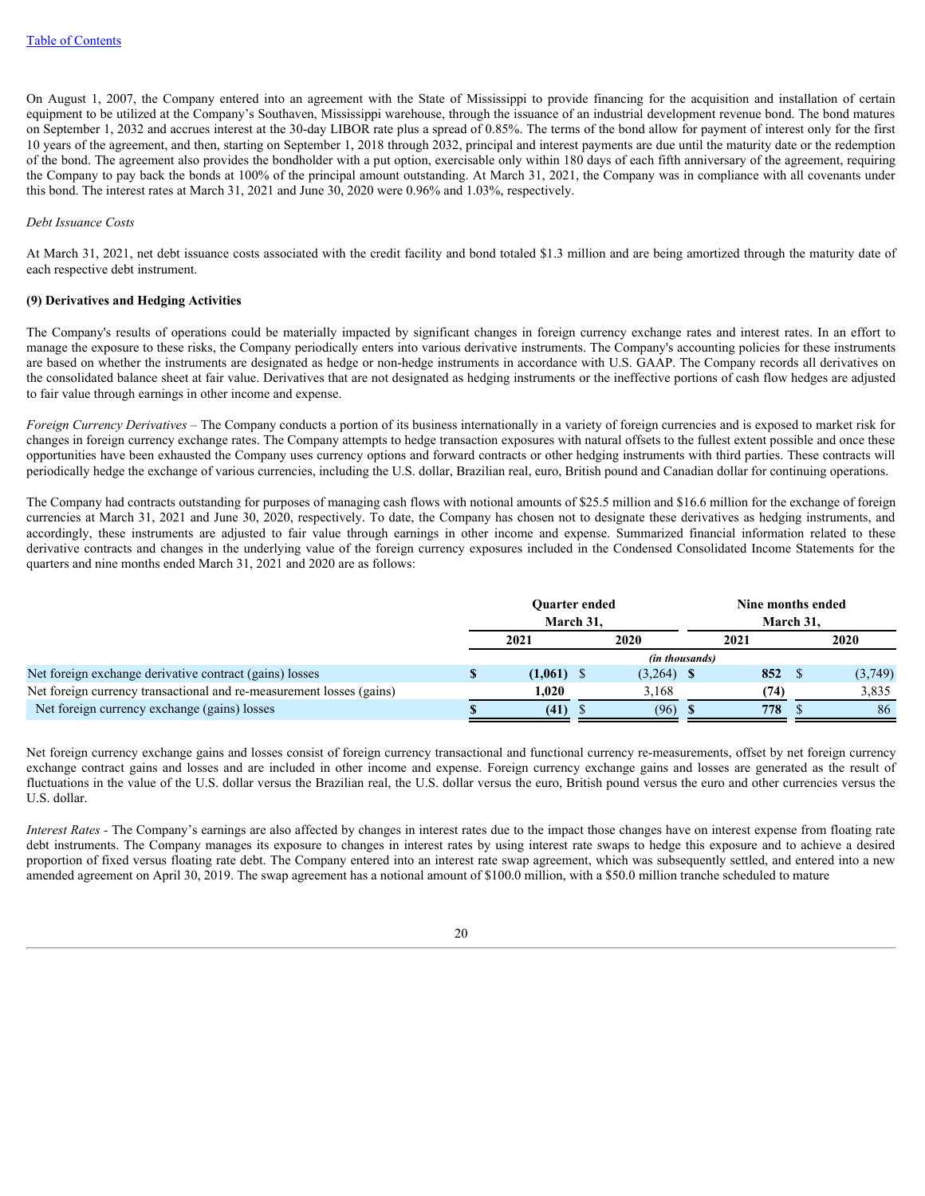On August 1, 2007, the Company entered into an agreement with the State of Mississippi to provide financing for the acquisition and installation of certain equipment to be utilized at the Company's Southaven, Mississippi warehouse, through the issuance of an industrial development revenue bond. The bond matures on September 1, 2032 and accrues interest at the 30-day LIBOR rate plus a spread of 0.85%. The terms of the bond allow for payment of interest only for the first 10 years of the agreement, and then, starting on September 1, 2018 through 2032, principal and interest payments are due until the maturity date or the redemption of the bond. The agreement also provides the bondholder with a put option, exercisable only within 180 days of each fifth anniversary of the agreement, requiring the Company to pay back the bonds at 100% of the principal amount outstanding. At March 31, 2021, the Company was in compliance with all covenants under this bond. The interest rates at March 31, 2021 and June 30, 2020 were 0.96% and 1.03%, respectively.

*Debt Issuance Costs*

At March 31, 2021, net debt issuance costs associated with the credit facility and bond totaled $1.3 million and are being amortized through the maturity date of each respective debt instrument.

**(9) Derivatives and Hedging Activities**

The Company's results of operations could be materially impacted by significant changes in foreign currency exchange rates and interest rates. In an effort to manage the exposure to these risks, the Company periodically enters into various derivative instruments. The Company's accounting policies for these instruments are based on whether the instruments are designated as hedge or non-hedge instruments in accordance with U.S. GAAP. The Company records all derivatives on the consolidated balance sheet at fair value. Derivatives that are not designated as hedging instruments or the ineffective portions of cash flow hedges are adjusted to fair value through earnings in other income and expense.

*Foreign Currency Derivatives* – The Company conducts a portion of its business internationally in a variety of foreign currencies and is exposed to market risk for changes in foreign currency exchange rates. The Company attempts to hedge transaction exposures with natural offsets to the fullest extent possible and once these opportunities have been exhausted the Company uses currency options and forward contracts or other hedging instruments with third parties. These contracts will periodically hedge the exchange of various currencies, including the U.S. dollar, Brazilian real, euro, British pound and Canadian dollar for continuing operations.

The Company had contracts outstanding for purposes of managing cash flows with notional amounts of $25.5 million and $16.6 million for the exchange of foreign currencies at March 31, 2021 and June 30, 2020, respectively. To date, the Company has chosen not to designate these derivatives as hedging instruments, and accordingly, these instruments are adjusted to fair value through earnings in other income and expense. Summarized financial information related to these derivative contracts and changes in the underlying value of the foreign currency exposures included in the Condensed Consolidated Income Statements for the quarters and nine months ended March 31, 2021 and 2020 are as follows:

| | Quarter ended March 31, | | Nine months ended March 31, | |
|---|---|---|---|---|
| | **2021** | 2020 | **2021** | 2020 |
| | *(in thousands)* | | | |
| Net foreign exchange derivative contract (gains) losses | **$ (1,061)** | $ (3,264) | **$ 852** | $ (3,749) |
| Net foreign currency transactional and re-measurement losses (gains) | **1,020** | 3,168 | **(74)** | 3,835 |
| Net foreign currency exchange (gains) losses | **$ (41)** | $ (96) | **$ 778** | $ 86 |

Net foreign currency exchange gains and losses consist of foreign currency transactional and functional currency re-measurements, offset by net foreign currency exchange contract gains and losses and are included in other income and expense. Foreign currency exchange gains and losses are generated as the result of fluctuations in the value of the U.S. dollar versus the Brazilian real, the U.S. dollar versus the euro, British pound versus the euro and other currencies versus the U.S. dollar.

*Interest Rates* - The Company's earnings are also affected by changes in interest rates due to the impact those changes have on interest expense from floating rate debt instruments. The Company manages its exposure to changes in interest rates by using interest rate swaps to hedge this exposure and to achieve a desired proportion of fixed versus floating rate debt. The Company entered into an interest rate swap agreement, which was subsequently settled, and entered into a new amended agreement on April 30, 2019. The swap agreement has a notional amount of $100.0 million, with a $50.0 million tranche scheduled to mature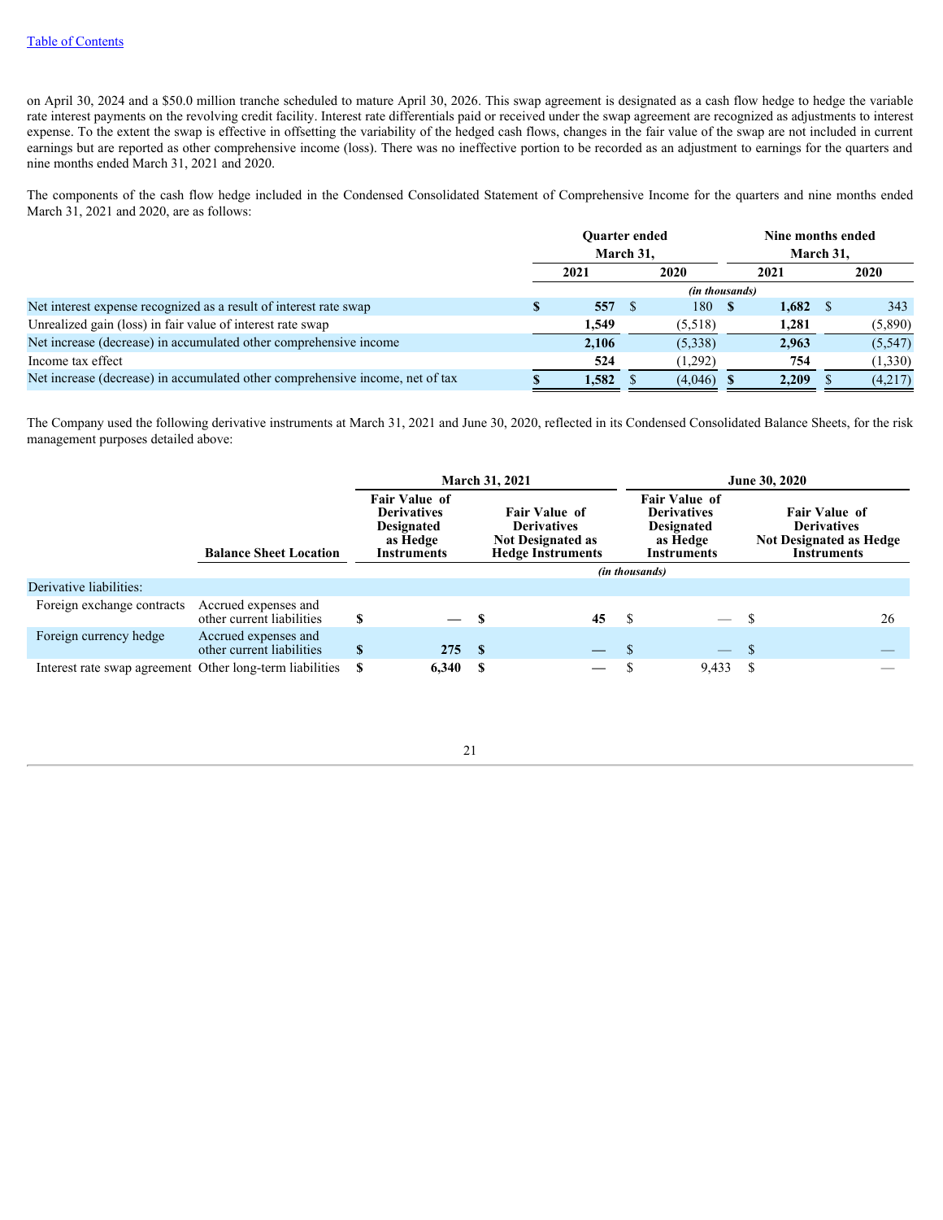on April 30, 2024 and a $50.0 million tranche scheduled to mature April 30, 2026. This swap agreement is designated as a cash flow hedge to hedge the variable rate interest payments on the revolving credit facility. Interest rate differentials paid or received under the swap agreement are recognized as adjustments to interest expense. To the extent the swap is effective in offsetting the variability of the hedged cash flows, changes in the fair value of the swap are not included in current earnings but are reported as other comprehensive income (loss). There was no ineffective portion to be recorded as an adjustment to earnings for the quarters and nine months ended March 31, 2021 and 2020.

The components of the cash flow hedge included in the Condensed Consolidated Statement of Comprehensive Income for the quarters and nine months ended March 31, 2021 and 2020, are as follows:

| | Quarter ended March 31, | | Nine months ended March 31, | |
|---|---|---|---|---|
| | 2021 | 2020 | 2021 | 2020 |
| | *(in thousands)* | | | |
| Net interest expense recognized as a result of interest rate swap | $ 557 | $ 180 | $ 1,682 | $ 343 |
| Unrealized gain (loss) in fair value of interest rate swap | 1,549 | (5,518) | 1,281 | (5,890) |
| Net increase (decrease) in accumulated other comprehensive income | 2,106 | (5,338) | 2,963 | (5,547) |
| Income tax effect | 524 | (1,292) | 754 | (1,330) |
| Net increase (decrease) in accumulated other comprehensive income, net of tax | $ 1,582 | $ (4,046) | $ 2,209 | $ (4,217) |

The Company used the following derivative instruments at March 31, 2021 and June 30, 2020, reflected in its Condensed Consolidated Balance Sheets, for the risk management purposes detailed above:

| | | March 31, 2021 | | June 30, 2020 | |
|---|---|---|---|---|---|
| | Balance Sheet Location | Fair Value of Derivatives Designated as Hedge Instruments | Fair Value of Derivatives Not Designated as Hedge Instruments | Fair Value of Derivatives Designated as Hedge Instruments | Fair Value of Derivatives Not Designated as Hedge Instruments |
| | | *(in thousands)* | | | |
| Derivative liabilities: | | | | | |
| Foreign exchange contracts | Accrued expenses and other current liabilities | $ — | $ 45 | $ — | $ 26 |
| Foreign currency hedge | Accrued expenses and other current liabilities | $ 275 | $ — | $ — | $ — |
| Interest rate swap agreement | Other long-term liabilities | $ 6,340 | $ — | $ 9,433 | $ — |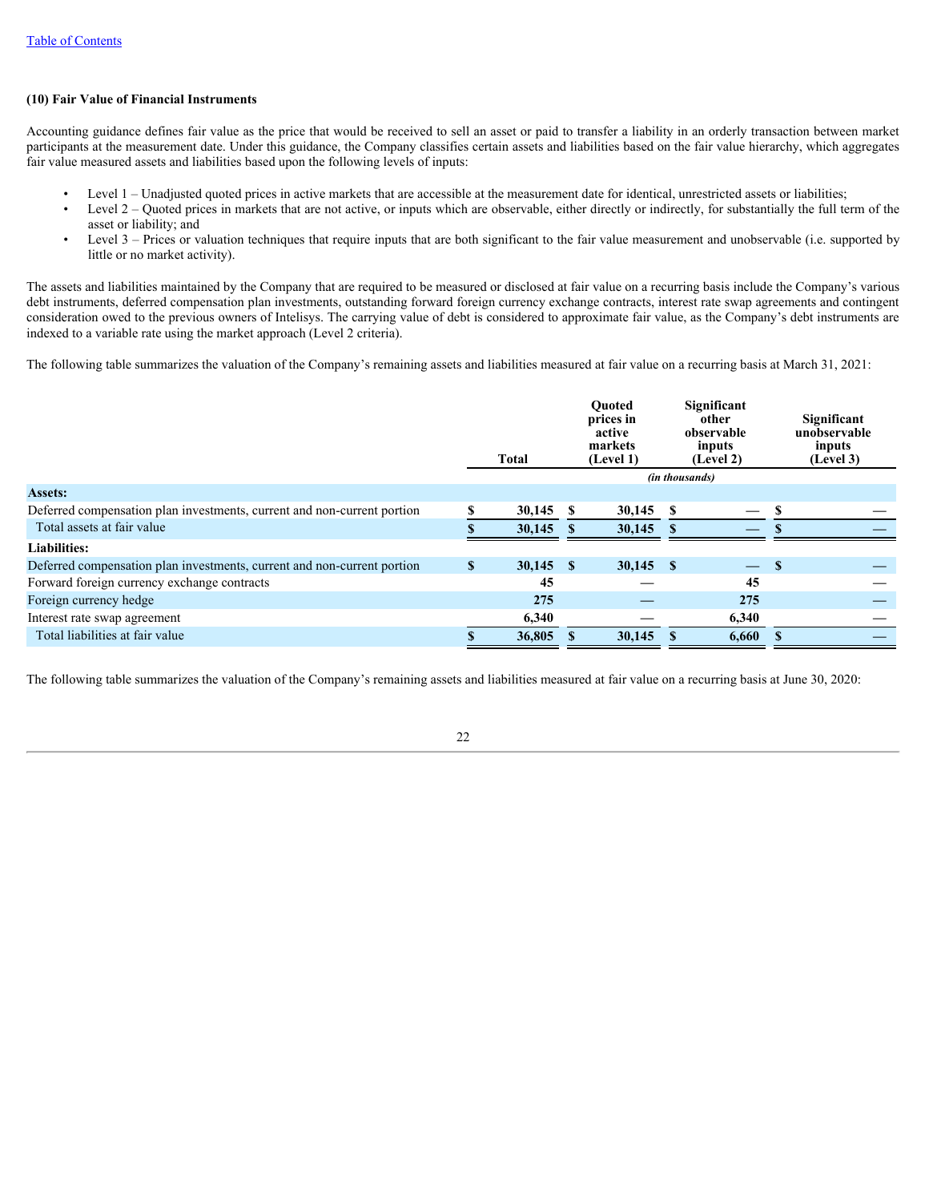Table of Contents

### (10) Fair Value of Financial Instruments

Accounting guidance defines fair value as the price that would be received to sell an asset or paid to transfer a liability in an orderly transaction between market participants at the measurement date. Under this guidance, the Company classifies certain assets and liabilities based on the fair value hierarchy, which aggregates fair value measured assets and liabilities based upon the following levels of inputs:

- Level 1 – Unadjusted quoted prices in active markets that are accessible at the measurement date for identical, unrestricted assets or liabilities;
- Level 2 – Quoted prices in markets that are not active, or inputs which are observable, either directly or indirectly, for substantially the full term of the asset or liability; and
- Level 3 – Prices or valuation techniques that require inputs that are both significant to the fair value measurement and unobservable (i.e. supported by little or no market activity).

The assets and liabilities maintained by the Company that are required to be measured or disclosed at fair value on a recurring basis include the Company's various debt instruments, deferred compensation plan investments, outstanding forward foreign currency exchange contracts, interest rate swap agreements and contingent consideration owed to the previous owners of Intelisys. The carrying value of debt is considered to approximate fair value, as the Company's debt instruments are indexed to a variable rate using the market approach (Level 2 criteria).

The following table summarizes the valuation of the Company's remaining assets and liabilities measured at fair value on a recurring basis at March 31, 2021:

| | Total | Quoted prices in active markets (Level 1) | Significant other observable inputs (Level 2) | Significant unobservable inputs (Level 3) |
|---|---|---|---|---|
| | | | *(in thousands)* | |
| **Assets:** | | | | |
| Deferred compensation plan investments, current and non-current portion | $ 30,145 | $ 30,145 | $ — | $ — |
| Total assets at fair value | $ 30,145 | $ 30,145 | $ — | $ — |
| **Liabilities:** | | | | |
| Deferred compensation plan investments, current and non-current portion | $ 30,145 | $ 30,145 | $ — | $ — |
| Forward foreign currency exchange contracts | 45 | — | 45 | — |
| Foreign currency hedge | 275 | — | 275 | — |
| Interest rate swap agreement | 6,340 | — | 6,340 | — |
| Total liabilities at fair value | $ 36,805 | $ 30,145 | $ 6,660 | $ — |

The following table summarizes the valuation of the Company's remaining assets and liabilities measured at fair value on a recurring basis at June 30, 2020: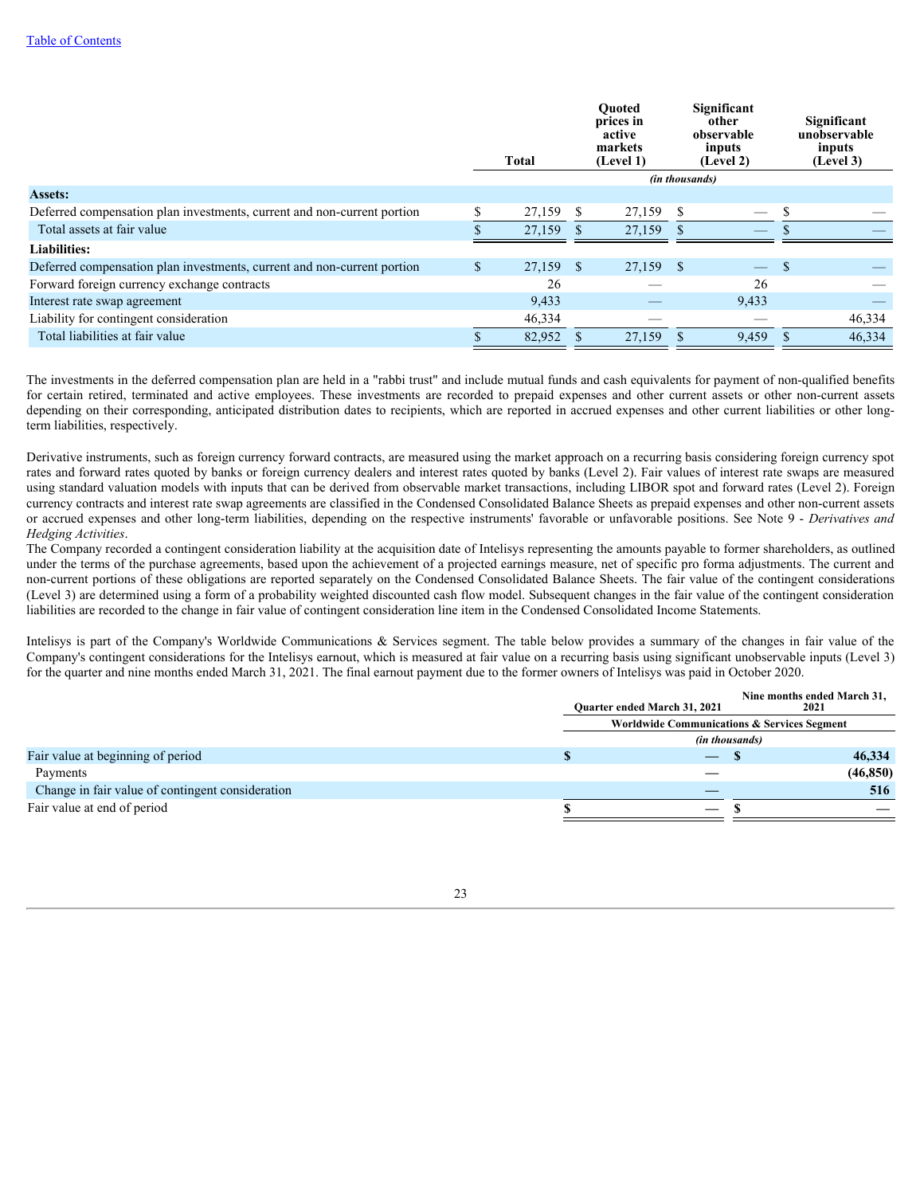|  | Total | Quoted prices in active markets (Level 1) | Significant other observable inputs (Level 2) | Significant unobservable inputs (Level 3) |
|---|---|---|---|---|
|  | (in thousands) | | | |
| **Assets:** | | | | |
| Deferred compensation plan investments, current and non-current portion | $ 27,159 | $ 27,159 | $ — | $ — |
| Total assets at fair value | $ 27,159 | $ 27,159 | $ — | $ — |
| **Liabilities:** | | | | |
| Deferred compensation plan investments, current and non-current portion | $ 27,159 | $ 27,159 | $ — | $ — |
| Forward foreign currency exchange contracts | 26 | — | 26 | — |
| Interest rate swap agreement | 9,433 | — | 9,433 | — |
| Liability for contingent consideration | 46,334 | — | — | 46,334 |
| Total liabilities at fair value | $ 82,952 | $ 27,159 | $ 9,459 | $ 46,334 |

The investments in the deferred compensation plan are held in a "rabbi trust" and include mutual funds and cash equivalents for payment of non-qualified benefits for certain retired, terminated and active employees. These investments are recorded to prepaid expenses and other current assets or other non-current assets depending on their corresponding, anticipated distribution dates to recipients, which are reported in accrued expenses and other current liabilities or other long-term liabilities, respectively.

Derivative instruments, such as foreign currency forward contracts, are measured using the market approach on a recurring basis considering foreign currency spot rates and forward rates quoted by banks or foreign currency dealers and interest rates quoted by banks (Level 2). Fair values of interest rate swaps are measured using standard valuation models with inputs that can be derived from observable market transactions, including LIBOR spot and forward rates (Level 2). Foreign currency contracts and interest rate swap agreements are classified in the Condensed Consolidated Balance Sheets as prepaid expenses and other non-current assets or accrued expenses and other long-term liabilities, depending on the respective instruments' favorable or unfavorable positions. See Note 9 - *Derivatives and Hedging Activities*.

The Company recorded a contingent consideration liability at the acquisition date of Intelisys representing the amounts payable to former shareholders, as outlined under the terms of the purchase agreements, based upon the achievement of a projected earnings measure, net of specific pro forma adjustments. The current and non-current portions of these obligations are reported separately on the Condensed Consolidated Balance Sheets. The fair value of the contingent considerations (Level 3) are determined using a form of a probability weighted discounted cash flow model. Subsequent changes in the fair value of the contingent consideration liabilities are recorded to the change in fair value of contingent consideration line item in the Condensed Consolidated Income Statements.

Intelisys is part of the Company's Worldwide Communications & Services segment. The table below provides a summary of the changes in fair value of the Company's contingent considerations for the Intelisys earnout, which is measured at fair value on a recurring basis using significant unobservable inputs (Level 3) for the quarter and nine months ended March 31, 2021. The final earnout payment due to the former owners of Intelisys was paid in October 2020.

|  | Quarter ended March 31, 2021 | Nine months ended March 31, 2021 |
|---|---|---|
|  | Worldwide Communications & Services Segment | |
|  | (in thousands) | |
| Fair value at beginning of period | $ — | $ 46,334 |
| Payments | — | (46,850) |
| Change in fair value of contingent consideration | — | 516 |
| Fair value at end of period | $ — | $ — |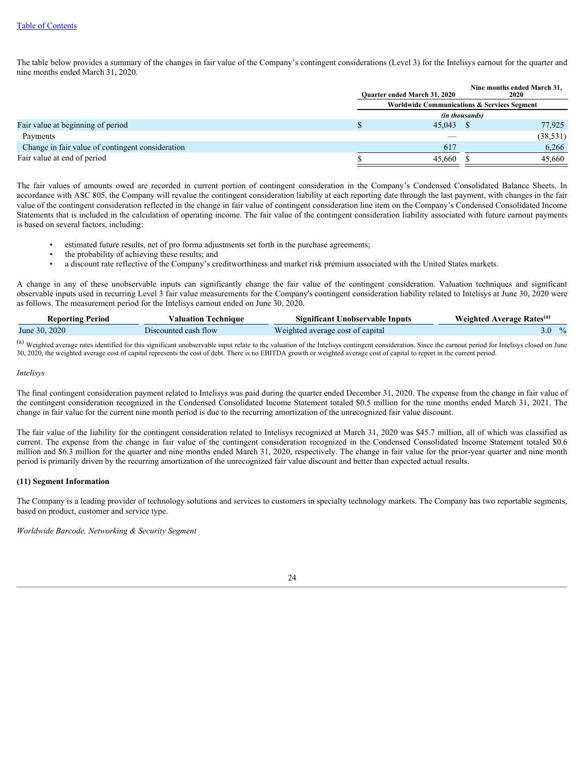The table below provides a summary of the changes in fair value of the Company's contingent considerations (Level 3) for the Intelisys earnout for the quarter and nine months ended March 31, 2020.

| | Quarter ended March 31, 2020 | Nine months ended March 31, 2020 |
|---|---|---|
| | Worldwide Communications & Services Segment | |
| | *(in thousands)* | |
| Fair value at beginning of period | $ 45,043 | $ 77,925 |
| Payments | — | (38,531) |
| Change in fair value of contingent consideration | 617 | 6,266 |
| Fair value at end of period | $ 45,660 | $ 45,660 |

The fair values of amounts owed are recorded in current portion of contingent consideration in the Company's Condensed Consolidated Balance Sheets. In accordance with ASC 805, the Company will revalue the contingent consideration liability at each reporting date through the last payment, with changes in the fair value of the contingent consideration reflected in the change in fair value of contingent consideration line item on the Company's Condensed Consolidated Income Statements that is included in the calculation of operating income. The fair value of the contingent consideration liability associated with future earnout payments is based on several factors, including:

- estimated future results, net of pro forma adjustments set forth in the purchase agreements;
- the probability of achieving these results; and
- a discount rate reflective of the Company's creditworthiness and market risk premium associated with the United States markets.

A change in any of these unobservable inputs can significantly change the fair value of the contingent consideration. Valuation techniques and significant observable inputs used in recurring Level 3 fair value measurements for the Company's contingent consideration liability related to Intelisys at June 30, 2020 were as follows. The measurement period for the Intelisys earnout ended on June 30, 2020.

| Reporting Period | Valuation Technique | Significant Unobservable Inputs | Weighted Average Rates[(a)] |
|---|---|---|---|
| June 30, 2020 | Discounted cash flow | Weighted average cost of capital | 3.0 % |

[(a)] Weighted average rates identified for this significant unobservable input relate to the valuation of the Intelisys contingent consideration. Since the earnout period for Intelisys closed on June 30, 2020, the weighted average cost of capital represents the cost of debt. There is no EBITDA growth or weighted average cost of capital to report in the current period.

*Intelisys*

The final contingent consideration payment related to Intelisys was paid during the quarter ended December 31, 2020. The expense from the change in fair value of the contingent consideration recognized in the Condensed Consolidated Income Statement totaled $0.5 million for the nine months ended March 31, 2021. The change in fair value for the current nine month period is due to the recurring amortization of the unrecognized fair value discount.

The fair value of the liability for the contingent consideration related to Intelisys recognized at March 31, 2020 was $45.7 million, all of which was classified as current. The expense from the change in fair value of the contingent consideration recognized in the Condensed Consolidated Income Statement totaled $0.6 million and $6.3 million for the quarter and nine months ended March 31, 2020, respectively. The change in fair value for the prior-year quarter and nine month period is primarily driven by the recurring amortization of the unrecognized fair value discount and better than expected actual results.

**(11) Segment Information**

The Company is a leading provider of technology solutions and services to customers in specialty technology markets. The Company has two reportable segments, based on product, customer and service type.

*Worldwide Barcode, Networking & Security Segment*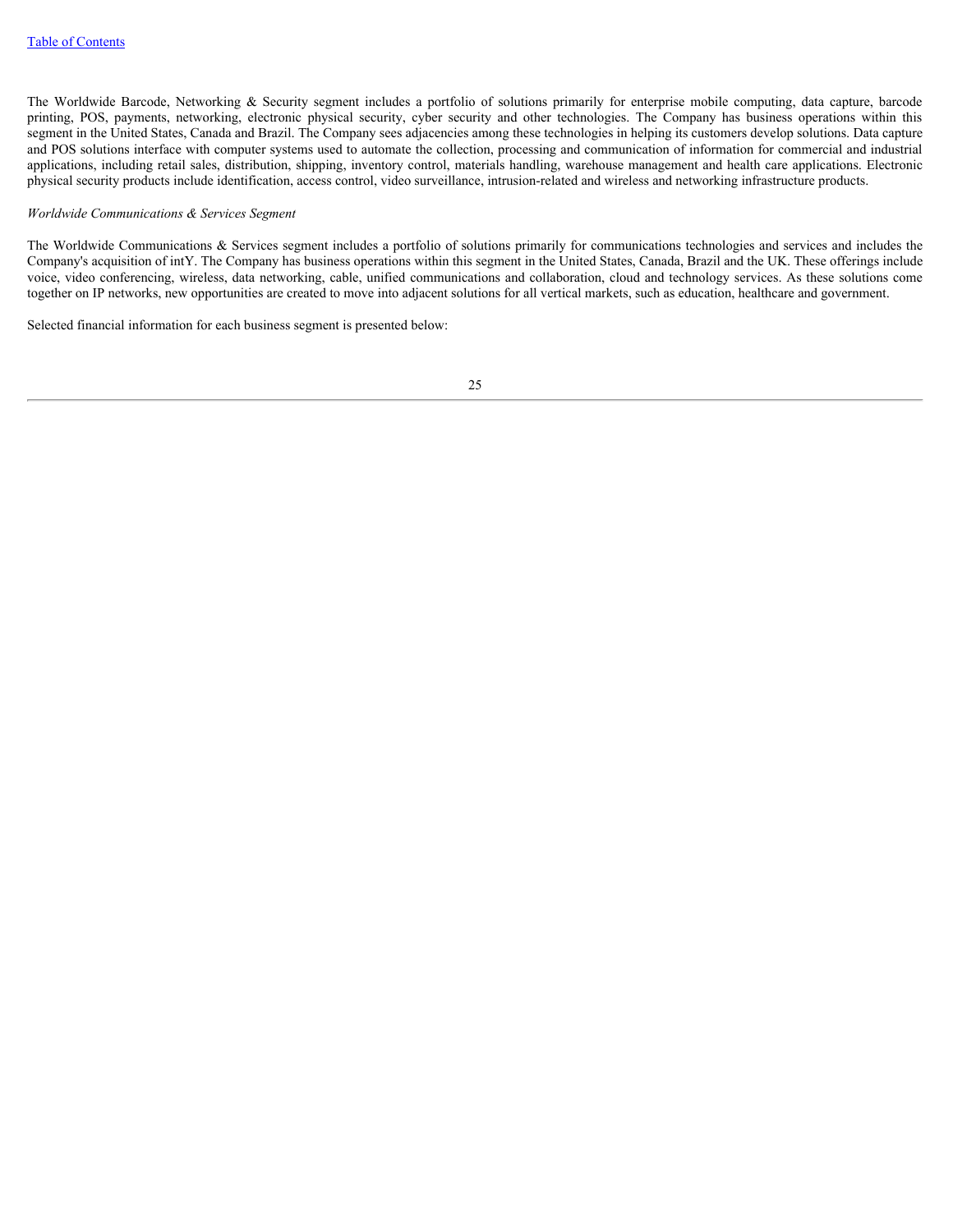The Worldwide Barcode, Networking & Security segment includes a portfolio of solutions primarily for enterprise mobile computing, data capture, barcode printing, POS, payments, networking, electronic physical security, cyber security and other technologies. The Company has business operations within this segment in the United States, Canada and Brazil. The Company sees adjacencies among these technologies in helping its customers develop solutions. Data capture and POS solutions interface with computer systems used to automate the collection, processing and communication of information for commercial and industrial applications, including retail sales, distribution, shipping, inventory control, materials handling, warehouse management and health care applications. Electronic physical security products include identification, access control, video surveillance, intrusion-related and wireless and networking infrastructure products.

*Worldwide Communications & Services Segment*

The Worldwide Communications & Services segment includes a portfolio of solutions primarily for communications technologies and services and includes the Company's acquisition of intY. The Company has business operations within this segment in the United States, Canada, Brazil and the UK. These offerings include voice, video conferencing, wireless, data networking, cable, unified communications and collaboration, cloud and technology services. As these solutions come together on IP networks, new opportunities are created to move into adjacent solutions for all vertical markets, such as education, healthcare and government.

Selected financial information for each business segment is presented below: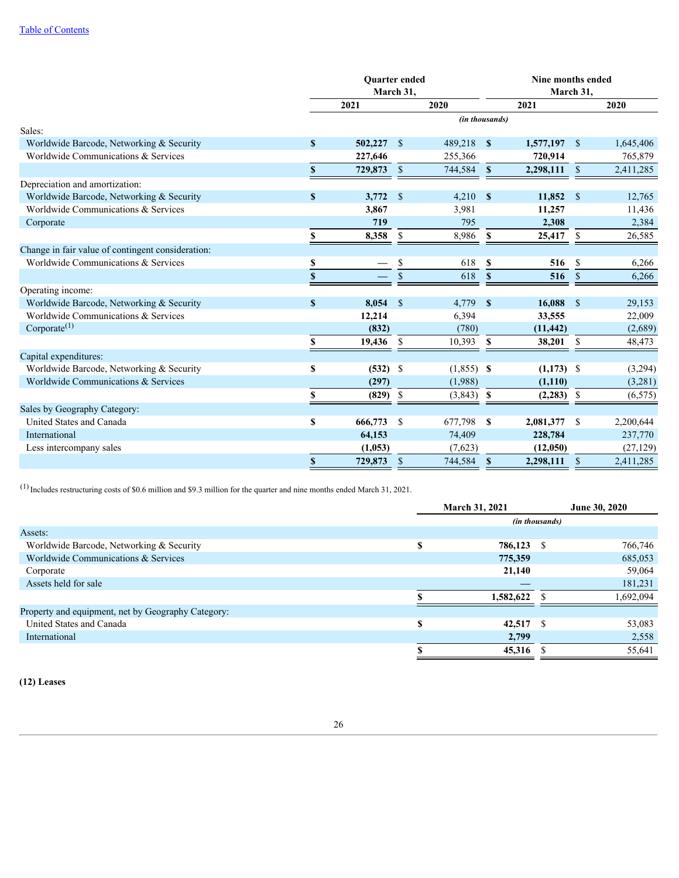[Table of Contents](#)

| | Quarter ended March 31, | | Nine months ended March 31, | |
|---|---|---|---|---|
| | **2021** | 2020 | **2021** | 2020 |
| | *(in thousands)* | | | |
| Sales: | | | | |
| Worldwide Barcode, Networking & Security | **$ 502,227** | $ 489,218 | **$ 1,577,197** | $ 1,645,406 |
| Worldwide Communications & Services | **227,646** | 255,366 | **720,914** | 765,879 |
| | **$ 729,873** | $ 744,584 | **$ 2,298,111** | $ 2,411,285 |
| Depreciation and amortization: | | | | |
| Worldwide Barcode, Networking & Security | **$ 3,772** | $ 4,210 | **$ 11,852** | $ 12,765 |
| Worldwide Communications & Services | **3,867** | 3,981 | **11,257** | 11,436 |
| Corporate | **719** | 795 | **2,308** | 2,384 |
| | **$ 8,358** | $ 8,986 | **$ 25,417** | $ 26,585 |
| Change in fair value of contingent consideration: | | | | |
| Worldwide Communications & Services | **$ —** | $ 618 | **$ 516** | $ 6,266 |
| | **$ —** | $ 618 | **$ 516** | $ 6,266 |
| Operating income: | | | | |
| Worldwide Barcode, Networking & Security | **$ 8,054** | $ 4,779 | **$ 16,088** | $ 29,153 |
| Worldwide Communications & Services | **12,214** | 6,394 | **33,555** | 22,009 |
| Corporate[1] | **(832)** | (780) | **(11,442)** | (2,689) |
| | **$ 19,436** | $ 10,393 | **$ 38,201** | $ 48,473 |
| Capital expenditures: | | | | |
| Worldwide Barcode, Networking & Security | **$ (532)** | $ (1,855) | **$ (1,173)** | $ (3,294) |
| Worldwide Communications & Services | **(297)** | (1,988) | **(1,110)** | (3,281) |
| | **$ (829)** | $ (3,843) | **$ (2,283)** | $ (6,575) |
| Sales by Geography Category: | | | | |
| United States and Canada | **$ 666,773** | $ 677,798 | **$ 2,081,377** | $ 2,200,644 |
| International | **64,153** | 74,409 | **228,784** | 237,770 |
| Less intercompany sales | **(1,053)** | (7,623) | **(12,050)** | (27,129) |
| | **$ 729,873** | $ 744,584 | **$ 2,298,111** | $ 2,411,285 |

[1] Includes restructuring costs of $0.6 million and $9.3 million for the quarter and nine months ended March 31, 2021.

| | **March 31, 2021** | June 30, 2020 |
|---|---|---|
| | *(in thousands)* | |
| Assets: | | |
| Worldwide Barcode, Networking & Security | **$ 786,123** | $ 766,746 |
| Worldwide Communications & Services | **775,359** | 685,053 |
| Corporate | **21,140** | 59,064 |
| Assets held for sale | **—** | 181,231 |
| | **$ 1,582,622** | $ 1,692,094 |
| Property and equipment, net by Geography Category: | | |
| United States and Canada | **$ 42,517** | $ 53,083 |
| International | **2,799** | 2,558 |
| | **$ 45,316** | $ 55,641 |

**(12) Leases**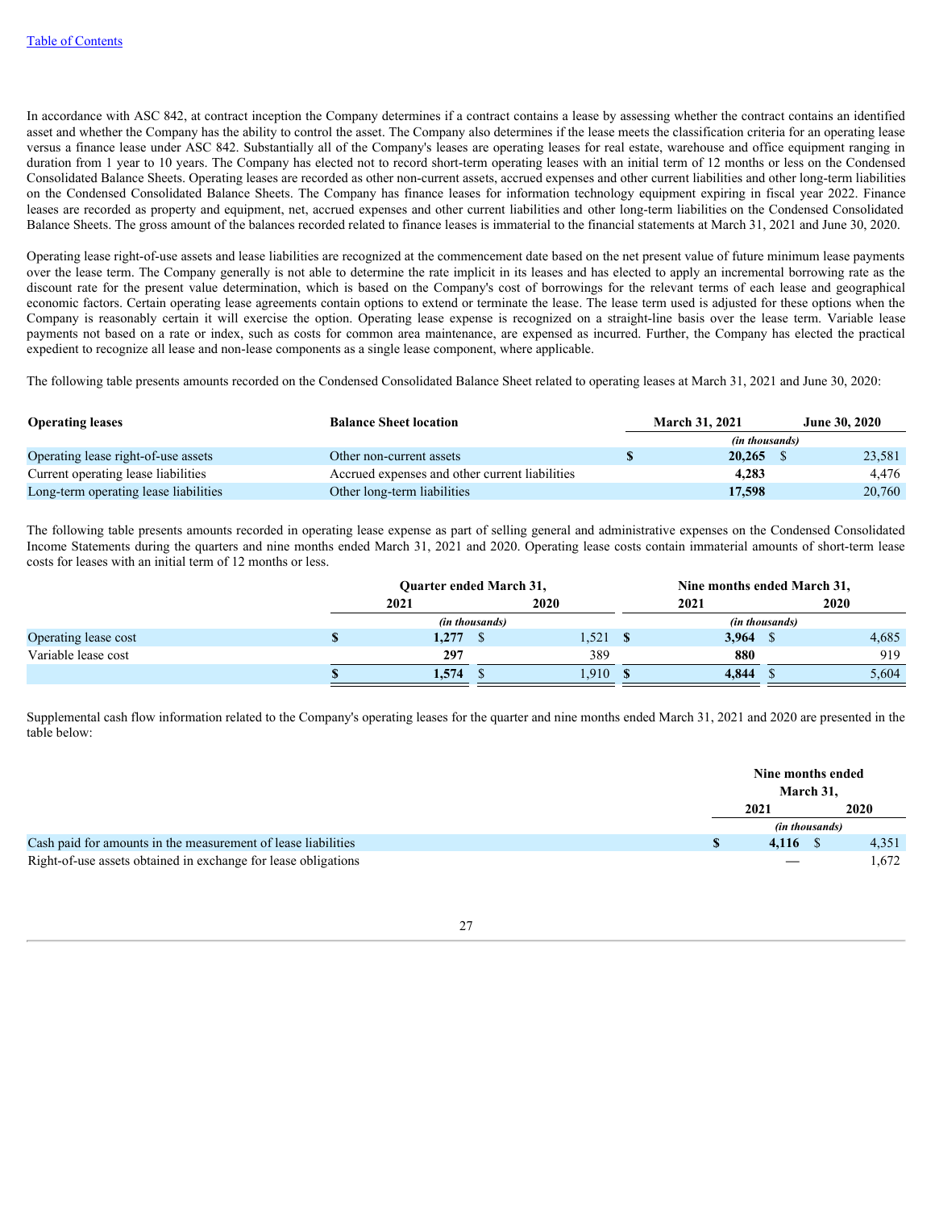In accordance with ASC 842, at contract inception the Company determines if a contract contains a lease by assessing whether the contract contains an identified asset and whether the Company has the ability to control the asset. The Company also determines if the lease meets the classification criteria for an operating lease versus a finance lease under ASC 842. Substantially all of the Company's leases are operating leases for real estate, warehouse and office equipment ranging in duration from 1 year to 10 years. The Company has elected not to record short-term operating leases with an initial term of 12 months or less on the Condensed Consolidated Balance Sheets. Operating leases are recorded as other non-current assets, accrued expenses and other current liabilities and other long-term liabilities on the Condensed Consolidated Balance Sheets. The Company has finance leases for information technology equipment expiring in fiscal year 2022. Finance leases are recorded as property and equipment, net, accrued expenses and other current liabilities and other long-term liabilities on the Condensed Consolidated Balance Sheets. The gross amount of the balances recorded related to finance leases is immaterial to the financial statements at March 31, 2021 and June 30, 2020.

Operating lease right-of-use assets and lease liabilities are recognized at the commencement date based on the net present value of future minimum lease payments over the lease term. The Company generally is not able to determine the rate implicit in its leases and has elected to apply an incremental borrowing rate as the discount rate for the present value determination, which is based on the Company's cost of borrowings for the relevant terms of each lease and geographical economic factors. Certain operating lease agreements contain options to extend or terminate the lease. The lease term used is adjusted for these options when the Company is reasonably certain it will exercise the option. Operating lease expense is recognized on a straight-line basis over the lease term. Variable lease payments not based on a rate or index, such as costs for common area maintenance, are expensed as incurred. Further, the Company has elected the practical expedient to recognize all lease and non-lease components as a single lease component, where applicable.

The following table presents amounts recorded on the Condensed Consolidated Balance Sheet related to operating leases at March 31, 2021 and June 30, 2020:

| **Operating leases** | **Balance Sheet location** | **March 31, 2021** | **June 30, 2020** |
|---|---|---|---|
| | | *(in thousands)* | |
| Operating lease right-of-use assets | Other non-current assets | **$ 20,265** | $ 23,581 |
| Current operating lease liabilities | Accrued expenses and other current liabilities | **4,283** | 4,476 |
| Long-term operating lease liabilities | Other long-term liabilities | **17,598** | 20,760 |

The following table presents amounts recorded in operating lease expense as part of selling general and administrative expenses on the Condensed Consolidated Income Statements during the quarters and nine months ended March 31, 2021 and 2020. Operating lease costs contain immaterial amounts of short-term lease costs for leases with an initial term of 12 months or less.

| | **Quarter ended March 31,** | | **Nine months ended March 31,** | |
|---|---|---|---|---|
| | **2021** | **2020** | **2021** | **2020** |
| | *(in thousands)* | | *(in thousands)* | |
| Operating lease cost | **$ 1,277** | $ 1,521 | **$ 3,964** | $ 4,685 |
| Variable lease cost | **297** | 389 | **880** | 919 |
| | **$ 1,574** | $ 1,910 | **$ 4,844** | $ 5,604 |

Supplemental cash flow information related to the Company's operating leases for the quarter and nine months ended March 31, 2021 and 2020 are presented in the table below:

| | **Nine months ended March 31,** | |
|---|---|---|
| | **2021** | **2020** |
| | *(in thousands)* | |
| Cash paid for amounts in the measurement of lease liabilities | **$ 4,116** | $ 4,351 |
| Right-of-use assets obtained in exchange for lease obligations | — | 1,672 |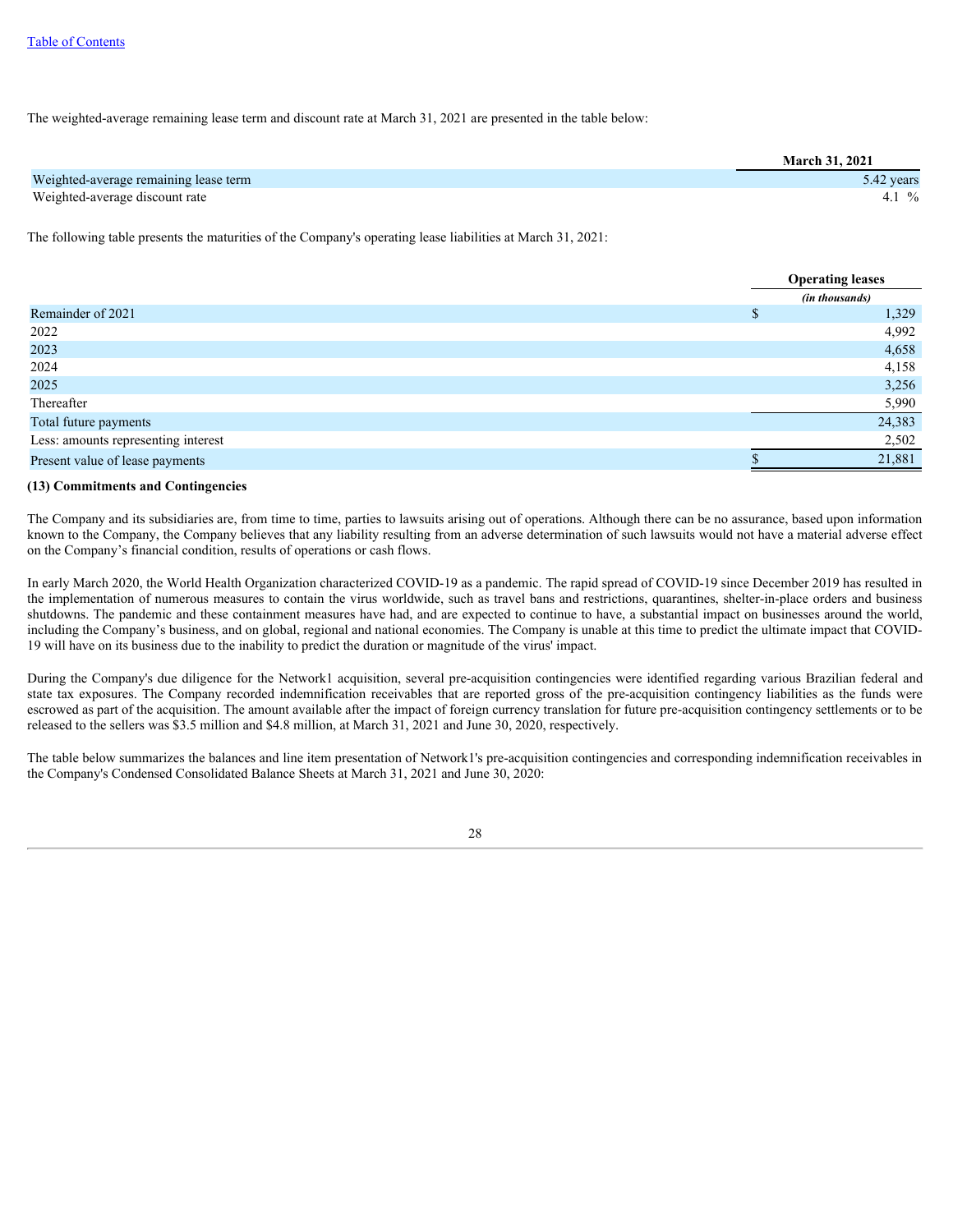The weighted-average remaining lease term and discount rate at March 31, 2021 are presented in the table below:

| | March 31, 2021 |
|---|---|
| Weighted-average remaining lease term | 5.42 years |
| Weighted-average discount rate | 4.1 % |

The following table presents the maturities of the Company's operating lease liabilities at March 31, 2021:

| | Operating leases |
|---|---|
| | *(in thousands)* |
| Remainder of 2021 | $ 1,329 |
| 2022 | 4,992 |
| 2023 | 4,658 |
| 2024 | 4,158 |
| 2025 | 3,256 |
| Thereafter | 5,990 |
| Total future payments | 24,383 |
| Less: amounts representing interest | 2,502 |
| Present value of lease payments | $ 21,881 |

**(13) Commitments and Contingencies**

The Company and its subsidiaries are, from time to time, parties to lawsuits arising out of operations. Although there can be no assurance, based upon information known to the Company, the Company believes that any liability resulting from an adverse determination of such lawsuits would not have a material adverse effect on the Company's financial condition, results of operations or cash flows.

In early March 2020, the World Health Organization characterized COVID-19 as a pandemic. The rapid spread of COVID-19 since December 2019 has resulted in the implementation of numerous measures to contain the virus worldwide, such as travel bans and restrictions, quarantines, shelter-in-place orders and business shutdowns. The pandemic and these containment measures have had, and are expected to continue to have, a substantial impact on businesses around the world, including the Company's business, and on global, regional and national economies. The Company is unable at this time to predict the ultimate impact that COVID-19 will have on its business due to the inability to predict the duration or magnitude of the virus' impact.

During the Company's due diligence for the Network1 acquisition, several pre-acquisition contingencies were identified regarding various Brazilian federal and state tax exposures. The Company recorded indemnification receivables that are reported gross of the pre-acquisition contingency liabilities as the funds were escrowed as part of the acquisition. The amount available after the impact of foreign currency translation for future pre-acquisition contingency settlements or to be released to the sellers was $3.5 million and $4.8 million, at March 31, 2021 and June 30, 2020, respectively.

The table below summarizes the balances and line item presentation of Network1's pre-acquisition contingencies and corresponding indemnification receivables in the Company's Condensed Consolidated Balance Sheets at March 31, 2021 and June 30, 2020: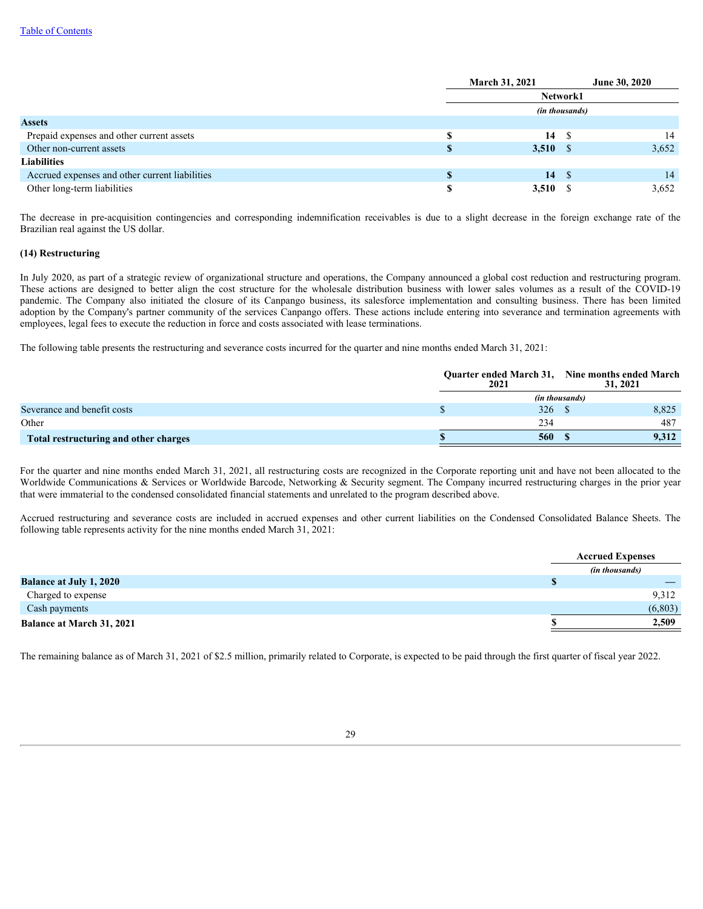| | March 31, 2021 | June 30, 2020 |
|---|---|---|
| | Network1 | |
| | *(in thousands)* | |
| **Assets** | | |
| Prepaid expenses and other current assets | **$ 14** | $ 14 |
| Other non-current assets | **$ 3,510** | $ 3,652 |
| **Liabilities** | | |
| Accrued expenses and other current liabilities | **$ 14** | $ 14 |
| Other long-term liabilities | **$ 3,510** | $ 3,652 |

The decrease in pre-acquisition contingencies and corresponding indemnification receivables is due to a slight decrease in the foreign exchange rate of the Brazilian real against the US dollar.

**(14) Restructuring**

In July 2020, as part of a strategic review of organizational structure and operations, the Company announced a global cost reduction and restructuring program. These actions are designed to better align the cost structure for the wholesale distribution business with lower sales volumes as a result of the COVID-19 pandemic. The Company also initiated the closure of its Canpango business, its salesforce implementation and consulting business. There has been limited adoption by the Company's partner community of the services Canpango offers. These actions include entering into severance and termination agreements with employees, legal fees to execute the reduction in force and costs associated with lease terminations.

The following table presents the restructuring and severance costs incurred for the quarter and nine months ended March 31, 2021:

| | Quarter ended March 31, 2021 | Nine months ended March 31, 2021 |
|---|---|---|
| | *(in thousands)* | |
| Severance and benefit costs | $ 326 | $ 8,825 |
| Other | 234 | 487 |
| **Total restructuring and other charges** | **$ 560** | **$ 9,312** |

For the quarter and nine months ended March 31, 2021, all restructuring costs are recognized in the Corporate reporting unit and have not been allocated to the Worldwide Communications & Services or Worldwide Barcode, Networking & Security segment. The Company incurred restructuring charges in the prior year that were immaterial to the condensed consolidated financial statements and unrelated to the program described above.

Accrued restructuring and severance costs are included in accrued expenses and other current liabilities on the Condensed Consolidated Balance Sheets. The following table represents activity for the nine months ended March 31, 2021:

| | Accrued Expenses |
|---|---|
| | *(in thousands)* |
| **Balance at July 1, 2020** | **$ —** |
| Charged to expense | 9,312 |
| Cash payments | (6,803) |
| **Balance at March 31, 2021** | **$ 2,509** |

The remaining balance as of March 31, 2021 of $2.5 million, primarily related to Corporate, is expected to be paid through the first quarter of fiscal year 2022.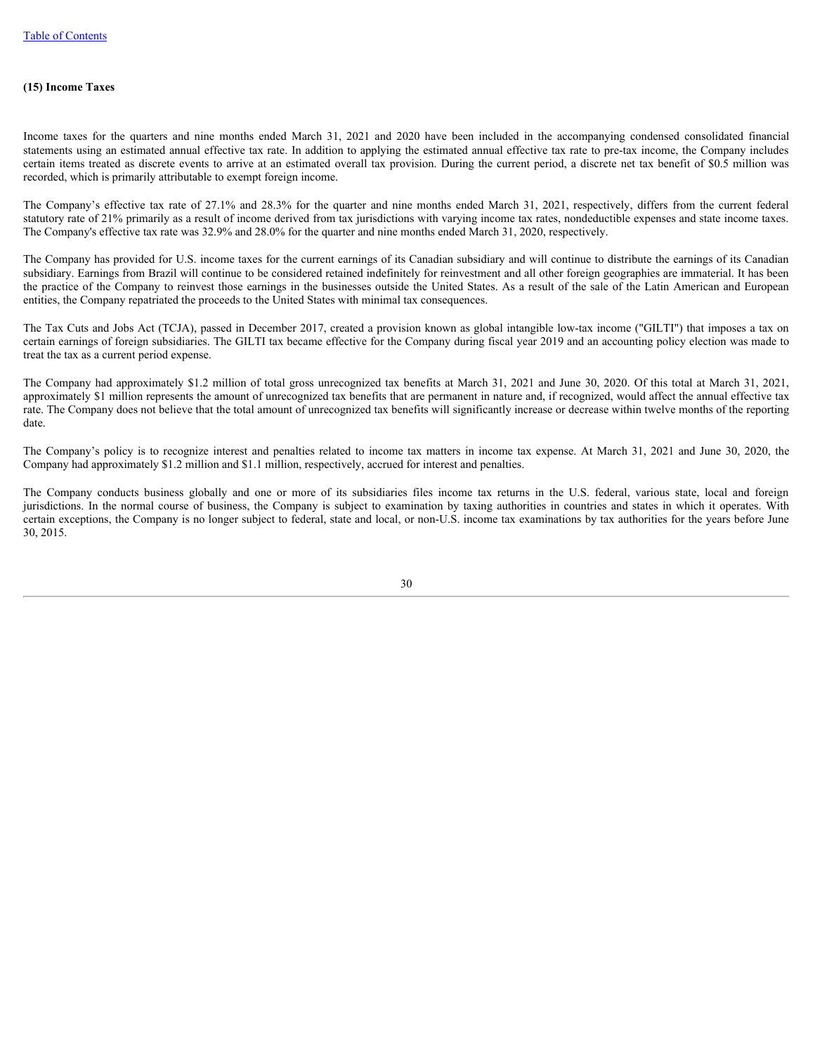## (15) Income Taxes

Income taxes for the quarters and nine months ended March 31, 2021 and 2020 have been included in the accompanying condensed consolidated financial statements using an estimated annual effective tax rate. In addition to applying the estimated annual effective tax rate to pre-tax income, the Company includes certain items treated as discrete events to arrive at an estimated overall tax provision. During the current period, a discrete net tax benefit of $0.5 million was recorded, which is primarily attributable to exempt foreign income.

The Company's effective tax rate of 27.1% and 28.3% for the quarter and nine months ended March 31, 2021, respectively, differs from the current federal statutory rate of 21% primarily as a result of income derived from tax jurisdictions with varying income tax rates, nondeductible expenses and state income taxes. The Company's effective tax rate was 32.9% and 28.0% for the quarter and nine months ended March 31, 2020, respectively.

The Company has provided for U.S. income taxes for the current earnings of its Canadian subsidiary and will continue to distribute the earnings of its Canadian subsidiary. Earnings from Brazil will continue to be considered retained indefinitely for reinvestment and all other foreign geographies are immaterial. It has been the practice of the Company to reinvest those earnings in the businesses outside the United States. As a result of the sale of the Latin American and European entities, the Company repatriated the proceeds to the United States with minimal tax consequences.

The Tax Cuts and Jobs Act (TCJA), passed in December 2017, created a provision known as global intangible low-tax income ("GILTI") that imposes a tax on certain earnings of foreign subsidiaries. The GILTI tax became effective for the Company during fiscal year 2019 and an accounting policy election was made to treat the tax as a current period expense.

The Company had approximately $1.2 million of total gross unrecognized tax benefits at March 31, 2021 and June 30, 2020. Of this total at March 31, 2021, approximately $1 million represents the amount of unrecognized tax benefits that are permanent in nature and, if recognized, would affect the annual effective tax rate. The Company does not believe that the total amount of unrecognized tax benefits will significantly increase or decrease within twelve months of the reporting date.

The Company's policy is to recognize interest and penalties related to income tax matters in income tax expense. At March 31, 2021 and June 30, 2020, the Company had approximately $1.2 million and $1.1 million, respectively, accrued for interest and penalties.

The Company conducts business globally and one or more of its subsidiaries files income tax returns in the U.S. federal, various state, local and foreign jurisdictions. In the normal course of business, the Company is subject to examination by taxing authorities in countries and states in which it operates. With certain exceptions, the Company is no longer subject to federal, state and local, or non-U.S. income tax examinations by tax authorities for the years before June 30, 2015.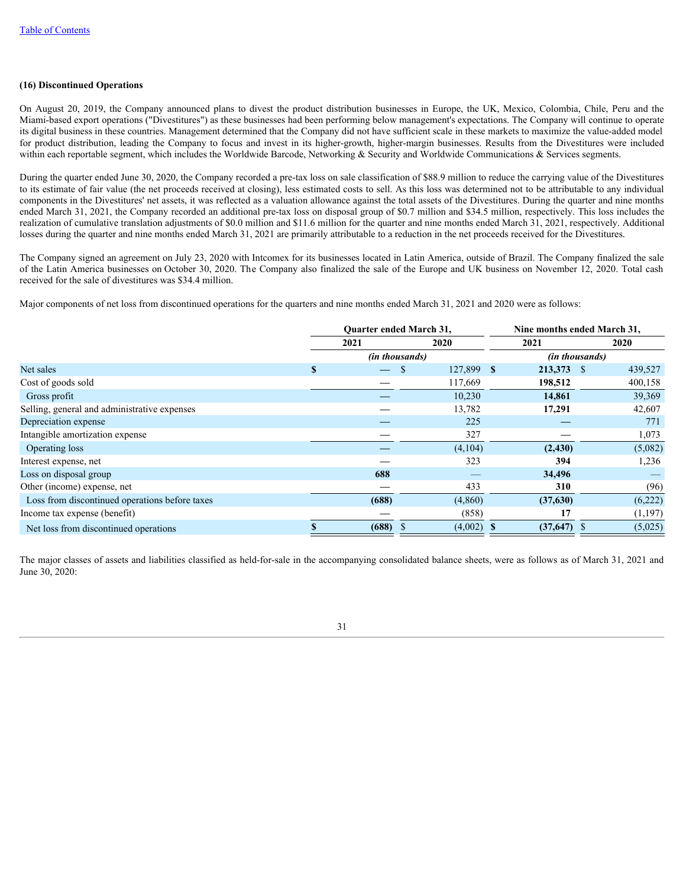### (16) Discontinued Operations

On August 20, 2019, the Company announced plans to divest the product distribution businesses in Europe, the UK, Mexico, Colombia, Chile, Peru and the Miami-based export operations ("Divestitures") as these businesses had been performing below management's expectations. The Company will continue to operate its digital business in these countries. Management determined that the Company did not have sufficient scale in these markets to maximize the value-added model for product distribution, leading the Company to focus and invest in its higher-growth, higher-margin businesses. Results from the Divestitures were included within each reportable segment, which includes the Worldwide Barcode, Networking & Security and Worldwide Communications & Services segments.

During the quarter ended June 30, 2020, the Company recorded a pre-tax loss on sale classification of $88.9 million to reduce the carrying value of the Divestitures to its estimate of fair value (the net proceeds received at closing), less estimated costs to sell. As this loss was determined not to be attributable to any individual components in the Divestitures' net assets, it was reflected as a valuation allowance against the total assets of the Divestitures. During the quarter and nine months ended March 31, 2021, the Company recorded an additional pre-tax loss on disposal group of $0.7 million and $34.5 million, respectively. This loss includes the realization of cumulative translation adjustments of $0.0 million and $11.6 million for the quarter and nine months ended March 31, 2021, respectively. Additional losses during the quarter and nine months ended March 31, 2021 are primarily attributable to a reduction in the net proceeds received for the Divestitures.

The Company signed an agreement on July 23, 2020 with Intcomex for its businesses located in Latin America, outside of Brazil. The Company finalized the sale of the Latin America businesses on October 30, 2020. The Company also finalized the sale of the Europe and UK business on November 12, 2020. Total cash received for the sale of divestitures was $34.4 million.

Major components of net loss from discontinued operations for the quarters and nine months ended March 31, 2021 and 2020 were as follows:

| | Quarter ended March 31, | | Nine months ended March 31, | |
|---|---|---|---|---|
| | 2021 | 2020 | 2021 | 2020 |
| | *(in thousands)* | | *(in thousands)* | |
| Net sales | **$ —** | $ 127,899 | **$ 213,373** | $ 439,527 |
| Cost of goods sold | **—** | 117,669 | **198,512** | 400,158 |
| Gross profit | **—** | 10,230 | **14,861** | 39,369 |
| Selling, general and administrative expenses | **—** | 13,782 | **17,291** | 42,607 |
| Depreciation expense | **—** | 225 | **—** | 771 |
| Intangible amortization expense | **—** | 327 | **—** | 1,073 |
| Operating loss | **—** | (4,104) | **(2,430)** | (5,082) |
| Interest expense, net | **—** | 323 | **394** | 1,236 |
| Loss on disposal group | **688** | — | **34,496** | — |
| Other (income) expense, net | **—** | 433 | **310** | (96) |
| Loss from discontinued operations before taxes | **(688)** | (4,860) | **(37,630)** | (6,222) |
| Income tax expense (benefit) | **—** | (858) | **17** | (1,197) |
| Net loss from discontinued operations | **$ (688)** | $ (4,002) | **$ (37,647)** | $ (5,025) |

The major classes of assets and liabilities classified as held-for-sale in the accompanying consolidated balance sheets, were as follows as of March 31, 2021 and June 30, 2020: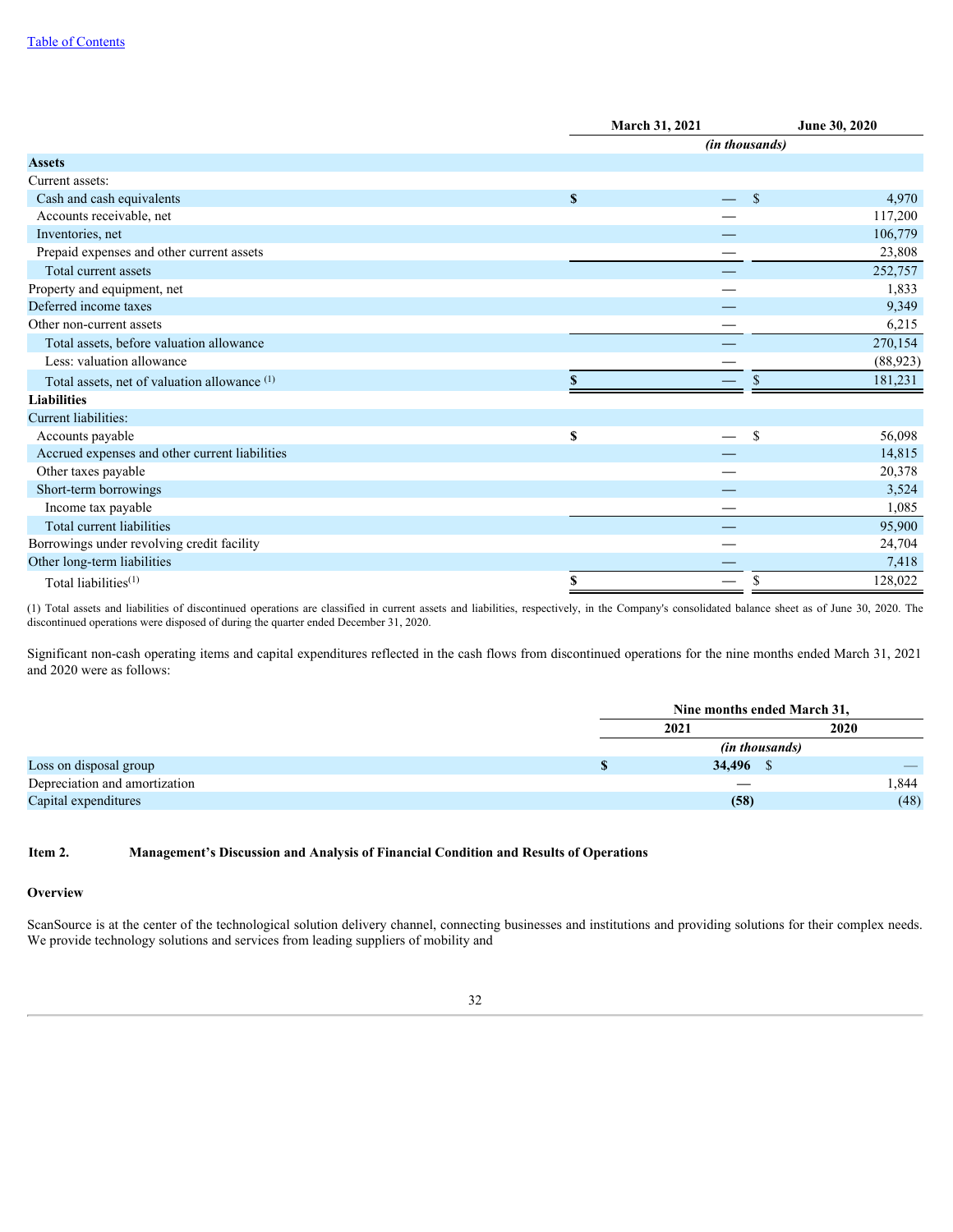| | March 31, 2021 | June 30, 2020 |
|---|---|---|
| | *(in thousands)* | |
| **Assets** | | |
| Current assets: | | |
| Cash and cash equivalents | $ — | $ 4,970 |
| Accounts receivable, net | — | 117,200 |
| Inventories, net | — | 106,779 |
| Prepaid expenses and other current assets | — | 23,808 |
| Total current assets | — | 252,757 |
| Property and equipment, net | — | 1,833 |
| Deferred income taxes | — | 9,349 |
| Other non-current assets | — | 6,215 |
| Total assets, before valuation allowance | — | 270,154 |
| Less: valuation allowance | — | (88,923) |
| Total assets, net of valuation allowance [(1)] | $ — | $ 181,231 |
| **Liabilities** | | |
| Current liabilities: | | |
| Accounts payable | $ — | $ 56,098 |
| Accrued expenses and other current liabilities | — | 14,815 |
| Other taxes payable | — | 20,378 |
| Short-term borrowings | — | 3,524 |
| Income tax payable | — | 1,085 |
| Total current liabilities | — | 95,900 |
| Borrowings under revolving credit facility | — | 24,704 |
| Other long-term liabilities | — | 7,418 |
| Total liabilities[(1)] | $ — | $ 128,022 |

(1) Total assets and liabilities of discontinued operations are classified in current assets and liabilities, respectively, in the Company's consolidated balance sheet as of June 30, 2020. The discontinued operations were disposed of during the quarter ended December 31, 2020.

Significant non-cash operating items and capital expenditures reflected in the cash flows from discontinued operations for the nine months ended March 31, 2021 and 2020 were as follows:

| | Nine months ended March 31, | |
|---|---|---|
| | 2021 | 2020 |
| | *(in thousands)* | |
| Loss on disposal group | $ 34,496 | $ — |
| Depreciation and amortization | — | 1,844 |
| Capital expenditures | (58) | (48) |

## Item 2. Management's Discussion and Analysis of Financial Condition and Results of Operations

### Overview

ScanSource is at the center of the technological solution delivery channel, connecting businesses and institutions and providing solutions for their complex needs. We provide technology solutions and services from leading suppliers of mobility and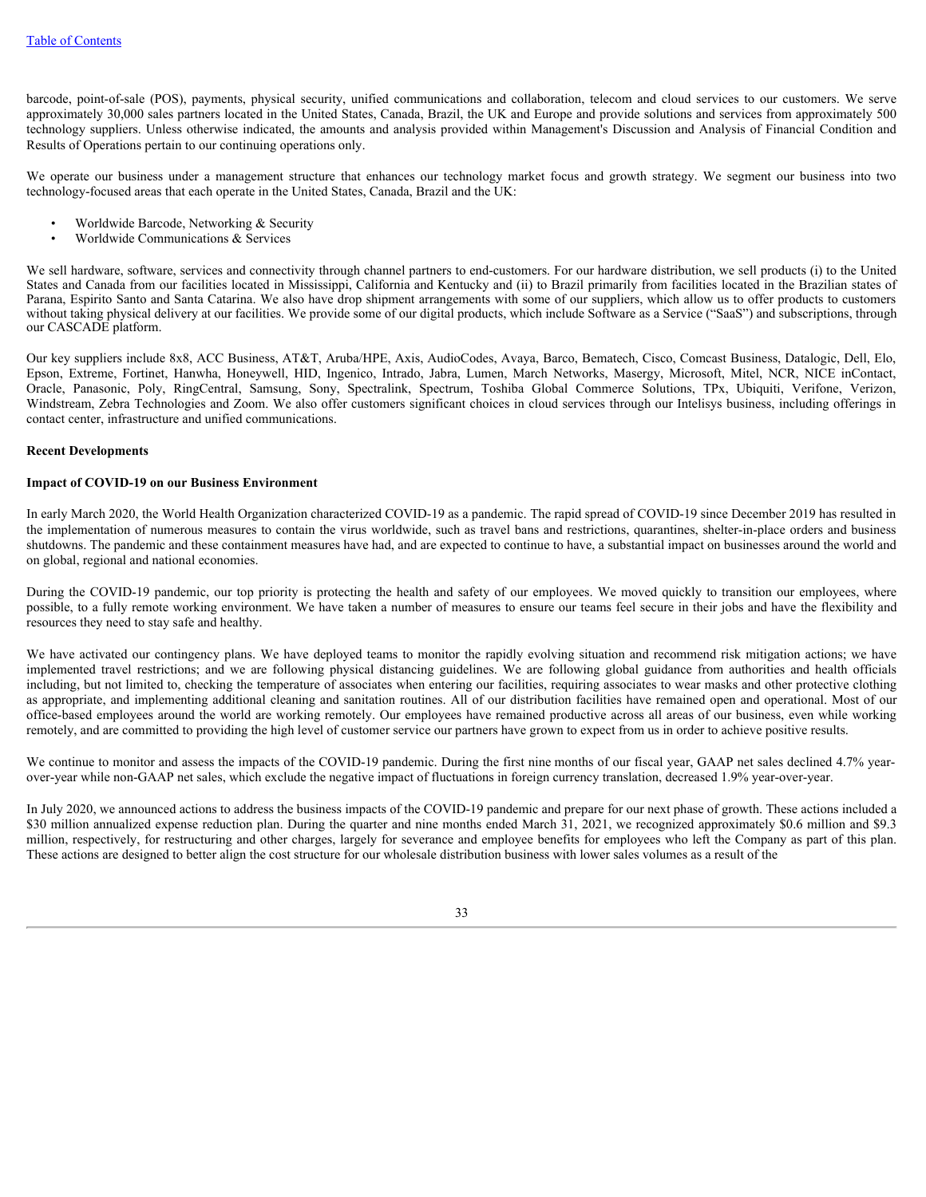barcode, point-of-sale (POS), payments, physical security, unified communications and collaboration, telecom and cloud services to our customers. We serve approximately 30,000 sales partners located in the United States, Canada, Brazil, the UK and Europe and provide solutions and services from approximately 500 technology suppliers. Unless otherwise indicated, the amounts and analysis provided within Management's Discussion and Analysis of Financial Condition and Results of Operations pertain to our continuing operations only.

We operate our business under a management structure that enhances our technology market focus and growth strategy. We segment our business into two technology-focused areas that each operate in the United States, Canada, Brazil and the UK:

- Worldwide Barcode, Networking & Security
- Worldwide Communications & Services

We sell hardware, software, services and connectivity through channel partners to end-customers. For our hardware distribution, we sell products (i) to the United States and Canada from our facilities located in Mississippi, California and Kentucky and (ii) to Brazil primarily from facilities located in the Brazilian states of Parana, Espirito Santo and Santa Catarina. We also have drop shipment arrangements with some of our suppliers, which allow us to offer products to customers without taking physical delivery at our facilities. We provide some of our digital products, which include Software as a Service ("SaaS") and subscriptions, through our CASCADE platform.

Our key suppliers include 8x8, ACC Business, AT&T, Aruba/HPE, Axis, AudioCodes, Avaya, Barco, Bematech, Cisco, Comcast Business, Datalogic, Dell, Elo, Epson, Extreme, Fortinet, Hanwha, Honeywell, HID, Ingenico, Intrado, Jabra, Lumen, March Networks, Masergy, Microsoft, Mitel, NCR, NICE inContact, Oracle, Panasonic, Poly, RingCentral, Samsung, Sony, Spectralink, Spectrum, Toshiba Global Commerce Solutions, TPx, Ubiquiti, Verifone, Verizon, Windstream, Zebra Technologies and Zoom. We also offer customers significant choices in cloud services through our Intelisys business, including offerings in contact center, infrastructure and unified communications.

**Recent Developments**

**Impact of COVID-19 on our Business Environment**

In early March 2020, the World Health Organization characterized COVID-19 as a pandemic. The rapid spread of COVID-19 since December 2019 has resulted in the implementation of numerous measures to contain the virus worldwide, such as travel bans and restrictions, quarantines, shelter-in-place orders and business shutdowns. The pandemic and these containment measures have had, and are expected to continue to have, a substantial impact on businesses around the world and on global, regional and national economies.

During the COVID-19 pandemic, our top priority is protecting the health and safety of our employees. We moved quickly to transition our employees, where possible, to a fully remote working environment. We have taken a number of measures to ensure our teams feel secure in their jobs and have the flexibility and resources they need to stay safe and healthy.

We have activated our contingency plans. We have deployed teams to monitor the rapidly evolving situation and recommend risk mitigation actions; we have implemented travel restrictions; and we are following physical distancing guidelines. We are following global guidance from authorities and health officials including, but not limited to, checking the temperature of associates when entering our facilities, requiring associates to wear masks and other protective clothing as appropriate, and implementing additional cleaning and sanitation routines. All of our distribution facilities have remained open and operational. Most of our office-based employees around the world are working remotely. Our employees have remained productive across all areas of our business, even while working remotely, and are committed to providing the high level of customer service our partners have grown to expect from us in order to achieve positive results.

We continue to monitor and assess the impacts of the COVID-19 pandemic. During the first nine months of our fiscal year, GAAP net sales declined 4.7% year-over-year while non-GAAP net sales, which exclude the negative impact of fluctuations in foreign currency translation, decreased 1.9% year-over-year.

In July 2020, we announced actions to address the business impacts of the COVID-19 pandemic and prepare for our next phase of growth. These actions included a $30 million annualized expense reduction plan. During the quarter and nine months ended March 31, 2021, we recognized approximately $0.6 million and $9.3 million, respectively, for restructuring and other charges, largely for severance and employee benefits for employees who left the Company as part of this plan. These actions are designed to better align the cost structure for our wholesale distribution business with lower sales volumes as a result of the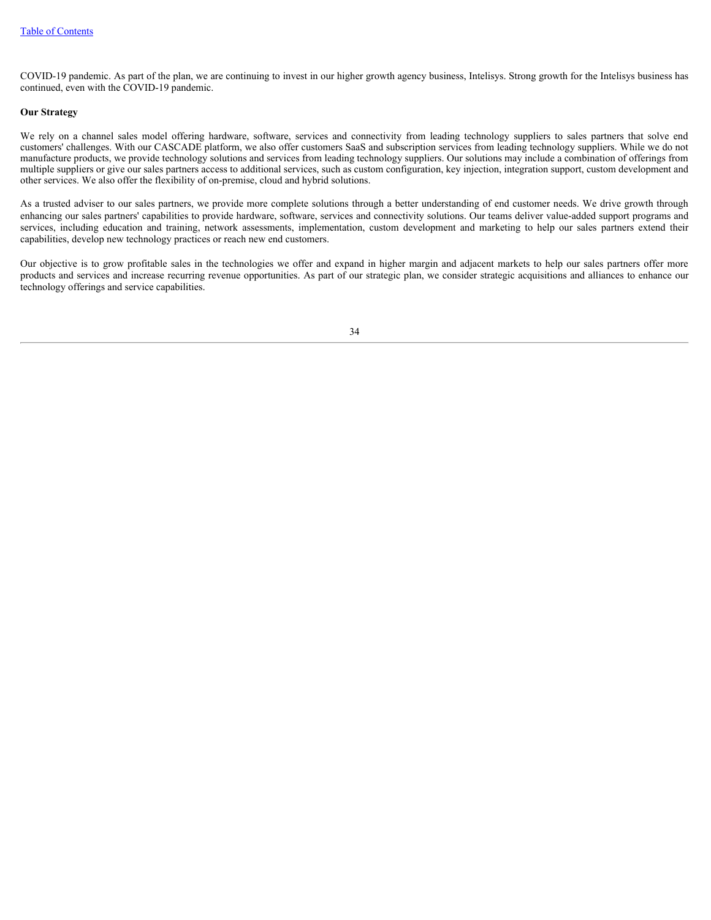COVID-19 pandemic. As part of the plan, we are continuing to invest in our higher growth agency business, Intelisys. Strong growth for the Intelisys business has continued, even with the COVID-19 pandemic.

**Our Strategy**

We rely on a channel sales model offering hardware, software, services and connectivity from leading technology suppliers to sales partners that solve end customers' challenges. With our CASCADE platform, we also offer customers SaaS and subscription services from leading technology suppliers. While we do not manufacture products, we provide technology solutions and services from leading technology suppliers. Our solutions may include a combination of offerings from multiple suppliers or give our sales partners access to additional services, such as custom configuration, key injection, integration support, custom development and other services. We also offer the flexibility of on-premise, cloud and hybrid solutions.

As a trusted adviser to our sales partners, we provide more complete solutions through a better understanding of end customer needs. We drive growth through enhancing our sales partners' capabilities to provide hardware, software, services and connectivity solutions. Our teams deliver value-added support programs and services, including education and training, network assessments, implementation, custom development and marketing to help our sales partners extend their capabilities, develop new technology practices or reach new end customers.

Our objective is to grow profitable sales in the technologies we offer and expand in higher margin and adjacent markets to help our sales partners offer more products and services and increase recurring revenue opportunities. As part of our strategic plan, we consider strategic acquisitions and alliances to enhance our technology offerings and service capabilities.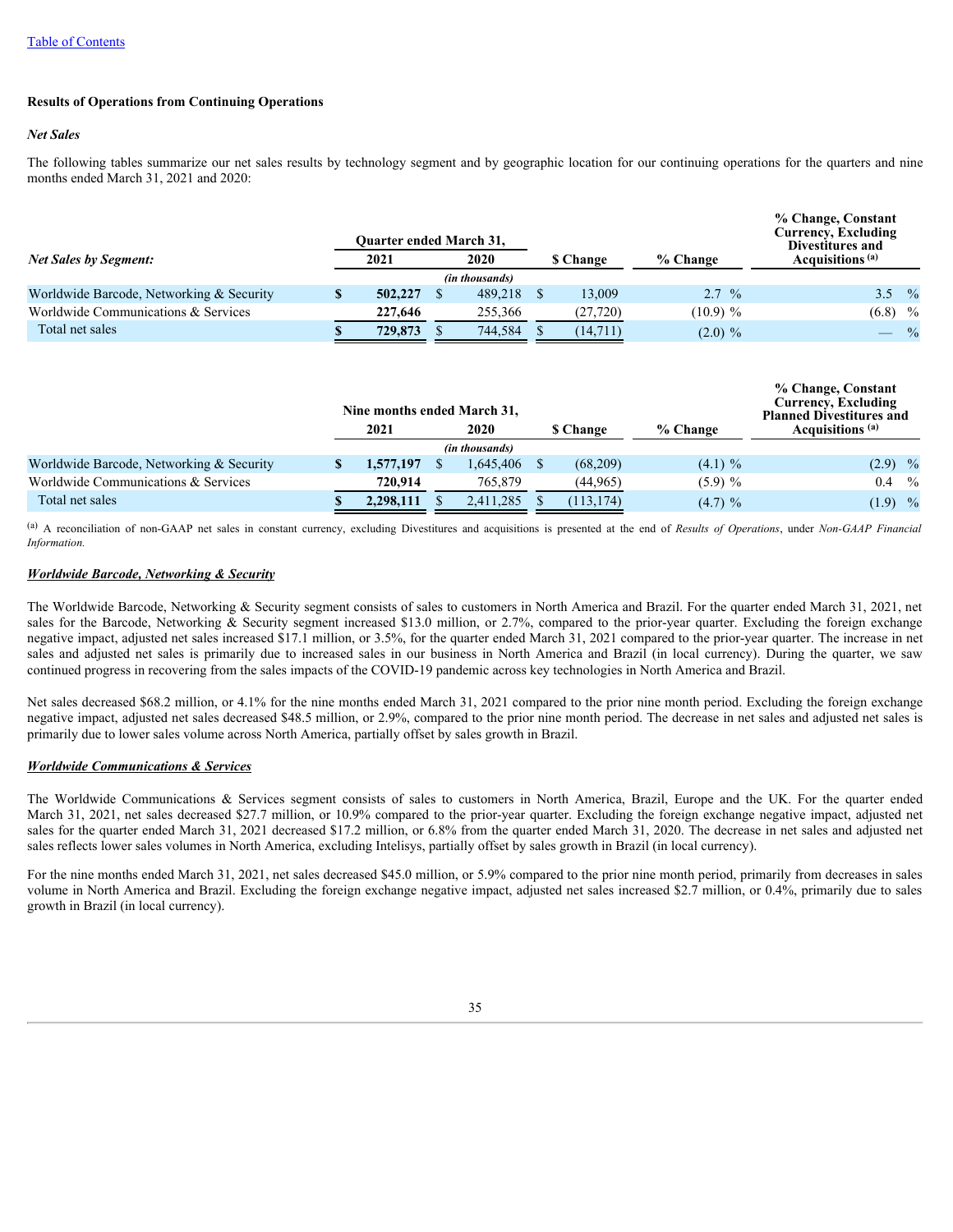Table of Contents

## Results of Operations from Continuing Operations

### *Net Sales*

The following tables summarize our net sales results by technology segment and by geographic location for our continuing operations for the quarters and nine months ended March 31, 2021 and 2020:

| *Net Sales by Segment:* | Quarter ended March 31, 2021 | Quarter ended March 31, 2020 | $ Change | % Change | % Change, Constant Currency, Excluding Divestitures and Acquisitions [(a)] |
|---|---|---|---|---|---|
| | | *(in thousands)* | | | |
| Worldwide Barcode, Networking & Security | $ 502,227 | $ 489,218 | $ 13,009 | 2.7 % | 3.5 % |
| Worldwide Communications & Services | 227,646 | 255,366 | (27,720) | (10.9) % | (6.8) % |
| Total net sales | $ 729,873 | $ 744,584 | $ (14,711) | (2.0) % | — % |

| | Nine months ended March 31, 2021 | Nine months ended March 31, 2020 | $ Change | % Change | % Change, Constant Currency, Excluding Planned Divestitures and Acquisitions [(a)] |
|---|---|---|---|---|---|
| | | *(in thousands)* | | | |
| Worldwide Barcode, Networking & Security | $ 1,577,197 | $ 1,645,406 | $ (68,209) | (4.1) % | (2.9) % |
| Worldwide Communications & Services | 720,914 | 765,879 | (44,965) | (5.9) % | 0.4 % |
| Total net sales | $ 2,298,111 | $ 2,411,285 | $ (113,174) | (4.7) % | (1.9) % |

[(a)] A reconciliation of non-GAAP net sales in constant currency, excluding Divestitures and acquisitions is presented at the end of *Results of Operations*, under *Non-GAAP Financial Information.*

#### ***Worldwide Barcode, Networking & Security***

The Worldwide Barcode, Networking & Security segment consists of sales to customers in North America and Brazil. For the quarter ended March 31, 2021, net sales for the Barcode, Networking & Security segment increased $13.0 million, or 2.7%, compared to the prior-year quarter. Excluding the foreign exchange negative impact, adjusted net sales increased $17.1 million, or 3.5%, for the quarter ended March 31, 2021 compared to the prior-year quarter. The increase in net sales and adjusted net sales is primarily due to increased sales in our business in North America and Brazil (in local currency). During the quarter, we saw continued progress in recovering from the sales impacts of the COVID-19 pandemic across key technologies in North America and Brazil.

Net sales decreased $68.2 million, or 4.1% for the nine months ended March 31, 2021 compared to the prior nine month period. Excluding the foreign exchange negative impact, adjusted net sales decreased $48.5 million, or 2.9%, compared to the prior nine month period. The decrease in net sales and adjusted net sales is primarily due to lower sales volume across North America, partially offset by sales growth in Brazil.

#### ***Worldwide Communications & Services***

The Worldwide Communications & Services segment consists of sales to customers in North America, Brazil, Europe and the UK. For the quarter ended March 31, 2021, net sales decreased $27.7 million, or 10.9% compared to the prior-year quarter. Excluding the foreign exchange negative impact, adjusted net sales for the quarter ended March 31, 2021 decreased $17.2 million, or 6.8% from the quarter ended March 31, 2020. The decrease in net sales and adjusted net sales reflects lower sales volumes in North America, excluding Intelisys, partially offset by sales growth in Brazil (in local currency).

For the nine months ended March 31, 2021, net sales decreased $45.0 million, or 5.9% compared to the prior nine month period, primarily from decreases in sales volume in North America and Brazil. Excluding the foreign exchange negative impact, adjusted net sales increased $2.7 million, or 0.4%, primarily due to sales growth in Brazil (in local currency).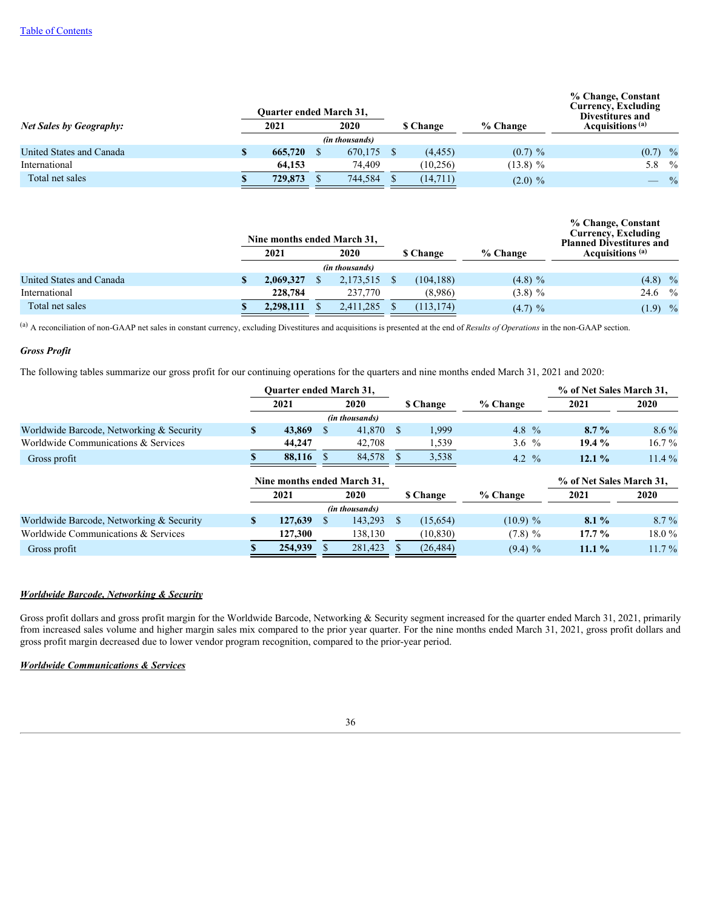[Table of Contents]

| *Net Sales by Geography:* | Quarter ended March 31, | | $ Change | % Change | % Change, Constant Currency, Excluding Divestitures and Acquisitions [(a)] |
|---|---|---|---|---|---|
| | 2021 | 2020 | | | |
| | *(in thousands)* | | | | |
| United States and Canada | **$ 665,720** | $ 670,175 | $ (4,455) | (0.7) % | (0.7) % |
| International | **64,153** | 74,409 | (10,256) | (13.8) % | 5.8 % |
| Total net sales | **$ 729,873** | $ 744,584 | $ (14,711) | (2.0) % | — % |

| | Nine months ended March 31, | | $ Change | % Change | % Change, Constant Currency, Excluding Planned Divestitures and Acquisitions [(a)] |
|---|---|---|---|---|---|
| | 2021 | 2020 | | | |
| | *(in thousands)* | | | | |
| United States and Canada | **$ 2,069,327** | $ 2,173,515 | $ (104,188) | (4.8) % | (4.8) % |
| International | **228,784** | 237,770 | (8,986) | (3.8) % | 24.6 % |
| Total net sales | **$ 2,298,111** | $ 2,411,285 | $ (113,174) | (4.7) % | (1.9) % |

[(a)] A reconciliation of non-GAAP net sales in constant currency, excluding Divestitures and acquisitions is presented at the end of *Results of Operations* in the non-GAAP section.

### *Gross Profit*

The following tables summarize our gross profit for our continuing operations for the quarters and nine months ended March 31, 2021 and 2020:

| | Quarter ended March 31, | | $ Change | % Change | % of Net Sales March 31, | |
|---|---|---|---|---|---|---|
| | 2021 | 2020 | | | 2021 | 2020 |
| | *(in thousands)* | | | | | |
| Worldwide Barcode, Networking & Security | **$ 43,869** | $ 41,870 | $ 1,999 | 4.8 % | **8.7 %** | 8.6 % |
| Worldwide Communications & Services | **44,247** | 42,708 | 1,539 | 3.6 % | **19.4 %** | 16.7 % |
| Gross profit | **$ 88,116** | $ 84,578 | $ 3,538 | 4.2 % | **12.1 %** | 11.4 % |

| | Nine months ended March 31, | | $ Change | % Change | % of Net Sales March 31, | |
|---|---|---|---|---|---|---|
| | 2021 | 2020 | | | 2021 | 2020 |
| | *(in thousands)* | | | | | |
| Worldwide Barcode, Networking & Security | **$ 127,639** | $ 143,293 | $ (15,654) | (10.9) % | **8.1 %** | 8.7 % |
| Worldwide Communications & Services | **127,300** | 138,130 | (10,830) | (7.8) % | **17.7 %** | 18.0 % |
| Gross profit | **$ 254,939** | $ 281,423 | $ (26,484) | (9.4) % | **11.1 %** | 11.7 % |

***Worldwide Barcode, Networking & Security***

Gross profit dollars and gross profit margin for the Worldwide Barcode, Networking & Security segment increased for the quarter ended March 31, 2021, primarily from increased sales volume and higher margin sales mix compared to the prior year quarter. For the nine months ended March 31, 2021, gross profit dollars and gross profit margin decreased due to lower vendor program recognition, compared to the prior-year period.

***Worldwide Communications & Services***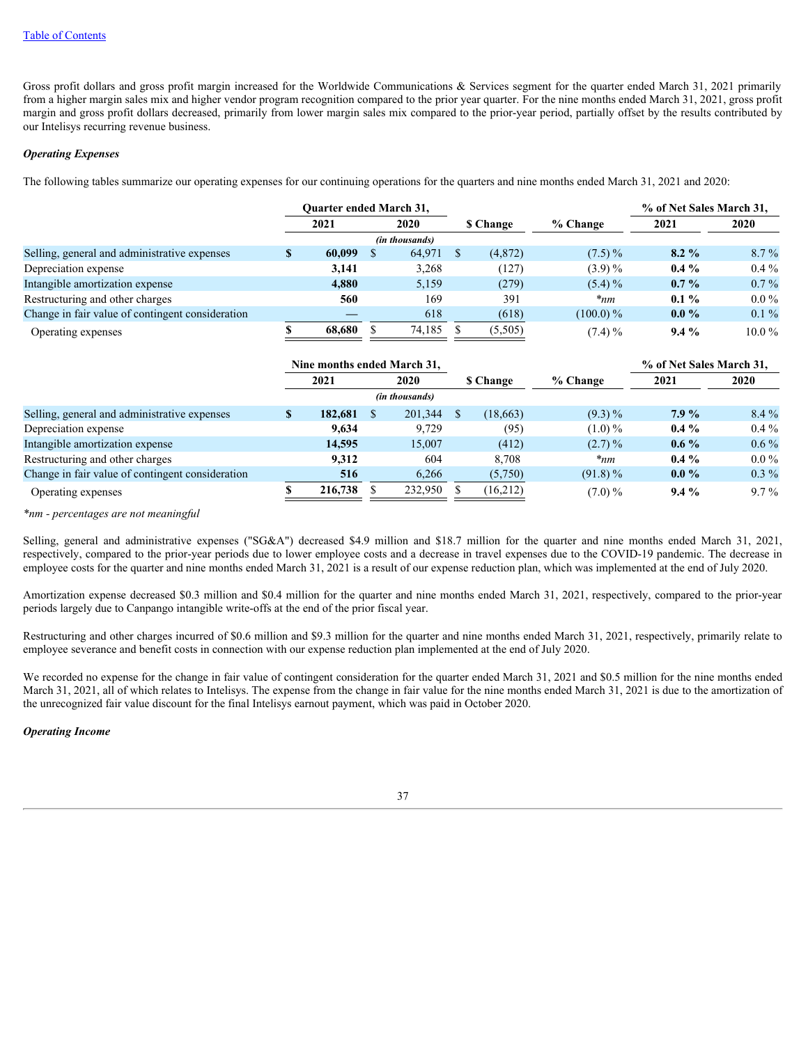Gross profit dollars and gross profit margin increased for the Worldwide Communications & Services segment for the quarter ended March 31, 2021 primarily from a higher margin sales mix and higher vendor program recognition compared to the prior year quarter. For the nine months ended March 31, 2021, gross profit margin and gross profit dollars decreased, primarily from lower margin sales mix compared to the prior-year period, partially offset by the results contributed by our Intelisys recurring revenue business.

***Operating Expenses***

The following tables summarize our operating expenses for our continuing operations for the quarters and nine months ended March 31, 2021 and 2020:

| | Quarter ended March 31, | | | | % of Net Sales March 31, | |
|---|---|---|---|---|---|---|
| | 2021 | 2020 | $ Change | % Change | 2021 | 2020 |
| | *(in thousands)* | | | | | |
| Selling, general and administrative expenses | $ 60,099 | $ 64,971 | $ (4,872) | (7.5) % | 8.2 % | 8.7 % |
| Depreciation expense | 3,141 | 3,268 | (127) | (3.9) % | 0.4 % | 0.4 % |
| Intangible amortization expense | 4,880 | 5,159 | (279) | (5.4) % | 0.7 % | 0.7 % |
| Restructuring and other charges | 560 | 169 | 391 | *nm | 0.1 % | 0.0 % |
| Change in fair value of contingent consideration | — | 618 | (618) | (100.0) % | 0.0 % | 0.1 % |
| Operating expenses | $ 68,680 | $ 74,185 | $ (5,505) | (7.4) % | 9.4 % | 10.0 % |

| | Nine months ended March 31, | | | | % of Net Sales March 31, | |
|---|---|---|---|---|---|---|
| | 2021 | 2020 | $ Change | % Change | 2021 | 2020 |
| | *(in thousands)* | | | | | |
| Selling, general and administrative expenses | $ 182,681 | $ 201,344 | $ (18,663) | (9.3) % | 7.9 % | 8.4 % |
| Depreciation expense | 9,634 | 9,729 | (95) | (1.0) % | 0.4 % | 0.4 % |
| Intangible amortization expense | 14,595 | 15,007 | (412) | (2.7) % | 0.6 % | 0.6 % |
| Restructuring and other charges | 9,312 | 604 | 8,708 | *nm | 0.4 % | 0.0 % |
| Change in fair value of contingent consideration | 516 | 6,266 | (5,750) | (91.8) % | 0.0 % | 0.3 % |
| Operating expenses | $ 216,738 | $ 232,950 | $ (16,212) | (7.0) % | 9.4 % | 9.7 % |

**nm - percentages are not meaningful*

Selling, general and administrative expenses ("SG&A") decreased $4.9 million and $18.7 million for the quarter and nine months ended March 31, 2021, respectively, compared to the prior-year periods due to lower employee costs and a decrease in travel expenses due to the COVID-19 pandemic. The decrease in employee costs for the quarter and nine months ended March 31, 2021 is a result of our expense reduction plan, which was implemented at the end of July 2020.

Amortization expense decreased $0.3 million and $0.4 million for the quarter and nine months ended March 31, 2021, respectively, compared to the prior-year periods largely due to Canpango intangible write-offs at the end of the prior fiscal year.

Restructuring and other charges incurred of $0.6 million and $9.3 million for the quarter and nine months ended March 31, 2021, respectively, primarily relate to employee severance and benefit costs in connection with our expense reduction plan implemented at the end of July 2020.

We recorded no expense for the change in fair value of contingent consideration for the quarter ended March 31, 2021 and $0.5 million for the nine months ended March 31, 2021, all of which relates to Intelisys. The expense from the change in fair value for the nine months ended March 31, 2021 is due to the amortization of the unrecognized fair value discount for the final Intelisys earnout payment, which was paid in October 2020.

***Operating Income***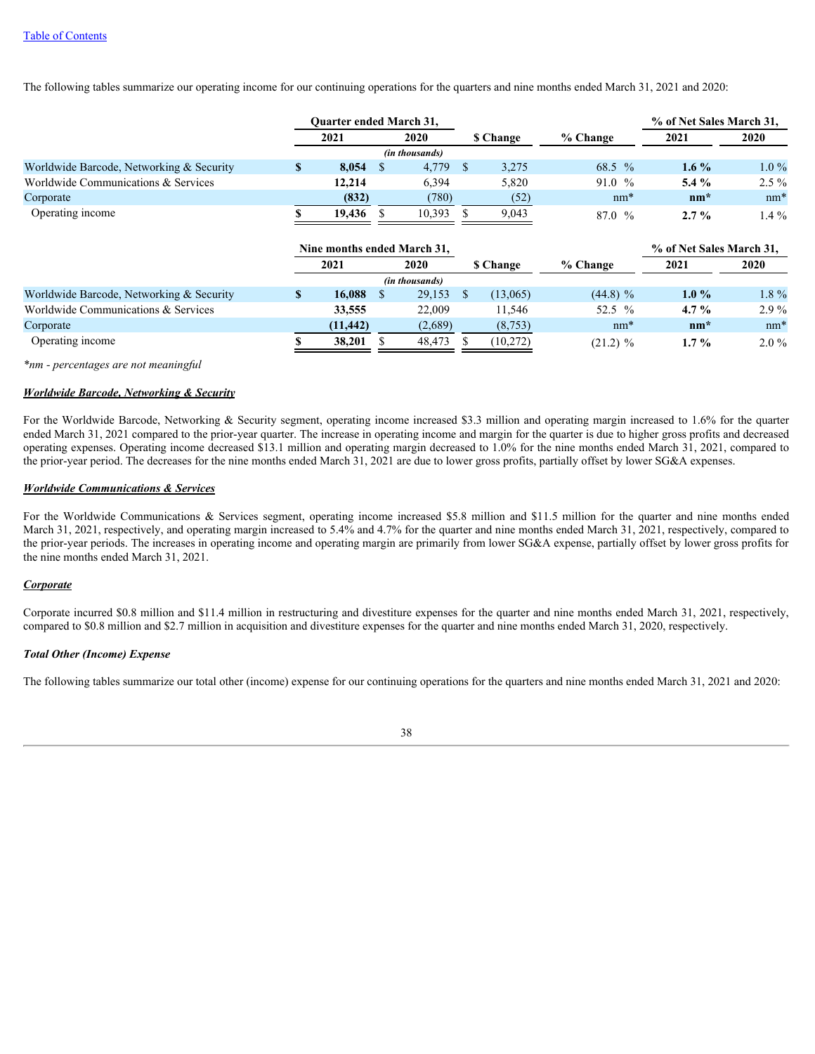[Table of Contents](#)

The following tables summarize our operating income for our continuing operations for the quarters and nine months ended March 31, 2021 and 2020:

| | Quarter ended March 31, | | | | % of Net Sales March 31, | |
|---|---|---|---|---|---|---|
| | 2021 | 2020 | $ Change | % Change | 2021 | 2020 |
| | *(in thousands)* | | | | | |
| Worldwide Barcode, Networking & Security | **$ 8,054** | $ 4,779 | $ 3,275 | 68.5 % | **1.6 %** | 1.0 % |
| Worldwide Communications & Services | **12,214** | 6,394 | 5,820 | 91.0 % | **5.4 %** | 2.5 % |
| Corporate | **(832)** | (780) | (52) | nm* | **nm*** | nm* |
| Operating income | **$ 19,436** | $ 10,393 | $ 9,043 | 87.0 % | **2.7 %** | 1.4 % |

| | Nine months ended March 31, | | | | % of Net Sales March 31, | |
|---|---|---|---|---|---|---|
| | 2021 | 2020 | $ Change | % Change | 2021 | 2020 |
| | *(in thousands)* | | | | | |
| Worldwide Barcode, Networking & Security | **$ 16,088** | $ 29,153 | $ (13,065) | (44.8) % | **1.0 %** | 1.8 % |
| Worldwide Communications & Services | **33,555** | 22,009 | 11,546 | 52.5 % | **4.7 %** | 2.9 % |
| Corporate | **(11,442)** | (2,689) | (8,753) | nm* | **nm*** | nm* |
| Operating income | **$ 38,201** | $ 48,473 | $ (10,272) | (21.2) % | **1.7 %** | 2.0 % |

*\*nm - percentages are not meaningful*

***Worldwide Barcode, Networking & Security***

For the Worldwide Barcode, Networking & Security segment, operating income increased $3.3 million and operating margin increased to 1.6% for the quarter ended March 31, 2021 compared to the prior-year quarter. The increase in operating income and margin for the quarter is due to higher gross profits and decreased operating expenses. Operating income decreased $13.1 million and operating margin decreased to 1.0% for the nine months ended March 31, 2021, compared to the prior-year period. The decreases for the nine months ended March 31, 2021 are due to lower gross profits, partially offset by lower SG&A expenses.

***Worldwide Communications & Services***

For the Worldwide Communications & Services segment, operating income increased $5.8 million and $11.5 million for the quarter and nine months ended March 31, 2021, respectively, and operating margin increased to 5.4% and 4.7% for the quarter and nine months ended March 31, 2021, respectively, compared to the prior-year periods. The increases in operating income and operating margin are primarily from lower SG&A expense, partially offset by lower gross profits for the nine months ended March 31, 2021.

***Corporate***

Corporate incurred $0.8 million and $11.4 million in restructuring and divestiture expenses for the quarter and nine months ended March 31, 2021, respectively, compared to $0.8 million and $2.7 million in acquisition and divestiture expenses for the quarter and nine months ended March 31, 2020, respectively.

***Total Other (Income) Expense***

The following tables summarize our total other (income) expense for our continuing operations for the quarters and nine months ended March 31, 2021 and 2020: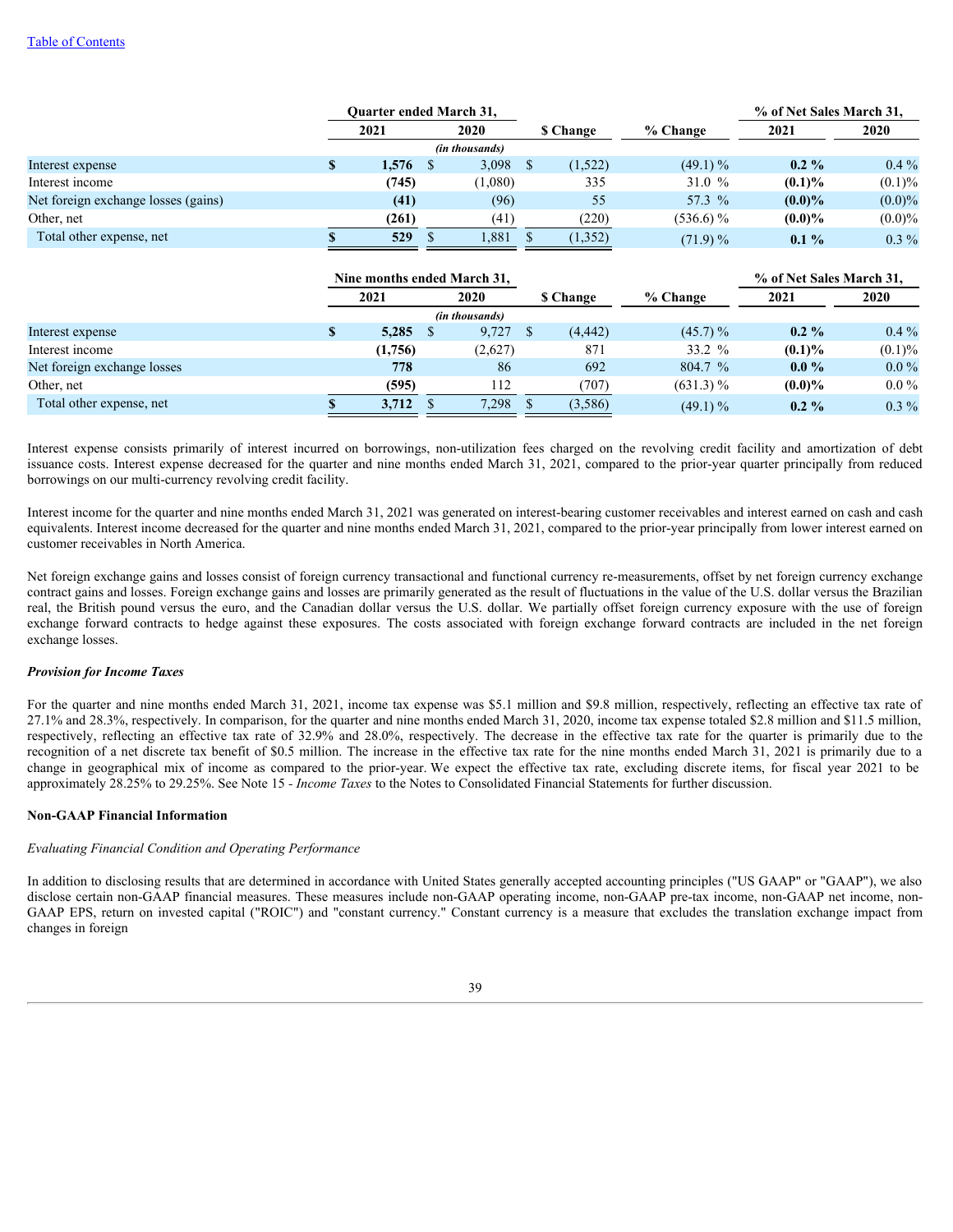| | Quarter ended March 31, | | | | % of Net Sales March 31, | |
|---|---|---|---|---|---|---|
| | 2021 | 2020 | $ Change | % Change | 2021 | 2020 |
| | (in thousands) | | | | | |
| Interest expense | $ **1,576** | $ 3,098 | $ (1,522) | (49.1) % | **0.2 %** | 0.4 % |
| Interest income | **(745)** | (1,080) | 335 | 31.0 % | **(0.1)%** | (0.1)% |
| Net foreign exchange losses (gains) | **(41)** | (96) | 55 | 57.3 % | **(0.0)%** | (0.0)% |
| Other, net | **(261)** | (41) | (220) | (536.6) % | **(0.0)%** | (0.0)% |
| Total other expense, net | $ **529** | $ 1,881 | $ (1,352) | (71.9) % | **0.1 %** | 0.3 % |

| | Nine months ended March 31, | | | | % of Net Sales March 31, | |
|---|---|---|---|---|---|---|
| | 2021 | 2020 | $ Change | % Change | 2021 | 2020 |
| | (in thousands) | | | | | |
| Interest expense | $ **5,285** | $ 9,727 | $ (4,442) | (45.7) % | **0.2 %** | 0.4 % |
| Interest income | **(1,756)** | (2,627) | 871 | 33.2 % | **(0.1)%** | (0.1)% |
| Net foreign exchange losses | **778** | 86 | 692 | 804.7 % | **0.0 %** | 0.0 % |
| Other, net | **(595)** | 112 | (707) | (631.3) % | **(0.0)%** | 0.0 % |
| Total other expense, net | $ **3,712** | $ 7,298 | $ (3,586) | (49.1) % | **0.2 %** | 0.3 % |

Interest expense consists primarily of interest incurred on borrowings, non-utilization fees charged on the revolving credit facility and amortization of debt issuance costs. Interest expense decreased for the quarter and nine months ended March 31, 2021, compared to the prior-year quarter principally from reduced borrowings on our multi-currency revolving credit facility.

Interest income for the quarter and nine months ended March 31, 2021 was generated on interest-bearing customer receivables and interest earned on cash and cash equivalents. Interest income decreased for the quarter and nine months ended March 31, 2021, compared to the prior-year principally from lower interest earned on customer receivables in North America.

Net foreign exchange gains and losses consist of foreign currency transactional and functional currency re-measurements, offset by net foreign currency exchange contract gains and losses. Foreign exchange gains and losses are primarily generated as the result of fluctuations in the value of the U.S. dollar versus the Brazilian real, the British pound versus the euro, and the Canadian dollar versus the U.S. dollar. We partially offset foreign currency exposure with the use of foreign exchange forward contracts to hedge against these exposures. The costs associated with foreign exchange forward contracts are included in the net foreign exchange losses.

***Provision for Income Taxes***

For the quarter and nine months ended March 31, 2021, income tax expense was $5.1 million and $9.8 million, respectively, reflecting an effective tax rate of 27.1% and 28.3%, respectively. In comparison, for the quarter and nine months ended March 31, 2020, income tax expense totaled $2.8 million and $11.5 million, respectively, reflecting an effective tax rate of 32.9% and 28.0%, respectively. The decrease in the effective tax rate for the quarter is primarily due to the recognition of a net discrete tax benefit of $0.5 million. The increase in the effective tax rate for the nine months ended March 31, 2021 is primarily due to a change in geographical mix of income as compared to the prior-year. We expect the effective tax rate, excluding discrete items, for fiscal year 2021 to be approximately 28.25% to 29.25%. See Note 15 - *Income Taxes* to the Notes to Consolidated Financial Statements for further discussion.

**Non-GAAP Financial Information**

*Evaluating Financial Condition and Operating Performance*

In addition to disclosing results that are determined in accordance with United States generally accepted accounting principles ("US GAAP" or "GAAP"), we also disclose certain non-GAAP financial measures. These measures include non-GAAP operating income, non-GAAP pre-tax income, non-GAAP net income, non-GAAP EPS, return on invested capital ("ROIC") and "constant currency." Constant currency is a measure that excludes the translation exchange impact from changes in foreign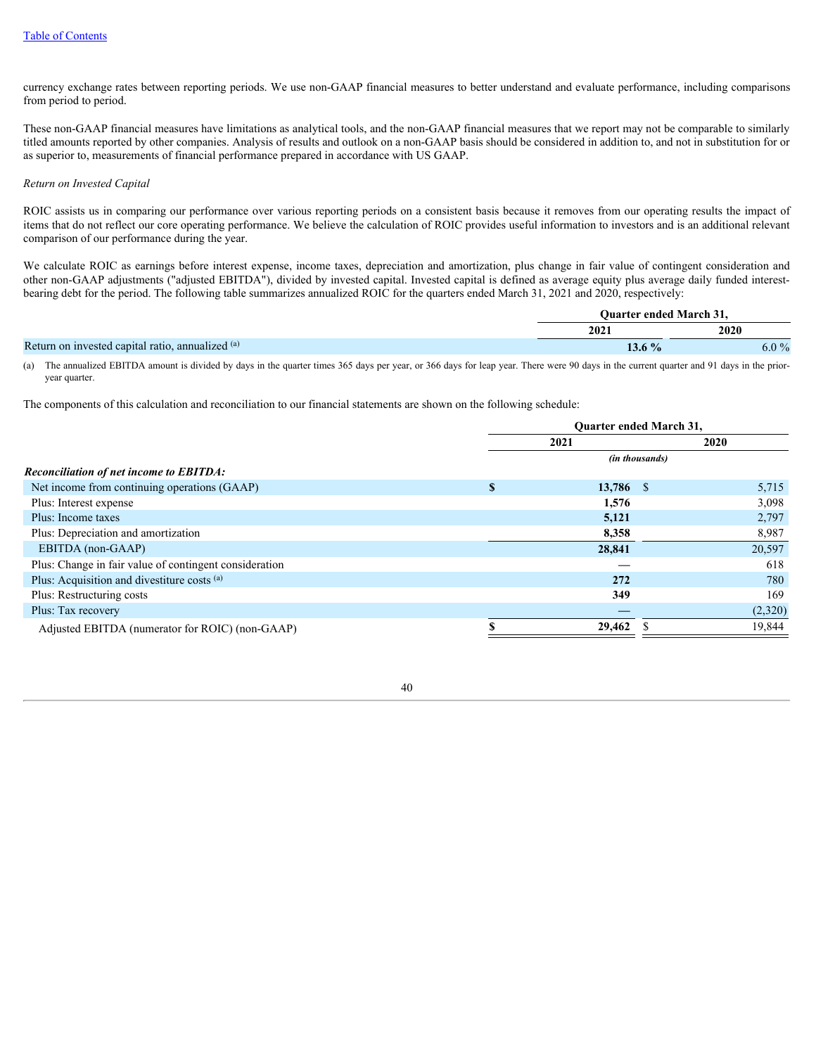currency exchange rates between reporting periods. We use non-GAAP financial measures to better understand and evaluate performance, including comparisons from period to period.

These non-GAAP financial measures have limitations as analytical tools, and the non-GAAP financial measures that we report may not be comparable to similarly titled amounts reported by other companies. Analysis of results and outlook on a non-GAAP basis should be considered in addition to, and not in substitution for or as superior to, measurements of financial performance prepared in accordance with US GAAP.

*Return on Invested Capital*

ROIC assists us in comparing our performance over various reporting periods on a consistent basis because it removes from our operating results the impact of items that do not reflect our core operating performance. We believe the calculation of ROIC provides useful information to investors and is an additional relevant comparison of our performance during the year.

We calculate ROIC as earnings before interest expense, income taxes, depreciation and amortization, plus change in fair value of contingent consideration and other non-GAAP adjustments ("adjusted EBITDA"), divided by invested capital. Invested capital is defined as average equity plus average daily funded interest-bearing debt for the period. The following table summarizes annualized ROIC for the quarters ended March 31, 2021 and 2020, respectively:

| | Quarter ended March 31, | |
|---|---|---|
| | 2021 | 2020 |
| Return on invested capital ratio, annualized [(a)] | **13.6 %** | 6.0 % |

(a) The annualized EBITDA amount is divided by days in the quarter times 365 days per year, or 366 days for leap year. There were 90 days in the current quarter and 91 days in the prior-year quarter.

The components of this calculation and reconciliation to our financial statements are shown on the following schedule:

| | Quarter ended March 31, | |
|---|---|---|
| | 2021 | 2020 |
| | (in thousands) | |
| ***Reconciliation of net income to EBITDA:*** | | |
| Net income from continuing operations (GAAP) | **$ 13,786** | $ 5,715 |
| Plus: Interest expense | **1,576** | 3,098 |
| Plus: Income taxes | **5,121** | 2,797 |
| Plus: Depreciation and amortization | **8,358** | 8,987 |
| EBITDA (non-GAAP) | **28,841** | 20,597 |
| Plus: Change in fair value of contingent consideration | **—** | 618 |
| Plus: Acquisition and divestiture costs [(a)] | **272** | 780 |
| Plus: Restructuring costs | **349** | 169 |
| Plus: Tax recovery | **—** | (2,320) |
| Adjusted EBITDA (numerator for ROIC) (non-GAAP) | **$ 29,462** | $ 19,844 |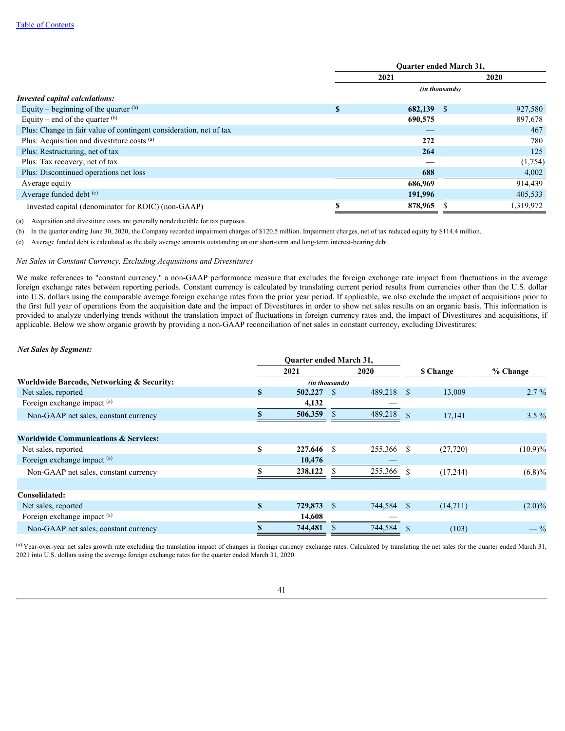| | Quarter ended March 31, | |
|---|---|---|
| | 2021 | 2020 |
| | *(in thousands)* | |
| ***Invested capital calculations:*** | | |
| Equity – beginning of the quarter [(b)] | **$ 682,139** | $ 927,580 |
| Equity – end of the quarter [(b)] | **690,575** | 897,678 |
| Plus: Change in fair value of contingent consideration, net of tax | **—** | 467 |
| Plus: Acquisition and divestiture costs [(a)] | **272** | 780 |
| Plus: Restructuring, net of tax | **264** | 125 |
| Plus: Tax recovery, net of tax | **—** | (1,754) |
| Plus: Discontinued operations net loss | **688** | 4,002 |
| Average equity | **686,969** | 914,439 |
| Average funded debt [(c)] | **191,996** | 405,533 |
| Invested capital (denominator for ROIC) (non-GAAP) | **$ 878,965** | $ 1,319,972 |

(a) Acquisition and divestiture costs are generally nondeductible for tax purposes.

(b) In the quarter ending June 30, 2020, the Company recorded impairment charges of $120.5 million. Impairment charges, net of tax reduced equity by $114.4 million.

(c) Average funded debt is calculated as the daily average amounts outstanding on our short-term and long-term interest-bearing debt.

*Net Sales in Constant Currency, Excluding Acquisitions and Divestitures*

We make references to "constant currency," a non-GAAP performance measure that excludes the foreign exchange rate impact from fluctuations in the average foreign exchange rates between reporting periods. Constant currency is calculated by translating current period results from currencies other than the U.S. dollar into U.S. dollars using the comparable average foreign exchange rates from the prior year period. If applicable, we also exclude the impact of acquisitions prior to the first full year of operations from the acquisition date and the impact of Divestitures in order to show net sales results on an organic basis. This information is provided to analyze underlying trends without the translation impact of fluctuations in foreign currency rates and, the impact of Divestitures and acquisitions, if applicable. Below we show organic growth by providing a non-GAAP reconciliation of net sales in constant currency, excluding Divestitures:

***Net Sales by Segment:***

| | Quarter ended March 31, | | $ Change | % Change |
|---|---|---|---|---|
| | 2021 | 2020 | | |
| **Worldwide Barcode, Networking & Security:** | *(in thousands)* | | | |
| Net sales, reported | **$ 502,227** | $ 489,218 | $ 13,009 | 2.7 % |
| Foreign exchange impact [(a)] | **4,132** | — | | |
| Non-GAAP net sales, constant currency | **$ 506,359** | $ 489,218 | $ 17,141 | 3.5 % |
| | | | | |
| **Worldwide Communications & Services:** | | | | |
| Net sales, reported | **$ 227,646** | $ 255,366 | $ (27,720) | (10.9)% |
| Foreign exchange impact [(a)] | **10,476** | — | | |
| Non-GAAP net sales, constant currency | **$ 238,122** | $ 255,366 | $ (17,244) | (6.8)% |
| | | | | |
| **Consolidated:** | | | | |
| Net sales, reported | **$ 729,873** | $ 744,584 | $ (14,711) | (2.0)% |
| Foreign exchange impact [(a)] | **14,608** | — | | |
| Non-GAAP net sales, constant currency | **$ 744,481** | $ 744,584 | $ (103) | — % |

[(a)] Year-over-year net sales growth rate excluding the translation impact of changes in foreign currency exchange rates. Calculated by translating the net sales for the quarter ended March 31, 2021 into U.S. dollars using the average foreign exchange rates for the quarter ended March 31, 2020.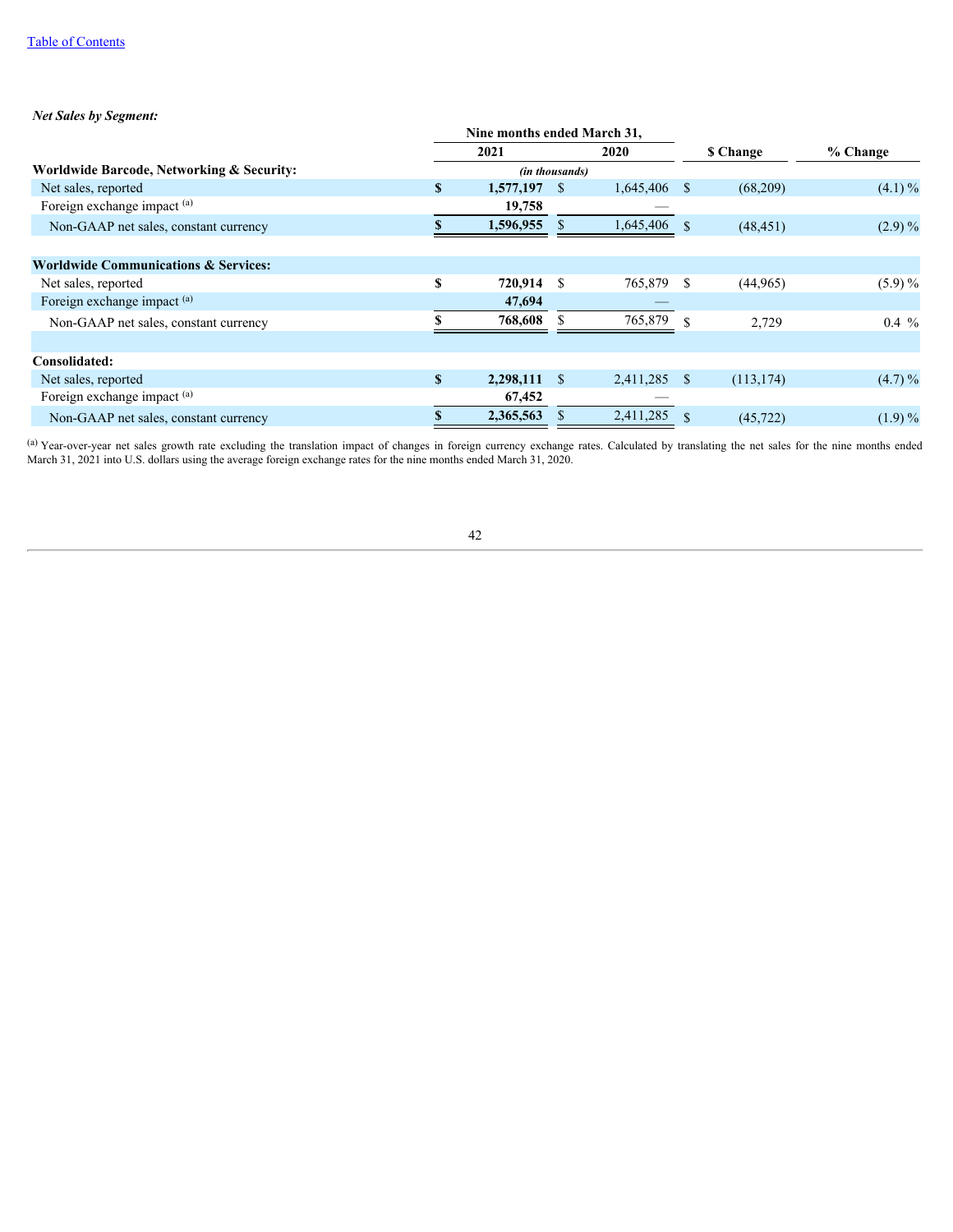*Net Sales by Segment:*

| | Nine months ended March 31, | | | |
|---|---|---|---|---|
| | 2021 | 2020 | $ Change | % Change |
| **Worldwide Barcode, Networking & Security:** | *(in thousands)* | | | |
| Net sales, reported | **$ 1,577,197** | $ 1,645,406 | $ (68,209) | (4.1) % |
| Foreign exchange impact [a] | **19,758** | — | | |
| Non-GAAP net sales, constant currency | **$ 1,596,955** | $ 1,645,406 | $ (48,451) | (2.9) % |
| | | | | |
| **Worldwide Communications & Services:** | | | | |
| Net sales, reported | **$ 720,914** | $ 765,879 | $ (44,965) | (5.9) % |
| Foreign exchange impact [a] | **47,694** | — | | |
| Non-GAAP net sales, constant currency | **$ 768,608** | $ 765,879 | $ 2,729 | 0.4 % |
| | | | | |
| **Consolidated:** | | | | |
| Net sales, reported | **$ 2,298,111** | $ 2,411,285 | $ (113,174) | (4.7) % |
| Foreign exchange impact [a] | **67,452** | — | | |
| Non-GAAP net sales, constant currency | **$ 2,365,563** | $ 2,411,285 | $ (45,722) | (1.9) % |

[a] Year-over-year net sales growth rate excluding the translation impact of changes in foreign currency exchange rates. Calculated by translating the net sales for the nine months ended March 31, 2021 into U.S. dollars using the average foreign exchange rates for the nine months ended March 31, 2020.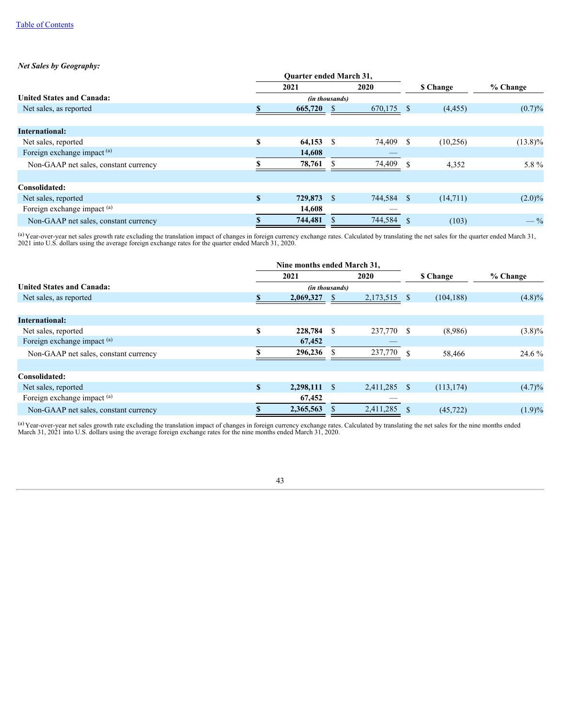*Net Sales by Geography:*

| | Quarter ended March 31, | | | |
|---|---|---|---|---|
| | 2021 | 2020 | $ Change | % Change |
| | *(in thousands)* | | | |
| **United States and Canada:** | | | | |
| Net sales, as reported | **$ 665,720** | $ 670,175 | $ (4,455) | (0.7)% |
| **International:** | | | | |
| Net sales, reported | **$ 64,153** | $ 74,409 | $ (10,256) | (13.8)% |
| Foreign exchange impact [a] | **14,608** | — | | |
| Non-GAAP net sales, constant currency | **$ 78,761** | $ 74,409 | $ 4,352 | 5.8 % |
| **Consolidated:** | | | | |
| Net sales, reported | **$ 729,873** | $ 744,584 | $ (14,711) | (2.0)% |
| Foreign exchange impact [a] | **14,608** | — | | |
| Non-GAAP net sales, constant currency | **$ 744,481** | $ 744,584 | $ (103) | — % |

[a] Year-over-year net sales growth rate excluding the translation impact of changes in foreign currency exchange rates. Calculated by translating the net sales for the quarter ended March 31, 2021 into U.S. dollars using the average foreign exchange rates for the quarter ended March 31, 2020.

| | Nine months ended March 31, | | | |
|---|---|---|---|---|
| | 2021 | 2020 | $ Change | % Change |
| | *(in thousands)* | | | |
| **United States and Canada:** | | | | |
| Net sales, as reported | **$ 2,069,327** | $ 2,173,515 | $ (104,188) | (4.8)% |
| **International:** | | | | |
| Net sales, reported | **$ 228,784** | $ 237,770 | $ (8,986) | (3.8)% |
| Foreign exchange impact [a] | **67,452** | — | | |
| Non-GAAP net sales, constant currency | **$ 296,236** | $ 237,770 | $ 58,466 | 24.6 % |
| **Consolidated:** | | | | |
| Net sales, reported | **$ 2,298,111** | $ 2,411,285 | $ (113,174) | (4.7)% |
| Foreign exchange impact [a] | **67,452** | — | | |
| Non-GAAP net sales, constant currency | **$ 2,365,563** | $ 2,411,285 | $ (45,722) | (1.9)% |

[a] Year-over-year net sales growth rate excluding the translation impact of changes in foreign currency exchange rates. Calculated by translating the net sales for the nine months ended March 31, 2021 into U.S. dollars using the average foreign exchange rates for the nine months ended March 31, 2020.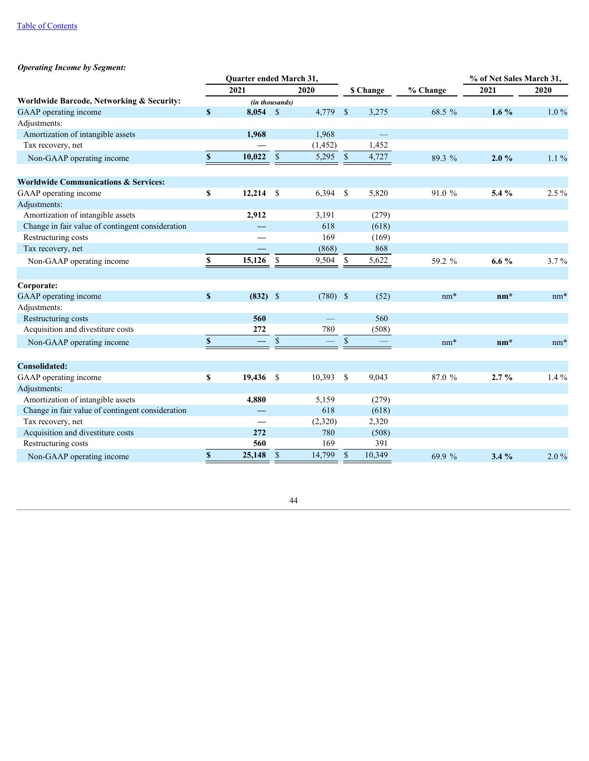*Operating Income by Segment:*

| | Quarter ended March 31, | | | | % of Net Sales March 31, | |
|---|---|---|---|---|---|---|
| | 2021 | 2020 | $ Change | % Change | 2021 | 2020 |
| **Worldwide Barcode, Networking & Security:** | *(in thousands)* | | | | | |
| GAAP operating income | **$ 8,054** | $ 4,779 | $ 3,275 | 68.5 % | **1.6 %** | 1.0 % |
| Adjustments: | | | | | | |
| Amortization of intangible assets | **1,968** | 1,968 | — | | | |
| Tax recovery, net | — | (1,452) | 1,452 | | | |
| Non-GAAP operating income | **$ 10,022** | $ 5,295 | $ 4,727 | 89.3 % | **2.0 %** | 1.1 % |
| | | | | | | |
| **Worldwide Communications & Services:** | | | | | | |
| GAAP operating income | **$ 12,214** | $ 6,394 | $ 5,820 | 91.0 % | **5.4 %** | 2.5 % |
| Adjustments: | | | | | | |
| Amortization of intangible assets | **2,912** | 3,191 | (279) | | | |
| Change in fair value of contingent consideration | — | 618 | (618) | | | |
| Restructuring costs | — | 169 | (169) | | | |
| Tax recovery, net | — | (868) | 868 | | | |
| Non-GAAP operating income | **$ 15,126** | $ 9,504 | $ 5,622 | 59.2 % | **6.6 %** | 3.7 % |
| | | | | | | |
| **Corporate:** | | | | | | |
| GAAP operating income | **$ (832)** | $ (780) | $ (52) | nm* | **nm*** | nm* |
| Adjustments: | | | | | | |
| Restructuring costs | **560** | — | 560 | | | |
| Acquisition and divestiture costs | **272** | 780 | (508) | | | |
| Non-GAAP operating income | **$ —** | $ — | $ — | nm* | **nm*** | nm* |
| | | | | | | |
| **Consolidated:** | | | | | | |
| GAAP operating income | **$ 19,436** | $ 10,393 | $ 9,043 | 87.0 % | **2.7 %** | 1.4 % |
| Adjustments: | | | | | | |
| Amortization of intangible assets | **4,880** | 5,159 | (279) | | | |
| Change in fair value of contingent consideration | — | 618 | (618) | | | |
| Tax recovery, net | — | (2,320) | 2,320 | | | |
| Acquisition and divestiture costs | **272** | 780 | (508) | | | |
| Restructuring costs | **560** | 169 | 391 | | | |
| Non-GAAP operating income | **$ 25,148** | $ 14,799 | $ 10,349 | 69.9 % | **3.4 %** | 2.0 % |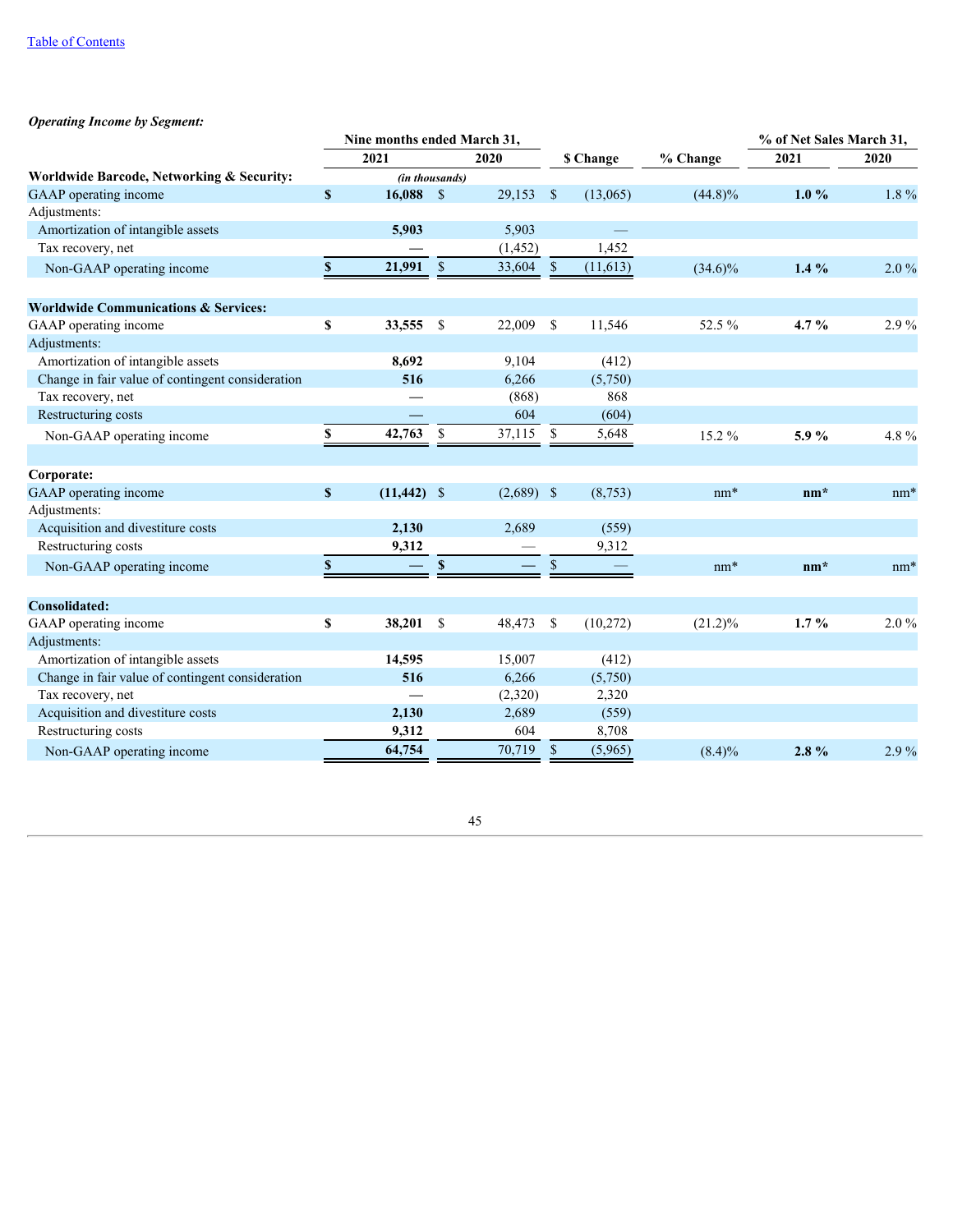[Table of Contents](#)

***Operating Income by Segment:***

| | Nine months ended March 31, | | | | % of Net Sales March 31, | |
|---|---|---|---|---|---|---|
| | **2021** | **2020** | **$ Change** | **% Change** | **2021** | **2020** |
| **Worldwide Barcode, Networking & Security:** | *(in thousands)* | | | | | |
| GAAP operating income | **$ 16,088** | $ 29,153 | $ (13,065) | (44.8)% | **1.0 %** | 1.8 % |
| Adjustments: | | | | | | |
| Amortization of intangible assets | **5,903** | 5,903 | — | | | |
| Tax recovery, net | **—** | (1,452) | 1,452 | | | |
| Non-GAAP operating income | **$ 21,991** | $ 33,604 | $ (11,613) | (34.6)% | **1.4 %** | 2.0 % |
| | | | | | | |
| **Worldwide Communications & Services:** | | | | | | |
| GAAP operating income | **$ 33,555** | $ 22,009 | $ 11,546 | 52.5 % | **4.7 %** | 2.9 % |
| Adjustments: | | | | | | |
| Amortization of intangible assets | **8,692** | 9,104 | (412) | | | |
| Change in fair value of contingent consideration | **516** | 6,266 | (5,750) | | | |
| Tax recovery, net | **—** | (868) | 868 | | | |
| Restructuring costs | **—** | 604 | (604) | | | |
| Non-GAAP operating income | **$ 42,763** | $ 37,115 | $ 5,648 | 15.2 % | **5.9 %** | 4.8 % |
| | | | | | | |
| **Corporate:** | | | | | | |
| GAAP operating income | **$ (11,442)** | $ (2,689) | $ (8,753) | nm* | **nm*** | nm* |
| Adjustments: | | | | | | |
| Acquisition and divestiture costs | **2,130** | 2,689 | (559) | | | |
| Restructuring costs | **9,312** | — | 9,312 | | | |
| Non-GAAP operating income | **$ —** | **$ —** | $ — | nm* | **nm*** | nm* |
| | | | | | | |
| **Consolidated:** | | | | | | |
| GAAP operating income | **$ 38,201** | $ 48,473 | $ (10,272) | (21.2)% | **1.7 %** | 2.0 % |
| Adjustments: | | | | | | |
| Amortization of intangible assets | **14,595** | 15,007 | (412) | | | |
| Change in fair value of contingent consideration | **516** | 6,266 | (5,750) | | | |
| Tax recovery, net | **—** | (2,320) | 2,320 | | | |
| Acquisition and divestiture costs | **2,130** | 2,689 | (559) | | | |
| Restructuring costs | **9,312** | 604 | 8,708 | | | |
| Non-GAAP operating income | **64,754** | 70,719 | $ (5,965) | (8.4)% | **2.8 %** | 2.9 % |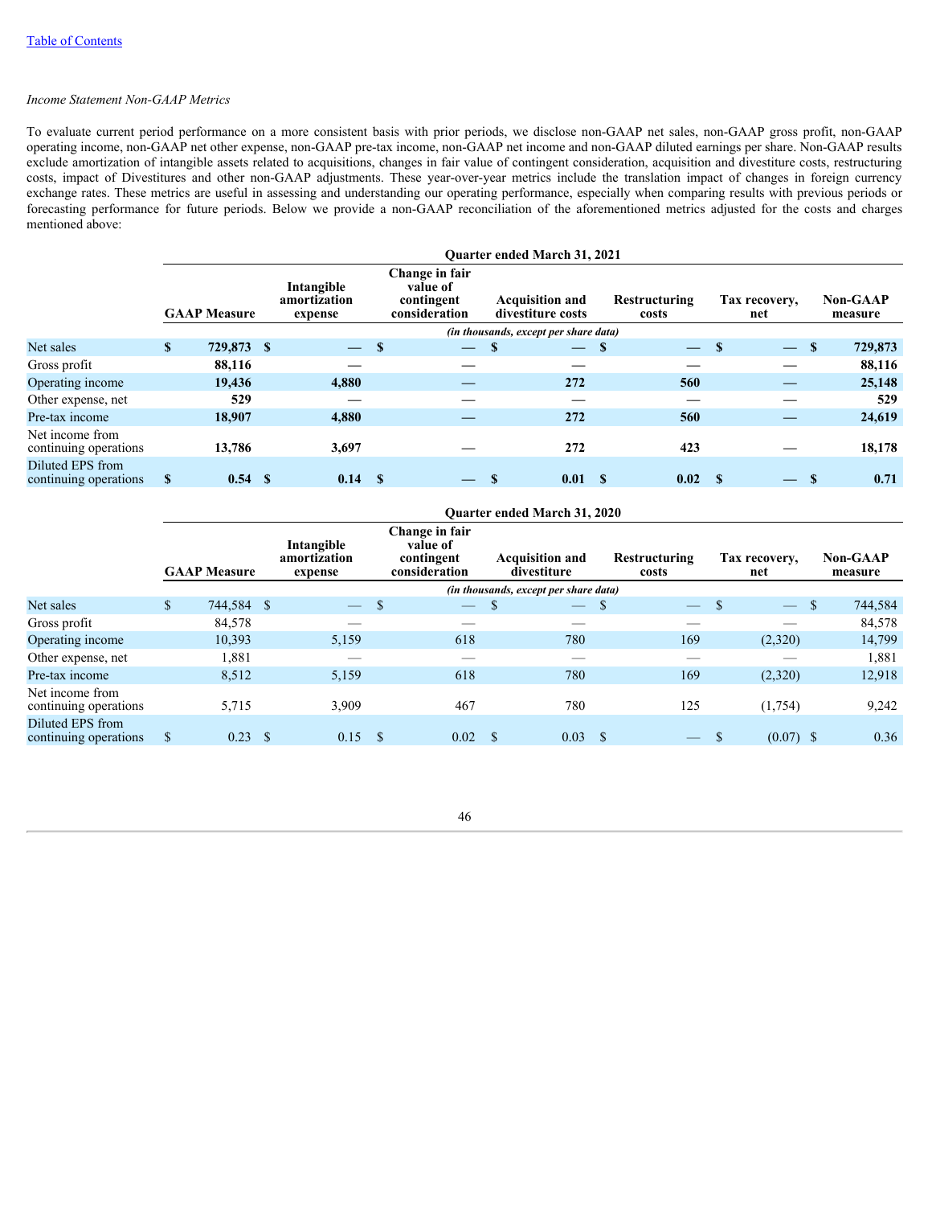*Income Statement Non-GAAP Metrics*

To evaluate current period performance on a more consistent basis with prior periods, we disclose non-GAAP net sales, non-GAAP gross profit, non-GAAP operating income, non-GAAP net other expense, non-GAAP pre-tax income, non-GAAP net income and non-GAAP diluted earnings per share. Non-GAAP results exclude amortization of intangible assets related to acquisitions, changes in fair value of contingent consideration, acquisition and divestiture costs, restructuring costs, impact of Divestitures and other non-GAAP adjustments. These year-over-year metrics include the translation impact of changes in foreign currency exchange rates. These metrics are useful in assessing and understanding our operating performance, especially when comparing results with previous periods or forecasting performance for future periods. Below we provide a non-GAAP reconciliation of the aforementioned metrics adjusted for the costs and charges mentioned above:

| | Quarter ended March 31, 2021 | | | | | | |
|---|---|---|---|---|---|---|---|
| | **GAAP Measure** | **Intangible amortization expense** | **Change in fair value of contingent consideration** | **Acquisition and divestiture costs** | **Restructuring costs** | **Tax recovery, net** | **Non-GAAP measure** |
| | *(in thousands, except per share data)* | | | | | | |
| Net sales | **$ 729,873** | **$ —** | **$ —** | **$ —** | **$ —** | **$ —** | **$ 729,873** |
| Gross profit | **88,116** | **—** | **—** | **—** | **—** | **—** | **88,116** |
| Operating income | **19,436** | **4,880** | **—** | **272** | **560** | **—** | **25,148** |
| Other expense, net | **529** | **—** | **—** | **—** | **—** | **—** | **529** |
| Pre-tax income | **18,907** | **4,880** | **—** | **272** | **560** | **—** | **24,619** |
| Net income from continuing operations | **13,786** | **3,697** | **—** | **272** | **423** | **—** | **18,178** |
| Diluted EPS from continuing operations | **$ 0.54** | **$ 0.14** | **$ —** | **$ 0.01** | **$ 0.02** | **$ —** | **$ 0.71** |

| | Quarter ended March 31, 2020 | | | | | | |
|---|---|---|---|---|---|---|---|
| | **GAAP Measure** | **Intangible amortization expense** | **Change in fair value of contingent consideration** | **Acquisition and divestiture** | **Restructuring costs** | **Tax recovery, net** | **Non-GAAP measure** |
| | *(in thousands, except per share data)* | | | | | | |
| Net sales | $ 744,584 | $ — | $ — | $ — | $ — | $ — | $ 744,584 |
| Gross profit | 84,578 | — | — | — | — | — | 84,578 |
| Operating income | 10,393 | 5,159 | 618 | 780 | 169 | (2,320) | 14,799 |
| Other expense, net | 1,881 | — | — | — | — | — | 1,881 |
| Pre-tax income | 8,512 | 5,159 | 618 | 780 | 169 | (2,320) | 12,918 |
| Net income from continuing operations | 5,715 | 3,909 | 467 | 780 | 125 | (1,754) | 9,242 |
| Diluted EPS from continuing operations | $ 0.23 | $ 0.15 | $ 0.02 | $ 0.03 | $ — | $ (0.07) | $ 0.36 |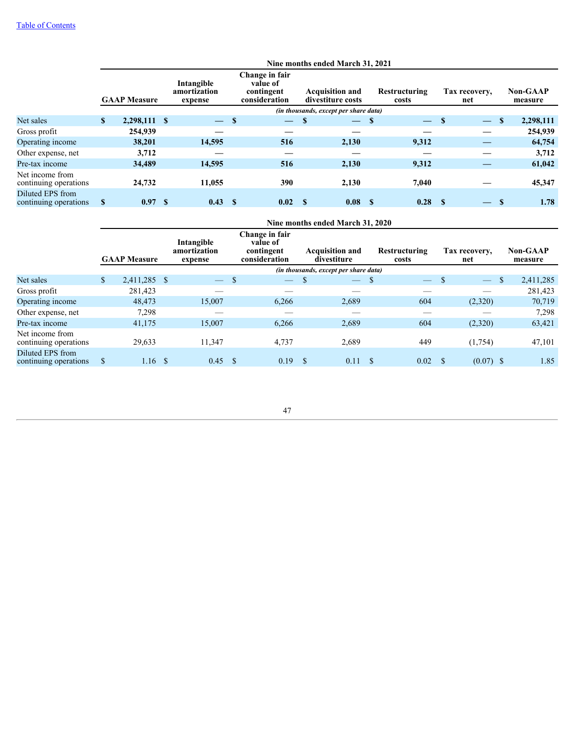[Table of Contents](#)

| | Nine months ended March 31, 2021 | | | | | | |
|---|---|---|---|---|---|---|---|
| | **GAAP Measure** | **Intangible amortization expense** | **Change in fair value of contingent consideration** | **Acquisition and divestiture costs** | **Restructuring costs** | **Tax recovery, net** | **Non-GAAP measure** |
| | *(in thousands, except per share data)* | | | | | | |
| Net sales | **$ 2,298,111** | **$ —** | **$ —** | **$ —** | **$ —** | **$ —** | **$ 2,298,111** |
| Gross profit | **254,939** | **—** | **—** | **—** | **—** | **—** | **254,939** |
| Operating income | **38,201** | **14,595** | **516** | **2,130** | **9,312** | **—** | **64,754** |
| Other expense, net | **3,712** | **—** | **—** | **—** | **—** | **—** | **3,712** |
| Pre-tax income | **34,489** | **14,595** | **516** | **2,130** | **9,312** | **—** | **61,042** |
| Net income from continuing operations | **24,732** | **11,055** | **390** | **2,130** | **7,040** | **—** | **45,347** |
| Diluted EPS from continuing operations | **$ 0.97** | **$ 0.43** | **$ 0.02** | **$ 0.08** | **$ 0.28** | **$ —** | **$ 1.78** |

| | Nine months ended March 31, 2020 | | | | | | |
|---|---|---|---|---|---|---|---|
| | **GAAP Measure** | **Intangible amortization expense** | **Change in fair value of contingent consideration** | **Acquisition and divestiture** | **Restructuring costs** | **Tax recovery, net** | **Non-GAAP measure** |
| | *(in thousands, except per share data)* | | | | | | |
| Net sales | $ 2,411,285 | $ — | $ — | $ — | $ — | $ — | $ 2,411,285 |
| Gross profit | 281,423 | — | — | — | — | — | 281,423 |
| Operating income | 48,473 | 15,007 | 6,266 | 2,689 | 604 | (2,320) | 70,719 |
| Other expense, net | 7,298 | — | — | — | — | — | 7,298 |
| Pre-tax income | 41,175 | 15,007 | 6,266 | 2,689 | 604 | (2,320) | 63,421 |
| Net income from continuing operations | 29,633 | 11,347 | 4,737 | 2,689 | 449 | (1,754) | 47,101 |
| Diluted EPS from continuing operations | $ 1.16 | $ 0.45 | $ 0.19 | $ 0.11 | $ 0.02 | $ (0.07) | $ 1.85 |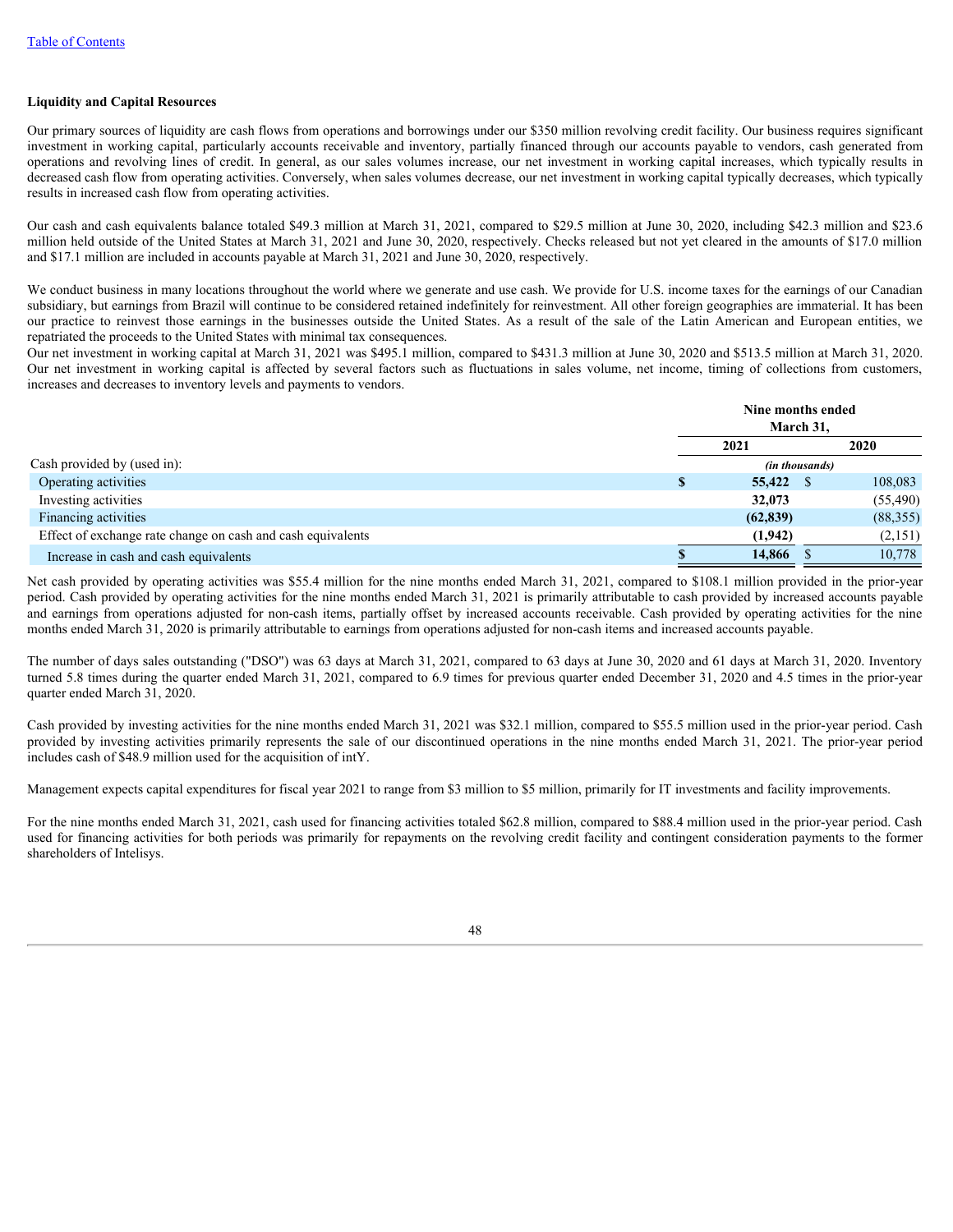Table of Contents

### Liquidity and Capital Resources

Our primary sources of liquidity are cash flows from operations and borrowings under our $350 million revolving credit facility. Our business requires significant investment in working capital, particularly accounts receivable and inventory, partially financed through our accounts payable to vendors, cash generated from operations and revolving lines of credit. In general, as our sales volumes increase, our net investment in working capital increases, which typically results in decreased cash flow from operating activities. Conversely, when sales volumes decrease, our net investment in working capital typically decreases, which typically results in increased cash flow from operating activities.

Our cash and cash equivalents balance totaled $49.3 million at March 31, 2021, compared to $29.5 million at June 30, 2020, including $42.3 million and $23.6 million held outside of the United States at March 31, 2021 and June 30, 2020, respectively. Checks released but not yet cleared in the amounts of $17.0 million and $17.1 million are included in accounts payable at March 31, 2021 and June 30, 2020, respectively.

We conduct business in many locations throughout the world where we generate and use cash. We provide for U.S. income taxes for the earnings of our Canadian subsidiary, but earnings from Brazil will continue to be considered retained indefinitely for reinvestment. All other foreign geographies are immaterial. It has been our practice to reinvest those earnings in the businesses outside the United States. As a result of the sale of the Latin American and European entities, we repatriated the proceeds to the United States with minimal tax consequences.

Our net investment in working capital at March 31, 2021 was $495.1 million, compared to $431.3 million at June 30, 2020 and $513.5 million at March 31, 2020. Our net investment in working capital is affected by several factors such as fluctuations in sales volume, net income, timing of collections from customers, increases and decreases to inventory levels and payments to vendors.

| | Nine months ended March 31, | |
|---|---|---|
| | **2021** | **2020** |
| Cash provided by (used in): | *(in thousands)* | |
| Operating activities | **$ 55,422** | $ 108,083 |
| Investing activities | **32,073** | (55,490) |
| Financing activities | **(62,839)** | (88,355) |
| Effect of exchange rate change on cash and cash equivalents | **(1,942)** | (2,151) |
| Increase in cash and cash equivalents | **$ 14,866** | $ 10,778 |

Net cash provided by operating activities was $55.4 million for the nine months ended March 31, 2021, compared to $108.1 million provided in the prior-year period. Cash provided by operating activities for the nine months ended March 31, 2021 is primarily attributable to cash provided by increased accounts payable and earnings from operations adjusted for non-cash items, partially offset by increased accounts receivable. Cash provided by operating activities for the nine months ended March 31, 2020 is primarily attributable to earnings from operations adjusted for non-cash items and increased accounts payable.

The number of days sales outstanding ("DSO") was 63 days at March 31, 2021, compared to 63 days at June 30, 2020 and 61 days at March 31, 2020. Inventory turned 5.8 times during the quarter ended March 31, 2021, compared to 6.9 times for previous quarter ended December 31, 2020 and 4.5 times in the prior-year quarter ended March 31, 2020.

Cash provided by investing activities for the nine months ended March 31, 2021 was $32.1 million, compared to $55.5 million used in the prior-year period. Cash provided by investing activities primarily represents the sale of our discontinued operations in the nine months ended March 31, 2021. The prior-year period includes cash of $48.9 million used for the acquisition of intY.

Management expects capital expenditures for fiscal year 2021 to range from $3 million to $5 million, primarily for IT investments and facility improvements.

For the nine months ended March 31, 2021, cash used for financing activities totaled $62.8 million, compared to $88.4 million used in the prior-year period. Cash used for financing activities for both periods was primarily for repayments on the revolving credit facility and contingent consideration payments to the former shareholders of Intelisys.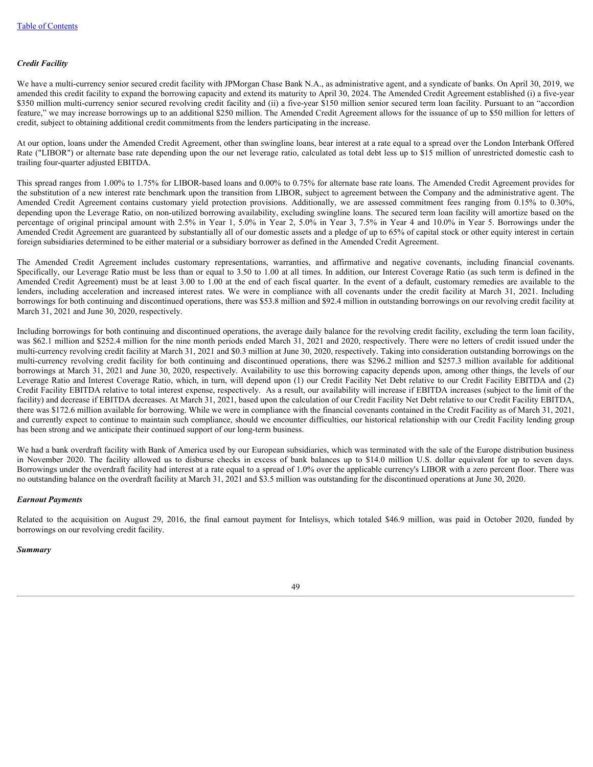### *Credit Facility*

We have a multi-currency senior secured credit facility with JPMorgan Chase Bank N.A., as administrative agent, and a syndicate of banks. On April 30, 2019, we amended this credit facility to expand the borrowing capacity and extend its maturity to April 30, 2024. The Amended Credit Agreement established (i) a five-year $350 million multi-currency senior secured revolving credit facility and (ii) a five-year $150 million senior secured term loan facility. Pursuant to an "accordion feature," we may increase borrowings up to an additional $250 million. The Amended Credit Agreement allows for the issuance of up to $50 million for letters of credit, subject to obtaining additional credit commitments from the lenders participating in the increase.

At our option, loans under the Amended Credit Agreement, other than swingline loans, bear interest at a rate equal to a spread over the London Interbank Offered Rate ("LIBOR") or alternate base rate depending upon the our net leverage ratio, calculated as total debt less up to $15 million of unrestricted domestic cash to trailing four-quarter adjusted EBITDA.

This spread ranges from 1.00% to 1.75% for LIBOR-based loans and 0.00% to 0.75% for alternate base rate loans. The Amended Credit Agreement provides for the substitution of a new interest rate benchmark upon the transition from LIBOR, subject to agreement between the Company and the administrative agent. The Amended Credit Agreement contains customary yield protection provisions. Additionally, we are assessed commitment fees ranging from 0.15% to 0.30%, depending upon the Leverage Ratio, on non-utilized borrowing availability, excluding swingline loans. The secured term loan facility will amortize based on the percentage of original principal amount with 2.5% in Year 1, 5.0% in Year 2, 5.0% in Year 3, 7.5% in Year 4 and 10.0% in Year 5. Borrowings under the Amended Credit Agreement are guaranteed by substantially all of our domestic assets and a pledge of up to 65% of capital stock or other equity interest in certain foreign subsidiaries determined to be either material or a subsidiary borrower as defined in the Amended Credit Agreement.

The Amended Credit Agreement includes customary representations, warranties, and affirmative and negative covenants, including financial covenants. Specifically, our Leverage Ratio must be less than or equal to 3.50 to 1.00 at all times. In addition, our Interest Coverage Ratio (as such term is defined in the Amended Credit Agreement) must be at least 3.00 to 1.00 at the end of each fiscal quarter. In the event of a default, customary remedies are available to the lenders, including acceleration and increased interest rates. We were in compliance with all covenants under the credit facility at March 31, 2021. Including borrowings for both continuing and discontinued operations, there was $53.8 million and $92.4 million in outstanding borrowings on our revolving credit facility at March 31, 2021 and June 30, 2020, respectively.

Including borrowings for both continuing and discontinued operations, the average daily balance for the revolving credit facility, excluding the term loan facility, was $62.1 million and $252.4 million for the nine month periods ended March 31, 2021 and 2020, respectively. There were no letters of credit issued under the multi-currency revolving credit facility at March 31, 2021 and $0.3 million at June 30, 2020, respectively. Taking into consideration outstanding borrowings on the multi-currency revolving credit facility for both continuing and discontinued operations, there was $296.2 million and $257.3 million available for additional borrowings at March 31, 2021 and June 30, 2020, respectively. Availability to use this borrowing capacity depends upon, among other things, the levels of our Leverage Ratio and Interest Coverage Ratio, which, in turn, will depend upon (1) our Credit Facility Net Debt relative to our Credit Facility EBITDA and (2) Credit Facility EBITDA relative to total interest expense, respectively. As a result, our availability will increase if EBITDA increases (subject to the limit of the facility) and decrease if EBITDA decreases. At March 31, 2021, based upon the calculation of our Credit Facility Net Debt relative to our Credit Facility EBITDA, there was $172.6 million available for borrowing. While we were in compliance with the financial covenants contained in the Credit Facility as of March 31, 2021, and currently expect to continue to maintain such compliance, should we encounter difficulties, our historical relationship with our Credit Facility lending group has been strong and we anticipate their continued support of our long-term business.

We had a bank overdraft facility with Bank of America used by our European subsidiaries, which was terminated with the sale of the Europe distribution business in November 2020. The facility allowed us to disburse checks in excess of bank balances up to $14.0 million U.S. dollar equivalent for up to seven days. Borrowings under the overdraft facility had interest at a rate equal to a spread of 1.0% over the applicable currency's LIBOR with a zero percent floor. There was no outstanding balance on the overdraft facility at March 31, 2021 and $3.5 million was outstanding for the discontinued operations at June 30, 2020.

### *Earnout Payments*

Related to the acquisition on August 29, 2016, the final earnout payment for Intelisys, which totaled $46.9 million, was paid in October 2020, funded by borrowings on our revolving credit facility.

### *Summary*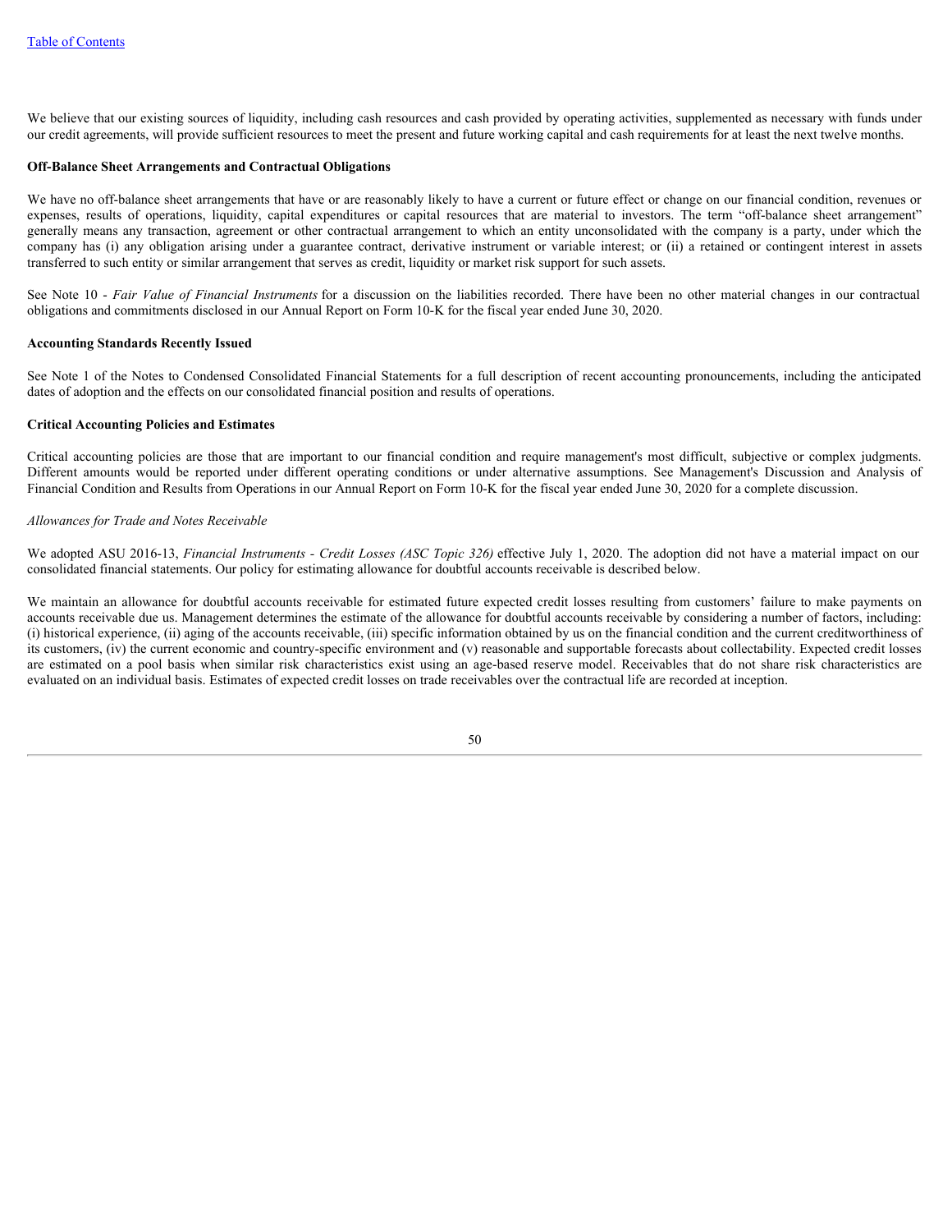We believe that our existing sources of liquidity, including cash resources and cash provided by operating activities, supplemented as necessary with funds under our credit agreements, will provide sufficient resources to meet the present and future working capital and cash requirements for at least the next twelve months.

**Off-Balance Sheet Arrangements and Contractual Obligations**

We have no off-balance sheet arrangements that have or are reasonably likely to have a current or future effect or change on our financial condition, revenues or expenses, results of operations, liquidity, capital expenditures or capital resources that are material to investors. The term "off-balance sheet arrangement" generally means any transaction, agreement or other contractual arrangement to which an entity unconsolidated with the company is a party, under which the company has (i) any obligation arising under a guarantee contract, derivative instrument or variable interest; or (ii) a retained or contingent interest in assets transferred to such entity or similar arrangement that serves as credit, liquidity or market risk support for such assets.

See Note 10 - *Fair Value of Financial Instruments* for a discussion on the liabilities recorded. There have been no other material changes in our contractual obligations and commitments disclosed in our Annual Report on Form 10-K for the fiscal year ended June 30, 2020.

**Accounting Standards Recently Issued**

See Note 1 of the Notes to Condensed Consolidated Financial Statements for a full description of recent accounting pronouncements, including the anticipated dates of adoption and the effects on our consolidated financial position and results of operations.

**Critical Accounting Policies and Estimates**

Critical accounting policies are those that are important to our financial condition and require management's most difficult, subjective or complex judgments. Different amounts would be reported under different operating conditions or under alternative assumptions. See Management's Discussion and Analysis of Financial Condition and Results from Operations in our Annual Report on Form 10-K for the fiscal year ended June 30, 2020 for a complete discussion.

*Allowances for Trade and Notes Receivable*

We adopted ASU 2016-13, *Financial Instruments - Credit Losses (ASC Topic 326)* effective July 1, 2020. The adoption did not have a material impact on our consolidated financial statements. Our policy for estimating allowance for doubtful accounts receivable is described below.

We maintain an allowance for doubtful accounts receivable for estimated future expected credit losses resulting from customers' failure to make payments on accounts receivable due us. Management determines the estimate of the allowance for doubtful accounts receivable by considering a number of factors, including: (i) historical experience, (ii) aging of the accounts receivable, (iii) specific information obtained by us on the financial condition and the current creditworthiness of its customers, (iv) the current economic and country-specific environment and (v) reasonable and supportable forecasts about collectability. Expected credit losses are estimated on a pool basis when similar risk characteristics exist using an age-based reserve model. Receivables that do not share risk characteristics are evaluated on an individual basis. Estimates of expected credit losses on trade receivables over the contractual life are recorded at inception.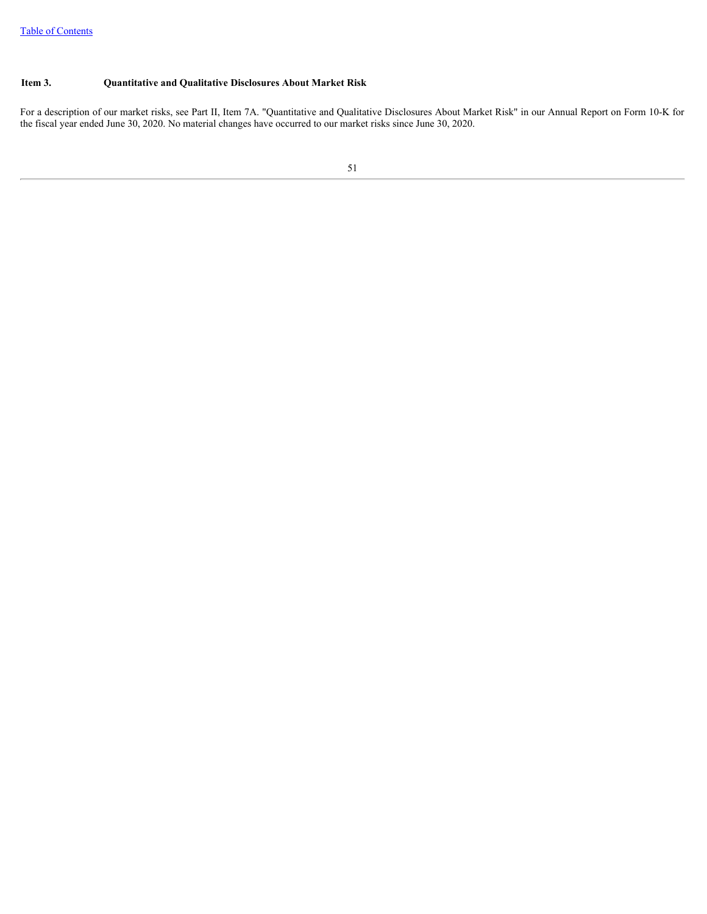## Item 3. Quantitative and Qualitative Disclosures About Market Risk

For a description of our market risks, see Part II, Item 7A. "Quantitative and Qualitative Disclosures About Market Risk" in our Annual Report on Form 10-K for the fiscal year ended June 30, 2020. No material changes have occurred to our market risks since June 30, 2020.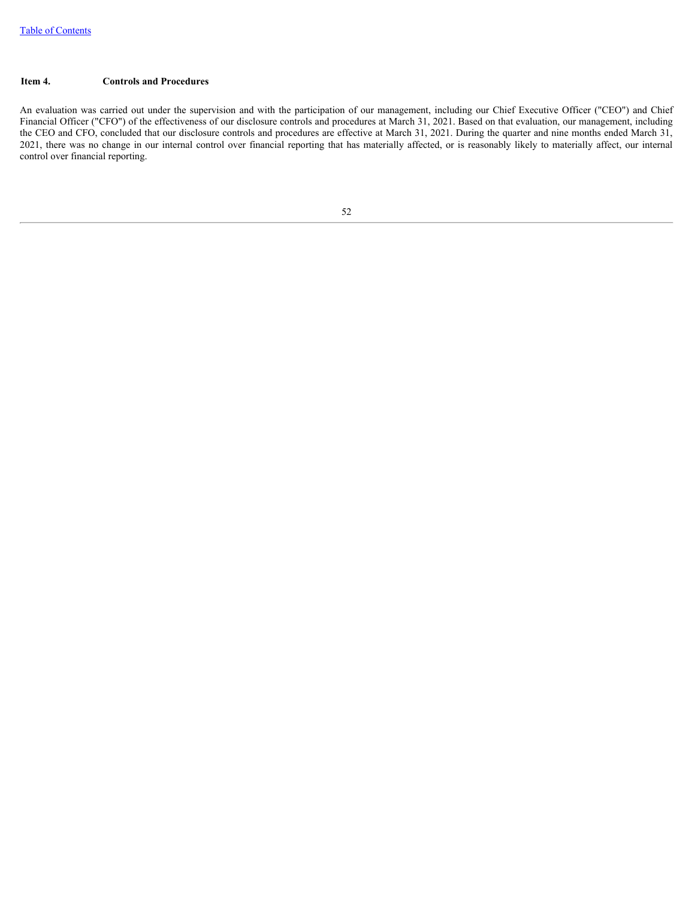## Item 4. Controls and Procedures

An evaluation was carried out under the supervision and with the participation of our management, including our Chief Executive Officer ("CEO") and Chief Financial Officer ("CFO") of the effectiveness of our disclosure controls and procedures at March 31, 2021. Based on that evaluation, our management, including the CEO and CFO, concluded that our disclosure controls and procedures are effective at March 31, 2021. During the quarter and nine months ended March 31, 2021, there was no change in our internal control over financial reporting that has materially affected, or is reasonably likely to materially affect, our internal control over financial reporting.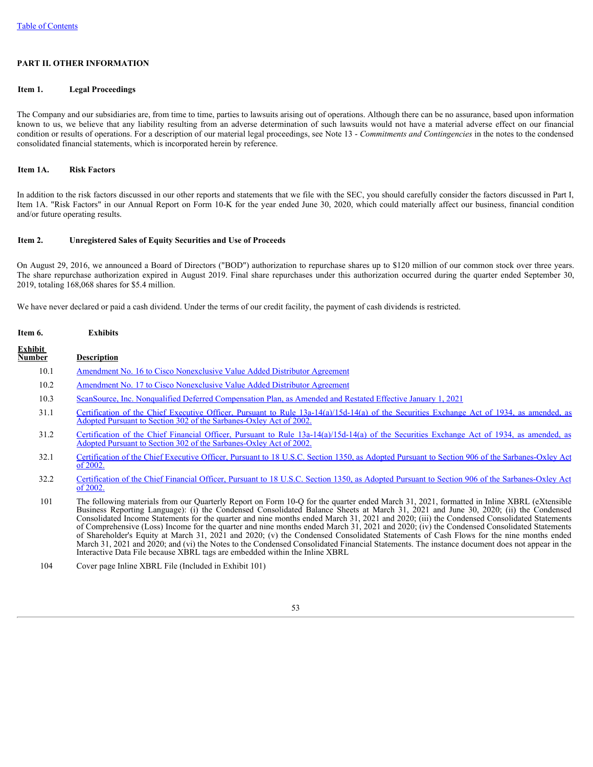Table of Contents

## PART II. OTHER INFORMATION

### Item 1. Legal Proceedings

The Company and our subsidiaries are, from time to time, parties to lawsuits arising out of operations. Although there can be no assurance, based upon information known to us, we believe that any liability resulting from an adverse determination of such lawsuits would not have a material adverse effect on our financial condition or results of operations. For a description of our material legal proceedings, see Note 13 - *Commitments and Contingencies* in the notes to the condensed consolidated financial statements, which is incorporated herein by reference.

### Item 1A. Risk Factors

In addition to the risk factors discussed in our other reports and statements that we file with the SEC, you should carefully consider the factors discussed in Part I, Item 1A. "Risk Factors" in our Annual Report on Form 10-K for the year ended June 30, 2020, which could materially affect our business, financial condition and/or future operating results.

### Item 2. Unregistered Sales of Equity Securities and Use of Proceeds

On August 29, 2016, we announced a Board of Directors ("BOD") authorization to repurchase shares up to $120 million of our common stock over three years. The share repurchase authorization expired in August 2019. Final share repurchases under this authorization occurred during the quarter ended September 30, 2019, totaling 168,068 shares for $5.4 million.

We have never declared or paid a cash dividend. Under the terms of our credit facility, the payment of cash dividends is restricted.

### Item 6. Exhibits

| Exhibit Number | Description |
|---|---|
| 10.1 | Amendment No. 16 to Cisco Nonexclusive Value Added Distributor Agreement |
| 10.2 | Amendment No. 17 to Cisco Nonexclusive Value Added Distributor Agreement |
| 10.3 | ScanSource, Inc. Nonqualified Deferred Compensation Plan, as Amended and Restated Effective January 1, 2021 |
| 31.1 | Certification of the Chief Executive Officer, Pursuant to Rule 13a-14(a)/15d-14(a) of the Securities Exchange Act of 1934, as amended, as Adopted Pursuant to Section 302 of the Sarbanes-Oxley Act of 2002. |
| 31.2 | Certification of the Chief Financial Officer, Pursuant to Rule 13a-14(a)/15d-14(a) of the Securities Exchange Act of 1934, as amended, as Adopted Pursuant to Section 302 of the Sarbanes-Oxley Act of 2002. |
| 32.1 | Certification of the Chief Executive Officer, Pursuant to 18 U.S.C. Section 1350, as Adopted Pursuant to Section 906 of the Sarbanes-Oxley Act of 2002. |
| 32.2 | Certification of the Chief Financial Officer, Pursuant to 18 U.S.C. Section 1350, as Adopted Pursuant to Section 906 of the Sarbanes-Oxley Act of 2002. |
| 101 | The following materials from our Quarterly Report on Form 10-Q for the quarter ended March 31, 2021, formatted in Inline XBRL (eXtensible Business Reporting Language): (i) the Condensed Consolidated Balance Sheets at March 31, 2021 and June 30, 2020; (ii) the Condensed Consolidated Income Statements for the quarter and nine months ended March 31, 2021 and 2020; (iii) the Condensed Consolidated Statements of Comprehensive (Loss) Income for the quarter and nine months ended March 31, 2021 and 2020; (iv) the Condensed Consolidated Statements of Shareholder's Equity at March 31, 2021 and 2020; (v) the Condensed Consolidated Statements of Cash Flows for the nine months ended March 31, 2021 and 2020; and (vi) the Notes to the Condensed Consolidated Financial Statements. The instance document does not appear in the Interactive Data File because XBRL tags are embedded within the Inline XBRL |
| 104 | Cover page Inline XBRL File (Included in Exhibit 101) |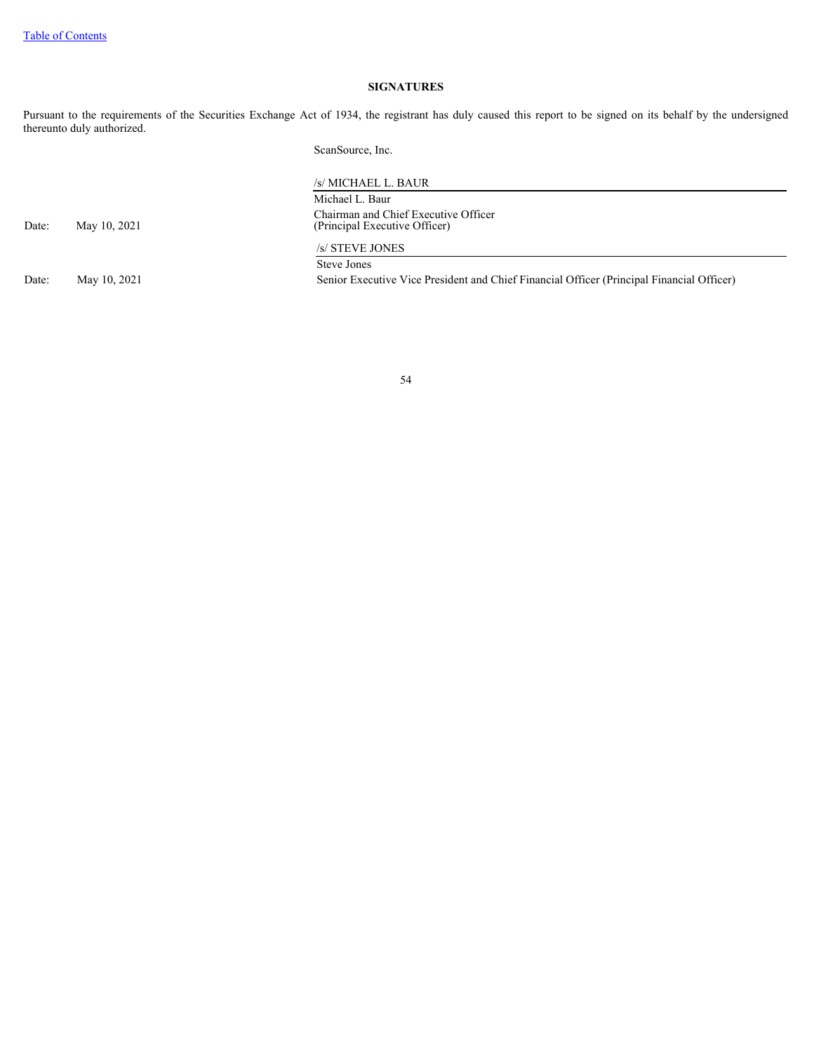## SIGNATURES

Pursuant to the requirements of the Securities Exchange Act of 1934, the registrant has duly caused this report to be signed on its behalf by the undersigned thereunto duly authorized.

ScanSource, Inc.

| | | |
|---|---|---|
| | | /s/ MICHAEL L. BAUR |
| | | Michael L. Baur |
| Date: | May 10, 2021 | Chairman and Chief Executive Officer (Principal Executive Officer) |
| | | /s/ STEVE JONES |
| | | Steve Jones |
| Date: | May 10, 2021 | Senior Executive Vice President and Chief Financial Officer (Principal Financial Officer) |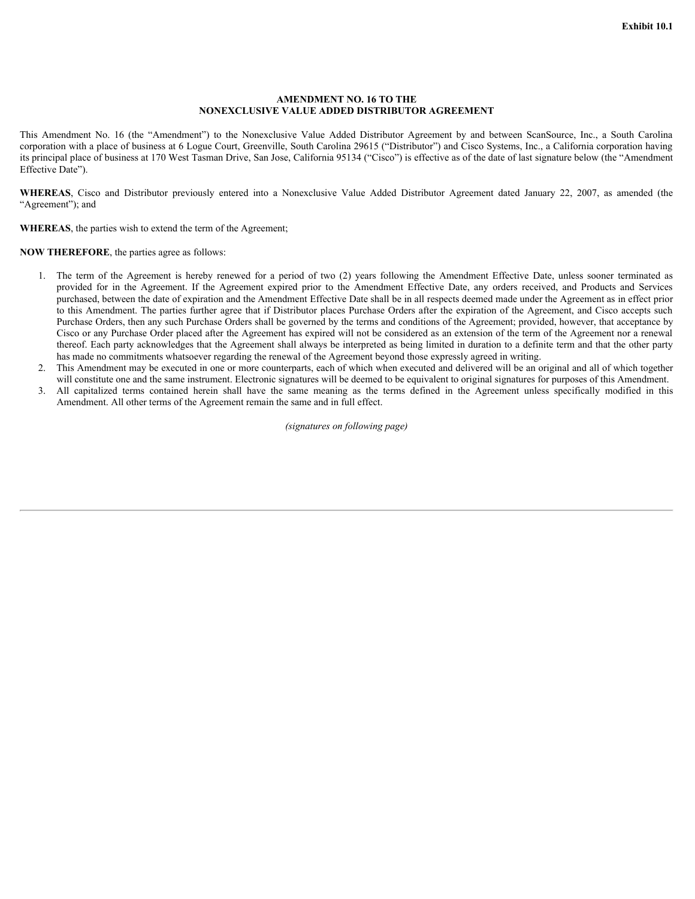Exhibit 10.1

# AMENDMENT NO. 16 TO THE NONEXCLUSIVE VALUE ADDED DISTRIBUTOR AGREEMENT

This Amendment No. 16 (the "Amendment") to the Nonexclusive Value Added Distributor Agreement by and between ScanSource, Inc., a South Carolina corporation with a place of business at 6 Logue Court, Greenville, South Carolina 29615 ("Distributor") and Cisco Systems, Inc., a California corporation having its principal place of business at 170 West Tasman Drive, San Jose, California 95134 ("Cisco") is effective as of the date of last signature below (the "Amendment Effective Date").

**WHEREAS**, Cisco and Distributor previously entered into a Nonexclusive Value Added Distributor Agreement dated January 22, 2007, as amended (the "Agreement"); and

**WHEREAS**, the parties wish to extend the term of the Agreement;

**NOW THEREFORE**, the parties agree as follows:

1. The term of the Agreement is hereby renewed for a period of two (2) years following the Amendment Effective Date, unless sooner terminated as provided for in the Agreement. If the Agreement expired prior to the Amendment Effective Date, any orders received, and Products and Services purchased, between the date of expiration and the Amendment Effective Date shall be in all respects deemed made under the Agreement as in effect prior to this Amendment. The parties further agree that if Distributor places Purchase Orders after the expiration of the Agreement, and Cisco accepts such Purchase Orders, then any such Purchase Orders shall be governed by the terms and conditions of the Agreement; provided, however, that acceptance by Cisco or any Purchase Order placed after the Agreement has expired will not be considered as an extension of the term of the Agreement nor a renewal thereof. Each party acknowledges that the Agreement shall always be interpreted as being limited in duration to a definite term and that the other party has made no commitments whatsoever regarding the renewal of the Agreement beyond those expressly agreed in writing.
2. This Amendment may be executed in one or more counterparts, each of which when executed and delivered will be an original and all of which together will constitute one and the same instrument. Electronic signatures will be deemed to be equivalent to original signatures for purposes of this Amendment.
3. All capitalized terms contained herein shall have the same meaning as the terms defined in the Agreement unless specifically modified in this Amendment. All other terms of the Agreement remain the same and in full effect.

*(signatures on following page)*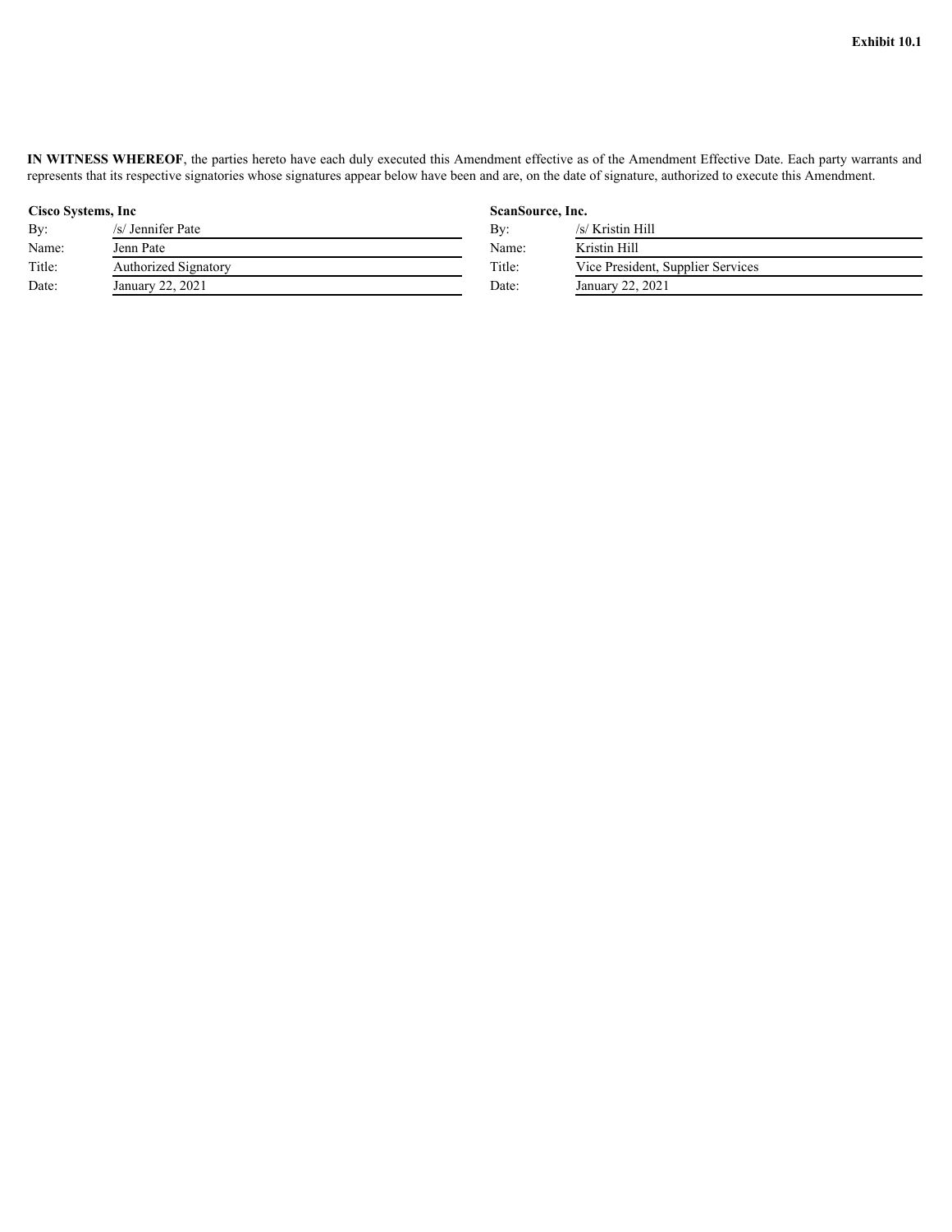**Exhibit 10.1**

**IN WITNESS WHEREOF**, the parties hereto have each duly executed this Amendment effective as of the Amendment Effective Date. Each party warrants and represents that its respective signatories whose signatures appear below have been and are, on the date of signature, authorized to execute this Amendment.

**Cisco Systems, Inc**

| | |
|---|---|
| By: | /s/ Jennifer Pate |
| Name: | Jenn Pate |
| Title: | Authorized Signatory |
| Date: | January 22, 2021 |

**ScanSource, Inc.**

| | |
|---|---|
| By: | /s/ Kristin Hill |
| Name: | Kristin Hill |
| Title: | Vice President, Supplier Services |
| Date: | January 22, 2021 |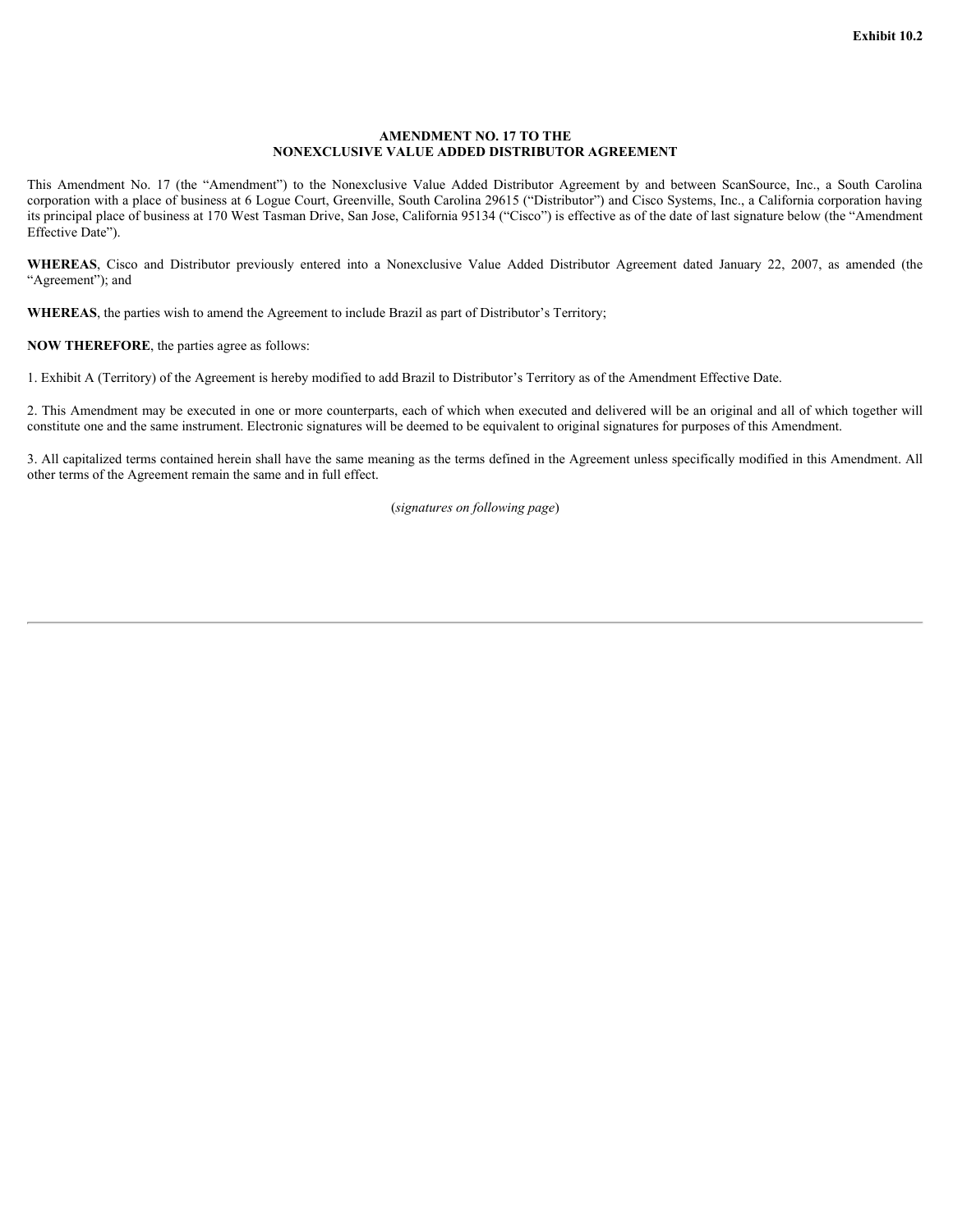Exhibit 10.2

# AMENDMENT NO. 17 TO THE NONEXCLUSIVE VALUE ADDED DISTRIBUTOR AGREEMENT

This Amendment No. 17 (the "Amendment") to the Nonexclusive Value Added Distributor Agreement by and between ScanSource, Inc., a South Carolina corporation with a place of business at 6 Logue Court, Greenville, South Carolina 29615 ("Distributor") and Cisco Systems, Inc., a California corporation having its principal place of business at 170 West Tasman Drive, San Jose, California 95134 ("Cisco") is effective as of the date of last signature below (the "Amendment Effective Date").

**WHEREAS**, Cisco and Distributor previously entered into a Nonexclusive Value Added Distributor Agreement dated January 22, 2007, as amended (the "Agreement"); and

**WHEREAS**, the parties wish to amend the Agreement to include Brazil as part of Distributor's Territory;

**NOW THEREFORE**, the parties agree as follows:

1. Exhibit A (Territory) of the Agreement is hereby modified to add Brazil to Distributor's Territory as of the Amendment Effective Date.

2. This Amendment may be executed in one or more counterparts, each of which when executed and delivered will be an original and all of which together will constitute one and the same instrument. Electronic signatures will be deemed to be equivalent to original signatures for purposes of this Amendment.

3. All capitalized terms contained herein shall have the same meaning as the terms defined in the Agreement unless specifically modified in this Amendment. All other terms of the Agreement remain the same and in full effect.

(*signatures on following page*)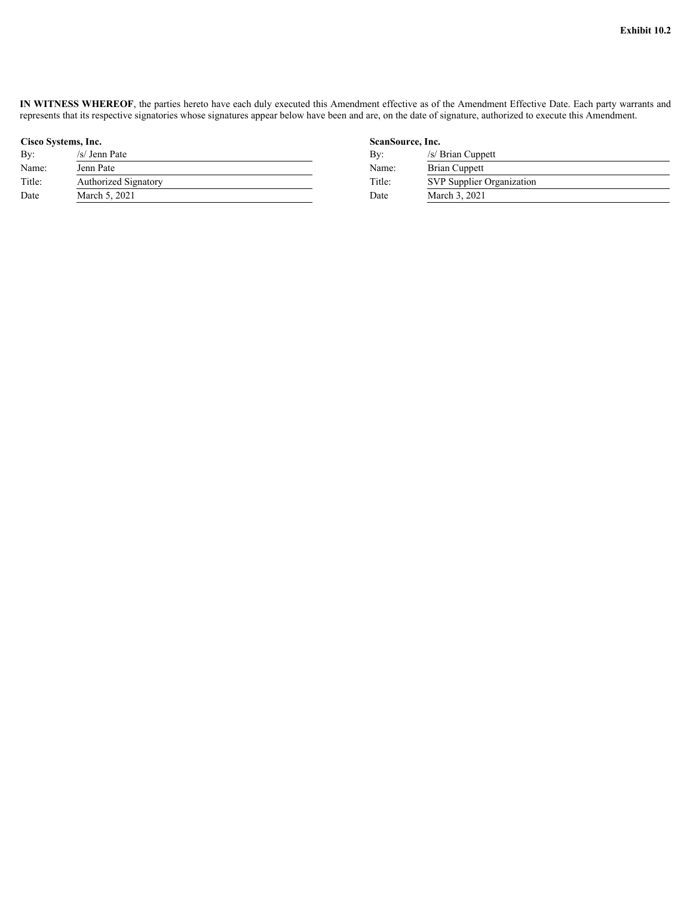Exhibit 10.2

**IN WITNESS WHEREOF**, the parties hereto have each duly executed this Amendment effective as of the Amendment Effective Date. Each party warrants and represents that its respective signatories whose signatures appear below have been and are, on the date of signature, authorized to execute this Amendment.

**Cisco Systems, Inc.**

| | |
|---|---|
| By: | /s/ Jenn Pate |
| Name: | Jenn Pate |
| Title: | Authorized Signatory |
| Date | March 5, 2021 |

**ScanSource, Inc.**

| | |
|---|---|
| By: | /s/ Brian Cuppett |
| Name: | Brian Cuppett |
| Title: | SVP Supplier Organization |
| Date | March 3, 2021 |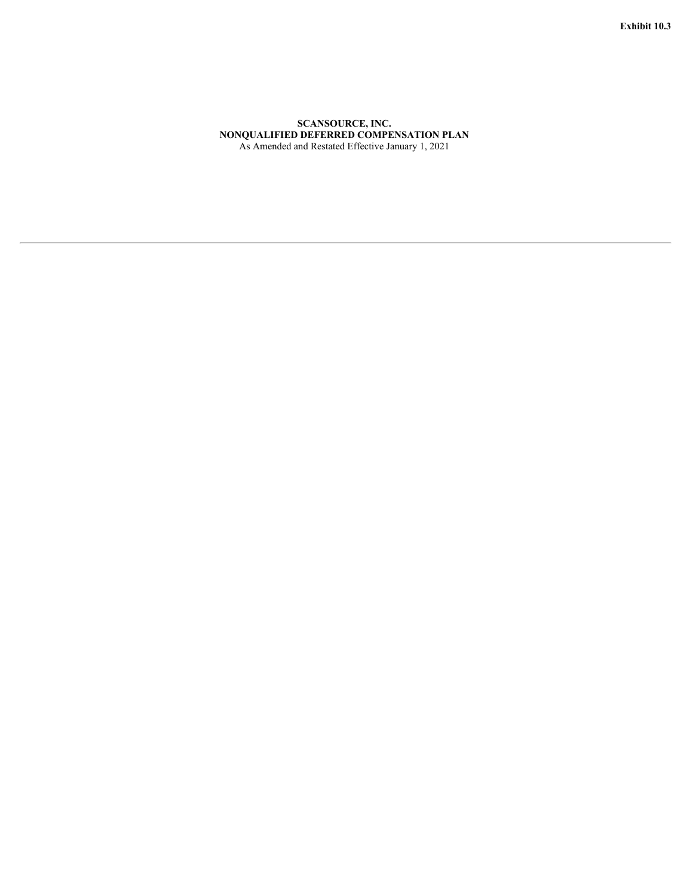**Exhibit 10.3**

**SCANSOURCE, INC.**
**NONQUALIFIED DEFERRED COMPENSATION PLAN**
As Amended and Restated Effective January 1, 2021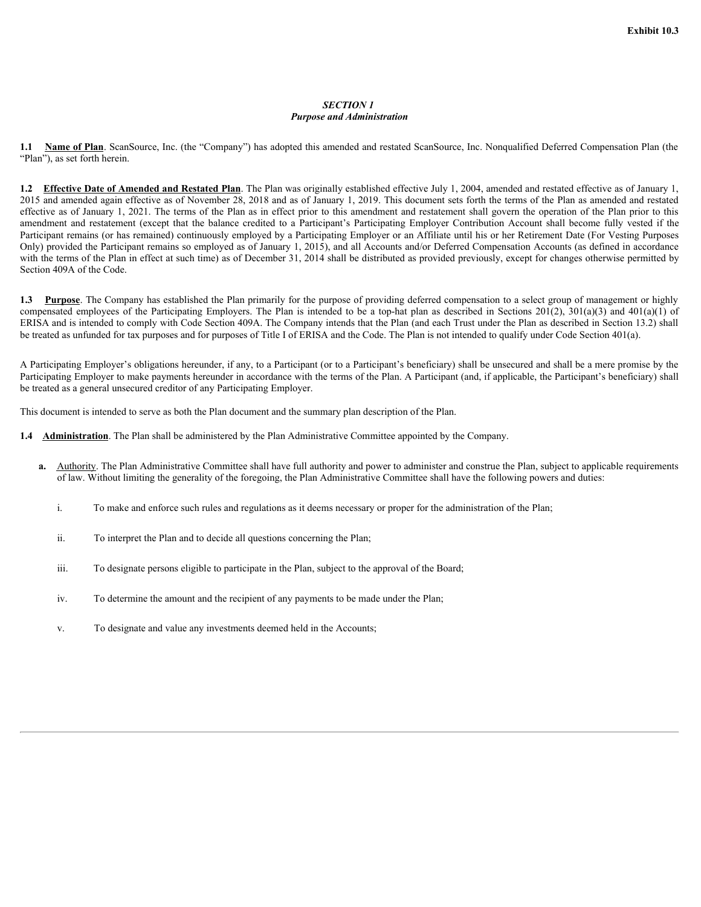Exhibit 10.3

## *SECTION 1*
## *Purpose and Administration*

**1.1 <u>Name of Plan</u>**. ScanSource, Inc. (the "Company") has adopted this amended and restated ScanSource, Inc. Nonqualified Deferred Compensation Plan (the "Plan"), as set forth herein.

**1.2 <u>Effective Date of Amended and Restated Plan</u>**. The Plan was originally established effective July 1, 2004, amended and restated effective as of January 1, 2015 and amended again effective as of November 28, 2018 and as of January 1, 2019. This document sets forth the terms of the Plan as amended and restated effective as of January 1, 2021. The terms of the Plan as in effect prior to this amendment and restatement shall govern the operation of the Plan prior to this amendment and restatement (except that the balance credited to a Participant's Participating Employer Contribution Account shall become fully vested if the Participant remains (or has remained) continuously employed by a Participating Employer or an Affiliate until his or her Retirement Date (For Vesting Purposes Only) provided the Participant remains so employed as of January 1, 2015), and all Accounts and/or Deferred Compensation Accounts (as defined in accordance with the terms of the Plan in effect at such time) as of December 31, 2014 shall be distributed as provided previously, except for changes otherwise permitted by Section 409A of the Code.

**1.3 <u>Purpose</u>**. The Company has established the Plan primarily for the purpose of providing deferred compensation to a select group of management or highly compensated employees of the Participating Employers. The Plan is intended to be a top-hat plan as described in Sections 201(2), 301(a)(3) and 401(a)(1) of ERISA and is intended to comply with Code Section 409A. The Company intends that the Plan (and each Trust under the Plan as described in Section 13.2) shall be treated as unfunded for tax purposes and for purposes of Title I of ERISA and the Code. The Plan is not intended to qualify under Code Section 401(a).

A Participating Employer's obligations hereunder, if any, to a Participant (or to a Participant's beneficiary) shall be unsecured and shall be a mere promise by the Participating Employer to make payments hereunder in accordance with the terms of the Plan. A Participant (and, if applicable, the Participant's beneficiary) shall be treated as a general unsecured creditor of any Participating Employer.

This document is intended to serve as both the Plan document and the summary plan description of the Plan.

**1.4 <u>Administration</u>**. The Plan shall be administered by the Plan Administrative Committee appointed by the Company.

**a.** <u>Authority</u>. The Plan Administrative Committee shall have full authority and power to administer and construe the Plan, subject to applicable requirements of law. Without limiting the generality of the foregoing, the Plan Administrative Committee shall have the following powers and duties:

i. To make and enforce such rules and regulations as it deems necessary or proper for the administration of the Plan;

ii. To interpret the Plan and to decide all questions concerning the Plan;

iii. To designate persons eligible to participate in the Plan, subject to the approval of the Board;

iv. To determine the amount and the recipient of any payments to be made under the Plan;

v. To designate and value any investments deemed held in the Accounts;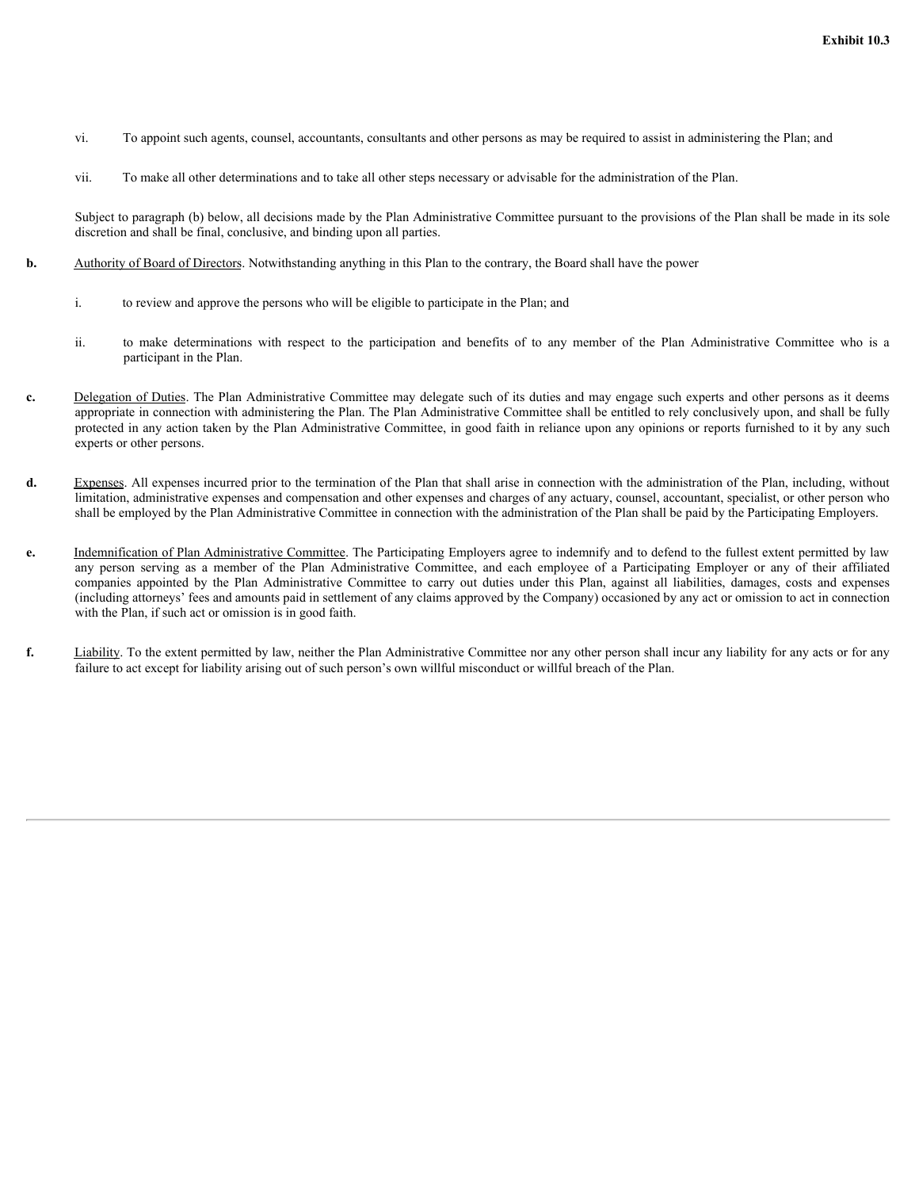vi. To appoint such agents, counsel, accountants, consultants and other persons as may be required to assist in administering the Plan; and

vii. To make all other determinations and to take all other steps necessary or advisable for the administration of the Plan.

Subject to paragraph (b) below, all decisions made by the Plan Administrative Committee pursuant to the provisions of the Plan shall be made in its sole discretion and shall be final, conclusive, and binding upon all parties.

**b.** Authority of Board of Directors. Notwithstanding anything in this Plan to the contrary, the Board shall have the power

i. to review and approve the persons who will be eligible to participate in the Plan; and

ii. to make determinations with respect to the participation and benefits of to any member of the Plan Administrative Committee who is a participant in the Plan.

**c.** Delegation of Duties. The Plan Administrative Committee may delegate such of its duties and may engage such experts and other persons as it deems appropriate in connection with administering the Plan. The Plan Administrative Committee shall be entitled to rely conclusively upon, and shall be fully protected in any action taken by the Plan Administrative Committee, in good faith in reliance upon any opinions or reports furnished to it by any such experts or other persons.

**d.** Expenses. All expenses incurred prior to the termination of the Plan that shall arise in connection with the administration of the Plan, including, without limitation, administrative expenses and compensation and other expenses and charges of any actuary, counsel, accountant, specialist, or other person who shall be employed by the Plan Administrative Committee in connection with the administration of the Plan shall be paid by the Participating Employers.

**e.** Indemnification of Plan Administrative Committee. The Participating Employers agree to indemnify and to defend to the fullest extent permitted by law any person serving as a member of the Plan Administrative Committee, and each employee of a Participating Employer or any of their affiliated companies appointed by the Plan Administrative Committee to carry out duties under this Plan, against all liabilities, damages, costs and expenses (including attorneys' fees and amounts paid in settlement of any claims approved by the Company) occasioned by any act or omission to act in connection with the Plan, if such act or omission is in good faith.

**f.** Liability. To the extent permitted by law, neither the Plan Administrative Committee nor any other person shall incur any liability for any acts or for any failure to act except for liability arising out of such person's own willful misconduct or willful breach of the Plan.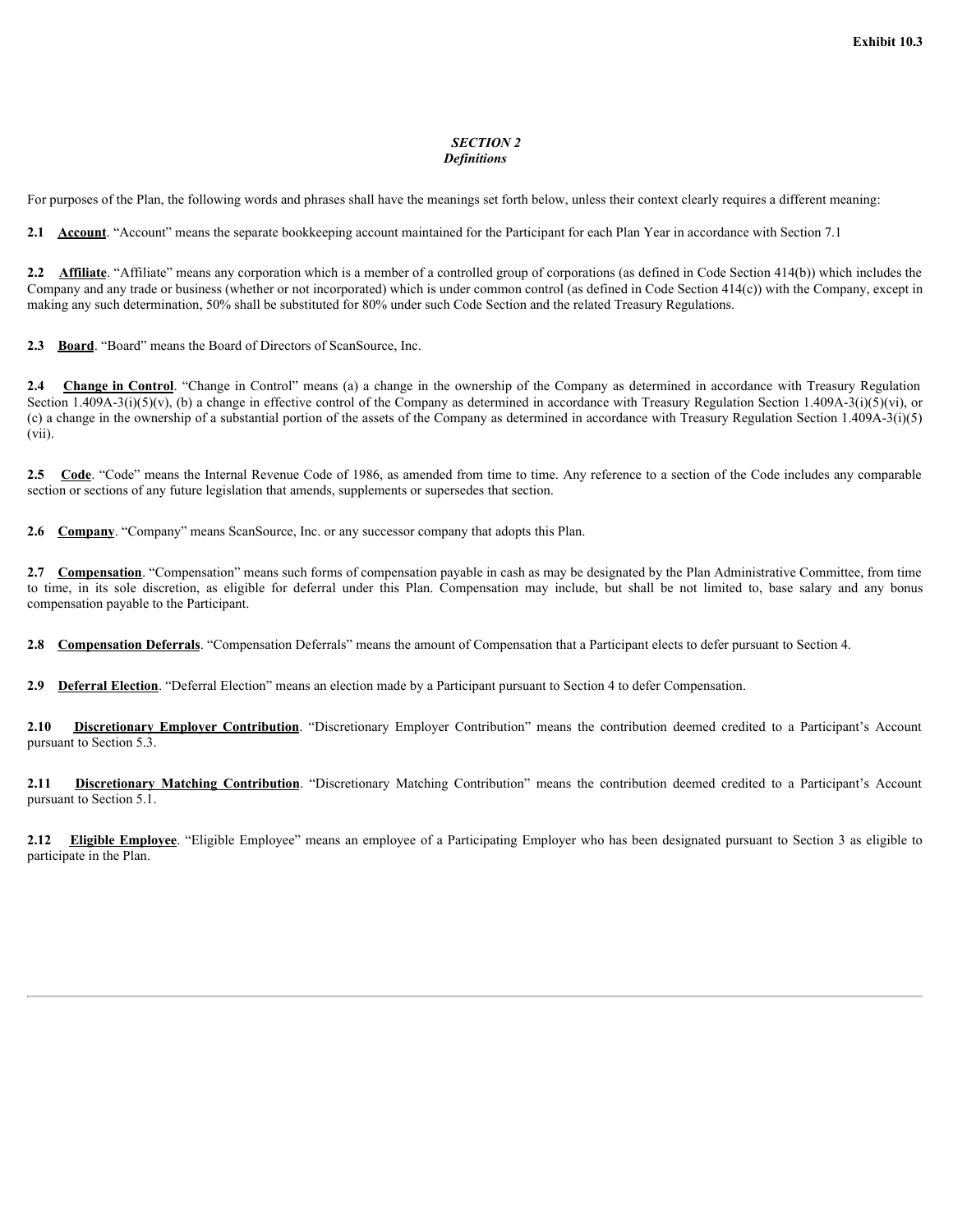Exhibit 10.3

## *SECTION 2*
## *Definitions*

For purposes of the Plan, the following words and phrases shall have the meanings set forth below, unless their context clearly requires a different meaning:

**2.1 Account**. "Account" means the separate bookkeeping account maintained for the Participant for each Plan Year in accordance with Section 7.1

**2.2 Affiliate**. "Affiliate" means any corporation which is a member of a controlled group of corporations (as defined in Code Section 414(b)) which includes the Company and any trade or business (whether or not incorporated) which is under common control (as defined in Code Section 414(c)) with the Company, except in making any such determination, 50% shall be substituted for 80% under such Code Section and the related Treasury Regulations.

**2.3 Board**. "Board" means the Board of Directors of ScanSource, Inc.

**2.4 Change in Control**. "Change in Control" means (a) a change in the ownership of the Company as determined in accordance with Treasury Regulation Section 1.409A-3(i)(5)(v), (b) a change in effective control of the Company as determined in accordance with Treasury Regulation Section 1.409A-3(i)(5)(vi), or (c) a change in the ownership of a substantial portion of the assets of the Company as determined in accordance with Treasury Regulation Section 1.409A-3(i)(5)(vii).

**2.5 Code**. "Code" means the Internal Revenue Code of 1986, as amended from time to time. Any reference to a section of the Code includes any comparable section or sections of any future legislation that amends, supplements or supersedes that section.

**2.6 Company**. "Company" means ScanSource, Inc. or any successor company that adopts this Plan.

**2.7 Compensation**. "Compensation" means such forms of compensation payable in cash as may be designated by the Plan Administrative Committee, from time to time, in its sole discretion, as eligible for deferral under this Plan. Compensation may include, but shall be not limited to, base salary and any bonus compensation payable to the Participant.

**2.8 Compensation Deferrals**. "Compensation Deferrals" means the amount of Compensation that a Participant elects to defer pursuant to Section 4.

**2.9 Deferral Election**. "Deferral Election" means an election made by a Participant pursuant to Section 4 to defer Compensation.

**2.10 Discretionary Employer Contribution**. "Discretionary Employer Contribution" means the contribution deemed credited to a Participant's Account pursuant to Section 5.3.

**2.11 Discretionary Matching Contribution**. "Discretionary Matching Contribution" means the contribution deemed credited to a Participant's Account pursuant to Section 5.1.

**2.12 Eligible Employee**. "Eligible Employee" means an employee of a Participating Employer who has been designated pursuant to Section 3 as eligible to participate in the Plan.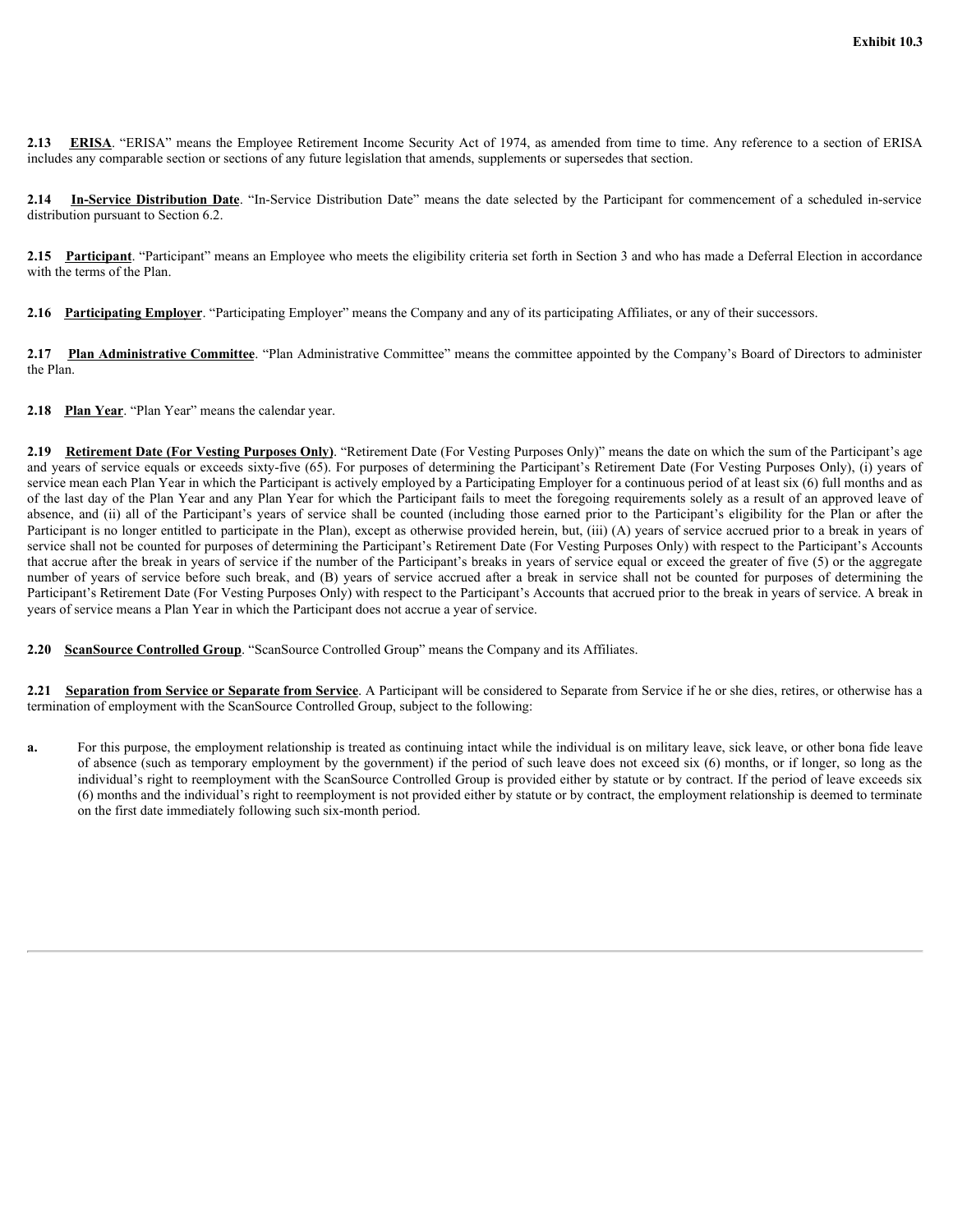**2.13 ERISA**. "ERISA" means the Employee Retirement Income Security Act of 1974, as amended from time to time. Any reference to a section of ERISA includes any comparable section or sections of any future legislation that amends, supplements or supersedes that section.

**2.14 In-Service Distribution Date**. "In-Service Distribution Date" means the date selected by the Participant for commencement of a scheduled in-service distribution pursuant to Section 6.2.

**2.15 Participant**. "Participant" means an Employee who meets the eligibility criteria set forth in Section 3 and who has made a Deferral Election in accordance with the terms of the Plan.

**2.16 Participating Employer**. "Participating Employer" means the Company and any of its participating Affiliates, or any of their successors.

**2.17 Plan Administrative Committee**. "Plan Administrative Committee" means the committee appointed by the Company's Board of Directors to administer the Plan.

**2.18 Plan Year**. "Plan Year" means the calendar year.

**2.19 Retirement Date (For Vesting Purposes Only)**. "Retirement Date (For Vesting Purposes Only)" means the date on which the sum of the Participant's age and years of service equals or exceeds sixty-five (65). For purposes of determining the Participant's Retirement Date (For Vesting Purposes Only), (i) years of service mean each Plan Year in which the Participant is actively employed by a Participating Employer for a continuous period of at least six (6) full months and as of the last day of the Plan Year and any Plan Year for which the Participant fails to meet the foregoing requirements solely as a result of an approved leave of absence, and (ii) all of the Participant's years of service shall be counted (including those earned prior to the Participant's eligibility for the Plan or after the Participant is no longer entitled to participate in the Plan), except as otherwise provided herein, but, (iii) (A) years of service accrued prior to a break in years of service shall not be counted for purposes of determining the Participant's Retirement Date (For Vesting Purposes Only) with respect to the Participant's Accounts that accrue after the break in years of service if the number of the Participant's breaks in years of service equal or exceed the greater of five (5) or the aggregate number of years of service before such break, and (B) years of service accrued after a break in service shall not be counted for purposes of determining the Participant's Retirement Date (For Vesting Purposes Only) with respect to the Participant's Accounts that accrued prior to the break in years of service. A break in years of service means a Plan Year in which the Participant does not accrue a year of service.

**2.20 ScanSource Controlled Group**. "ScanSource Controlled Group" means the Company and its Affiliates.

**2.21 Separation from Service or Separate from Service**. A Participant will be considered to Separate from Service if he or she dies, retires, or otherwise has a termination of employment with the ScanSource Controlled Group, subject to the following:

**a.** For this purpose, the employment relationship is treated as continuing intact while the individual is on military leave, sick leave, or other bona fide leave of absence (such as temporary employment by the government) if the period of such leave does not exceed six (6) months, or if longer, so long as the individual's right to reemployment with the ScanSource Controlled Group is provided either by statute or by contract. If the period of leave exceeds six (6) months and the individual's right to reemployment is not provided either by statute or by contract, the employment relationship is deemed to terminate on the first date immediately following such six-month period.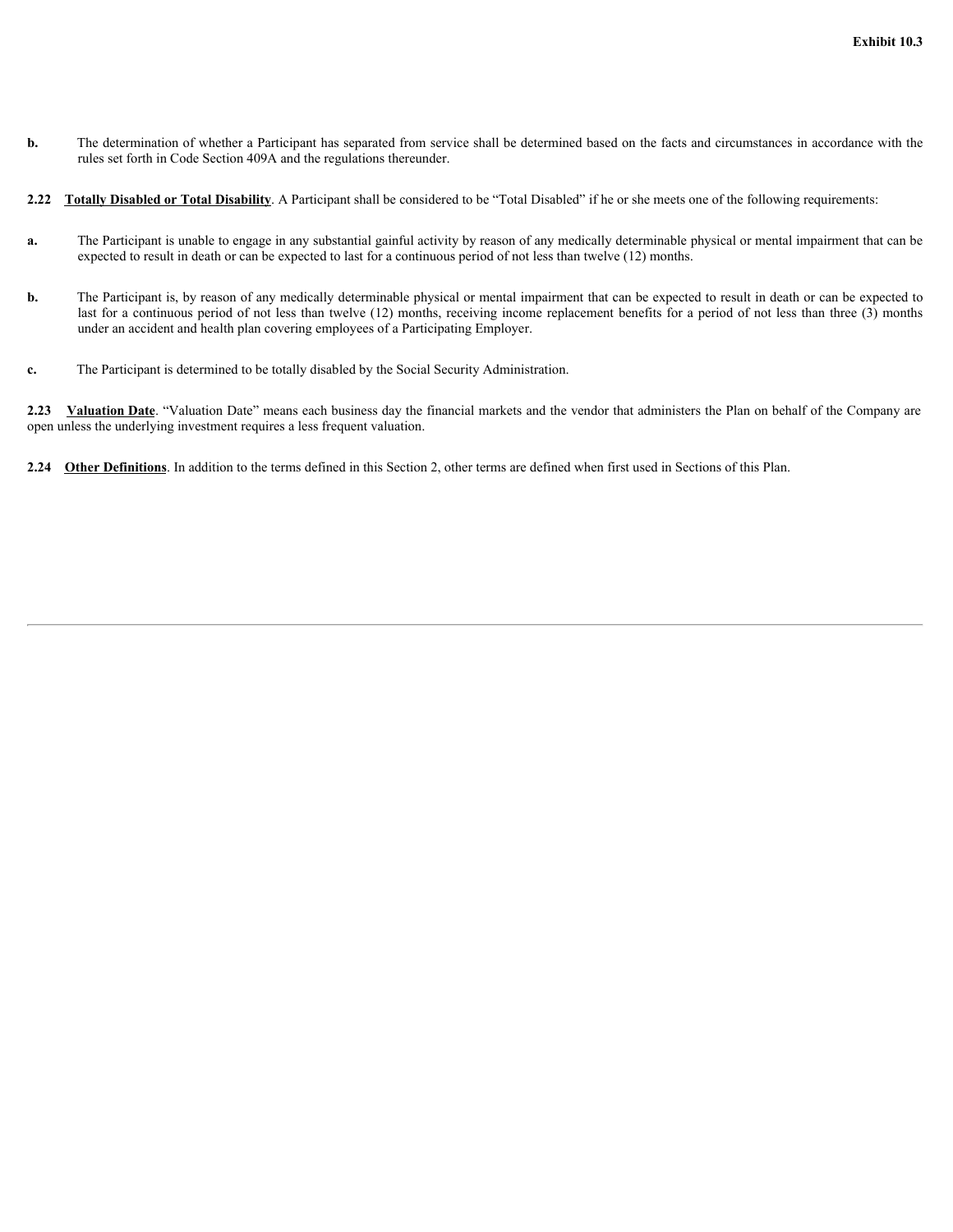**b.** The determination of whether a Participant has separated from service shall be determined based on the facts and circumstances in accordance with the rules set forth in Code Section 409A and the regulations thereunder.

**2.22 Totally Disabled or Total Disability**. A Participant shall be considered to be "Total Disabled" if he or she meets one of the following requirements:

**a.** The Participant is unable to engage in any substantial gainful activity by reason of any medically determinable physical or mental impairment that can be expected to result in death or can be expected to last for a continuous period of not less than twelve (12) months.

**b.** The Participant is, by reason of any medically determinable physical or mental impairment that can be expected to result in death or can be expected to last for a continuous period of not less than twelve (12) months, receiving income replacement benefits for a period of not less than three (3) months under an accident and health plan covering employees of a Participating Employer.

**c.** The Participant is determined to be totally disabled by the Social Security Administration.

**2.23 Valuation Date**. "Valuation Date" means each business day the financial markets and the vendor that administers the Plan on behalf of the Company are open unless the underlying investment requires a less frequent valuation.

**2.24 Other Definitions**. In addition to the terms defined in this Section 2, other terms are defined when first used in Sections of this Plan.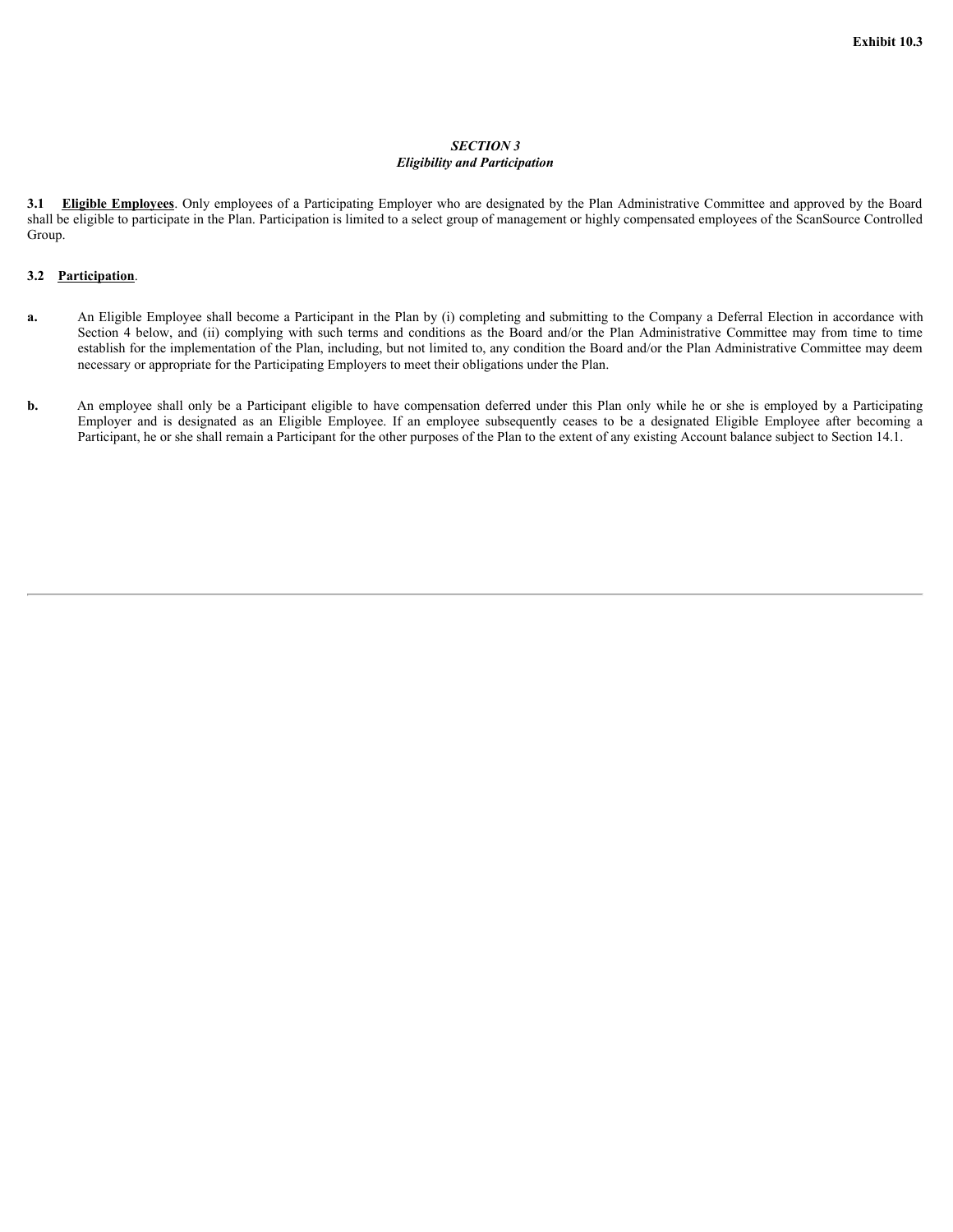Exhibit 10.3

## *SECTION 3*
## *Eligibility and Participation*

**3.1 <u>Eligible Employees</u>**. Only employees of a Participating Employer who are designated by the Plan Administrative Committee and approved by the Board shall be eligible to participate in the Plan. Participation is limited to a select group of management or highly compensated employees of the ScanSource Controlled Group.

**3.2 <u>Participation</u>**.

**a.** An Eligible Employee shall become a Participant in the Plan by (i) completing and submitting to the Company a Deferral Election in accordance with Section 4 below, and (ii) complying with such terms and conditions as the Board and/or the Plan Administrative Committee may from time to time establish for the implementation of the Plan, including, but not limited to, any condition the Board and/or the Plan Administrative Committee may deem necessary or appropriate for the Participating Employers to meet their obligations under the Plan.

**b.** An employee shall only be a Participant eligible to have compensation deferred under this Plan only while he or she is employed by a Participating Employer and is designated as an Eligible Employee. If an employee subsequently ceases to be a designated Eligible Employee after becoming a Participant, he or she shall remain a Participant for the other purposes of the Plan to the extent of any existing Account balance subject to Section 14.1.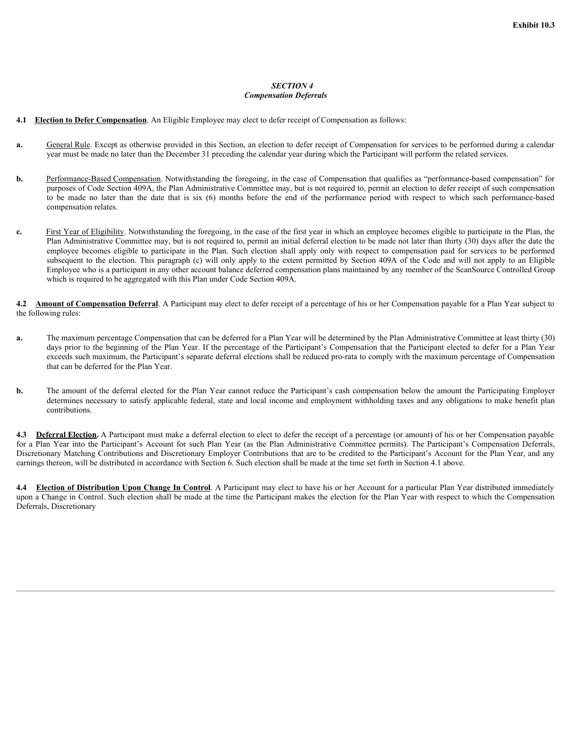Exhibit 10.3

## *SECTION 4*
## *Compensation Deferrals*

**4.1 Election to Defer Compensation**. An Eligible Employee may elect to defer receipt of Compensation as follows:

**a.** General Rule. Except as otherwise provided in this Section, an election to defer receipt of Compensation for services to be performed during a calendar year must be made no later than the December 31 preceding the calendar year during which the Participant will perform the related services.

**b.** Performance-Based Compensation. Notwithstanding the foregoing, in the case of Compensation that qualifies as "performance-based compensation" for purposes of Code Section 409A, the Plan Administrative Committee may, but is not required to, permit an election to defer receipt of such compensation to be made no later than the date that is six (6) months before the end of the performance period with respect to which such performance-based compensation relates.

**c.** First Year of Eligibility. Notwithstanding the foregoing, in the case of the first year in which an employee becomes eligible to participate in the Plan, the Plan Administrative Committee may, but is not required to, permit an initial deferral election to be made not later than thirty (30) days after the date the employee becomes eligible to participate in the Plan. Such election shall apply only with respect to compensation paid for services to be performed subsequent to the election. This paragraph (c) will only apply to the extent permitted by Section 409A of the Code and will not apply to an Eligible Employee who is a participant in any other account balance deferred compensation plans maintained by any member of the ScanSource Controlled Group which is required to be aggregated with this Plan under Code Section 409A.

**4.2 Amount of Compensation Deferral**. A Participant may elect to defer receipt of a percentage of his or her Compensation payable for a Plan Year subject to the following rules:

**a.** The maximum percentage Compensation that can be deferred for a Plan Year will be determined by the Plan Administrative Committee at least thirty (30) days prior to the beginning of the Plan Year. If the percentage of the Participant's Compensation that the Participant elected to defer for a Plan Year exceeds such maximum, the Participant's separate deferral elections shall be reduced pro-rata to comply with the maximum percentage of Compensation that can be deferred for the Plan Year.

**b.** The amount of the deferral elected for the Plan Year cannot reduce the Participant's cash compensation below the amount the Participating Employer determines necessary to satisfy applicable federal, state and local income and employment withholding taxes and any obligations to make benefit plan contributions.

**4.3 Deferral Election.** A Participant must make a deferral election to elect to defer the receipt of a percentage (or amount) of his or her Compensation payable for a Plan Year into the Participant's Account for such Plan Year (as the Plan Administrative Committee permits). The Participant's Compensation Deferrals, Discretionary Matching Contributions and Discretionary Employer Contributions that are to be credited to the Participant's Account for the Plan Year, and any earnings thereon, will be distributed in accordance with Section 6. Such election shall be made at the time set forth in Section 4.1 above.

**4.4 Election of Distribution Upon Change In Control**. A Participant may elect to have his or her Account for a particular Plan Year distributed immediately upon a Change in Control. Such election shall be made at the time the Participant makes the election for the Plan Year with respect to which the Compensation Deferrals, Discretionary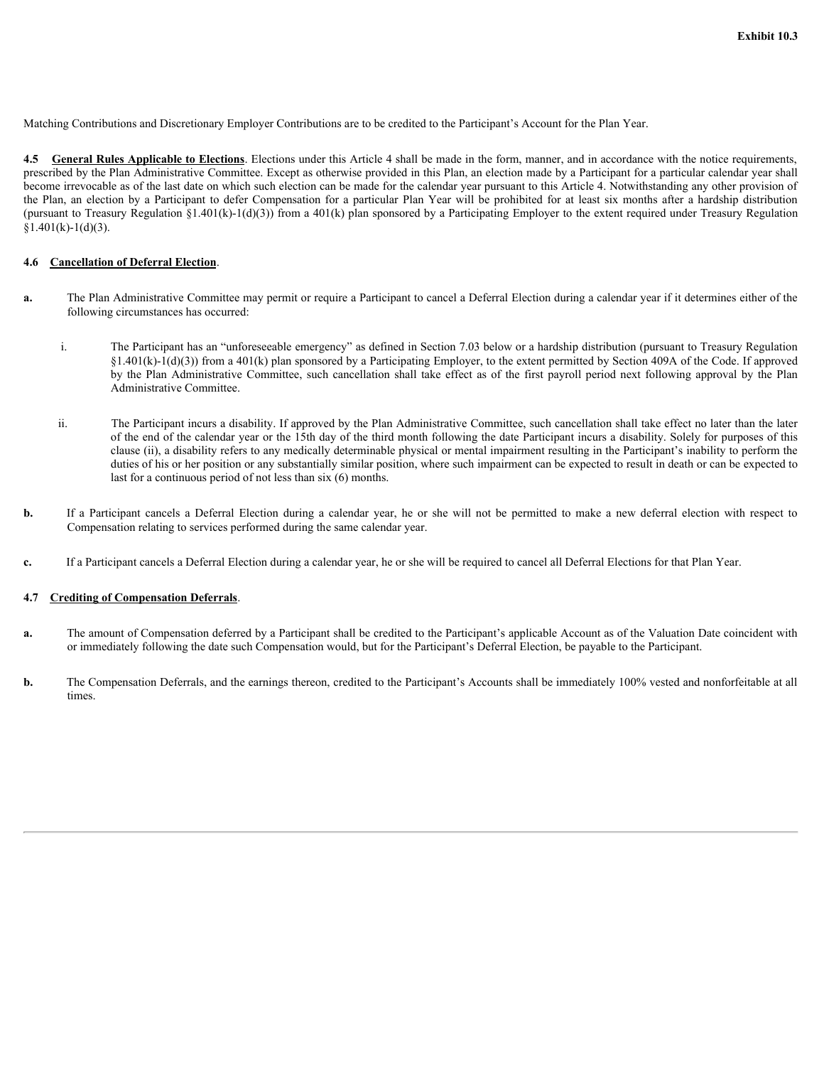Matching Contributions and Discretionary Employer Contributions are to be credited to the Participant's Account for the Plan Year.

**4.5 General Rules Applicable to Elections**. Elections under this Article 4 shall be made in the form, manner, and in accordance with the notice requirements, prescribed by the Plan Administrative Committee. Except as otherwise provided in this Plan, an election made by a Participant for a particular calendar year shall become irrevocable as of the last date on which such election can be made for the calendar year pursuant to this Article 4. Notwithstanding any other provision of the Plan, an election by a Participant to defer Compensation for a particular Plan Year will be prohibited for at least six months after a hardship distribution (pursuant to Treasury Regulation §1.401(k)-1(d)(3)) from a 401(k) plan sponsored by a Participating Employer to the extent required under Treasury Regulation §1.401(k)-1(d)(3).

**4.6 Cancellation of Deferral Election**.

**a.** The Plan Administrative Committee may permit or require a Participant to cancel a Deferral Election during a calendar year if it determines either of the following circumstances has occurred:

i. The Participant has an "unforeseeable emergency" as defined in Section 7.03 below or a hardship distribution (pursuant to Treasury Regulation §1.401(k)-1(d)(3)) from a 401(k) plan sponsored by a Participating Employer, to the extent permitted by Section 409A of the Code. If approved by the Plan Administrative Committee, such cancellation shall take effect as of the first payroll period next following approval by the Plan Administrative Committee.

ii. The Participant incurs a disability. If approved by the Plan Administrative Committee, such cancellation shall take effect no later than the later of the end of the calendar year or the 15th day of the third month following the date Participant incurs a disability. Solely for purposes of this clause (ii), a disability refers to any medically determinable physical or mental impairment resulting in the Participant's inability to perform the duties of his or her position or any substantially similar position, where such impairment can be expected to result in death or can be expected to last for a continuous period of not less than six (6) months.

**b.** If a Participant cancels a Deferral Election during a calendar year, he or she will not be permitted to make a new deferral election with respect to Compensation relating to services performed during the same calendar year.

**c.** If a Participant cancels a Deferral Election during a calendar year, he or she will be required to cancel all Deferral Elections for that Plan Year.

**4.7 Crediting of Compensation Deferrals**.

**a.** The amount of Compensation deferred by a Participant shall be credited to the Participant's applicable Account as of the Valuation Date coincident with or immediately following the date such Compensation would, but for the Participant's Deferral Election, be payable to the Participant.

**b.** The Compensation Deferrals, and the earnings thereon, credited to the Participant's Accounts shall be immediately 100% vested and nonforfeitable at all times.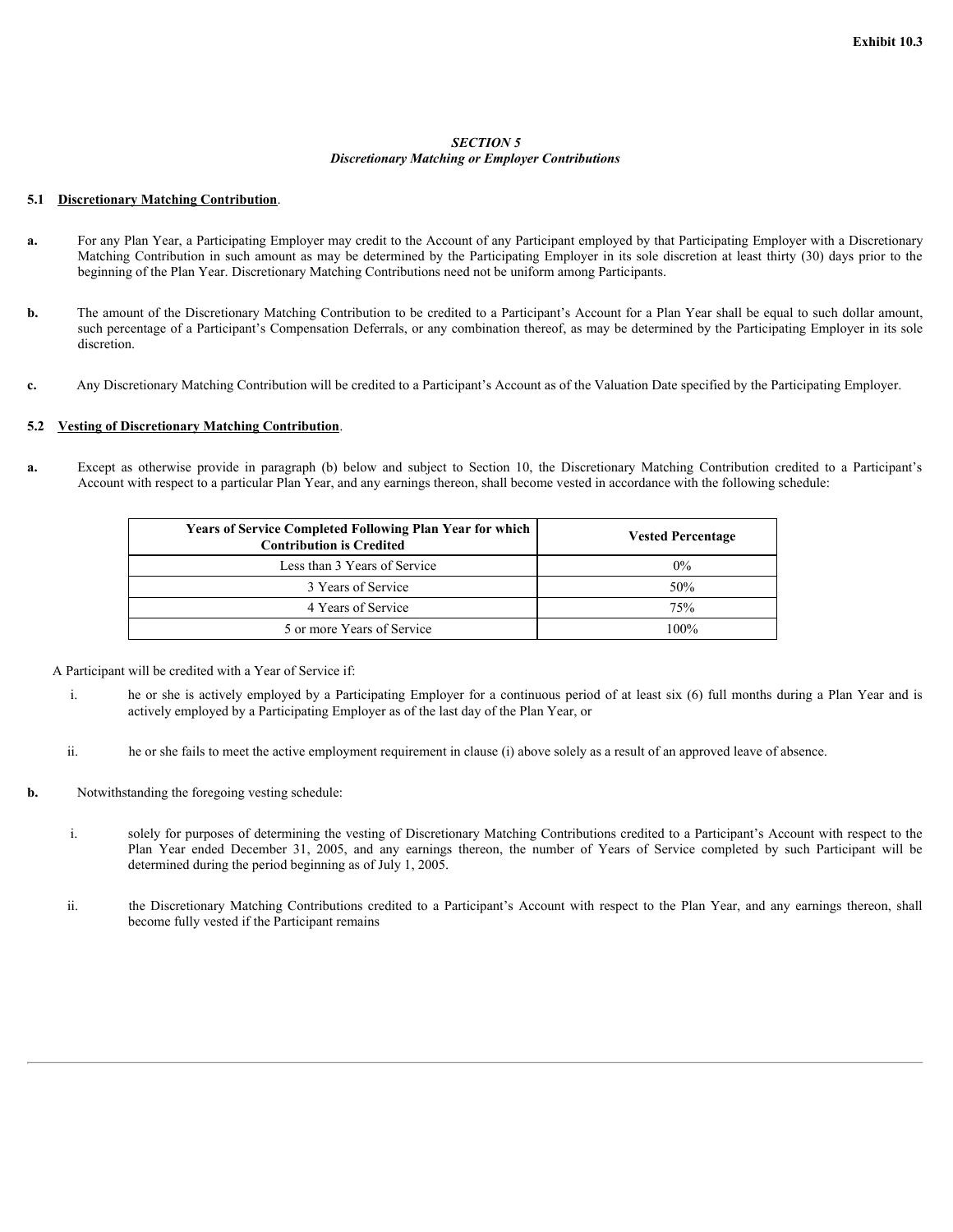Exhibit 10.3

## *SECTION 5*
## *Discretionary Matching or Employer Contributions*

**5.1 Discretionary Matching Contribution**.

**a.** For any Plan Year, a Participating Employer may credit to the Account of any Participant employed by that Participating Employer with a Discretionary Matching Contribution in such amount as may be determined by the Participating Employer in its sole discretion at least thirty (30) days prior to the beginning of the Plan Year. Discretionary Matching Contributions need not be uniform among Participants.

**b.** The amount of the Discretionary Matching Contribution to be credited to a Participant's Account for a Plan Year shall be equal to such dollar amount, such percentage of a Participant's Compensation Deferrals, or any combination thereof, as may be determined by the Participating Employer in its sole discretion.

**c.** Any Discretionary Matching Contribution will be credited to a Participant's Account as of the Valuation Date specified by the Participating Employer.

**5.2 Vesting of Discretionary Matching Contribution**.

**a.** Except as otherwise provide in paragraph (b) below and subject to Section 10, the Discretionary Matching Contribution credited to a Participant's Account with respect to a particular Plan Year, and any earnings thereon, shall become vested in accordance with the following schedule:

| Years of Service Completed Following Plan Year for which Contribution is Credited | Vested Percentage |
|---|---|
| Less than 3 Years of Service | 0% |
| 3 Years of Service | 50% |
| 4 Years of Service | 75% |
| 5 or more Years of Service | 100% |

A Participant will be credited with a Year of Service if:

i. he or she is actively employed by a Participating Employer for a continuous period of at least six (6) full months during a Plan Year and is actively employed by a Participating Employer as of the last day of the Plan Year, or

ii. he or she fails to meet the active employment requirement in clause (i) above solely as a result of an approved leave of absence.

**b.** Notwithstanding the foregoing vesting schedule:

i. solely for purposes of determining the vesting of Discretionary Matching Contributions credited to a Participant's Account with respect to the Plan Year ended December 31, 2005, and any earnings thereon, the number of Years of Service completed by such Participant will be determined during the period beginning as of July 1, 2005.

ii. the Discretionary Matching Contributions credited to a Participant's Account with respect to the Plan Year, and any earnings thereon, shall become fully vested if the Participant remains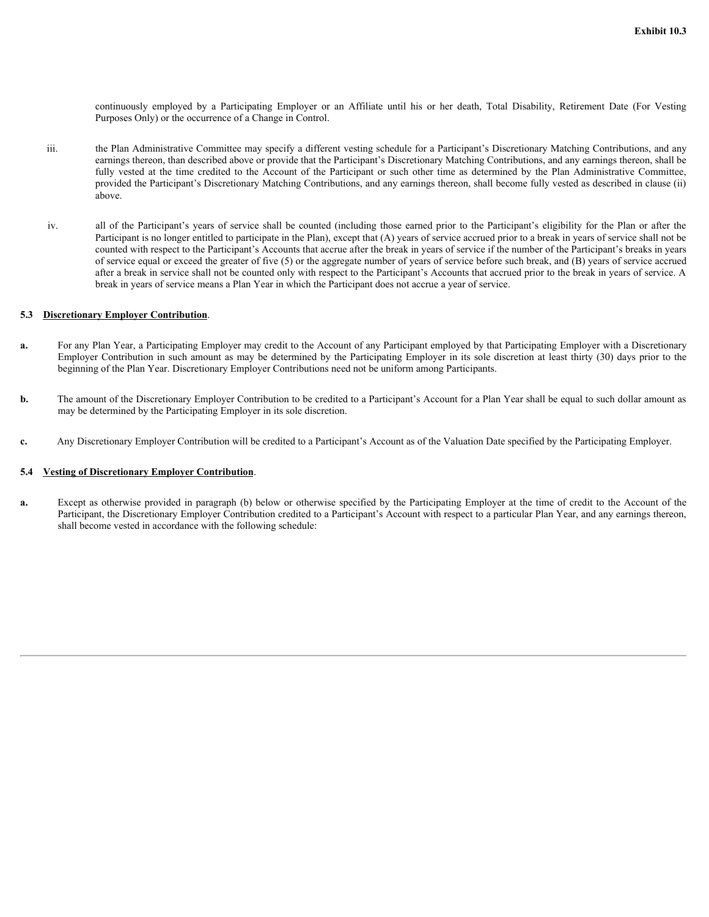continuously employed by a Participating Employer or an Affiliate until his or her death, Total Disability, Retirement Date (For Vesting Purposes Only) or the occurrence of a Change in Control.

iii. the Plan Administrative Committee may specify a different vesting schedule for a Participant's Discretionary Matching Contributions, and any earnings thereon, than described above or provide that the Participant's Discretionary Matching Contributions, and any earnings thereon, shall be fully vested at the time credited to the Account of the Participant or such other time as determined by the Plan Administrative Committee, provided the Participant's Discretionary Matching Contributions, and any earnings thereon, shall become fully vested as described in clause (ii) above.

iv. all of the Participant's years of service shall be counted (including those earned prior to the Participant's eligibility for the Plan or after the Participant is no longer entitled to participate in the Plan), except that (A) years of service accrued prior to a break in years of service shall not be counted with respect to the Participant's Accounts that accrue after the break in years of service if the number of the Participant's breaks in years of service equal or exceed the greater of five (5) or the aggregate number of years of service before such break, and (B) years of service accrued after a break in service shall not be counted only with respect to the Participant's Accounts that accrued prior to the break in years of service. A break in years of service means a Plan Year in which the Participant does not accrue a year of service.

**5.3 Discretionary Employer Contribution.**

**a.** For any Plan Year, a Participating Employer may credit to the Account of any Participant employed by that Participating Employer with a Discretionary Employer Contribution in such amount as may be determined by the Participating Employer in its sole discretion at least thirty (30) days prior to the beginning of the Plan Year. Discretionary Employer Contributions need not be uniform among Participants.

**b.** The amount of the Discretionary Employer Contribution to be credited to a Participant's Account for a Plan Year shall be equal to such dollar amount as may be determined by the Participating Employer in its sole discretion.

**c.** Any Discretionary Employer Contribution will be credited to a Participant's Account as of the Valuation Date specified by the Participating Employer.

**5.4 Vesting of Discretionary Employer Contribution.**

**a.** Except as otherwise provided in paragraph (b) below or otherwise specified by the Participating Employer at the time of credit to the Account of the Participant, the Discretionary Employer Contribution credited to a Participant's Account with respect to a particular Plan Year, and any earnings thereon, shall become vested in accordance with the following schedule: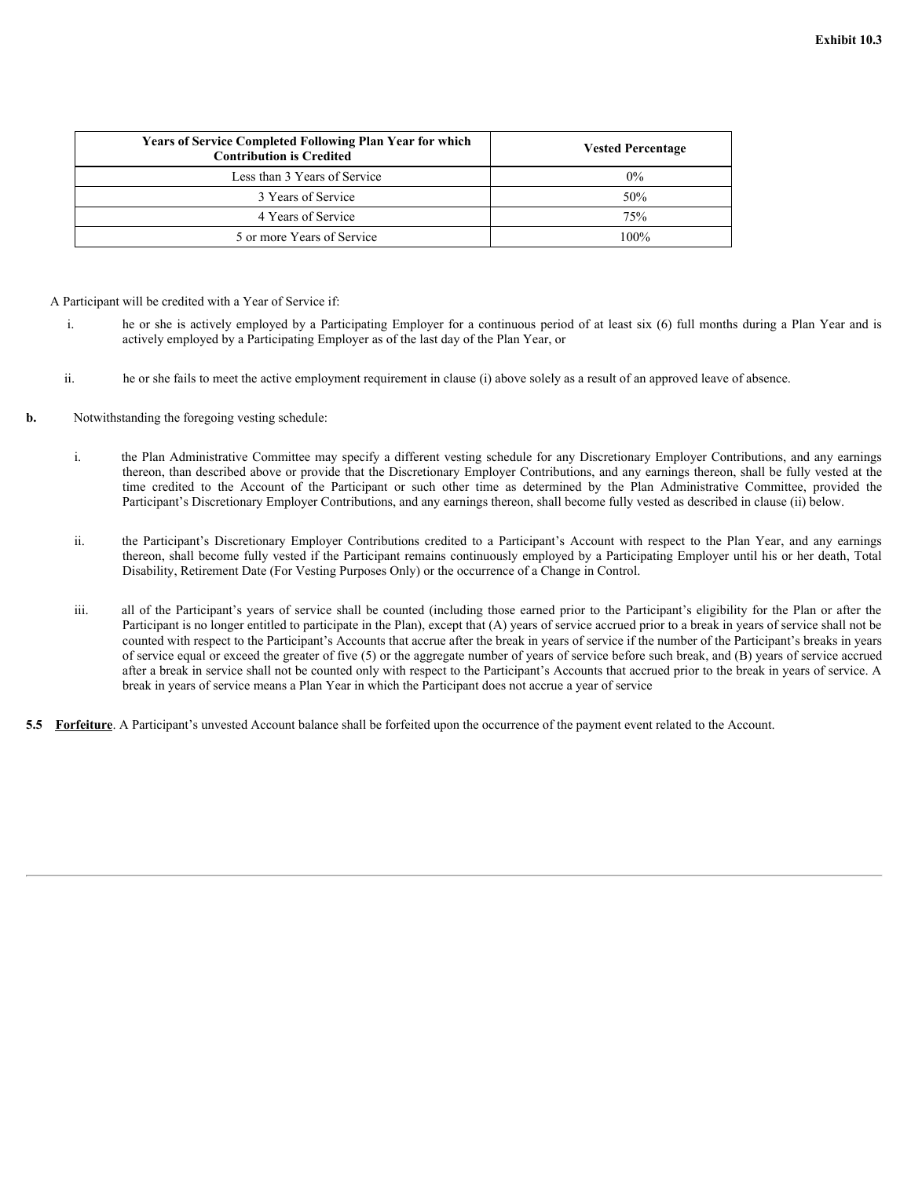| Years of Service Completed Following Plan Year for which Contribution is Credited | Vested Percentage |
| --- | --- |
| Less than 3 Years of Service | 0% |
| 3 Years of Service | 50% |
| 4 Years of Service | 75% |
| 5 or more Years of Service | 100% |

A Participant will be credited with a Year of Service if:

i. he or she is actively employed by a Participating Employer for a continuous period of at least six (6) full months during a Plan Year and is actively employed by a Participating Employer as of the last day of the Plan Year, or

ii. he or she fails to meet the active employment requirement in clause (i) above solely as a result of an approved leave of absence.

**b.** Notwithstanding the foregoing vesting schedule:

i. the Plan Administrative Committee may specify a different vesting schedule for any Discretionary Employer Contributions, and any earnings thereon, than described above or provide that the Discretionary Employer Contributions, and any earnings thereon, shall be fully vested at the time credited to the Account of the Participant or such other time as determined by the Plan Administrative Committee, provided the Participant's Discretionary Employer Contributions, and any earnings thereon, shall become fully vested as described in clause (ii) below.

ii. the Participant's Discretionary Employer Contributions credited to a Participant's Account with respect to the Plan Year, and any earnings thereon, shall become fully vested if the Participant remains continuously employed by a Participating Employer until his or her death, Total Disability, Retirement Date (For Vesting Purposes Only) or the occurrence of a Change in Control.

iii. all of the Participant's years of service shall be counted (including those earned prior to the Participant's eligibility for the Plan or after the Participant is no longer entitled to participate in the Plan), except that (A) years of service accrued prior to a break in years of service shall not be counted with respect to the Participant's Accounts that accrue after the break in years of service if the number of the Participant's breaks in years of service equal or exceed the greater of five (5) or the aggregate number of years of service before such break, and (B) years of service accrued after a break in service shall not be counted only with respect to the Participant's Accounts that accrued prior to the break in years of service. A break in years of service means a Plan Year in which the Participant does not accrue a year of service

**5.5 Forfeiture**. A Participant's unvested Account balance shall be forfeited upon the occurrence of the payment event related to the Account.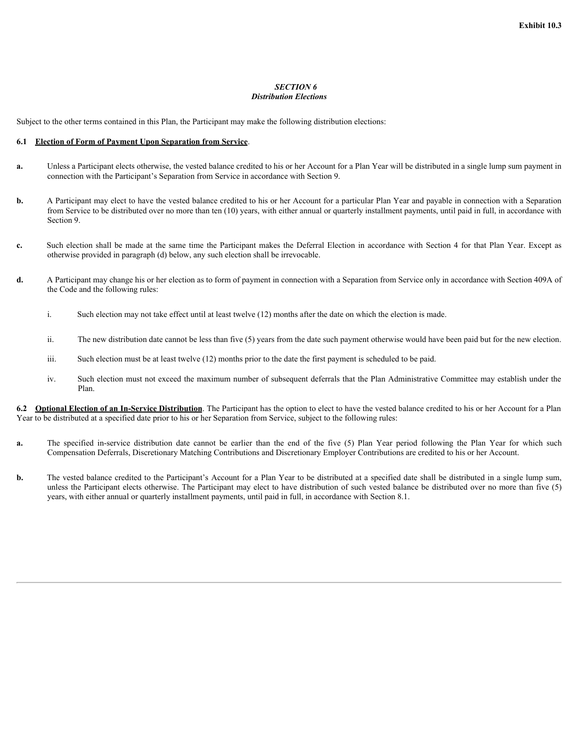**Exhibit 10.3**

### *SECTION 6*
### *Distribution Elections*

Subject to the other terms contained in this Plan, the Participant may make the following distribution elections:

**6.1 <u>Election of Form of Payment Upon Separation from Service</u>**.

**a.** Unless a Participant elects otherwise, the vested balance credited to his or her Account for a Plan Year will be distributed in a single lump sum payment in connection with the Participant's Separation from Service in accordance with Section 9.

**b.** A Participant may elect to have the vested balance credited to his or her Account for a particular Plan Year and payable in connection with a Separation from Service to be distributed over no more than ten (10) years, with either annual or quarterly installment payments, until paid in full, in accordance with Section 9.

**c.** Such election shall be made at the same time the Participant makes the Deferral Election in accordance with Section 4 for that Plan Year. Except as otherwise provided in paragraph (d) below, any such election shall be irrevocable.

**d.** A Participant may change his or her election as to form of payment in connection with a Separation from Service only in accordance with Section 409A of the Code and the following rules:

i. Such election may not take effect until at least twelve (12) months after the date on which the election is made.

ii. The new distribution date cannot be less than five (5) years from the date such payment otherwise would have been paid but for the new election.

iii. Such election must be at least twelve (12) months prior to the date the first payment is scheduled to be paid.

iv. Such election must not exceed the maximum number of subsequent deferrals that the Plan Administrative Committee may establish under the Plan.

**6.2 <u>Optional Election of an In-Service Distribution</u>**. The Participant has the option to elect to have the vested balance credited to his or her Account for a Plan Year to be distributed at a specified date prior to his or her Separation from Service, subject to the following rules:

**a.** The specified in-service distribution date cannot be earlier than the end of the five (5) Plan Year period following the Plan Year for which such Compensation Deferrals, Discretionary Matching Contributions and Discretionary Employer Contributions are credited to his or her Account.

**b.** The vested balance credited to the Participant's Account for a Plan Year to be distributed at a specified date shall be distributed in a single lump sum, unless the Participant elects otherwise. The Participant may elect to have distribution of such vested balance be distributed over no more than five (5) years, with either annual or quarterly installment payments, until paid in full, in accordance with Section 8.1.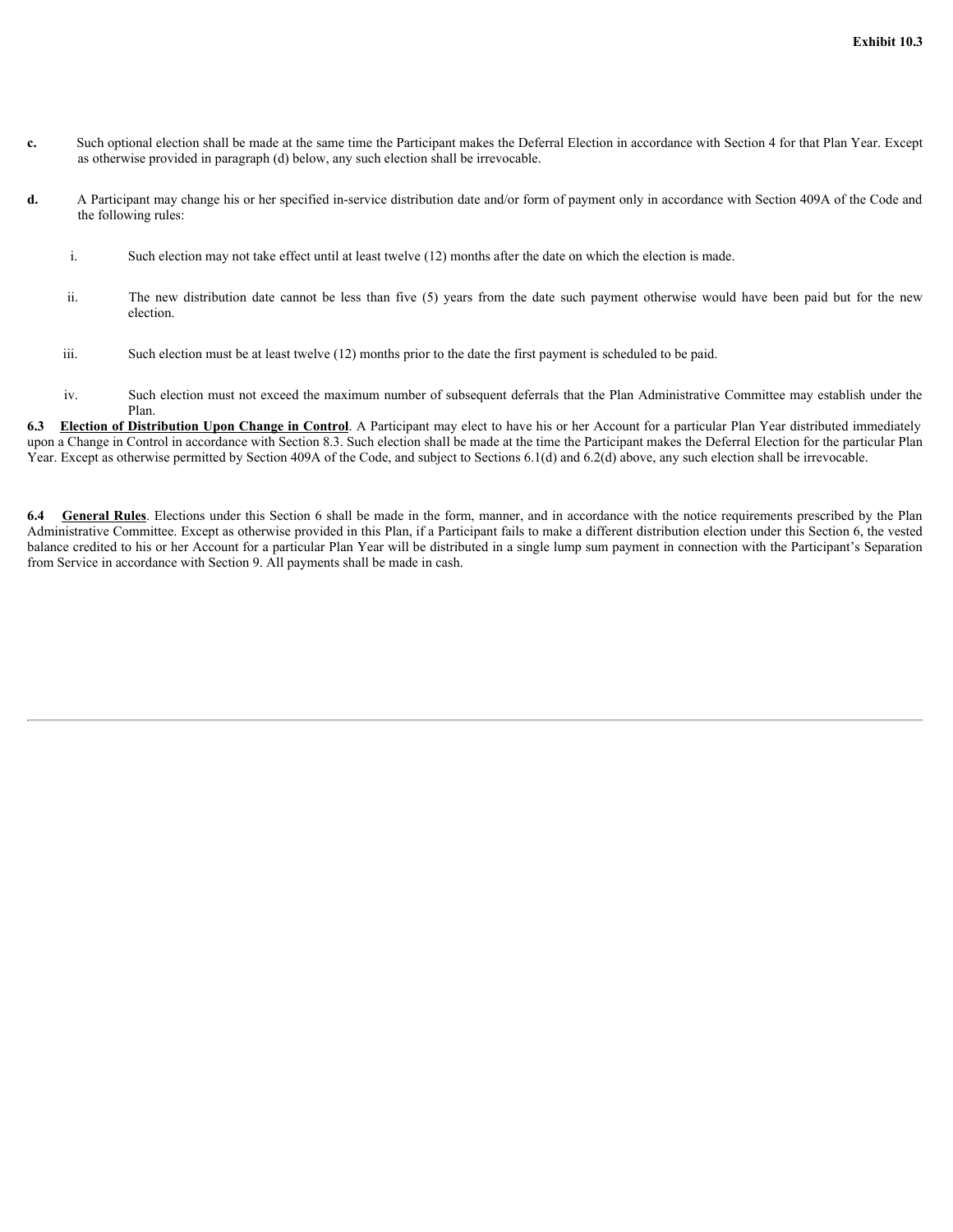c. Such optional election shall be made at the same time the Participant makes the Deferral Election in accordance with Section 4 for that Plan Year. Except as otherwise provided in paragraph (d) below, any such election shall be irrevocable.

d. A Participant may change his or her specified in-service distribution date and/or form of payment only in accordance with Section 409A of the Code and the following rules:

i. Such election may not take effect until at least twelve (12) months after the date on which the election is made.

ii. The new distribution date cannot be less than five (5) years from the date such payment otherwise would have been paid but for the new election.

iii. Such election must be at least twelve (12) months prior to the date the first payment is scheduled to be paid.

iv. Such election must not exceed the maximum number of subsequent deferrals that the Plan Administrative Committee may establish under the Plan.

**6.3 Election of Distribution Upon Change in Control**. A Participant may elect to have his or her Account for a particular Plan Year distributed immediately upon a Change in Control in accordance with Section 8.3. Such election shall be made at the time the Participant makes the Deferral Election for the particular Plan Year. Except as otherwise permitted by Section 409A of the Code, and subject to Sections 6.1(d) and 6.2(d) above, any such election shall be irrevocable.

**6.4 General Rules**. Elections under this Section 6 shall be made in the form, manner, and in accordance with the notice requirements prescribed by the Plan Administrative Committee. Except as otherwise provided in this Plan, if a Participant fails to make a different distribution election under this Section 6, the vested balance credited to his or her Account for a particular Plan Year will be distributed in a single lump sum payment in connection with the Participant's Separation from Service in accordance with Section 9. All payments shall be made in cash.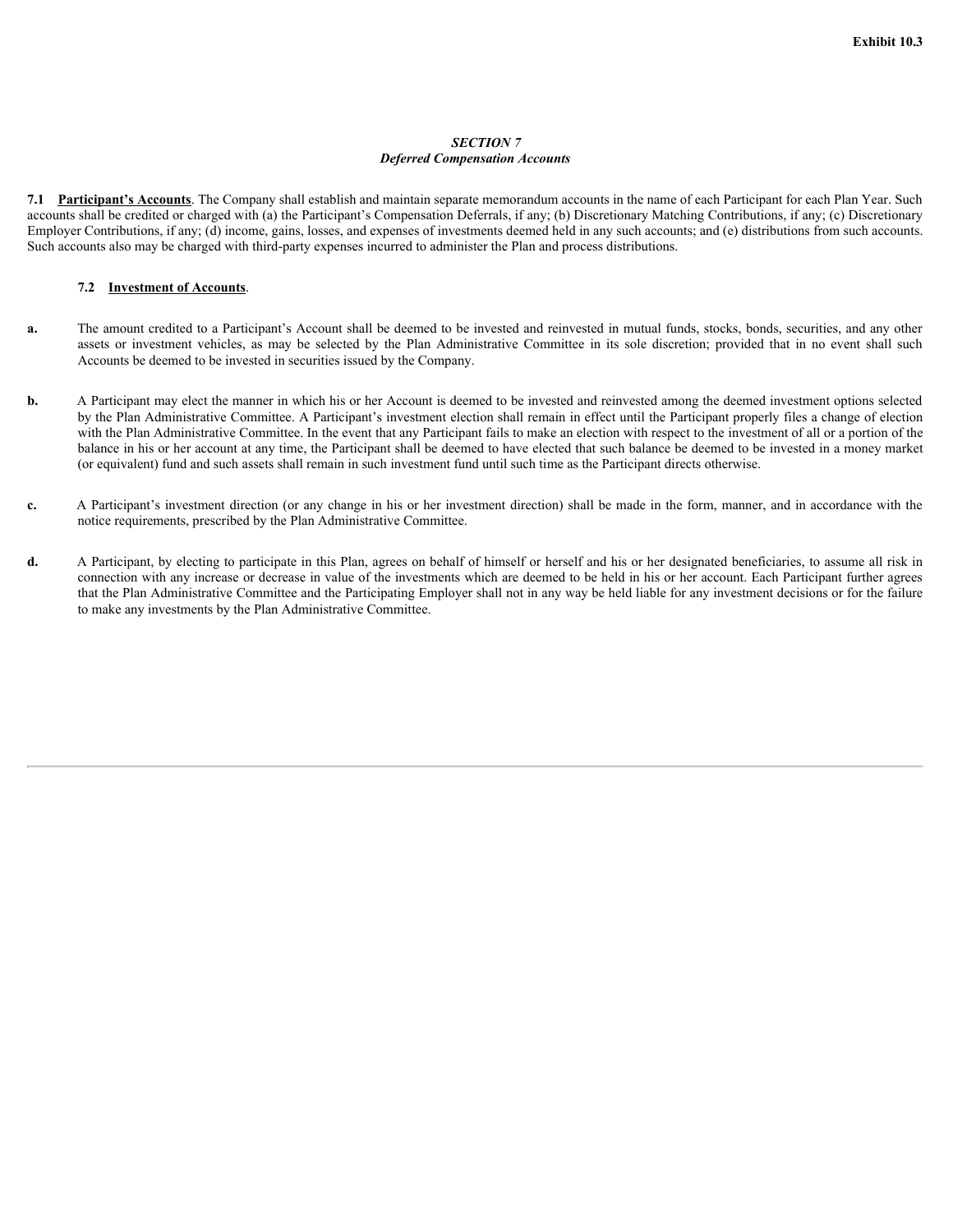Exhibit 10.3

## *SECTION 7*
## *Deferred Compensation Accounts*

**7.1 <u>Participant's Accounts</u>**. The Company shall establish and maintain separate memorandum accounts in the name of each Participant for each Plan Year. Such accounts shall be credited or charged with (a) the Participant's Compensation Deferrals, if any; (b) Discretionary Matching Contributions, if any; (c) Discretionary Employer Contributions, if any; (d) income, gains, losses, and expenses of investments deemed held in any such accounts; and (e) distributions from such accounts. Such accounts also may be charged with third-party expenses incurred to administer the Plan and process distributions.

**7.2 <u>Investment of Accounts</u>**.

**a.** The amount credited to a Participant's Account shall be deemed to be invested and reinvested in mutual funds, stocks, bonds, securities, and any other assets or investment vehicles, as may be selected by the Plan Administrative Committee in its sole discretion; provided that in no event shall such Accounts be deemed to be invested in securities issued by the Company.

**b.** A Participant may elect the manner in which his or her Account is deemed to be invested and reinvested among the deemed investment options selected by the Plan Administrative Committee. A Participant's investment election shall remain in effect until the Participant properly files a change of election with the Plan Administrative Committee. In the event that any Participant fails to make an election with respect to the investment of all or a portion of the balance in his or her account at any time, the Participant shall be deemed to have elected that such balance be deemed to be invested in a money market (or equivalent) fund and such assets shall remain in such investment fund until such time as the Participant directs otherwise.

**c.** A Participant's investment direction (or any change in his or her investment direction) shall be made in the form, manner, and in accordance with the notice requirements, prescribed by the Plan Administrative Committee.

**d.** A Participant, by electing to participate in this Plan, agrees on behalf of himself or herself and his or her designated beneficiaries, to assume all risk in connection with any increase or decrease in value of the investments which are deemed to be held in his or her account. Each Participant further agrees that the Plan Administrative Committee and the Participating Employer shall not in any way be held liable for any investment decisions or for the failure to make any investments by the Plan Administrative Committee.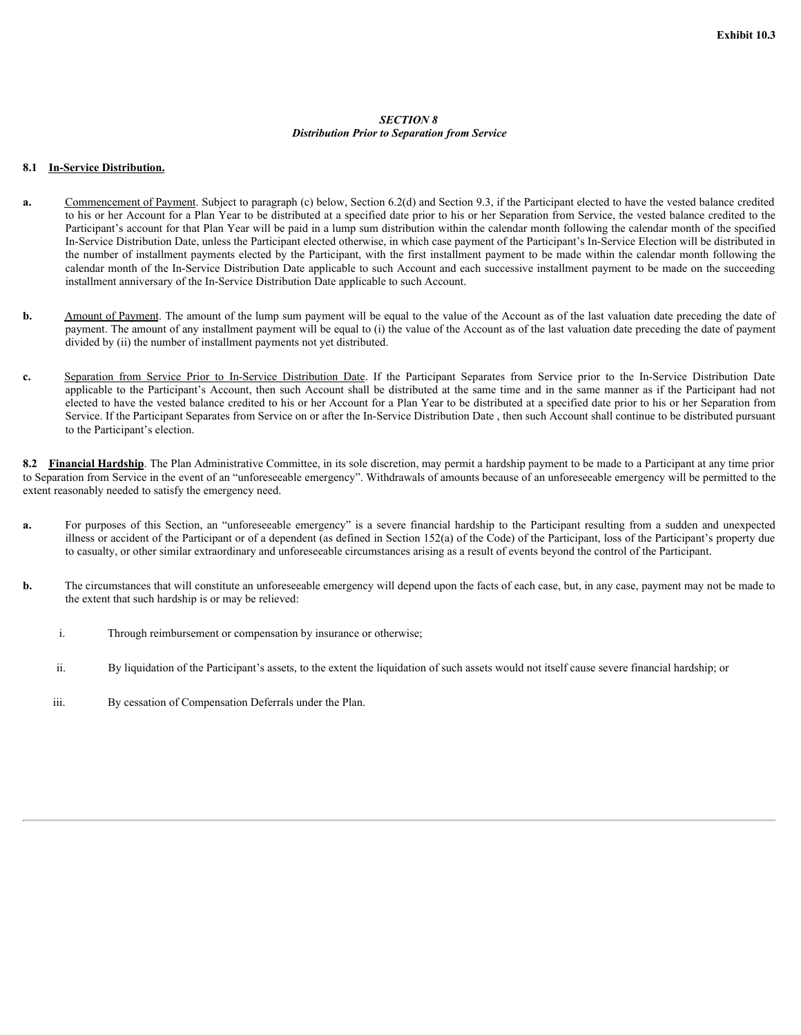Exhibit 10.3

### *SECTION 8*
### *Distribution Prior to Separation from Service*

**8.1 In-Service Distribution.**

**a.** Commencement of Payment. Subject to paragraph (c) below, Section 6.2(d) and Section 9.3, if the Participant elected to have the vested balance credited to his or her Account for a Plan Year to be distributed at a specified date prior to his or her Separation from Service, the vested balance credited to the Participant's account for that Plan Year will be paid in a lump sum distribution within the calendar month following the calendar month of the specified In-Service Distribution Date, unless the Participant elected otherwise, in which case payment of the Participant's In-Service Election will be distributed in the number of installment payments elected by the Participant, with the first installment payment to be made within the calendar month following the calendar month of the In-Service Distribution Date applicable to such Account and each successive installment payment to be made on the succeeding installment anniversary of the In-Service Distribution Date applicable to such Account.

**b.** Amount of Payment. The amount of the lump sum payment will be equal to the value of the Account as of the last valuation date preceding the date of payment. The amount of any installment payment will be equal to (i) the value of the Account as of the last valuation date preceding the date of payment divided by (ii) the number of installment payments not yet distributed.

**c.** Separation from Service Prior to In-Service Distribution Date. If the Participant Separates from Service prior to the In-Service Distribution Date applicable to the Participant's Account, then such Account shall be distributed at the same time and in the same manner as if the Participant had not elected to have the vested balance credited to his or her Account for a Plan Year to be distributed at a specified date prior to his or her Separation from Service. If the Participant Separates from Service on or after the In-Service Distribution Date , then such Account shall continue to be distributed pursuant to the Participant's election.

**8.2 Financial Hardship**. The Plan Administrative Committee, in its sole discretion, may permit a hardship payment to be made to a Participant at any time prior to Separation from Service in the event of an "unforeseeable emergency". Withdrawals of amounts because of an unforeseeable emergency will be permitted to the extent reasonably needed to satisfy the emergency need.

**a.** For purposes of this Section, an "unforeseeable emergency" is a severe financial hardship to the Participant resulting from a sudden and unexpected illness or accident of the Participant or of a dependent (as defined in Section 152(a) of the Code) of the Participant, loss of the Participant's property due to casualty, or other similar extraordinary and unforeseeable circumstances arising as a result of events beyond the control of the Participant.

**b.** The circumstances that will constitute an unforeseeable emergency will depend upon the facts of each case, but, in any case, payment may not be made to the extent that such hardship is or may be relieved:

i. Through reimbursement or compensation by insurance or otherwise;

ii. By liquidation of the Participant's assets, to the extent the liquidation of such assets would not itself cause severe financial hardship; or

iii. By cessation of Compensation Deferrals under the Plan.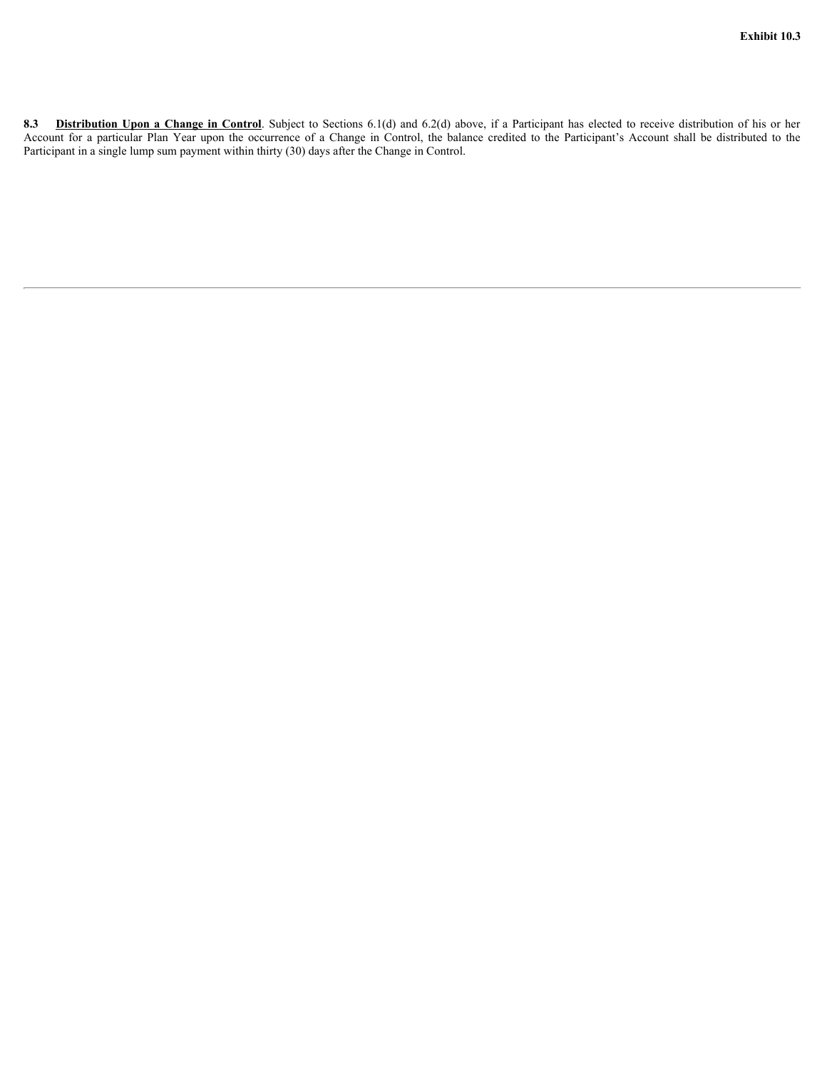Exhibit 10.3

**8.3** **<u>Distribution Upon a Change in Control</u>**. Subject to Sections 6.1(d) and 6.2(d) above, if a Participant has elected to receive distribution of his or her Account for a particular Plan Year upon the occurrence of a Change in Control, the balance credited to the Participant's Account shall be distributed to the Participant in a single lump sum payment within thirty (30) days after the Change in Control.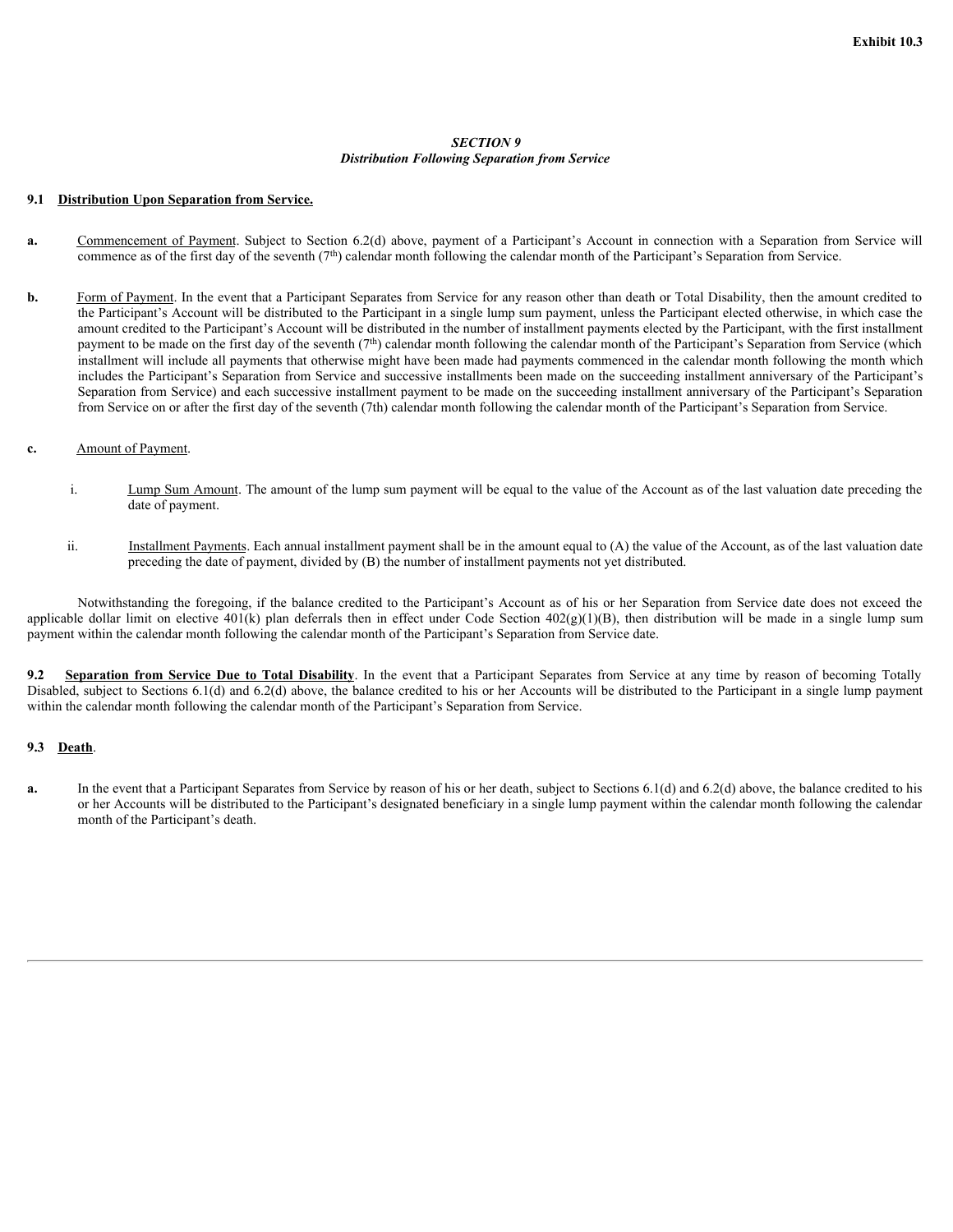Exhibit 10.3

## *SECTION 9*
## *Distribution Following Separation from Service*

**9.1 <u>Distribution Upon Separation from Service.</u>**

**a.** <u>Commencement of Payment</u>. Subject to Section 6.2(d) above, payment of a Participant's Account in connection with a Separation from Service will commence as of the first day of the seventh (7th) calendar month following the calendar month of the Participant's Separation from Service.

**b.** <u>Form of Payment</u>. In the event that a Participant Separates from Service for any reason other than death or Total Disability, then the amount credited to the Participant's Account will be distributed to the Participant in a single lump sum payment, unless the Participant elected otherwise, in which case the amount credited to the Participant's Account will be distributed in the number of installment payments elected by the Participant, with the first installment payment to be made on the first day of the seventh (7th) calendar month following the calendar month of the Participant's Separation from Service (which installment will include all payments that otherwise might have been made had payments commenced in the calendar month following the month which includes the Participant's Separation from Service and successive installments been made on the succeeding installment anniversary of the Participant's Separation from Service) and each successive installment payment to be made on the succeeding installment anniversary of the Participant's Separation from Service on or after the first day of the seventh (7th) calendar month following the calendar month of the Participant's Separation from Service.

**c.** <u>Amount of Payment</u>.

i. <u>Lump Sum Amount</u>. The amount of the lump sum payment will be equal to the value of the Account as of the last valuation date preceding the date of payment.

ii. <u>Installment Payments</u>. Each annual installment payment shall be in the amount equal to (A) the value of the Account, as of the last valuation date preceding the date of payment, divided by (B) the number of installment payments not yet distributed.

Notwithstanding the foregoing, if the balance credited to the Participant's Account as of his or her Separation from Service date does not exceed the applicable dollar limit on elective 401(k) plan deferrals then in effect under Code Section 402(g)(1)(B), then distribution will be made in a single lump sum payment within the calendar month following the calendar month of the Participant's Separation from Service date.

**9.2 <u>Separation from Service Due to Total Disability</u>**. In the event that a Participant Separates from Service at any time by reason of becoming Totally Disabled, subject to Sections 6.1(d) and 6.2(d) above, the balance credited to his or her Accounts will be distributed to the Participant in a single lump payment within the calendar month following the calendar month of the Participant's Separation from Service.

**9.3 <u>Death</u>**.

**a.** In the event that a Participant Separates from Service by reason of his or her death, subject to Sections 6.1(d) and 6.2(d) above, the balance credited to his or her Accounts will be distributed to the Participant's designated beneficiary in a single lump payment within the calendar month following the calendar month of the Participant's death.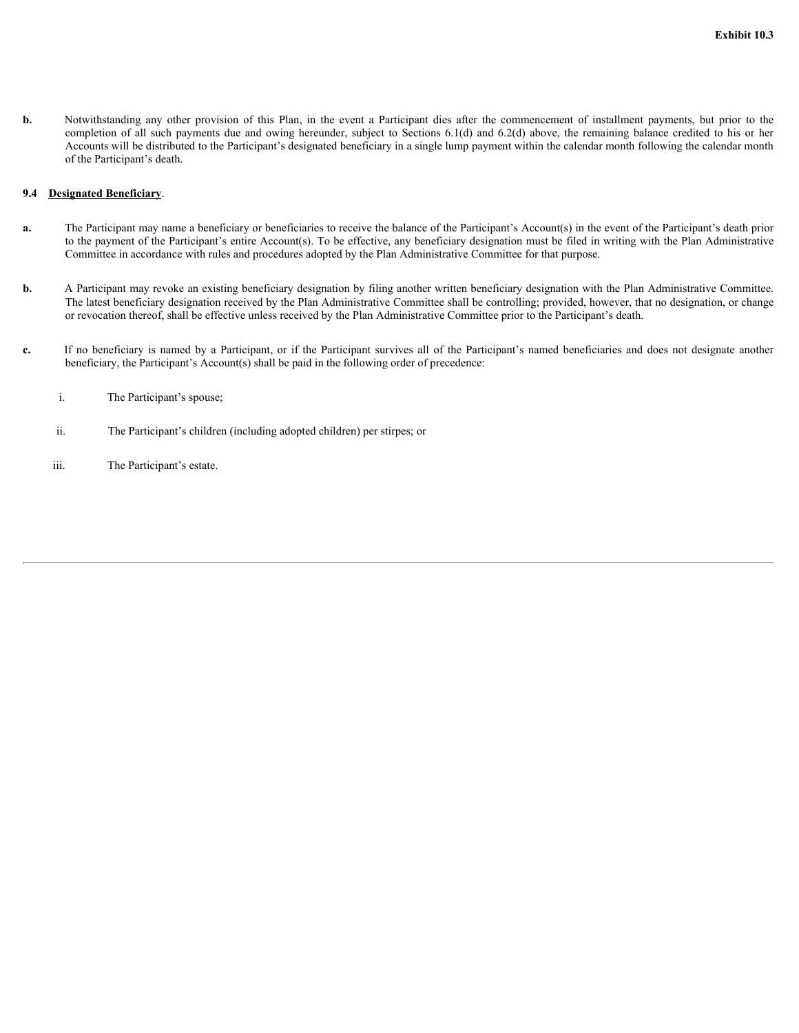**b.** Notwithstanding any other provision of this Plan, in the event a Participant dies after the commencement of installment payments, but prior to the completion of all such payments due and owing hereunder, subject to Sections 6.1(d) and 6.2(d) above, the remaining balance credited to his or her Accounts will be distributed to the Participant's designated beneficiary in a single lump payment within the calendar month following the calendar month of the Participant's death.

**9.4 Designated Beneficiary**.

**a.** The Participant may name a beneficiary or beneficiaries to receive the balance of the Participant's Account(s) in the event of the Participant's death prior to the payment of the Participant's entire Account(s). To be effective, any beneficiary designation must be filed in writing with the Plan Administrative Committee in accordance with rules and procedures adopted by the Plan Administrative Committee for that purpose.

**b.** A Participant may revoke an existing beneficiary designation by filing another written beneficiary designation with the Plan Administrative Committee. The latest beneficiary designation received by the Plan Administrative Committee shall be controlling; provided, however, that no designation, or change or revocation thereof, shall be effective unless received by the Plan Administrative Committee prior to the Participant's death.

**c.** If no beneficiary is named by a Participant, or if the Participant survives all of the Participant's named beneficiaries and does not designate another beneficiary, the Participant's Account(s) shall be paid in the following order of precedence:

i. The Participant's spouse;

ii. The Participant's children (including adopted children) per stirpes; or

iii. The Participant's estate.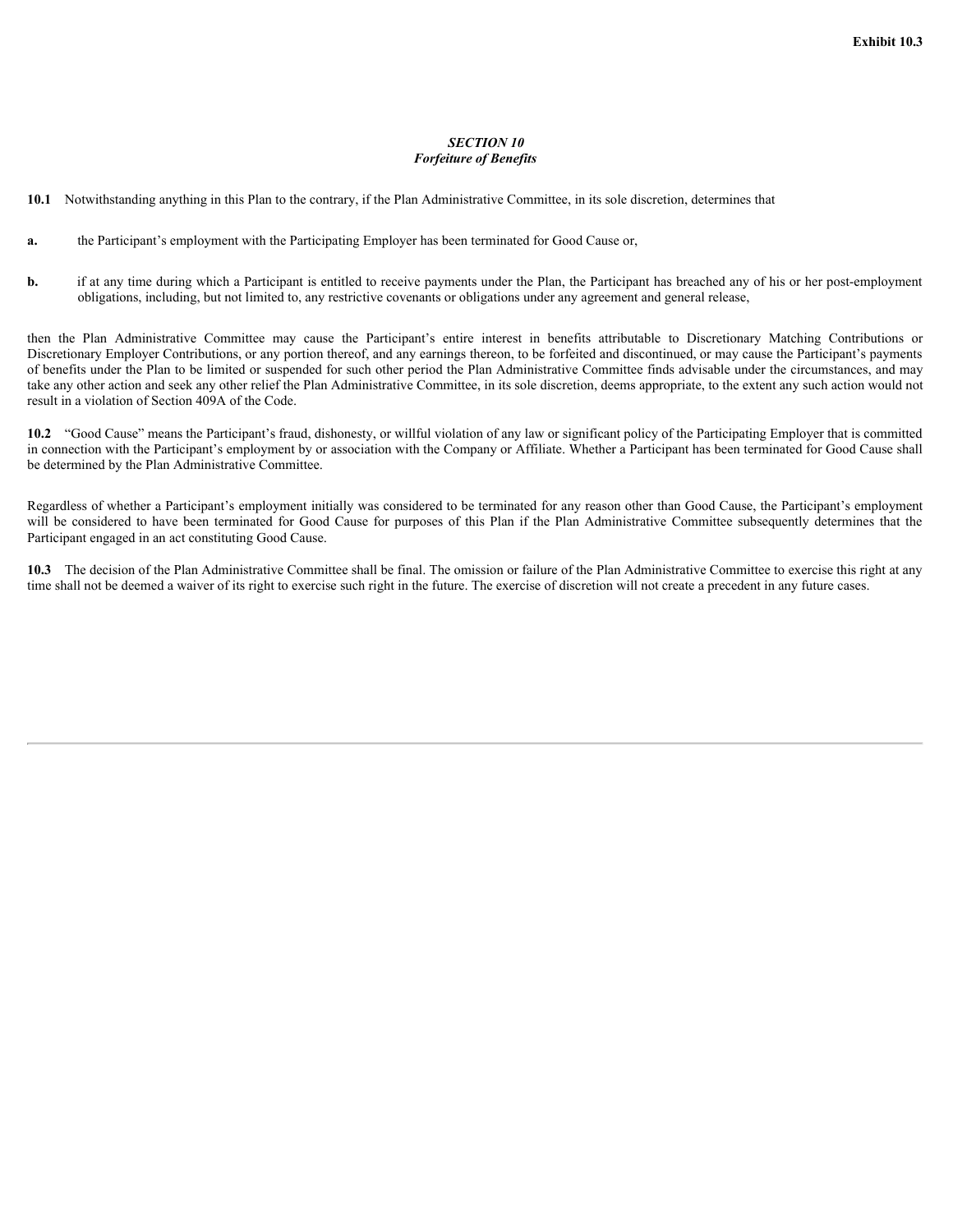**Exhibit 10.3**

## *SECTION 10*
## *Forfeiture of Benefits*

**10.1** Notwithstanding anything in this Plan to the contrary, if the Plan Administrative Committee, in its sole discretion, determines that

**a.** the Participant's employment with the Participating Employer has been terminated for Good Cause or,

**b.** if at any time during which a Participant is entitled to receive payments under the Plan, the Participant has breached any of his or her post-employment obligations, including, but not limited to, any restrictive covenants or obligations under any agreement and general release,

then the Plan Administrative Committee may cause the Participant's entire interest in benefits attributable to Discretionary Matching Contributions or Discretionary Employer Contributions, or any portion thereof, and any earnings thereon, to be forfeited and discontinued, or may cause the Participant's payments of benefits under the Plan to be limited or suspended for such other period the Plan Administrative Committee finds advisable under the circumstances, and may take any other action and seek any other relief the Plan Administrative Committee, in its sole discretion, deems appropriate, to the extent any such action would not result in a violation of Section 409A of the Code.

**10.2** "Good Cause" means the Participant's fraud, dishonesty, or willful violation of any law or significant policy of the Participating Employer that is committed in connection with the Participant's employment by or association with the Company or Affiliate. Whether a Participant has been terminated for Good Cause shall be determined by the Plan Administrative Committee.

Regardless of whether a Participant's employment initially was considered to be terminated for any reason other than Good Cause, the Participant's employment will be considered to have been terminated for Good Cause for purposes of this Plan if the Plan Administrative Committee subsequently determines that the Participant engaged in an act constituting Good Cause.

**10.3** The decision of the Plan Administrative Committee shall be final. The omission or failure of the Plan Administrative Committee to exercise this right at any time shall not be deemed a waiver of its right to exercise such right in the future. The exercise of discretion will not create a precedent in any future cases.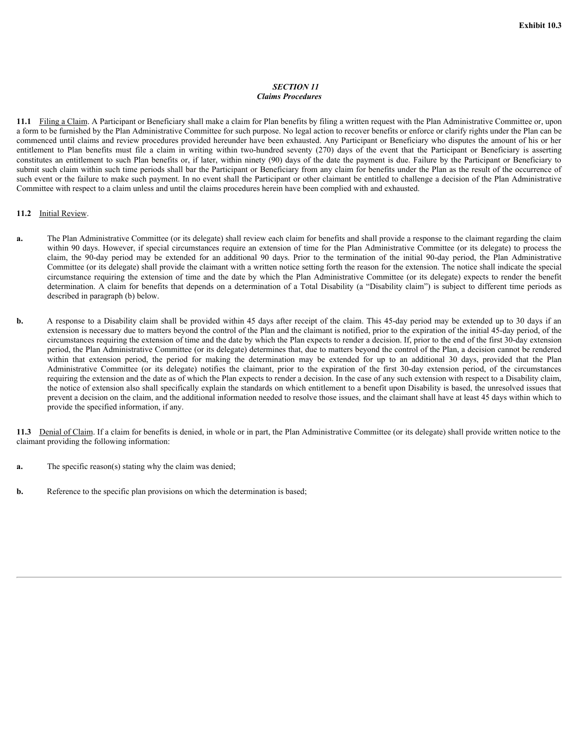Exhibit 10.3

## *SECTION 11*
## *Claims Procedures*

**11.1** Filing a Claim. A Participant or Beneficiary shall make a claim for Plan benefits by filing a written request with the Plan Administrative Committee or, upon a form to be furnished by the Plan Administrative Committee for such purpose. No legal action to recover benefits or enforce or clarify rights under the Plan can be commenced until claims and review procedures provided hereunder have been exhausted. Any Participant or Beneficiary who disputes the amount of his or her entitlement to Plan benefits must file a claim in writing within two-hundred seventy (270) days of the event that the Participant or Beneficiary is asserting constitutes an entitlement to such Plan benefits or, if later, within ninety (90) days of the date the payment is due. Failure by the Participant or Beneficiary to submit such claim within such time periods shall bar the Participant or Beneficiary from any claim for benefits under the Plan as the result of the occurrence of such event or the failure to make such payment. In no event shall the Participant or other claimant be entitled to challenge a decision of the Plan Administrative Committee with respect to a claim unless and until the claims procedures herein have been complied with and exhausted.

**11.2** Initial Review.

**a.** The Plan Administrative Committee (or its delegate) shall review each claim for benefits and shall provide a response to the claimant regarding the claim within 90 days. However, if special circumstances require an extension of time for the Plan Administrative Committee (or its delegate) to process the claim, the 90-day period may be extended for an additional 90 days. Prior to the termination of the initial 90-day period, the Plan Administrative Committee (or its delegate) shall provide the claimant with a written notice setting forth the reason for the extension. The notice shall indicate the special circumstance requiring the extension of time and the date by which the Plan Administrative Committee (or its delegate) expects to render the benefit determination. A claim for benefits that depends on a determination of a Total Disability (a "Disability claim") is subject to different time periods as described in paragraph (b) below.

**b.** A response to a Disability claim shall be provided within 45 days after receipt of the claim. This 45-day period may be extended up to 30 days if an extension is necessary due to matters beyond the control of the Plan and the claimant is notified, prior to the expiration of the initial 45-day period, of the circumstances requiring the extension of time and the date by which the Plan expects to render a decision. If, prior to the end of the first 30-day extension period, the Plan Administrative Committee (or its delegate) determines that, due to matters beyond the control of the Plan, a decision cannot be rendered within that extension period, the period for making the determination may be extended for up to an additional 30 days, provided that the Plan Administrative Committee (or its delegate) notifies the claimant, prior to the expiration of the first 30-day extension period, of the circumstances requiring the extension and the date as of which the Plan expects to render a decision. In the case of any such extension with respect to a Disability claim, the notice of extension also shall specifically explain the standards on which entitlement to a benefit upon Disability is based, the unresolved issues that prevent a decision on the claim, and the additional information needed to resolve those issues, and the claimant shall have at least 45 days within which to provide the specified information, if any.

**11.3** Denial of Claim. If a claim for benefits is denied, in whole or in part, the Plan Administrative Committee (or its delegate) shall provide written notice to the claimant providing the following information:

**a.** The specific reason(s) stating why the claim was denied;

**b.** Reference to the specific plan provisions on which the determination is based;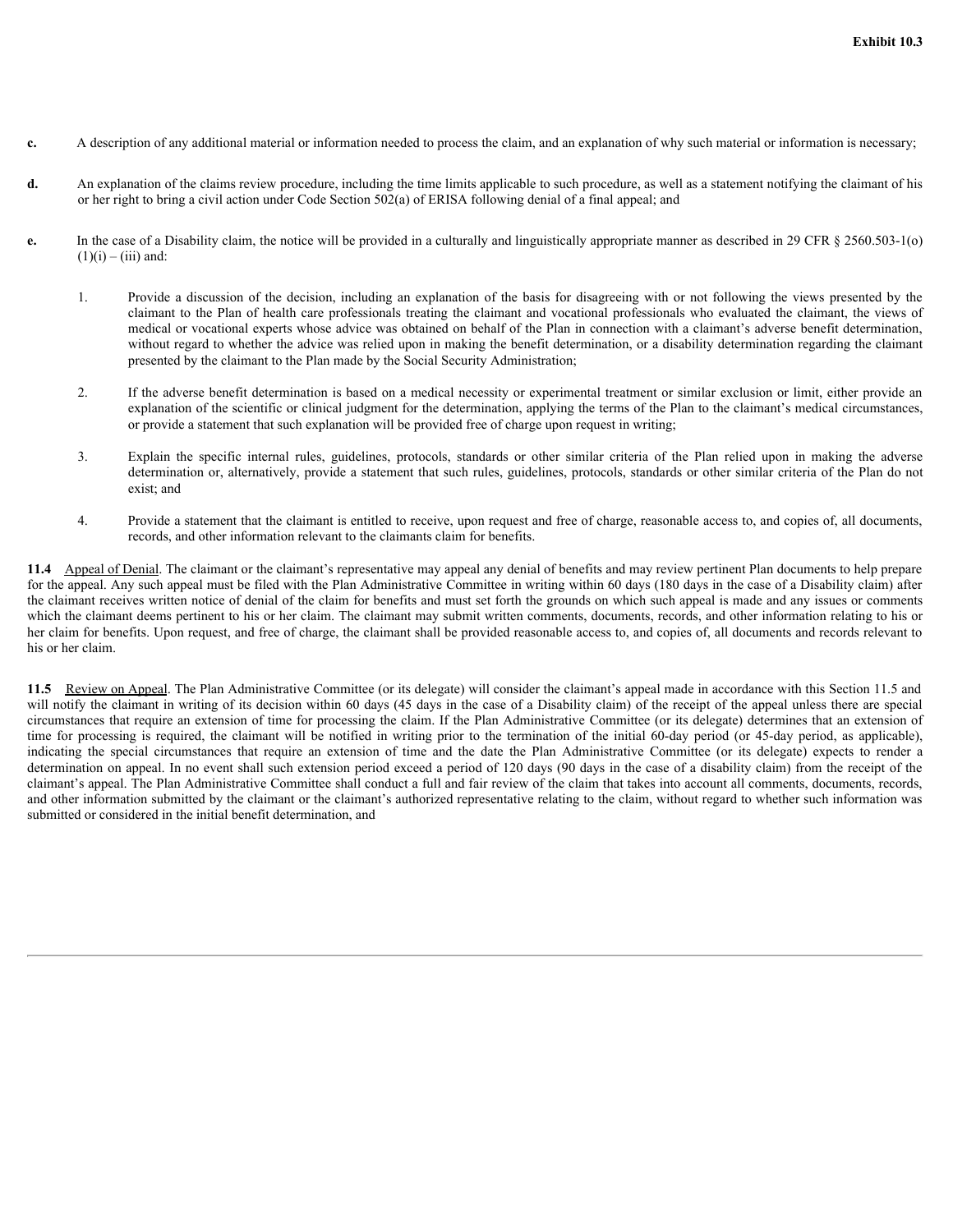**Exhibit 10.3**

**c.** A description of any additional material or information needed to process the claim, and an explanation of why such material or information is necessary;

**d.** An explanation of the claims review procedure, including the time limits applicable to such procedure, as well as a statement notifying the claimant of his or her right to bring a civil action under Code Section 502(a) of ERISA following denial of a final appeal; and

**e.** In the case of a Disability claim, the notice will be provided in a culturally and linguistically appropriate manner as described in 29 CFR § 2560.503-1(o)(1)(i) – (iii) and:

1. Provide a discussion of the decision, including an explanation of the basis for disagreeing with or not following the views presented by the claimant to the Plan of health care professionals treating the claimant and vocational professionals who evaluated the claimant, the views of medical or vocational experts whose advice was obtained on behalf of the Plan in connection with a claimant's adverse benefit determination, without regard to whether the advice was relied upon in making the benefit determination, or a disability determination regarding the claimant presented by the claimant to the Plan made by the Social Security Administration;

2. If the adverse benefit determination is based on a medical necessity or experimental treatment or similar exclusion or limit, either provide an explanation of the scientific or clinical judgment for the determination, applying the terms of the Plan to the claimant's medical circumstances, or provide a statement that such explanation will be provided free of charge upon request in writing;

3. Explain the specific internal rules, guidelines, protocols, standards or other similar criteria of the Plan relied upon in making the adverse determination or, alternatively, provide a statement that such rules, guidelines, protocols, standards or other similar criteria of the Plan do not exist; and

4. Provide a statement that the claimant is entitled to receive, upon request and free of charge, reasonable access to, and copies of, all documents, records, and other information relevant to the claimants claim for benefits.

**11.4** Appeal of Denial. The claimant or the claimant's representative may appeal any denial of benefits and may review pertinent Plan documents to help prepare for the appeal. Any such appeal must be filed with the Plan Administrative Committee in writing within 60 days (180 days in the case of a Disability claim) after the claimant receives written notice of denial of the claim for benefits and must set forth the grounds on which such appeal is made and any issues or comments which the claimant deems pertinent to his or her claim. The claimant may submit written comments, documents, records, and other information relating to his or her claim for benefits. Upon request, and free of charge, the claimant shall be provided reasonable access to, and copies of, all documents and records relevant to his or her claim.

**11.5** Review on Appeal. The Plan Administrative Committee (or its delegate) will consider the claimant's appeal made in accordance with this Section 11.5 and will notify the claimant in writing of its decision within 60 days (45 days in the case of a Disability claim) of the receipt of the appeal unless there are special circumstances that require an extension of time for processing the claim. If the Plan Administrative Committee (or its delegate) determines that an extension of time for processing is required, the claimant will be notified in writing prior to the termination of the initial 60-day period (or 45-day period, as applicable), indicating the special circumstances that require an extension of time and the date the Plan Administrative Committee (or its delegate) expects to render a determination on appeal. In no event shall such extension period exceed a period of 120 days (90 days in the case of a disability claim) from the receipt of the claimant's appeal. The Plan Administrative Committee shall conduct a full and fair review of the claim that takes into account all comments, documents, records, and other information submitted by the claimant or the claimant's authorized representative relating to the claim, without regard to whether such information was submitted or considered in the initial benefit determination, and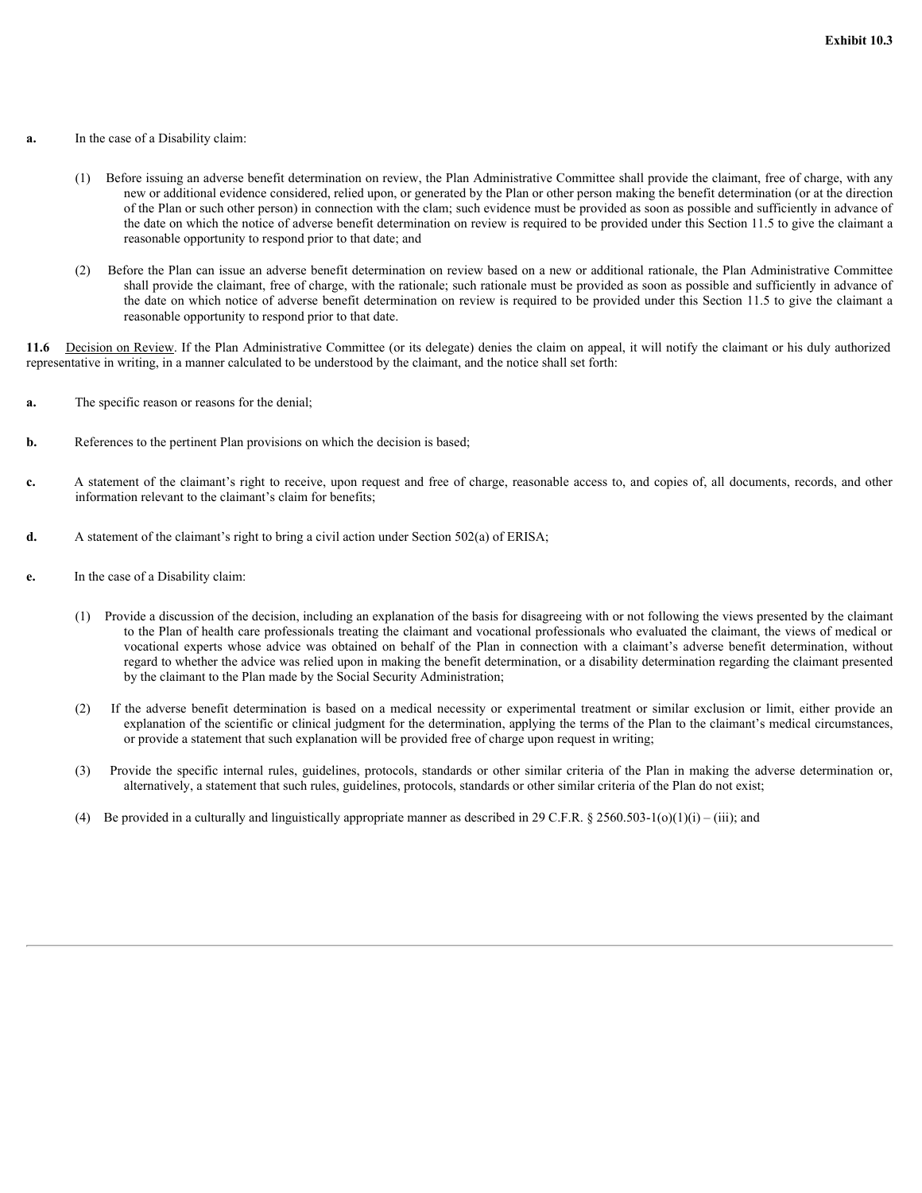a. In the case of a Disability claim:

(1) Before issuing an adverse benefit determination on review, the Plan Administrative Committee shall provide the claimant, free of charge, with any new or additional evidence considered, relied upon, or generated by the Plan or other person making the benefit determination (or at the direction of the Plan or such other person) in connection with the clam; such evidence must be provided as soon as possible and sufficiently in advance of the date on which the notice of adverse benefit determination on review is required to be provided under this Section 11.5 to give the claimant a reasonable opportunity to respond prior to that date; and

(2) Before the Plan can issue an adverse benefit determination on review based on a new or additional rationale, the Plan Administrative Committee shall provide the claimant, free of charge, with the rationale; such rationale must be provided as soon as possible and sufficiently in advance of the date on which notice of adverse benefit determination on review is required to be provided under this Section 11.5 to give the claimant a reasonable opportunity to respond prior to that date.

**11.6** Decision on Review. If the Plan Administrative Committee (or its delegate) denies the claim on appeal, it will notify the claimant or his duly authorized representative in writing, in a manner calculated to be understood by the claimant, and the notice shall set forth:

a. The specific reason or reasons for the denial;

b. References to the pertinent Plan provisions on which the decision is based;

c. A statement of the claimant's right to receive, upon request and free of charge, reasonable access to, and copies of, all documents, records, and other information relevant to the claimant's claim for benefits;

d. A statement of the claimant's right to bring a civil action under Section 502(a) of ERISA;

e. In the case of a Disability claim:

(1) Provide a discussion of the decision, including an explanation of the basis for disagreeing with or not following the views presented by the claimant to the Plan of health care professionals treating the claimant and vocational professionals who evaluated the claimant, the views of medical or vocational experts whose advice was obtained on behalf of the Plan in connection with a claimant's adverse benefit determination, without regard to whether the advice was relied upon in making the benefit determination, or a disability determination regarding the claimant presented by the claimant to the Plan made by the Social Security Administration;

(2) If the adverse benefit determination is based on a medical necessity or experimental treatment or similar exclusion or limit, either provide an explanation of the scientific or clinical judgment for the determination, applying the terms of the Plan to the claimant's medical circumstances, or provide a statement that such explanation will be provided free of charge upon request in writing;

(3) Provide the specific internal rules, guidelines, protocols, standards or other similar criteria of the Plan in making the adverse determination or, alternatively, a statement that such rules, guidelines, protocols, standards or other similar criteria of the Plan do not exist;

(4) Be provided in a culturally and linguistically appropriate manner as described in 29 C.F.R. § 2560.503-1(o)(1)(i) – (iii); and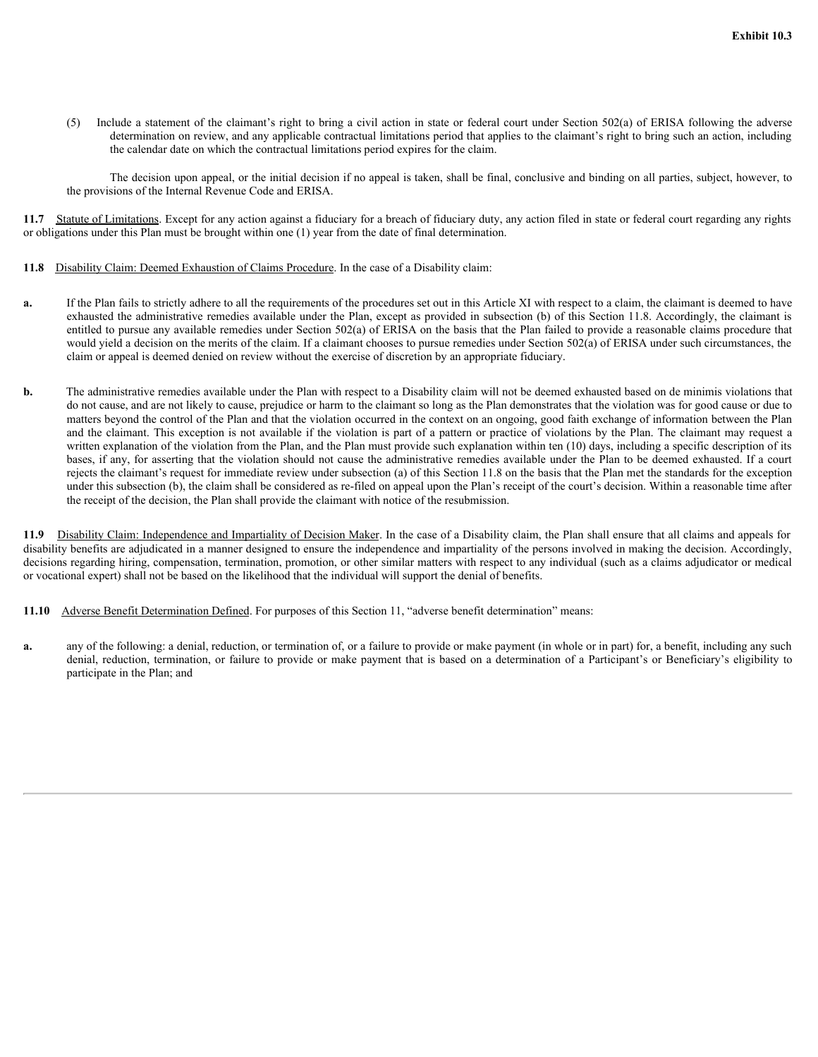(5) Include a statement of the claimant's right to bring a civil action in state or federal court under Section 502(a) of ERISA following the adverse determination on review, and any applicable contractual limitations period that applies to the claimant's right to bring such an action, including the calendar date on which the contractual limitations period expires for the claim.

The decision upon appeal, or the initial decision if no appeal is taken, shall be final, conclusive and binding on all parties, subject, however, to the provisions of the Internal Revenue Code and ERISA.

**11.7** Statute of Limitations. Except for any action against a fiduciary for a breach of fiduciary duty, any action filed in state or federal court regarding any rights or obligations under this Plan must be brought within one (1) year from the date of final determination.

**11.8** Disability Claim: Deemed Exhaustion of Claims Procedure. In the case of a Disability claim:

**a.** If the Plan fails to strictly adhere to all the requirements of the procedures set out in this Article XI with respect to a claim, the claimant is deemed to have exhausted the administrative remedies available under the Plan, except as provided in subsection (b) of this Section 11.8. Accordingly, the claimant is entitled to pursue any available remedies under Section 502(a) of ERISA on the basis that the Plan failed to provide a reasonable claims procedure that would yield a decision on the merits of the claim. If a claimant chooses to pursue remedies under Section 502(a) of ERISA under such circumstances, the claim or appeal is deemed denied on review without the exercise of discretion by an appropriate fiduciary.

**b.** The administrative remedies available under the Plan with respect to a Disability claim will not be deemed exhausted based on de minimis violations that do not cause, and are not likely to cause, prejudice or harm to the claimant so long as the Plan demonstrates that the violation was for good cause or due to matters beyond the control of the Plan and that the violation occurred in the context on an ongoing, good faith exchange of information between the Plan and the claimant. This exception is not available if the violation is part of a pattern or practice of violations by the Plan. The claimant may request a written explanation of the violation from the Plan, and the Plan must provide such explanation within ten (10) days, including a specific description of its bases, if any, for asserting that the violation should not cause the administrative remedies available under the Plan to be deemed exhausted. If a court rejects the claimant's request for immediate review under subsection (a) of this Section 11.8 on the basis that the Plan met the standards for the exception under this subsection (b), the claim shall be considered as re-filed on appeal upon the Plan's receipt of the court's decision. Within a reasonable time after the receipt of the decision, the Plan shall provide the claimant with notice of the resubmission.

**11.9** Disability Claim: Independence and Impartiality of Decision Maker. In the case of a Disability claim, the Plan shall ensure that all claims and appeals for disability benefits are adjudicated in a manner designed to ensure the independence and impartiality of the persons involved in making the decision. Accordingly, decisions regarding hiring, compensation, termination, promotion, or other similar matters with respect to any individual (such as a claims adjudicator or medical or vocational expert) shall not be based on the likelihood that the individual will support the denial of benefits.

**11.10** Adverse Benefit Determination Defined. For purposes of this Section 11, "adverse benefit determination" means:

**a.** any of the following: a denial, reduction, or termination of, or a failure to provide or make payment (in whole or in part) for, a benefit, including any such denial, reduction, termination, or failure to provide or make payment that is based on a determination of a Participant's or Beneficiary's eligibility to participate in the Plan; and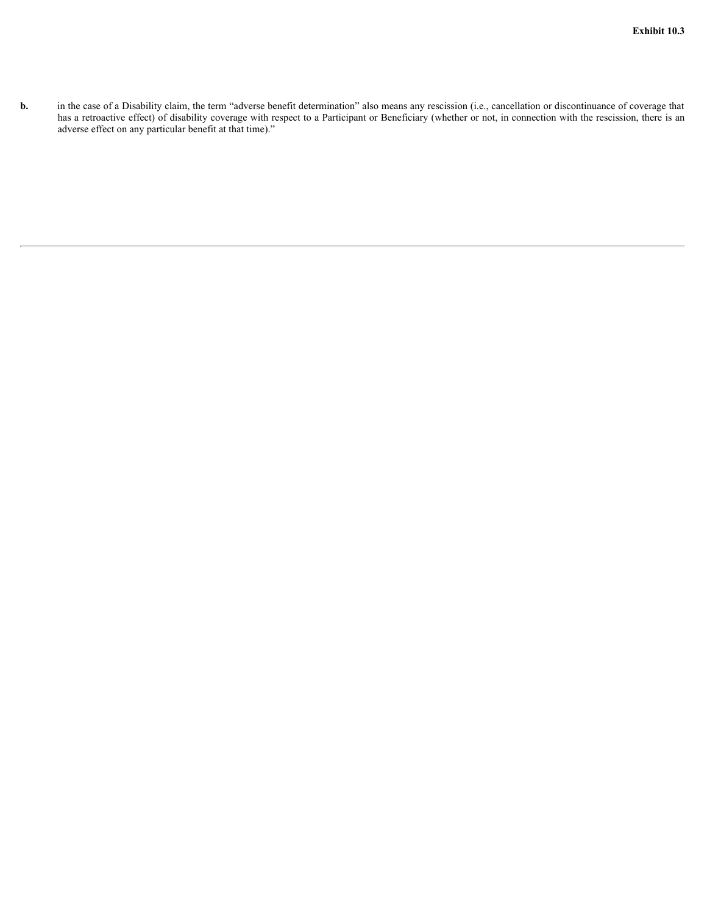**b.** in the case of a Disability claim, the term "adverse benefit determination" also means any rescission (i.e., cancellation or discontinuance of coverage that has a retroactive effect) of disability coverage with respect to a Participant or Beneficiary (whether or not, in connection with the rescission, there is an adverse effect on any particular benefit at that time)."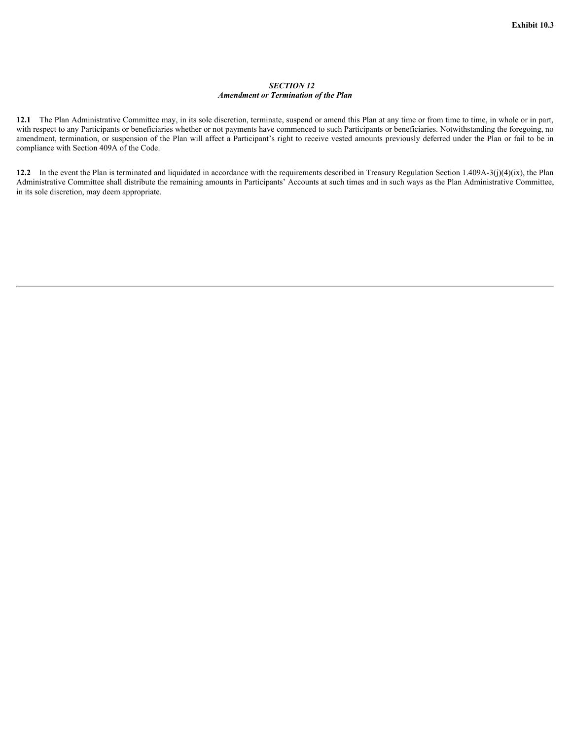Exhibit 10.3

## *SECTION 12*
## *Amendment or Termination of the Plan*

**12.1** The Plan Administrative Committee may, in its sole discretion, terminate, suspend or amend this Plan at any time or from time to time, in whole or in part, with respect to any Participants or beneficiaries whether or not payments have commenced to such Participants or beneficiaries. Notwithstanding the foregoing, no amendment, termination, or suspension of the Plan will affect a Participant's right to receive vested amounts previously deferred under the Plan or fail to be in compliance with Section 409A of the Code.

**12.2** In the event the Plan is terminated and liquidated in accordance with the requirements described in Treasury Regulation Section 1.409A-3(j)(4)(ix), the Plan Administrative Committee shall distribute the remaining amounts in Participants' Accounts at such times and in such ways as the Plan Administrative Committee, in its sole discretion, may deem appropriate.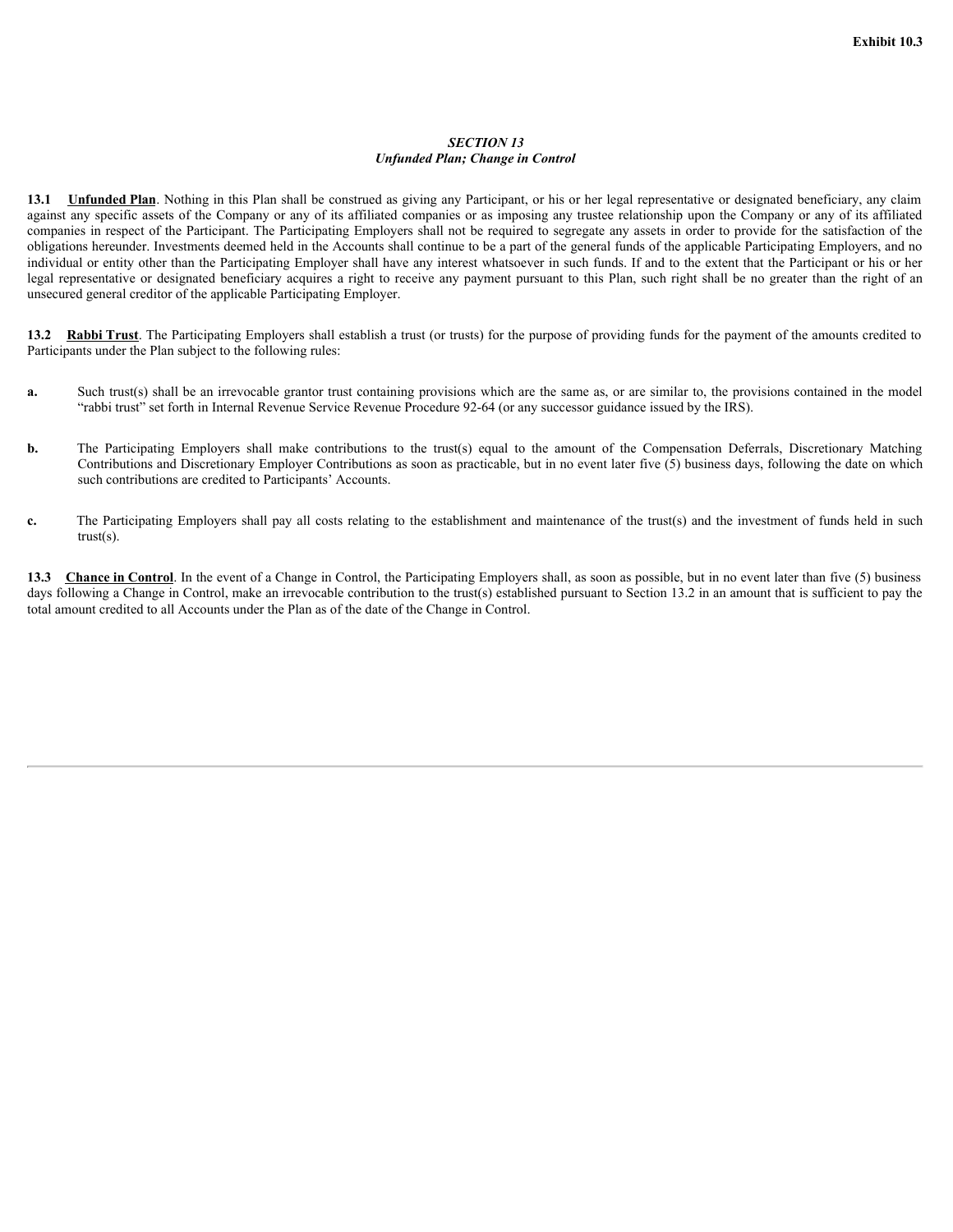Exhibit 10.3

*SECTION 13*
*Unfunded Plan; Change in Control*

**13.1 Unfunded Plan**. Nothing in this Plan shall be construed as giving any Participant, or his or her legal representative or designated beneficiary, any claim against any specific assets of the Company or any of its affiliated companies or as imposing any trustee relationship upon the Company or any of its affiliated companies in respect of the Participant. The Participating Employers shall not be required to segregate any assets in order to provide for the satisfaction of the obligations hereunder. Investments deemed held in the Accounts shall continue to be a part of the general funds of the applicable Participating Employers, and no individual or entity other than the Participating Employer shall have any interest whatsoever in such funds. If and to the extent that the Participant or his or her legal representative or designated beneficiary acquires a right to receive any payment pursuant to this Plan, such right shall be no greater than the right of an unsecured general creditor of the applicable Participating Employer.

**13.2 Rabbi Trust**. The Participating Employers shall establish a trust (or trusts) for the purpose of providing funds for the payment of the amounts credited to Participants under the Plan subject to the following rules:

**a.** Such trust(s) shall be an irrevocable grantor trust containing provisions which are the same as, or are similar to, the provisions contained in the model "rabbi trust" set forth in Internal Revenue Service Revenue Procedure 92-64 (or any successor guidance issued by the IRS).

**b.** The Participating Employers shall make contributions to the trust(s) equal to the amount of the Compensation Deferrals, Discretionary Matching Contributions and Discretionary Employer Contributions as soon as practicable, but in no event later five (5) business days, following the date on which such contributions are credited to Participants' Accounts.

**c.** The Participating Employers shall pay all costs relating to the establishment and maintenance of the trust(s) and the investment of funds held in such trust(s).

**13.3 Chance in Control**. In the event of a Change in Control, the Participating Employers shall, as soon as possible, but in no event later than five (5) business days following a Change in Control, make an irrevocable contribution to the trust(s) established pursuant to Section 13.2 in an amount that is sufficient to pay the total amount credited to all Accounts under the Plan as of the date of the Change in Control.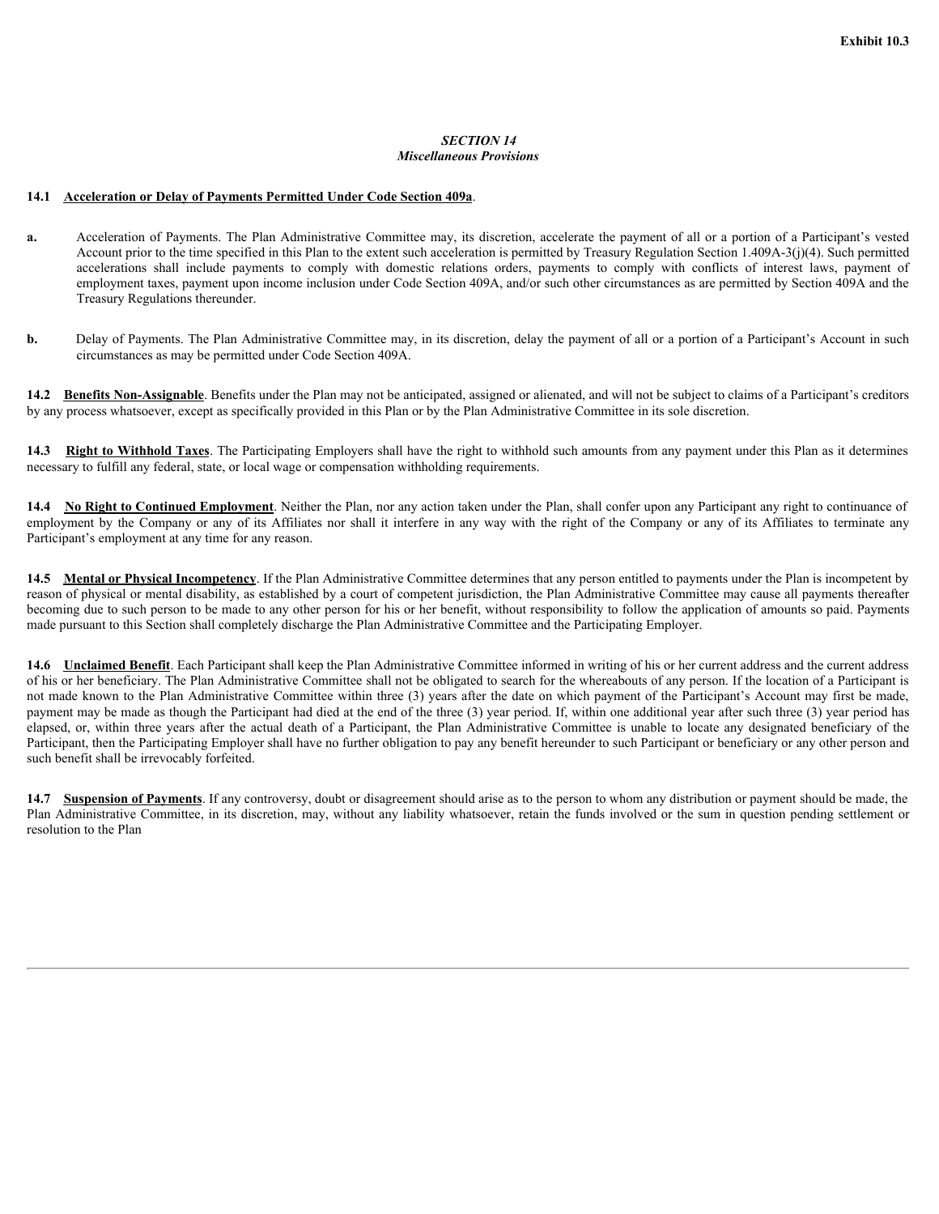Exhibit 10.3

## *SECTION 14*
## *Miscellaneous Provisions*

**14.1 <u>Acceleration or Delay of Payments Permitted Under Code Section 409a</u>.**

**a.** Acceleration of Payments. The Plan Administrative Committee may, its discretion, accelerate the payment of all or a portion of a Participant's vested Account prior to the time specified in this Plan to the extent such acceleration is permitted by Treasury Regulation Section 1.409A-3(j)(4). Such permitted accelerations shall include payments to comply with domestic relations orders, payments to comply with conflicts of interest laws, payment of employment taxes, payment upon income inclusion under Code Section 409A, and/or such other circumstances as are permitted by Section 409A and the Treasury Regulations thereunder.

**b.** Delay of Payments. The Plan Administrative Committee may, in its discretion, delay the payment of all or a portion of a Participant's Account in such circumstances as may be permitted under Code Section 409A.

**14.2 <u>Benefits Non-Assignable</u>.** Benefits under the Plan may not be anticipated, assigned or alienated, and will not be subject to claims of a Participant's creditors by any process whatsoever, except as specifically provided in this Plan or by the Plan Administrative Committee in its sole discretion.

**14.3 <u>Right to Withhold Taxes</u>.** The Participating Employers shall have the right to withhold such amounts from any payment under this Plan as it determines necessary to fulfill any federal, state, or local wage or compensation withholding requirements.

**14.4 <u>No Right to Continued Employment</u>.** Neither the Plan, nor any action taken under the Plan, shall confer upon any Participant any right to continuance of employment by the Company or any of its Affiliates nor shall it interfere in any way with the right of the Company or any of its Affiliates to terminate any Participant's employment at any time for any reason.

**14.5 <u>Mental or Physical Incompetency</u>.** If the Plan Administrative Committee determines that any person entitled to payments under the Plan is incompetent by reason of physical or mental disability, as established by a court of competent jurisdiction, the Plan Administrative Committee may cause all payments thereafter becoming due to such person to be made to any other person for his or her benefit, without responsibility to follow the application of amounts so paid. Payments made pursuant to this Section shall completely discharge the Plan Administrative Committee and the Participating Employer.

**14.6 <u>Unclaimed Benefit</u>.** Each Participant shall keep the Plan Administrative Committee informed in writing of his or her current address and the current address of his or her beneficiary. The Plan Administrative Committee shall not be obligated to search for the whereabouts of any person. If the location of a Participant is not made known to the Plan Administrative Committee within three (3) years after the date on which payment of the Participant's Account may first be made, payment may be made as though the Participant had died at the end of the three (3) year period. If, within one additional year after such three (3) year period has elapsed, or, within three years after the actual death of a Participant, the Plan Administrative Committee is unable to locate any designated beneficiary of the Participant, then the Participating Employer shall have no further obligation to pay any benefit hereunder to such Participant or beneficiary or any other person and such benefit shall be irrevocably forfeited.

**14.7 <u>Suspension of Payments</u>.** If any controversy, doubt or disagreement should arise as to the person to whom any distribution or payment should be made, the Plan Administrative Committee, in its discretion, may, without any liability whatsoever, retain the funds involved or the sum in question pending settlement or resolution to the Plan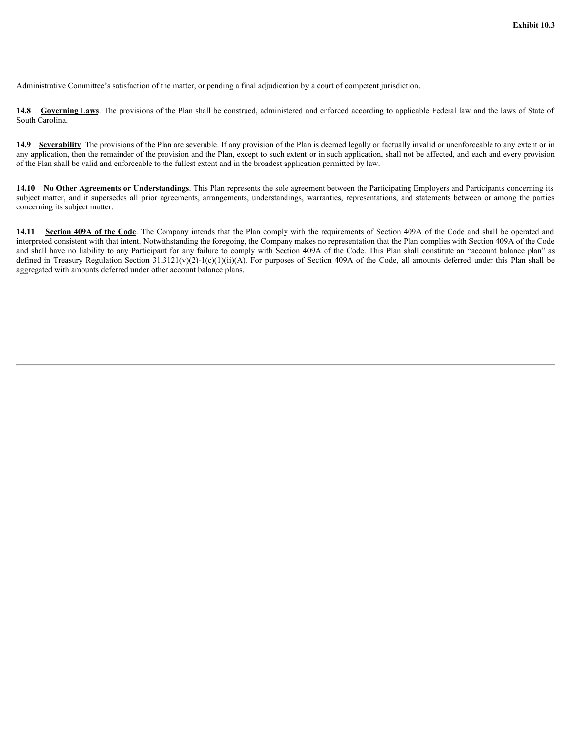Administrative Committee's satisfaction of the matter, or pending a final adjudication by a court of competent jurisdiction.

**14.8 Governing Laws**. The provisions of the Plan shall be construed, administered and enforced according to applicable Federal law and the laws of State of South Carolina.

**14.9 Severability**. The provisions of the Plan are severable. If any provision of the Plan is deemed legally or factually invalid or unenforceable to any extent or in any application, then the remainder of the provision and the Plan, except to such extent or in such application, shall not be affected, and each and every provision of the Plan shall be valid and enforceable to the fullest extent and in the broadest application permitted by law.

**14.10 No Other Agreements or Understandings**. This Plan represents the sole agreement between the Participating Employers and Participants concerning its subject matter, and it supersedes all prior agreements, arrangements, understandings, warranties, representations, and statements between or among the parties concerning its subject matter.

**14.11 Section 409A of the Code**. The Company intends that the Plan comply with the requirements of Section 409A of the Code and shall be operated and interpreted consistent with that intent. Notwithstanding the foregoing, the Company makes no representation that the Plan complies with Section 409A of the Code and shall have no liability to any Participant for any failure to comply with Section 409A of the Code. This Plan shall constitute an "account balance plan" as defined in Treasury Regulation Section 31.3121(v)(2)-1(c)(1)(ii)(A). For purposes of Section 409A of the Code, all amounts deferred under this Plan shall be aggregated with amounts deferred under other account balance plans.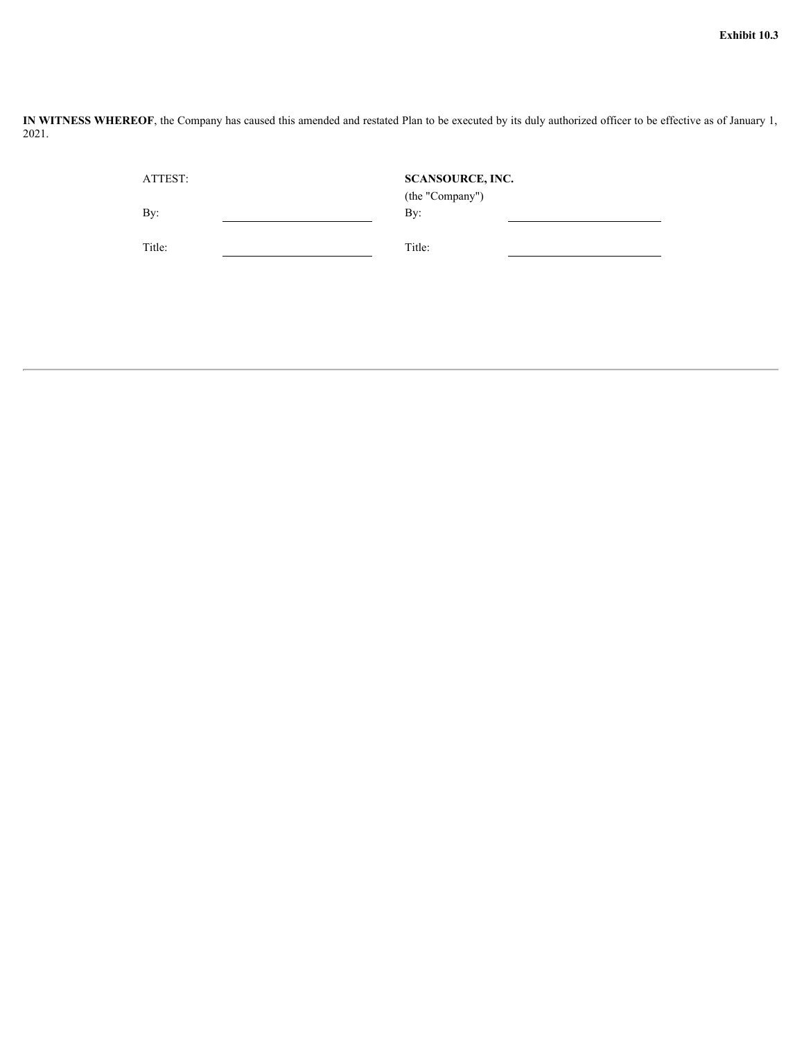**Exhibit 10.3**

**IN WITNESS WHEREOF**, the Company has caused this amended and restated Plan to be executed by its duly authorized officer to be effective as of January 1, 2021.

| ATTEST: | | **SCANSOURCE, INC.** (the "Company") | |
|---|---|---|---|
| By: | ______________________ | By: | ______________________ |
| Title: | ______________________ | Title: | ______________________ |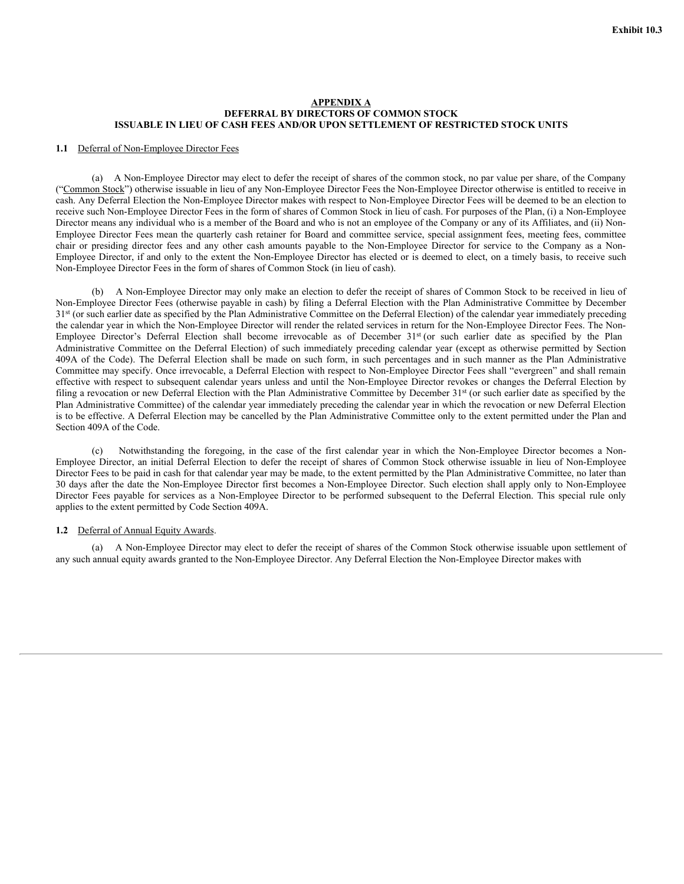Exhibit 10.3

**APPENDIX A**
**DEFERRAL BY DIRECTORS OF COMMON STOCK**
**ISSUABLE IN LIEU OF CASH FEES AND/OR UPON SETTLEMENT OF RESTRICTED STOCK UNITS**

**1.1** Deferral of Non-Employee Director Fees

(a) A Non-Employee Director may elect to defer the receipt of shares of the common stock, no par value per share, of the Company ("Common Stock") otherwise issuable in lieu of any Non-Employee Director Fees the Non-Employee Director otherwise is entitled to receive in cash. Any Deferral Election the Non-Employee Director makes with respect to Non-Employee Director Fees will be deemed to be an election to receive such Non-Employee Director Fees in the form of shares of Common Stock in lieu of cash. For purposes of the Plan, (i) a Non-Employee Director means any individual who is a member of the Board and who is not an employee of the Company or any of its Affiliates, and (ii) Non-Employee Director Fees mean the quarterly cash retainer for Board and committee service, special assignment fees, meeting fees, committee chair or presiding director fees and any other cash amounts payable to the Non-Employee Director for service to the Company as a Non-Employee Director, if and only to the extent the Non-Employee Director has elected or is deemed to elect, on a timely basis, to receive such Non-Employee Director Fees in the form of shares of Common Stock (in lieu of cash).

(b) A Non-Employee Director may only make an election to defer the receipt of shares of Common Stock to be received in lieu of Non-Employee Director Fees (otherwise payable in cash) by filing a Deferral Election with the Plan Administrative Committee by December 31st (or such earlier date as specified by the Plan Administrative Committee on the Deferral Election) of the calendar year immediately preceding the calendar year in which the Non-Employee Director will render the related services in return for the Non-Employee Director Fees. The Non-Employee Director's Deferral Election shall become irrevocable as of December 31st (or such earlier date as specified by the Plan Administrative Committee on the Deferral Election) of such immediately preceding calendar year (except as otherwise permitted by Section 409A of the Code). The Deferral Election shall be made on such form, in such percentages and in such manner as the Plan Administrative Committee may specify. Once irrevocable, a Deferral Election with respect to Non-Employee Director Fees shall "evergreen" and shall remain effective with respect to subsequent calendar years unless and until the Non-Employee Director revokes or changes the Deferral Election by filing a revocation or new Deferral Election with the Plan Administrative Committee by December 31st (or such earlier date as specified by the Plan Administrative Committee) of the calendar year immediately preceding the calendar year in which the revocation or new Deferral Election is to be effective. A Deferral Election may be cancelled by the Plan Administrative Committee only to the extent permitted under the Plan and Section 409A of the Code.

(c) Notwithstanding the foregoing, in the case of the first calendar year in which the Non-Employee Director becomes a Non-Employee Director, an initial Deferral Election to defer the receipt of shares of Common Stock otherwise issuable in lieu of Non-Employee Director Fees to be paid in cash for that calendar year may be made, to the extent permitted by the Plan Administrative Committee, no later than 30 days after the date the Non-Employee Director first becomes a Non-Employee Director. Such election shall apply only to Non-Employee Director Fees payable for services as a Non-Employee Director to be performed subsequent to the Deferral Election. This special rule only applies to the extent permitted by Code Section 409A.

**1.2** Deferral of Annual Equity Awards.

(a) A Non-Employee Director may elect to defer the receipt of shares of the Common Stock otherwise issuable upon settlement of any such annual equity awards granted to the Non-Employee Director. Any Deferral Election the Non-Employee Director makes with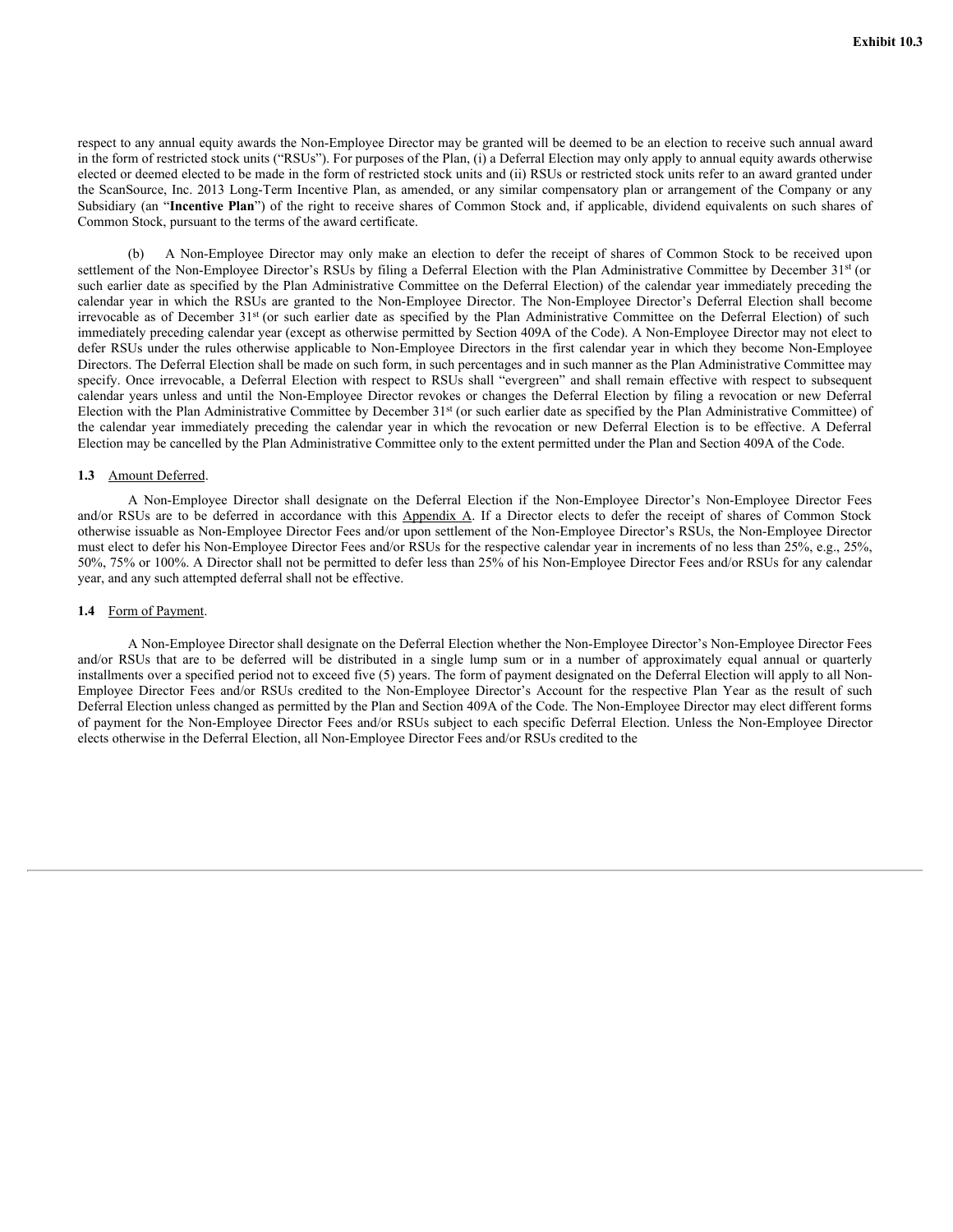respect to any annual equity awards the Non-Employee Director may be granted will be deemed to be an election to receive such annual award in the form of restricted stock units ("RSUs"). For purposes of the Plan, (i) a Deferral Election may only apply to annual equity awards otherwise elected or deemed elected to be made in the form of restricted stock units and (ii) RSUs or restricted stock units refer to an award granted under the ScanSource, Inc. 2013 Long-Term Incentive Plan, as amended, or any similar compensatory plan or arrangement of the Company or any Subsidiary (an "**Incentive Plan**") of the right to receive shares of Common Stock and, if applicable, dividend equivalents on such shares of Common Stock, pursuant to the terms of the award certificate.

(b) A Non-Employee Director may only make an election to defer the receipt of shares of Common Stock to be received upon settlement of the Non-Employee Director's RSUs by filing a Deferral Election with the Plan Administrative Committee by December 31st (or such earlier date as specified by the Plan Administrative Committee on the Deferral Election) of the calendar year immediately preceding the calendar year in which the RSUs are granted to the Non-Employee Director. The Non-Employee Director's Deferral Election shall become irrevocable as of December 31st (or such earlier date as specified by the Plan Administrative Committee on the Deferral Election) of such immediately preceding calendar year (except as otherwise permitted by Section 409A of the Code). A Non-Employee Director may not elect to defer RSUs under the rules otherwise applicable to Non-Employee Directors in the first calendar year in which they become Non-Employee Directors. The Deferral Election shall be made on such form, in such percentages and in such manner as the Plan Administrative Committee may specify. Once irrevocable, a Deferral Election with respect to RSUs shall "evergreen" and shall remain effective with respect to subsequent calendar years unless and until the Non-Employee Director revokes or changes the Deferral Election by filing a revocation or new Deferral Election with the Plan Administrative Committee by December 31st (or such earlier date as specified by the Plan Administrative Committee) of the calendar year immediately preceding the calendar year in which the revocation or new Deferral Election is to be effective. A Deferral Election may be cancelled by the Plan Administrative Committee only to the extent permitted under the Plan and Section 409A of the Code.

**1.3** Amount Deferred.

A Non-Employee Director shall designate on the Deferral Election if the Non-Employee Director's Non-Employee Director Fees and/or RSUs are to be deferred in accordance with this Appendix A. If a Director elects to defer the receipt of shares of Common Stock otherwise issuable as Non-Employee Director Fees and/or upon settlement of the Non-Employee Director's RSUs, the Non-Employee Director must elect to defer his Non-Employee Director Fees and/or RSUs for the respective calendar year in increments of no less than 25%, e.g., 25%, 50%, 75% or 100%. A Director shall not be permitted to defer less than 25% of his Non-Employee Director Fees and/or RSUs for any calendar year, and any such attempted deferral shall not be effective.

**1.4** Form of Payment.

A Non-Employee Director shall designate on the Deferral Election whether the Non-Employee Director's Non-Employee Director Fees and/or RSUs that are to be deferred will be distributed in a single lump sum or in a number of approximately equal annual or quarterly installments over a specified period not to exceed five (5) years. The form of payment designated on the Deferral Election will apply to all Non-Employee Director Fees and/or RSUs credited to the Non-Employee Director's Account for the respective Plan Year as the result of such Deferral Election unless changed as permitted by the Plan and Section 409A of the Code. The Non-Employee Director may elect different forms of payment for the Non-Employee Director Fees and/or RSUs subject to each specific Deferral Election. Unless the Non-Employee Director elects otherwise in the Deferral Election, all Non-Employee Director Fees and/or RSUs credited to the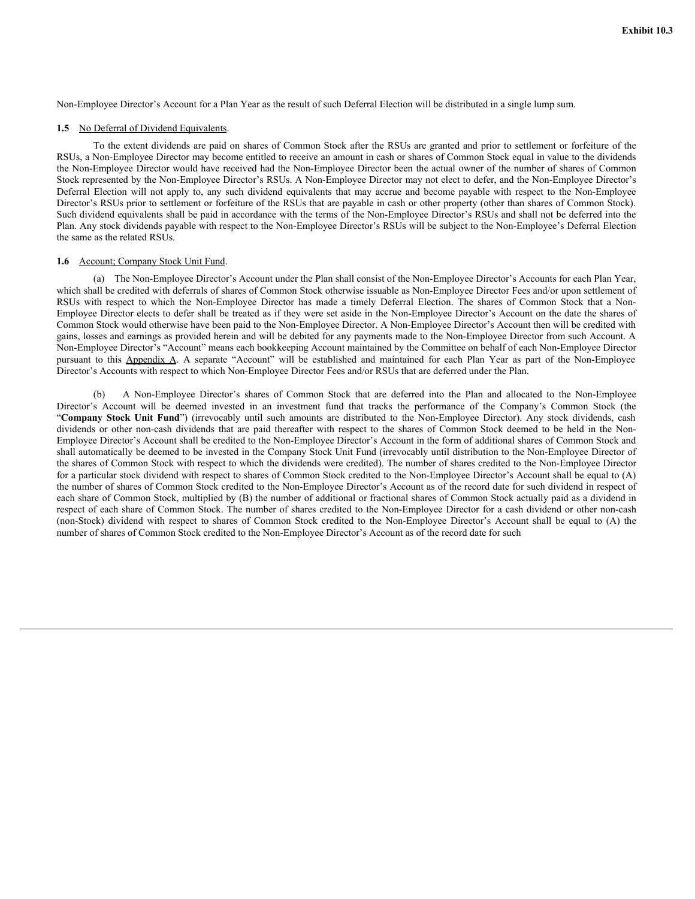Non-Employee Director's Account for a Plan Year as the result of such Deferral Election will be distributed in a single lump sum.

**1.5** No Deferral of Dividend Equivalents.

To the extent dividends are paid on shares of Common Stock after the RSUs are granted and prior to settlement or forfeiture of the RSUs, a Non-Employee Director may become entitled to receive an amount in cash or shares of Common Stock equal in value to the dividends the Non-Employee Director would have received had the Non-Employee Director been the actual owner of the number of shares of Common Stock represented by the Non-Employee Director's RSUs. A Non-Employee Director may not elect to defer, and the Non-Employee Director's Deferral Election will not apply to, any such dividend equivalents that may accrue and become payable with respect to the Non-Employee Director's RSUs prior to settlement or forfeiture of the RSUs that are payable in cash or other property (other than shares of Common Stock). Such dividend equivalents shall be paid in accordance with the terms of the Non-Employee Director's RSUs and shall not be deferred into the Plan. Any stock dividends payable with respect to the Non-Employee Director's RSUs will be subject to the Non-Employee's Deferral Election the same as the related RSUs.

**1.6** Account; Company Stock Unit Fund.

(a) The Non-Employee Director's Account under the Plan shall consist of the Non-Employee Director's Accounts for each Plan Year, which shall be credited with deferrals of shares of Common Stock otherwise issuable as Non-Employee Director Fees and/or upon settlement of RSUs with respect to which the Non-Employee Director has made a timely Deferral Election. The shares of Common Stock that a Non-Employee Director elects to defer shall be treated as if they were set aside in the Non-Employee Director's Account on the date the shares of Common Stock would otherwise have been paid to the Non-Employee Director. A Non-Employee Director's Account then will be credited with gains, losses and earnings as provided herein and will be debited for any payments made to the Non-Employee Director from such Account. A Non-Employee Director's "Account" means each bookkeeping Account maintained by the Committee on behalf of each Non-Employee Director pursuant to this Appendix A. A separate "Account" will be established and maintained for each Plan Year as part of the Non-Employee Director's Accounts with respect to which Non-Employee Director Fees and/or RSUs that are deferred under the Plan.

(b) A Non-Employee Director's shares of Common Stock that are deferred into the Plan and allocated to the Non-Employee Director's Account will be deemed invested in an investment fund that tracks the performance of the Company's Common Stock (the "**Company Stock Unit Fund**") (irrevocably until such amounts are distributed to the Non-Employee Director). Any stock dividends, cash dividends or other non-cash dividends that are paid thereafter with respect to the shares of Common Stock deemed to be held in the Non-Employee Director's Account shall be credited to the Non-Employee Director's Account in the form of additional shares of Common Stock and shall automatically be deemed to be invested in the Company Stock Unit Fund (irrevocably until distribution to the Non-Employee Director of the shares of Common Stock with respect to which the dividends were credited). The number of shares credited to the Non-Employee Director for a particular stock dividend with respect to shares of Common Stock credited to the Non-Employee Director's Account shall be equal to (A) the number of shares of Common Stock credited to the Non-Employee Director's Account as of the record date for such dividend in respect of each share of Common Stock, multiplied by (B) the number of additional or fractional shares of Common Stock actually paid as a dividend in respect of each share of Common Stock. The number of shares credited to the Non-Employee Director for a cash dividend or other non-cash (non-Stock) dividend with respect to shares of Common Stock credited to the Non-Employee Director's Account shall be equal to (A) the number of shares of Common Stock credited to the Non-Employee Director's Account as of the record date for such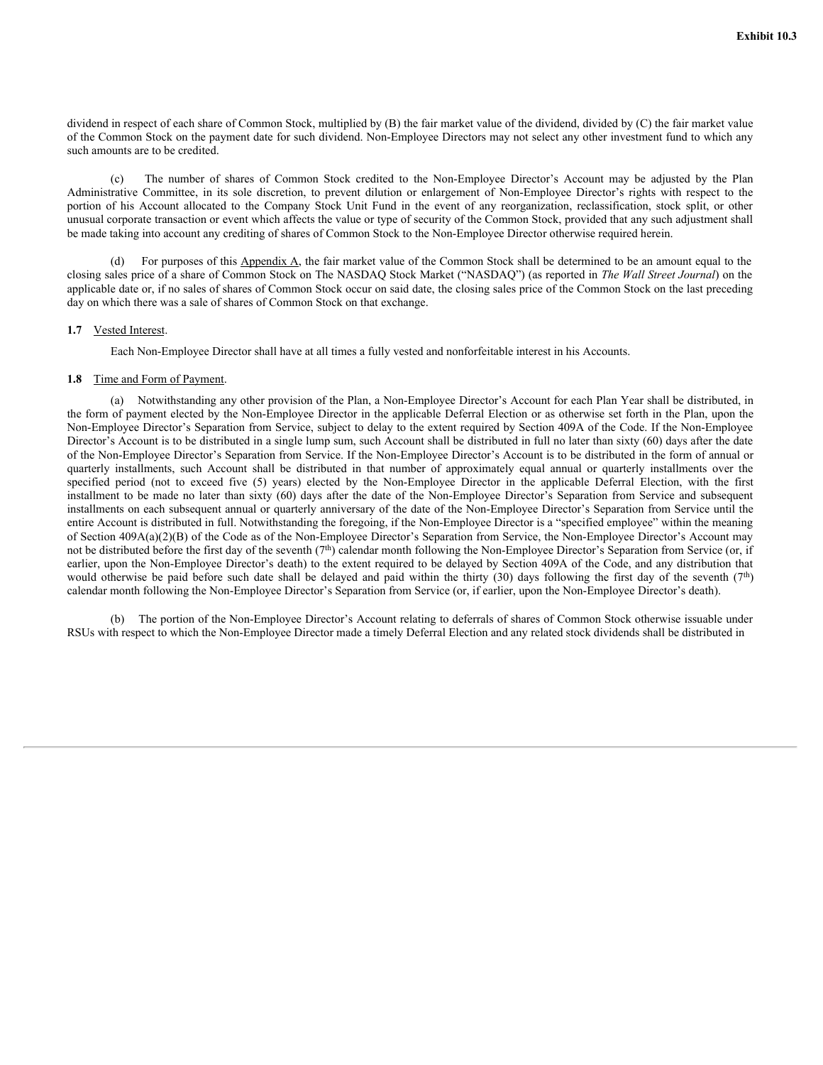dividend in respect of each share of Common Stock, multiplied by (B) the fair market value of the dividend, divided by (C) the fair market value of the Common Stock on the payment date for such dividend. Non-Employee Directors may not select any other investment fund to which any such amounts are to be credited.

(c) The number of shares of Common Stock credited to the Non-Employee Director's Account may be adjusted by the Plan Administrative Committee, in its sole discretion, to prevent dilution or enlargement of Non-Employee Director's rights with respect to the portion of his Account allocated to the Company Stock Unit Fund in the event of any reorganization, reclassification, stock split, or other unusual corporate transaction or event which affects the value or type of security of the Common Stock, provided that any such adjustment shall be made taking into account any crediting of shares of Common Stock to the Non-Employee Director otherwise required herein.

(d) For purposes of this Appendix A, the fair market value of the Common Stock shall be determined to be an amount equal to the closing sales price of a share of Common Stock on The NASDAQ Stock Market ("NASDAQ") (as reported in *The Wall Street Journal*) on the applicable date or, if no sales of shares of Common Stock occur on said date, the closing sales price of the Common Stock on the last preceding day on which there was a sale of shares of Common Stock on that exchange.

**1.7** Vested Interest.

Each Non-Employee Director shall have at all times a fully vested and nonforfeitable interest in his Accounts.

**1.8** Time and Form of Payment.

(a) Notwithstanding any other provision of the Plan, a Non-Employee Director's Account for each Plan Year shall be distributed, in the form of payment elected by the Non-Employee Director in the applicable Deferral Election or as otherwise set forth in the Plan, upon the Non-Employee Director's Separation from Service, subject to delay to the extent required by Section 409A of the Code. If the Non-Employee Director's Account is to be distributed in a single lump sum, such Account shall be distributed in full no later than sixty (60) days after the date of the Non-Employee Director's Separation from Service. If the Non-Employee Director's Account is to be distributed in the form of annual or quarterly installments, such Account shall be distributed in that number of approximately equal annual or quarterly installments over the specified period (not to exceed five (5) years) elected by the Non-Employee Director in the applicable Deferral Election, with the first installment to be made no later than sixty (60) days after the date of the Non-Employee Director's Separation from Service and subsequent installments on each subsequent annual or quarterly anniversary of the date of the Non-Employee Director's Separation from Service until the entire Account is distributed in full. Notwithstanding the foregoing, if the Non-Employee Director is a "specified employee" within the meaning of Section 409A(a)(2)(B) of the Code as of the Non-Employee Director's Separation from Service, the Non-Employee Director's Account may not be distributed before the first day of the seventh (7th) calendar month following the Non-Employee Director's Separation from Service (or, if earlier, upon the Non-Employee Director's death) to the extent required to be delayed by Section 409A of the Code, and any distribution that would otherwise be paid before such date shall be delayed and paid within the thirty (30) days following the first day of the seventh (7th) calendar month following the Non-Employee Director's Separation from Service (or, if earlier, upon the Non-Employee Director's death).

(b) The portion of the Non-Employee Director's Account relating to deferrals of shares of Common Stock otherwise issuable under RSUs with respect to which the Non-Employee Director made a timely Deferral Election and any related stock dividends shall be distributed in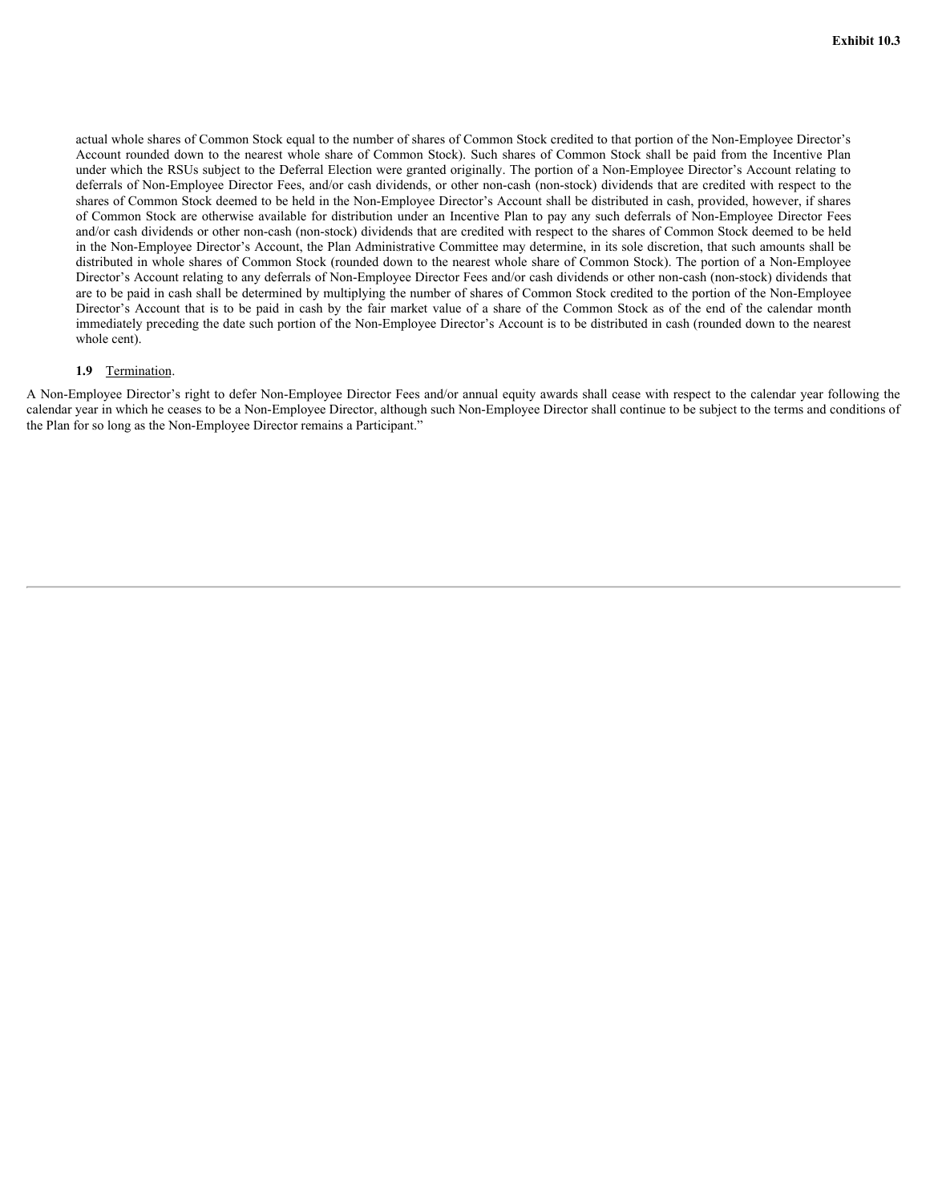Exhibit 10.3

actual whole shares of Common Stock equal to the number of shares of Common Stock credited to that portion of the Non-Employee Director's Account rounded down to the nearest whole share of Common Stock). Such shares of Common Stock shall be paid from the Incentive Plan under which the RSUs subject to the Deferral Election were granted originally. The portion of a Non-Employee Director's Account relating to deferrals of Non-Employee Director Fees, and/or cash dividends, or other non-cash (non-stock) dividends that are credited with respect to the shares of Common Stock deemed to be held in the Non-Employee Director's Account shall be distributed in cash, provided, however, if shares of Common Stock are otherwise available for distribution under an Incentive Plan to pay any such deferrals of Non-Employee Director Fees and/or cash dividends or other non-cash (non-stock) dividends that are credited with respect to the shares of Common Stock deemed to be held in the Non-Employee Director's Account, the Plan Administrative Committee may determine, in its sole discretion, that such amounts shall be distributed in whole shares of Common Stock (rounded down to the nearest whole share of Common Stock). The portion of a Non-Employee Director's Account relating to any deferrals of Non-Employee Director Fees and/or cash dividends or other non-cash (non-stock) dividends that are to be paid in cash shall be determined by multiplying the number of shares of Common Stock credited to the portion of the Non-Employee Director's Account that is to be paid in cash by the fair market value of a share of the Common Stock as of the end of the calendar month immediately preceding the date such portion of the Non-Employee Director's Account is to be distributed in cash (rounded down to the nearest whole cent).

**1.9** Termination.

A Non-Employee Director's right to defer Non-Employee Director Fees and/or annual equity awards shall cease with respect to the calendar year following the calendar year in which he ceases to be a Non-Employee Director, although such Non-Employee Director shall continue to be subject to the terms and conditions of the Plan for so long as the Non-Employee Director remains a Participant."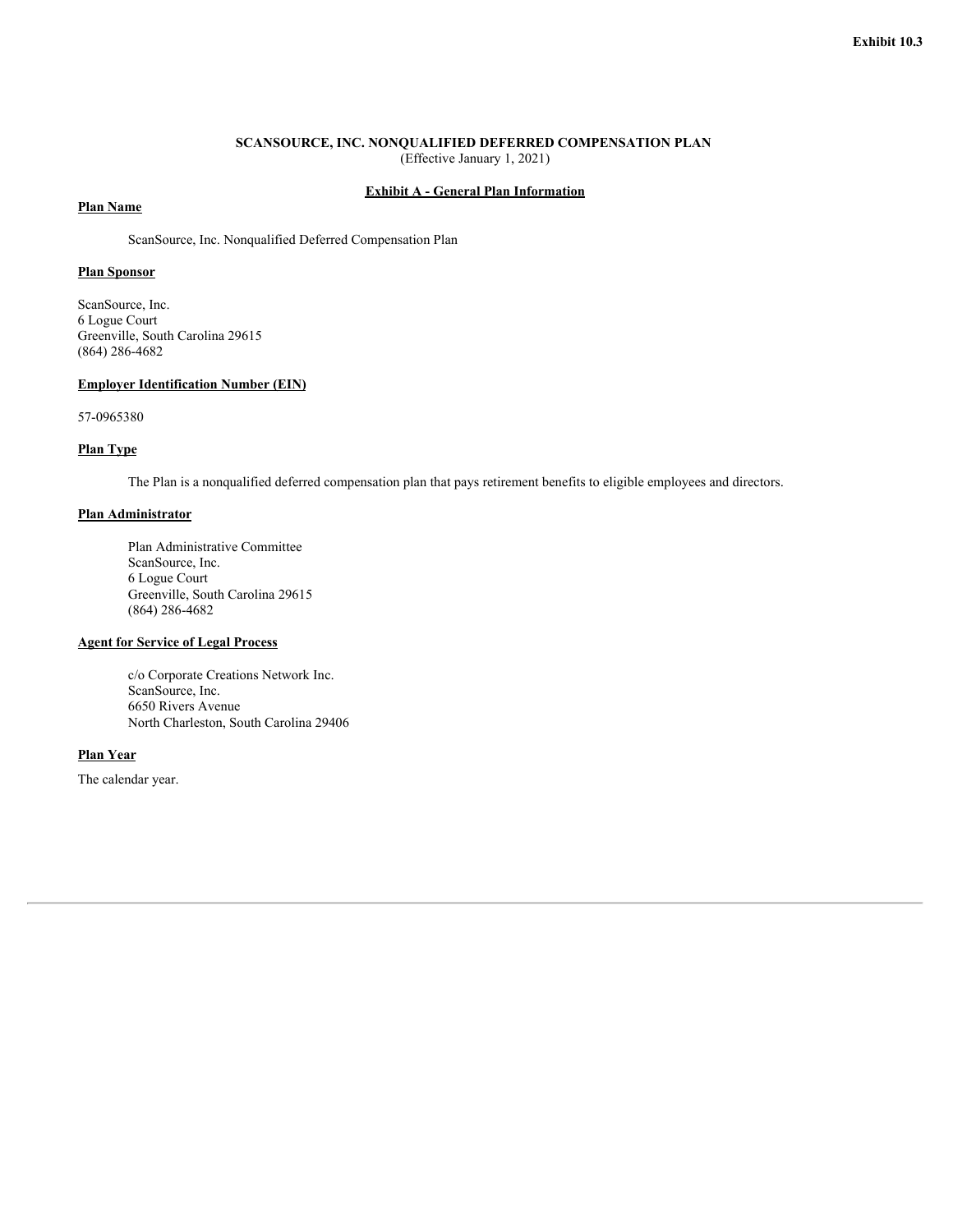Exhibit 10.3

**SCANSOURCE, INC. NONQUALIFIED DEFERRED COMPENSATION PLAN**
(Effective January 1, 2021)

**Exhibit A - General Plan Information**

**Plan Name**

ScanSource, Inc. Nonqualified Deferred Compensation Plan

**Plan Sponsor**

ScanSource, Inc.
6 Logue Court
Greenville, South Carolina 29615
(864) 286-4682

**Employer Identification Number (EIN)**

57-0965380

**Plan Type**

The Plan is a nonqualified deferred compensation plan that pays retirement benefits to eligible employees and directors.

**Plan Administrator**

Plan Administrative Committee
ScanSource, Inc.
6 Logue Court
Greenville, South Carolina 29615
(864) 286-4682

**Agent for Service of Legal Process**

c/o Corporate Creations Network Inc.
ScanSource, Inc.
6650 Rivers Avenue
North Charleston, South Carolina 29406

**Plan Year**

The calendar year.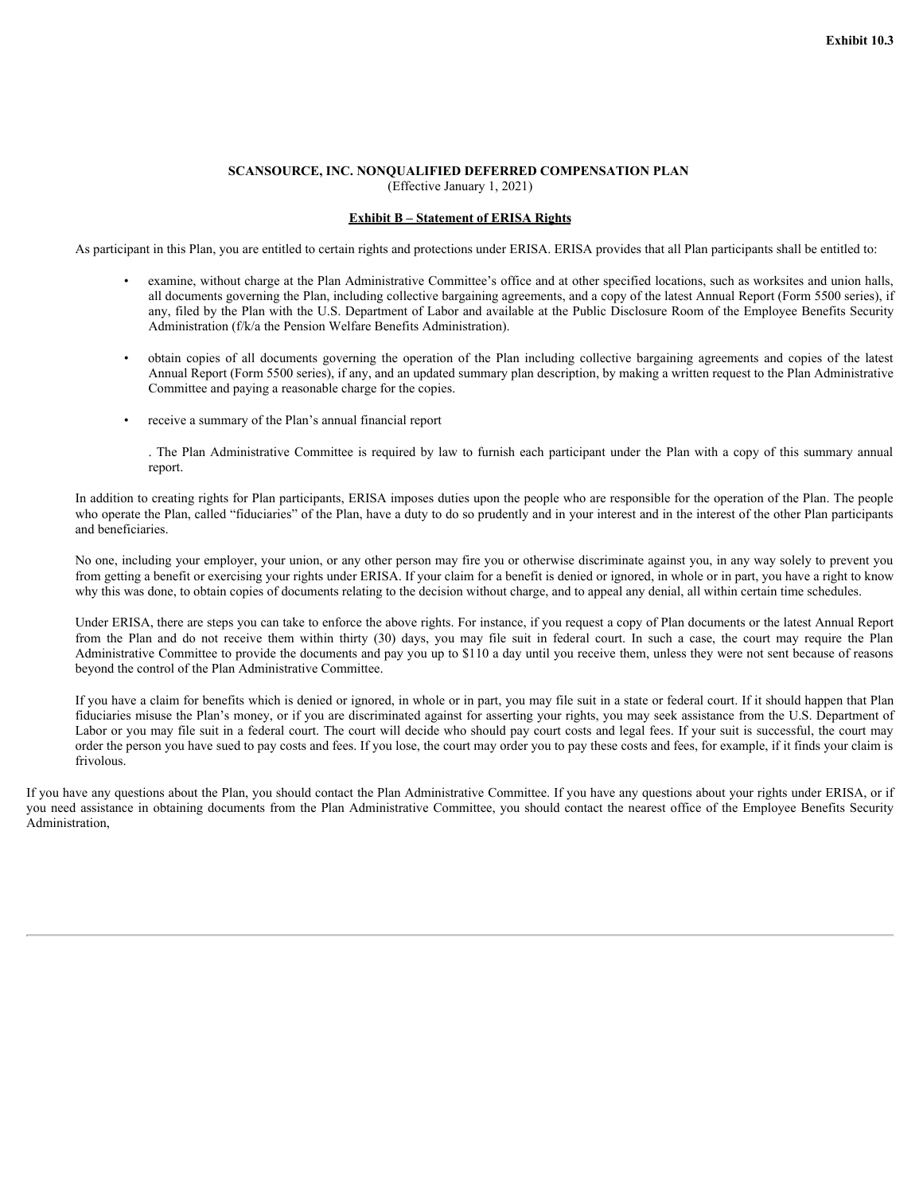**Exhibit 10.3**

**SCANSOURCE, INC. NONQUALIFIED DEFERRED COMPENSATION PLAN**
(Effective January 1, 2021)

**Exhibit B – Statement of ERISA Rights**

As participant in this Plan, you are entitled to certain rights and protections under ERISA. ERISA provides that all Plan participants shall be entitled to:

- examine, without charge at the Plan Administrative Committee's office and at other specified locations, such as worksites and union halls, all documents governing the Plan, including collective bargaining agreements, and a copy of the latest Annual Report (Form 5500 series), if any, filed by the Plan with the U.S. Department of Labor and available at the Public Disclosure Room of the Employee Benefits Security Administration (f/k/a the Pension Welfare Benefits Administration).

- obtain copies of all documents governing the operation of the Plan including collective bargaining agreements and copies of the latest Annual Report (Form 5500 series), if any, and an updated summary plan description, by making a written request to the Plan Administrative Committee and paying a reasonable charge for the copies.

- receive a summary of the Plan's annual financial report

  . The Plan Administrative Committee is required by law to furnish each participant under the Plan with a copy of this summary annual report.

In addition to creating rights for Plan participants, ERISA imposes duties upon the people who are responsible for the operation of the Plan. The people who operate the Plan, called "fiduciaries" of the Plan, have a duty to do so prudently and in your interest and in the interest of the other Plan participants and beneficiaries.

No one, including your employer, your union, or any other person may fire you or otherwise discriminate against you, in any way solely to prevent you from getting a benefit or exercising your rights under ERISA. If your claim for a benefit is denied or ignored, in whole or in part, you have a right to know why this was done, to obtain copies of documents relating to the decision without charge, and to appeal any denial, all within certain time schedules.

Under ERISA, there are steps you can take to enforce the above rights. For instance, if you request a copy of Plan documents or the latest Annual Report from the Plan and do not receive them within thirty (30) days, you may file suit in federal court. In such a case, the court may require the Plan Administrative Committee to provide the documents and pay you up to $110 a day until you receive them, unless they were not sent because of reasons beyond the control of the Plan Administrative Committee.

If you have a claim for benefits which is denied or ignored, in whole or in part, you may file suit in a state or federal court. If it should happen that Plan fiduciaries misuse the Plan's money, or if you are discriminated against for asserting your rights, you may seek assistance from the U.S. Department of Labor or you may file suit in a federal court. The court will decide who should pay court costs and legal fees. If your suit is successful, the court may order the person you have sued to pay costs and fees. If you lose, the court may order you to pay these costs and fees, for example, if it finds your claim is frivolous.

If you have any questions about the Plan, you should contact the Plan Administrative Committee. If you have any questions about your rights under ERISA, or if you need assistance in obtaining documents from the Plan Administrative Committee, you should contact the nearest office of the Employee Benefits Security Administration,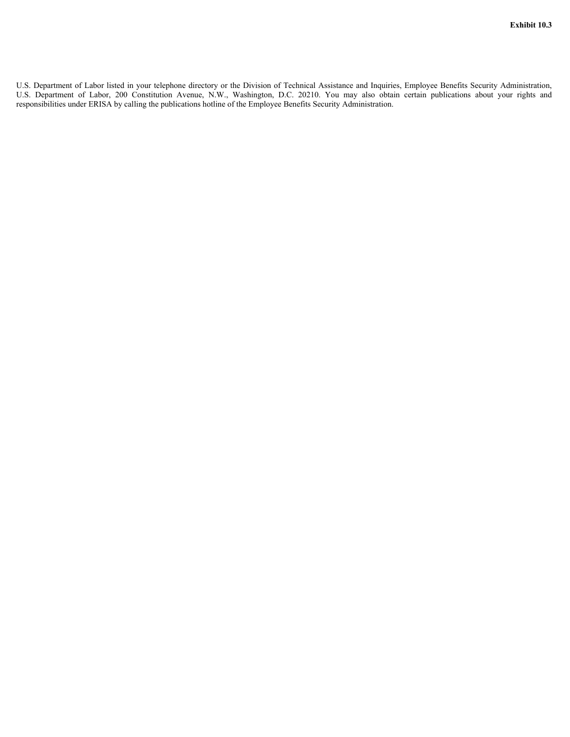U.S. Department of Labor listed in your telephone directory or the Division of Technical Assistance and Inquiries, Employee Benefits Security Administration, U.S. Department of Labor, 200 Constitution Avenue, N.W., Washington, D.C. 20210. You may also obtain certain publications about your rights and responsibilities under ERISA by calling the publications hotline of the Employee Benefits Security Administration.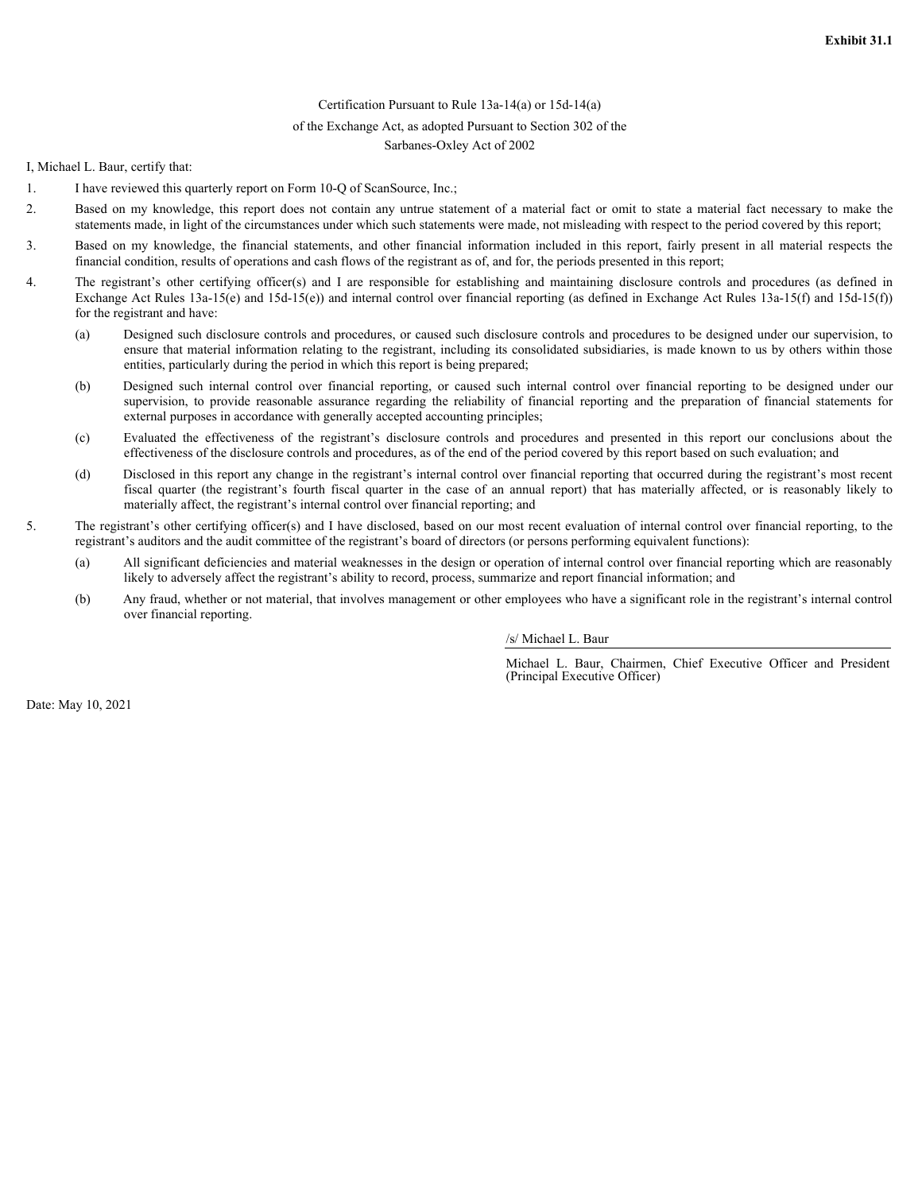**Exhibit 31.1**

Certification Pursuant to Rule 13a-14(a) or 15d-14(a)
of the Exchange Act, as adopted Pursuant to Section 302 of the
Sarbanes-Oxley Act of 2002

I, Michael L. Baur, certify that:

1. I have reviewed this quarterly report on Form 10-Q of ScanSource, Inc.;
2. Based on my knowledge, this report does not contain any untrue statement of a material fact or omit to state a material fact necessary to make the statements made, in light of the circumstances under which such statements were made, not misleading with respect to the period covered by this report;
3. Based on my knowledge, the financial statements, and other financial information included in this report, fairly present in all material respects the financial condition, results of operations and cash flows of the registrant as of, and for, the periods presented in this report;
4. The registrant's other certifying officer(s) and I are responsible for establishing and maintaining disclosure controls and procedures (as defined in Exchange Act Rules 13a-15(e) and 15d-15(e)) and internal control over financial reporting (as defined in Exchange Act Rules 13a-15(f) and 15d-15(f)) for the registrant and have:
   (a) Designed such disclosure controls and procedures, or caused such disclosure controls and procedures to be designed under our supervision, to ensure that material information relating to the registrant, including its consolidated subsidiaries, is made known to us by others within those entities, particularly during the period in which this report is being prepared;
   (b) Designed such internal control over financial reporting, or caused such internal control over financial reporting to be designed under our supervision, to provide reasonable assurance regarding the reliability of financial reporting and the preparation of financial statements for external purposes in accordance with generally accepted accounting principles;
   (c) Evaluated the effectiveness of the registrant's disclosure controls and procedures and presented in this report our conclusions about the effectiveness of the disclosure controls and procedures, as of the end of the period covered by this report based on such evaluation; and
   (d) Disclosed in this report any change in the registrant's internal control over financial reporting that occurred during the registrant's most recent fiscal quarter (the registrant's fourth fiscal quarter in the case of an annual report) that has materially affected, or is reasonably likely to materially affect, the registrant's internal control over financial reporting; and
5. The registrant's other certifying officer(s) and I have disclosed, based on our most recent evaluation of internal control over financial reporting, to the registrant's auditors and the audit committee of the registrant's board of directors (or persons performing equivalent functions):
   (a) All significant deficiencies and material weaknesses in the design or operation of internal control over financial reporting which are reasonably likely to adversely affect the registrant's ability to record, process, summarize and report financial information; and
   (b) Any fraud, whether or not material, that involves management or other employees who have a significant role in the registrant's internal control over financial reporting.

/s/ Michael L. Baur

Michael L. Baur, Chairmen, Chief Executive Officer and President
(Principal Executive Officer)

Date: May 10, 2021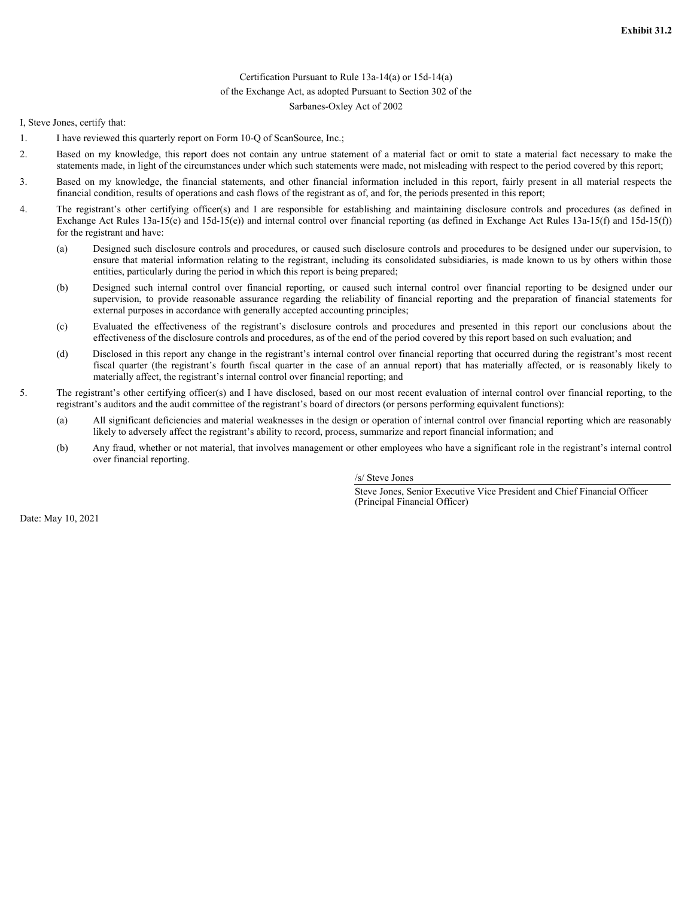**Exhibit 31.2**

Certification Pursuant to Rule 13a-14(a) or 15d-14(a)
of the Exchange Act, as adopted Pursuant to Section 302 of the
Sarbanes-Oxley Act of 2002

I, Steve Jones, certify that:

1. I have reviewed this quarterly report on Form 10-Q of ScanSource, Inc.;
2. Based on my knowledge, this report does not contain any untrue statement of a material fact or omit to state a material fact necessary to make the statements made, in light of the circumstances under which such statements were made, not misleading with respect to the period covered by this report;
3. Based on my knowledge, the financial statements, and other financial information included in this report, fairly present in all material respects the financial condition, results of operations and cash flows of the registrant as of, and for, the periods presented in this report;
4. The registrant's other certifying officer(s) and I are responsible for establishing and maintaining disclosure controls and procedures (as defined in Exchange Act Rules 13a-15(e) and 15d-15(e)) and internal control over financial reporting (as defined in Exchange Act Rules 13a-15(f) and 15d-15(f)) for the registrant and have:
   (a) Designed such disclosure controls and procedures, or caused such disclosure controls and procedures to be designed under our supervision, to ensure that material information relating to the registrant, including its consolidated subsidiaries, is made known to us by others within those entities, particularly during the period in which this report is being prepared;
   (b) Designed such internal control over financial reporting, or caused such internal control over financial reporting to be designed under our supervision, to provide reasonable assurance regarding the reliability of financial reporting and the preparation of financial statements for external purposes in accordance with generally accepted accounting principles;
   (c) Evaluated the effectiveness of the registrant's disclosure controls and procedures and presented in this report our conclusions about the effectiveness of the disclosure controls and procedures, as of the end of the period covered by this report based on such evaluation; and
   (d) Disclosed in this report any change in the registrant's internal control over financial reporting that occurred during the registrant's most recent fiscal quarter (the registrant's fourth fiscal quarter in the case of an annual report) that has materially affected, or is reasonably likely to materially affect, the registrant's internal control over financial reporting; and
5. The registrant's other certifying officer(s) and I have disclosed, based on our most recent evaluation of internal control over financial reporting, to the registrant's auditors and the audit committee of the registrant's board of directors (or persons performing equivalent functions):
   (a) All significant deficiencies and material weaknesses in the design or operation of internal control over financial reporting which are reasonably likely to adversely affect the registrant's ability to record, process, summarize and report financial information; and
   (b) Any fraud, whether or not material, that involves management or other employees who have a significant role in the registrant's internal control over financial reporting.

/s/ Steve Jones

Steve Jones, Senior Executive Vice President and Chief Financial Officer
(Principal Financial Officer)

Date: May 10, 2021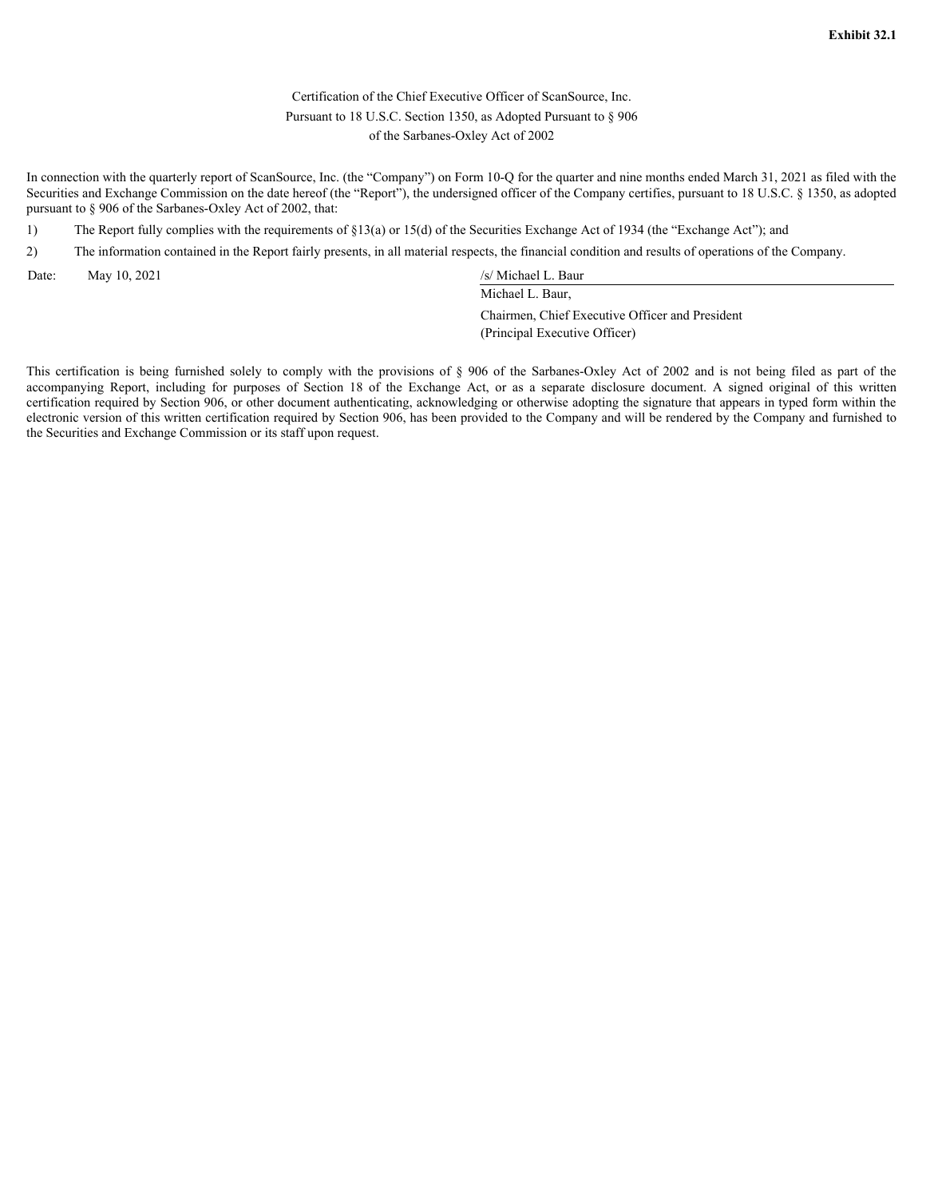**Exhibit 32.1**

Certification of the Chief Executive Officer of ScanSource, Inc.
Pursuant to 18 U.S.C. Section 1350, as Adopted Pursuant to § 906
of the Sarbanes-Oxley Act of 2002

In connection with the quarterly report of ScanSource, Inc. (the "Company") on Form 10-Q for the quarter and nine months ended March 31, 2021 as filed with the Securities and Exchange Commission on the date hereof (the "Report"), the undersigned officer of the Company certifies, pursuant to 18 U.S.C. § 1350, as adopted pursuant to § 906 of the Sarbanes-Oxley Act of 2002, that:

1) The Report fully complies with the requirements of §13(a) or 15(d) of the Securities Exchange Act of 1934 (the "Exchange Act"); and

2) The information contained in the Report fairly presents, in all material respects, the financial condition and results of operations of the Company.

Date: May 10, 2021

/s/ Michael L. Baur
Michael L. Baur,
Chairmen, Chief Executive Officer and President
(Principal Executive Officer)

This certification is being furnished solely to comply with the provisions of § 906 of the Sarbanes-Oxley Act of 2002 and is not being filed as part of the accompanying Report, including for purposes of Section 18 of the Exchange Act, or as a separate disclosure document. A signed original of this written certification required by Section 906, or other document authenticating, acknowledging or otherwise adopting the signature that appears in typed form within the electronic version of this written certification required by Section 906, has been provided to the Company and will be rendered by the Company and furnished to the Securities and Exchange Commission or its staff upon request.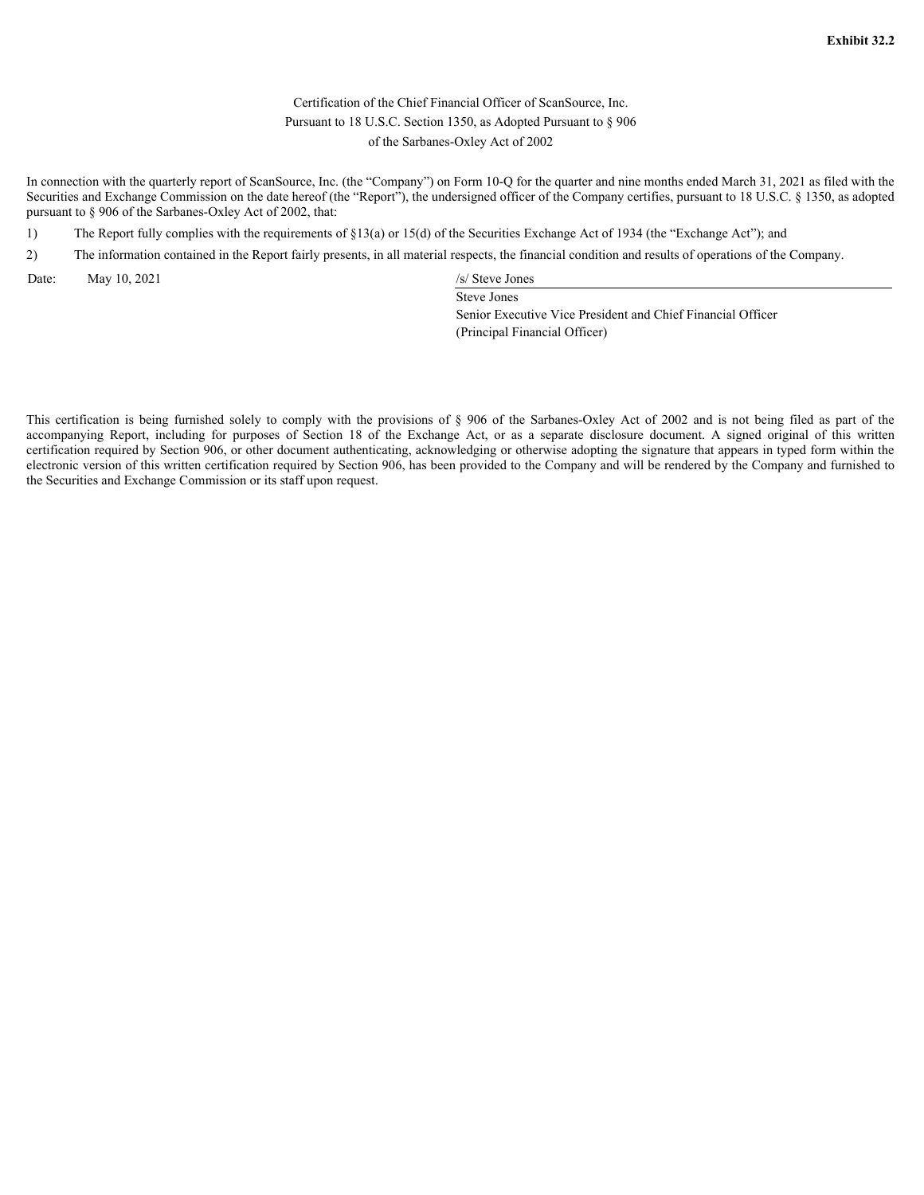**Exhibit 32.2**

Certification of the Chief Financial Officer of ScanSource, Inc.
Pursuant to 18 U.S.C. Section 1350, as Adopted Pursuant to § 906
of the Sarbanes-Oxley Act of 2002

In connection with the quarterly report of ScanSource, Inc. (the "Company") on Form 10-Q for the quarter and nine months ended March 31, 2021 as filed with the Securities and Exchange Commission on the date hereof (the "Report"), the undersigned officer of the Company certifies, pursuant to 18 U.S.C. § 1350, as adopted pursuant to § 906 of the Sarbanes-Oxley Act of 2002, that:

1) The Report fully complies with the requirements of §13(a) or 15(d) of the Securities Exchange Act of 1934 (the "Exchange Act"); and

2) The information contained in the Report fairly presents, in all material respects, the financial condition and results of operations of the Company.

Date: May 10, 2021

/s/ Steve Jones
Steve Jones
Senior Executive Vice President and Chief Financial Officer
(Principal Financial Officer)

This certification is being furnished solely to comply with the provisions of § 906 of the Sarbanes-Oxley Act of 2002 and is not being filed as part of the accompanying Report, including for purposes of Section 18 of the Exchange Act, or as a separate disclosure document. A signed original of this written certification required by Section 906, or other document authenticating, acknowledging or otherwise adopting the signature that appears in typed form within the electronic version of this written certification required by Section 906, has been provided to the Company and will be rendered by the Company and furnished to the Securities and Exchange Commission or its staff upon request.